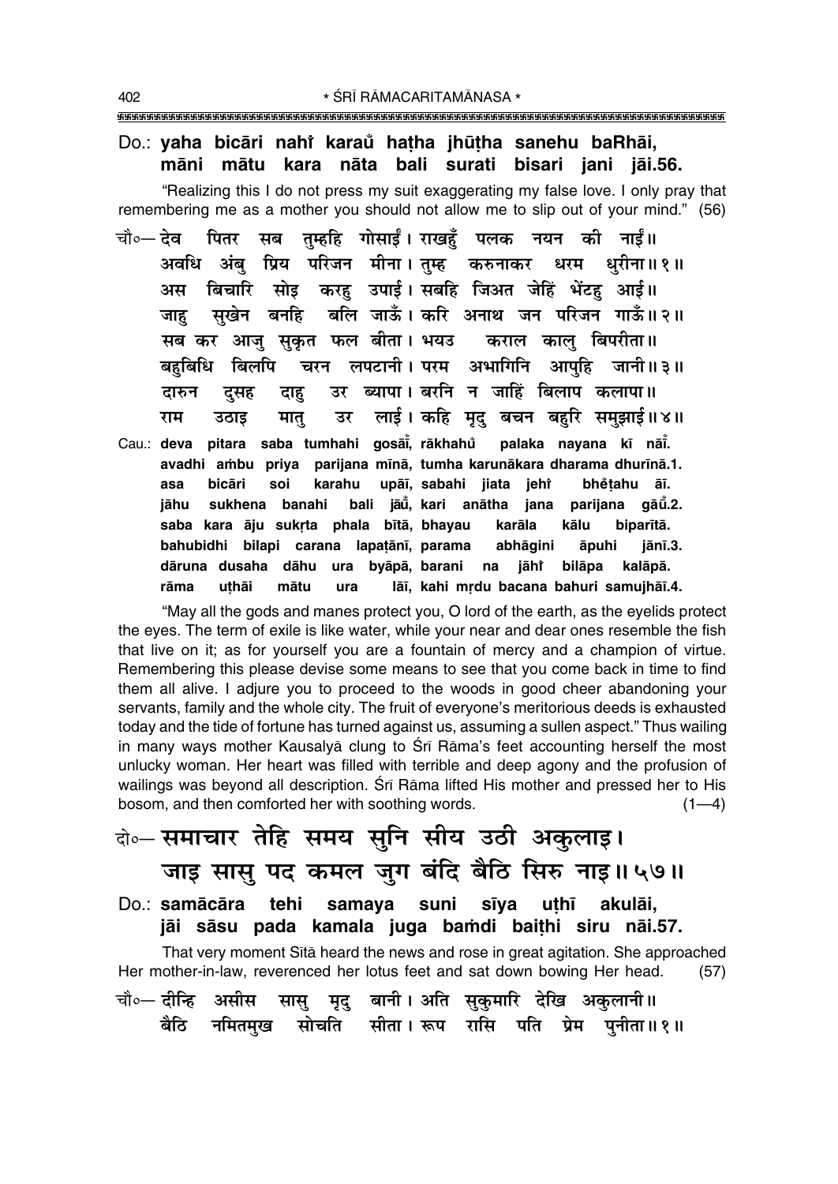Do.: **yaha bicāri nahi̐ karau̐ haṭha jhūṭha sanehu baRhāi, māni mātu kara nāta bali surati bisari jani jāi.56.**

"Realizing this I do not press my suit exaggerating my false love. I only pray that remembering me as a mother you should not allow me to slip out of your mind." (56)

चौ०— देव पितर सब तुम्हहि गोसाईं। राखहुँ पलक नयन की नाईं॥
अवधि अंबु प्रिय परिजन मीना। तुम्ह करुनाकर धरम धुरीना॥१॥
अस बिचारि सोइ करहु उपाई। सबहि जिअत जेहिं भेंटहु आई॥
जाहु सुखेन बनहि बलि जाऊँ। करि अनाथ जन परिजन गाऊँ॥२॥
सब कर आजु सुकृत फल बीता। भयउ कराल कालु बिपरीता॥
बहुबिधि बिलपि चरन लपटानी। परम अभागिनि आपुहि जानी॥३॥
दारुन दुसह दाहु उर ब्यापा। बरनि न जाहिं बिलाप कलापा॥
राम उठाइ मातु उर लाई। कहि मृदु बचन बहुरि समुझाई॥४॥

Cau.: **deva pitara saba tumhahi gosāī̐, rākhahu̐ palaka nayana kī nāī̐. avadhi ambu priya parijana mīnā, tumha karunākara dharama dhurīnā.1. asa bicāri soi karahu upāī, sabahi jiata jehi̐ bhe̐ṭahu āī. jāhu sukhena banahi bali jāū̐, kari anātha jana parijana gāū̐.2. saba kara āju sukṛta phala bītā, bhayau karāla kālu biparītā. bahubidhi bilapi carana lapaṭānī, parama abhāgini āpuhi jānī.3. dāruna dusaha dāhu ura byāpā, barani na jāhi̐ bilāpa kalāpā. rāma uṭhāi mātu ura lāī, kahi mṛdu bacana bahuri samujhāī.4.**

"May all the gods and manes protect you, O lord of the earth, as the eyelids protect the eyes. The term of exile is like water, while your near and dear ones resemble the fish that live on it; as for yourself you are a fountain of mercy and a champion of virtue. Remembering this please devise some means to see that you come back in time to find them all alive. I adjure you to proceed to the woods in good cheer abandoning your servants, family and the whole city. The fruit of everyone's meritorious deeds is exhausted today and the tide of fortune has turned against us, assuming a sullen aspect." Thus wailing in many ways mother Kausalyā clung to Śrī Rāma's feet accounting herself the most unlucky woman. Her heart was filled with terrible and deep agony and the profusion of wailings was beyond all description. Śrī Rāma lifted His mother and pressed her to His bosom, and then comforted her with soothing words. (1—4)

दो०— **समाचार तेहि समय सुनि सीय उठी अकुलाइ।**
**जाइ सासु पद कमल जुग बंदि बैठि सिरु नाइ॥५७॥**

Do.: **samācāra tehi samaya suni sīya uṭhī akulāi, jāi sāsu pada kamala juga ba̐di baiṭhi siru nāi.57.**

That very moment Sītā heard the news and rose in great agitation. She approached Her mother-in-law, reverenced her lotus feet and sat down bowing Her head. (57)

चौ०— दीन्हि असीस सासु मृदु बानी। अति सुकुमारि देखि अकुलानी॥
बैठि नमितमुख सोचति सीता। रूप रासि पति प्रेम पुनीता॥१॥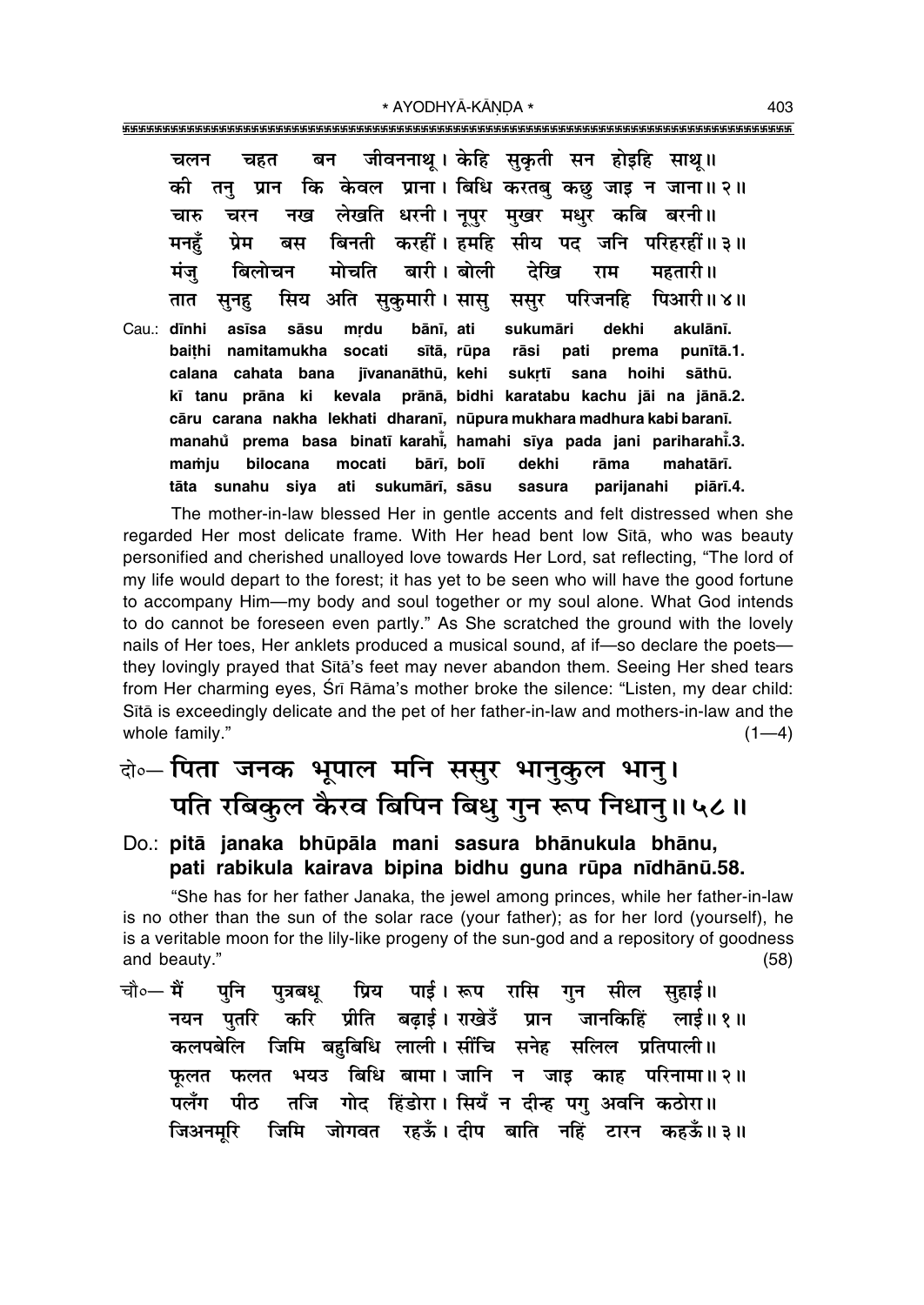चलन चहत बन जीवननाथू। केहि सुकृती सन होइहि साथू॥
की तनु प्रान कि केवल प्राना। बिधि करतबु कछु जाइ न जाना॥ २॥
चारु चरन नख लेखति धरनी। नूपुर मुखर मधुर कबि बरनी॥
मनहुँ प्रेम बस बिनती करहीं। हमहि सीय पद जनि परिहरहीं॥ ३॥
मंजु बिलोचन मोचति बारी। बोली देखि राम महतारी॥
तात सुनहु सिय अति सुकुमारी। सासु ससुर परिजनहि पिआरी॥ ४॥

Cau.: dīnhi asīsa sāsu mṛdu bānī, ati sukumāri dekhi akulānī.
baiṭhi namitamukha socati sītā, rūpa rāsi pati prema punītā.1.
calana cahata bana jīvananāthū, kehi sukṛtī sana hoihi sāthū.
kī tanu prāna ki kevala prānā, bidhi karatabu kachu jāi na jānā.2.
cāru carana nakha lekhati dharanī, nūpura mukhara madhura kabi baranī.
manahũ prema basa binatī karahī̃, hamahi sīya pada jani pariharahī̃.3.
maṁju bilocana mocati bārī, bolī dekhi rāma mahatārī.
tāta sunahu siya ati sukumārī, sāsu sasura parijanahi piārī.4.

The mother-in-law blessed Her in gentle accents and felt distressed when she regarded Her most delicate frame. With Her head bent low Sītā, who was beauty personified and cherished unalloyed love towards Her Lord, sat reflecting, "The lord of my life would depart to the forest; it has yet to be seen who will have the good fortune to accompany Him—my body and soul together or my soul alone. What God intends to do cannot be foreseen even partly." As She scratched the ground with the lovely nails of Her toes, Her anklets produced a musical sound, af if—so declare the poets—they lovingly prayed that Sītā's feet may never abandon them. Seeing Her shed tears from Her charming eyes, Śrī Rāma's mother broke the silence: "Listen, my dear child: Sītā is exceedingly delicate and the pet of her father-in-law and mothers-in-law and the whole family." (1—4)

## दो०— पिता जनक भूपाल मनि ससुर भानुकुल भानु। पति रबिकुल कैरव बिपिन बिधु गुन रूप निधानु॥ ५८॥

**Do.: pitā janaka bhūpāla mani sasura bhānukula bhānu, pati rabikula kairava bipina bidhu guna rūpa nidhānū.58.**

"She has for her father Janaka, the jewel among princes, while her father-in-law is no other than the sun of the solar race (your father); as for her lord (yourself), he is a veritable moon for the lily-like progeny of the sun-god and a repository of goodness and beauty." (58)

चौ०— मैं पुनि पुत्रबधू प्रिय पाई। रूप रासि गुन सील सुहाई॥
नयन पुतरि करि प्रीति बढ़ाई। राखेउँ प्रान जानकिहिं लाई॥ १॥
कलपबेलि जिमि बहुबिधि लाली। सींचि सनेह सलिल प्रतिपाली॥
फूलत फलत भयउ बिधि बामा। जानि न जाइ काह परिनामा॥ २॥
पलँग पीठ तजि गोद हिंडोरा। सियँ न दीन्ह पगु अवनि कठोरा॥
जिअनमूरि जिमि जोगवत रहऊँ। दीप बाति नहिं टारन कहऊँ॥ ३॥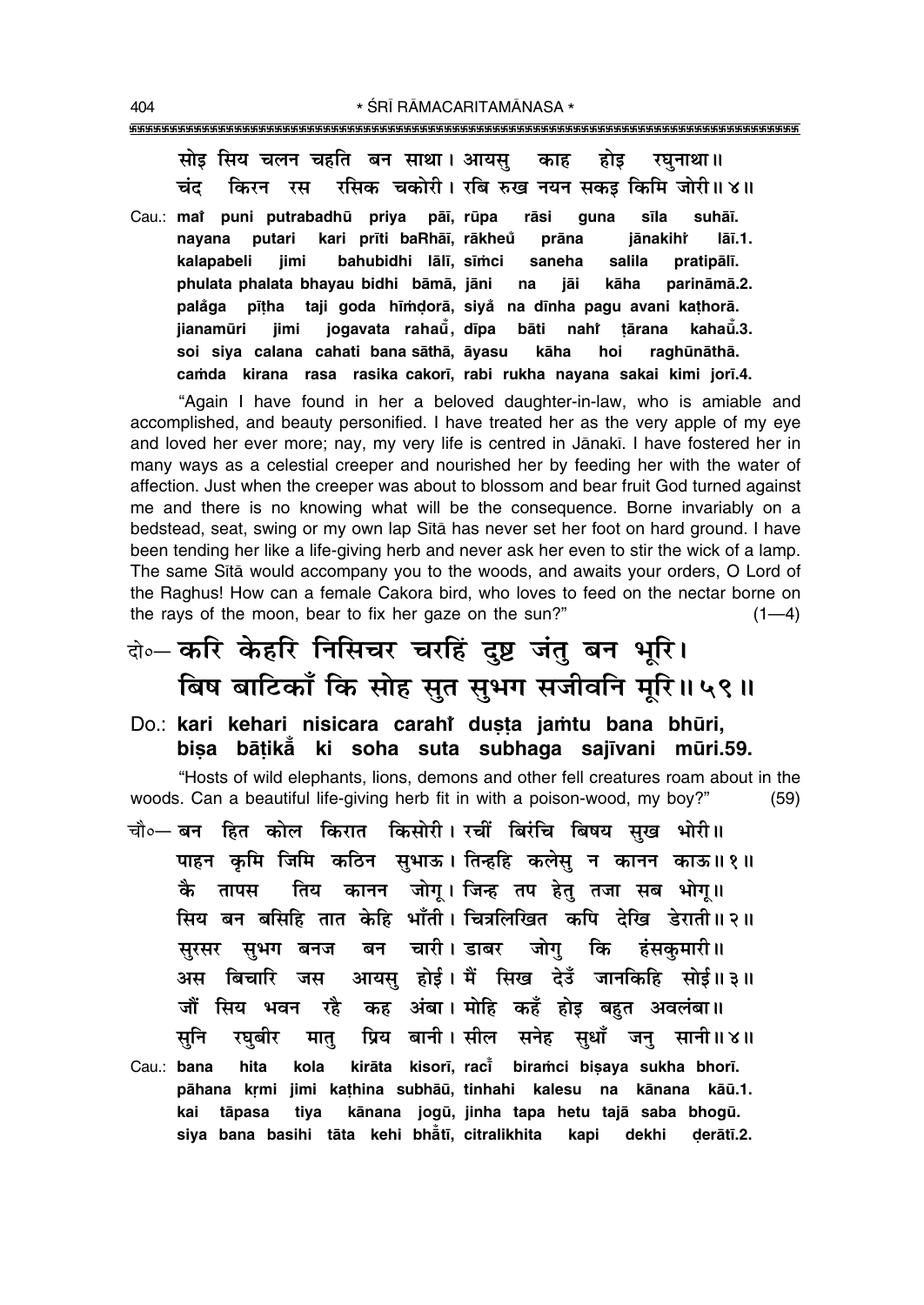सोइ सिय चलन चहति बन साथा। आयसु काह होइ रघुनाथा॥
चंद किरन रस रसिक चकोरी। रबि रुख नयन सकइ किमि जोरी॥ ४॥

Cau.: **maiṁ puni putrabadhū priya pāī, rūpa rāsi guna sīla suhāī.**
**nayana putari kari prīti baRhāī, rākheu prāna jānakiheṁ lāī.1.**
**kalapabeli jimi bahubidhi lālī, sīṁci saneha salila pratipālī.**
**phulata phalata bhayau bidhi bāmā, jāni na jāi kāha parināmā.2.**
**palaṁga pīṭha taji goda hiṁḍorā, siyaṁ na dīnha pagu avani kaṭhorā.**
**jianamūri jimi jogavata rahaūṁ, dīpa bāti nahiṁ ṭārana kahaūṁ.3.**
**soi siya calana cahati bana sāthā, āyasu kāha hoi raghūnāthā.**
**caṁda kirana rasa rasika cakorī, rabi rukha nayana sakai kimi jorī.4.**

"Again I have found in her a beloved daughter-in-law, who is amiable and accomplished, and beauty personified. I have treated her as the very apple of my eye and loved her ever more; nay, my very life is centred in Jānakī. I have fostered her in many ways as a celestial creeper and nourished her by feeding her with the water of affection. Just when the creeper was about to blossom and bear fruit God turned against me and there is no knowing what will be the consequence. Borne invariably on a bedstead, seat, swing or my own lap Sītā has never set her foot on hard ground. I have been tending her like a life-giving herb and never ask her even to stir the wick of a lamp. The same Sītā would accompany you to the woods, and awaits your orders, O Lord of the Raghus! How can a female Cakora bird, who loves to feed on the nectar borne on the rays of the moon, bear to fix her gaze on the sun?" (1—4)

दो०— करि केहरि निसिचर चरहिं दुष्ट जंतु बन भूरि।
बिष बाटिकाँ कि सोह सुत सुभग सजीवनि मूरि॥ ५९॥

Do.: **kari kehari nisicara carahiṁ duṣṭa jaṁtu bana bhūri,**
**biṣa bāṭikāṁ ki soha suta subhaga sajīvani mūri.59.**

"Hosts of wild elephants, lions, demons and other fell creatures roam about in the woods. Can a beautiful life-giving herb fit in with a poison-wood, my boy?" (59)

चौ०— बन हित कोल किरात किसोरी। रचीं बिरंचि बिषय सुख भोरी॥
पाहन कृमि जिमि कठिन सुभाऊ। तिन्हहि कलेसु न कानन काऊ॥ १॥
कै तापस तिय कानन जोगू। जिन्ह तप हेतु तजा सब भोगू॥
सिय बन बसिहि तात केहि भाँती। चित्रलिखित कपि देखि डेराती॥ २॥
सुरसर सुभग बनज बन चारी। डाबर जोगु कि हंसकुमारी॥
अस बिचारि जस आयसु होई। मैं सिख देउँ जानकिहि सोई॥ ३॥
जौं सिय भवन रहै कह अंबा। मोहि कहँ होइ बहुत अवलंबा॥
सुनि रघुबीर मातु प्रिय बानी। सील सनेह सुधाँ जनु सानी॥ ४॥

Cau.: **bana hita kola kirāta kisorī, racīṁ biraṁci biṣaya sukha bhorī.**
**pāhana kṛmi jimi kaṭhina subhāū, tinhahi kalesu na kānana kāū.1.**
**kai tāpasa tiya kānana jogū, jinha tapa hetu tajā saba bhogū.**
**siya bana basihi tāta kehi bhāṁtī, citralikhita kapi dekhi ḍerātī.2.**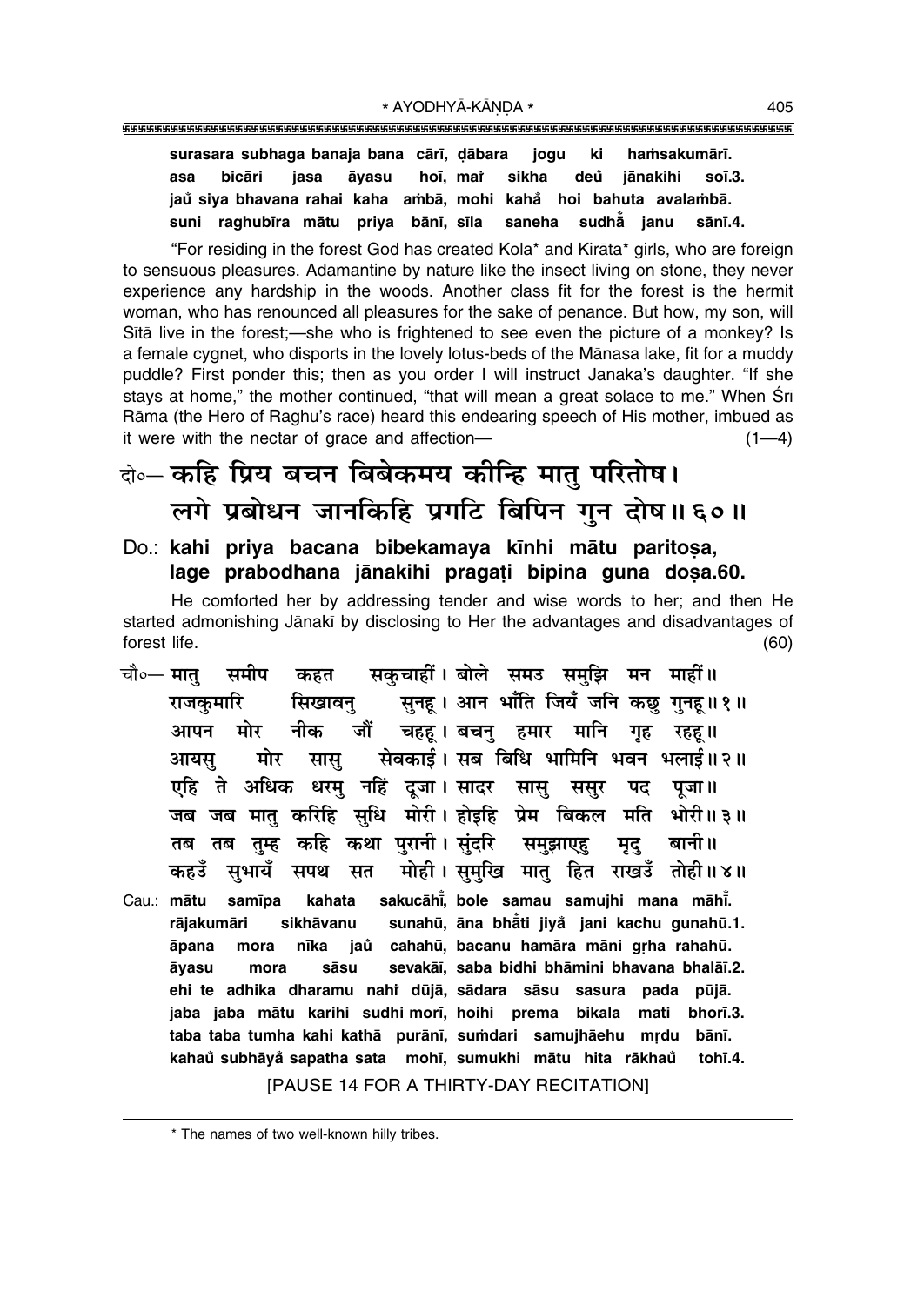**surasara subhaga banaja bana cārī, ḍābara jogu ki haṁsakumārī.**
**asa bicāri jasa āyasu hoī, maiṁ sikha deu jānakihi soī.3.**
**jaů siya bhavana rahai kaha aṁbā, mohi kahå hoi bahuta avalaṁbā.**
**suni raghubīra mātu priya bānī, sīla saneha sudhå̃ janu sānī.4.**

"For residing in the forest God has created Kola* and Kirāta* girls, who are foreign to sensuous pleasures. Adamantine by nature like the insect living on stone, they never experience any hardship in the woods. Another class fit for the forest is the hermit woman, who has renounced all pleasures for the sake of penance. But how, my son, will Sītā live in the forest;—she who is frightened to see even the picture of a monkey? Is a female cygnet, who disports in the lovely lotus-beds of the Mānasa lake, fit for a muddy puddle? First ponder this; then as you order I will instruct Janaka's daughter. "If she stays at home," the mother continued, "that will mean a great solace to me." When Śrī Rāma (the Hero of Raghu's race) heard this endearing speech of His mother, imbued as it were with the nectar of grace and affection— (1—4)

# दो०— कहि प्रिय बचन बिबेकमय कीन्हि मातु परितोष। लगे प्रबोधन जानकिहि प्रगटि बिपिन गुन दोष॥ ६०॥

## Do.: kahi priya bacana bibekamaya kīnhi mātu paritoṣa, lage prabodhana jānakihi pragaṭi bipina guna doṣa.60.

He comforted her by addressing tender and wise words to her; and then He started admonishing Jānakī by disclosing to Her the advantages and disadvantages of forest life. (60)

चौ०— मातु समीप कहत सकुचाहीं। बोले समउ समुझि मन माहीं॥
राजकुमारि सिखावनु सुनहू। आन भाँति जियँ जनि कछु गुनहू॥ १॥
आपन मोर नीक जौं चहहू। बचनु हमार मानि गृह रहहू॥
आयसु मोर सासु सेवकाई। सब बिधि भामिनि भवन भलाई॥ २॥
एहि ते अधिक धरमु नहिं दूजा। सादर सासु ससुर पद पूजा॥
जब जब मातु करिहि सुधि मोरी। होइहि प्रेम बिकल मति भोरी॥ ३॥
तब तब तुम्ह कहि कथा पुरानी। सुंदरि समुझाएहु मृदु बानी॥
कहउँ सुभायँ सपथ सत मोही। सुमुखि मातु हित राखउँ तोही॥ ४॥

Cau.: **mātu samīpa kahata sakucāhī̃, bole samau samujhi mana māhī̃.**
**rājakumāri sikhāvanu sunahū, āna bhå̃ti jiyå jani kachu gunahū.1.**
**āpana mora nīka jaů cahahū, bacanu hamāra māni gṛha rahahū.**
**āyasu mora sāsu sevakāī, saba bidhi bhāmini bhavana bhalāī.2.**
**ehi te adhika dharamu nahiṁ dūjā, sādara sāsu sasura pada pūjā.**
**jaba jaba mātu karihi sudhi morī, hoihi prema bikala mati bhorī.3.**
**taba taba tumha kahi kathā purānī, suṁdari samujhāehu mṛdu bānī.**
**kahaů subhāyå sapatha sata mohī, sumukhi mātu hita rākhaů tohī.4.**

[PAUSE 14 FOR A THIRTY-DAY RECITATION]

---

* The names of two well-known hilly tribes.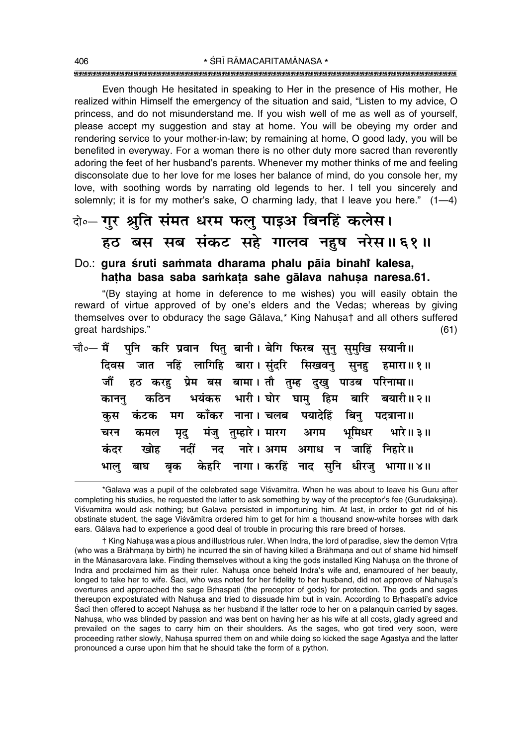Even though He hesitated in speaking to Her in the presence of His mother, He realized within Himself the emergency of the situation and said, "Listen to my advice, O princess, and do not misunderstand me. If you wish well of me as well as of yourself, please accept my suggestion and stay at home. You will be obeying my order and rendering service to your mother-in-law; by remaining at home, O good lady, you will be benefited in everyway. For a woman there is no other duty more sacred than reverently adoring the feet of her husband's parents. Whenever my mother thinks of me and feeling disconsolate due to her love for me loses her balance of mind, do you console her, my love, with soothing words by narrating old legends to her. I tell you sincerely and solemnly; it is for my mother's sake, O charming lady, that I leave you here." (1—4)

दो०— गुर श्रुति संमत धरम फलु पाइअ बिनहिं कलेस।
हठ बस सब संकट सहे गालव नहुष नरेस॥ ६१॥

Do.: **gura śruti saṁmata dharama phalu pāia binahi̐ kalesa,**
**haṭha basa saba saṁkaṭa sahe gālava nahuṣa naresa.61.**

"(By staying at home in deference to me wishes) you will easily obtain the reward of virtue approved of by one's elders and the Vedas; whereas by giving themselves over to obduracy the sage Gālava,* King Nahuṣa† and all others suffered great hardships." (61)

चौ०— मैं पुनि करि प्रवान पितु बानी। बेगि फिरब सुनु सुमुखि सयानी॥
दिवस जात नहिं लागिहि बारा। सुंदरि सिखवनु सुनहु हमारा॥ १॥
जौं हठ करहु प्रेम बस बामा। तौ तुम्ह दुखु पाउब परिनामा॥
काननु कठिन भयंकरु भारी। घोर घामु हिम बारि बयारी॥ २॥
कुस कंटक मग काँकर नाना। चलब पयादेहिं बिनु पदत्राना॥
चरन कमल मृदु मंजु तुम्हारे। मारग अगम भूमिधर भारे॥ ३॥
कंदर खोह नदीं नद नारे। अगम अगाध न जाहिं निहारे॥
भालु बाघ बृक केहरि नागा। करहिं नाद सुनि धीरजु भागा॥ ४॥

---

*Gālava was a pupil of the celebrated sage Viśvāmitra. When he was about to leave his Guru after completing his studies, he requested the latter to ask something by way of the preceptor's fee (Gurudakṣiṇā). Viśvāmitra would ask nothing; but Gālava persisted in importuning him. At last, in order to get rid of his obstinate student, the sage Viśvāmitra ordered him to get for him a thousand snow-white horses with dark ears. Gālava had to experience a good deal of trouble in procuring this rare breed of horses.

† King Nahuṣa was a pious and illustrious ruler. When Indra, the lord of paradise, slew the demon Vṛtra (who was a Brāhmaṇa by birth) he incurred the sin of having killed a Brāhmaṇa and out of shame hid himself in the Mānasarovara lake. Finding themselves without a king the gods installed King Nahuṣa on the throne of Indra and proclaimed him as their ruler. Nahuṣa once beheld Indra's wife and, enamoured of her beauty, longed to take her to wife. Śacī, who was noted for her fidelity to her husband, did not approve of Nahuṣa's overtures and approached the sage Bṛhaspati (the preceptor of gods) for protection. The gods and sages thereupon expostulated with Nahuṣa and tried to dissuade him but in vain. According to Bṛhaspati's advice Śacī then offered to accept Nahuṣa as her husband if the latter rode to her on a palanquin carried by sages. Nahuṣa, who was blinded by passion and was bent on having her as his wife at all costs, gladly agreed and prevailed on the sages to carry him on their shoulders. As the sages, who got tired very soon, were proceeding rather slowly, Nahuṣa spurred them on and while doing so kicked the sage Agastya and the latter pronounced a curse upon him that he should take the form of a python.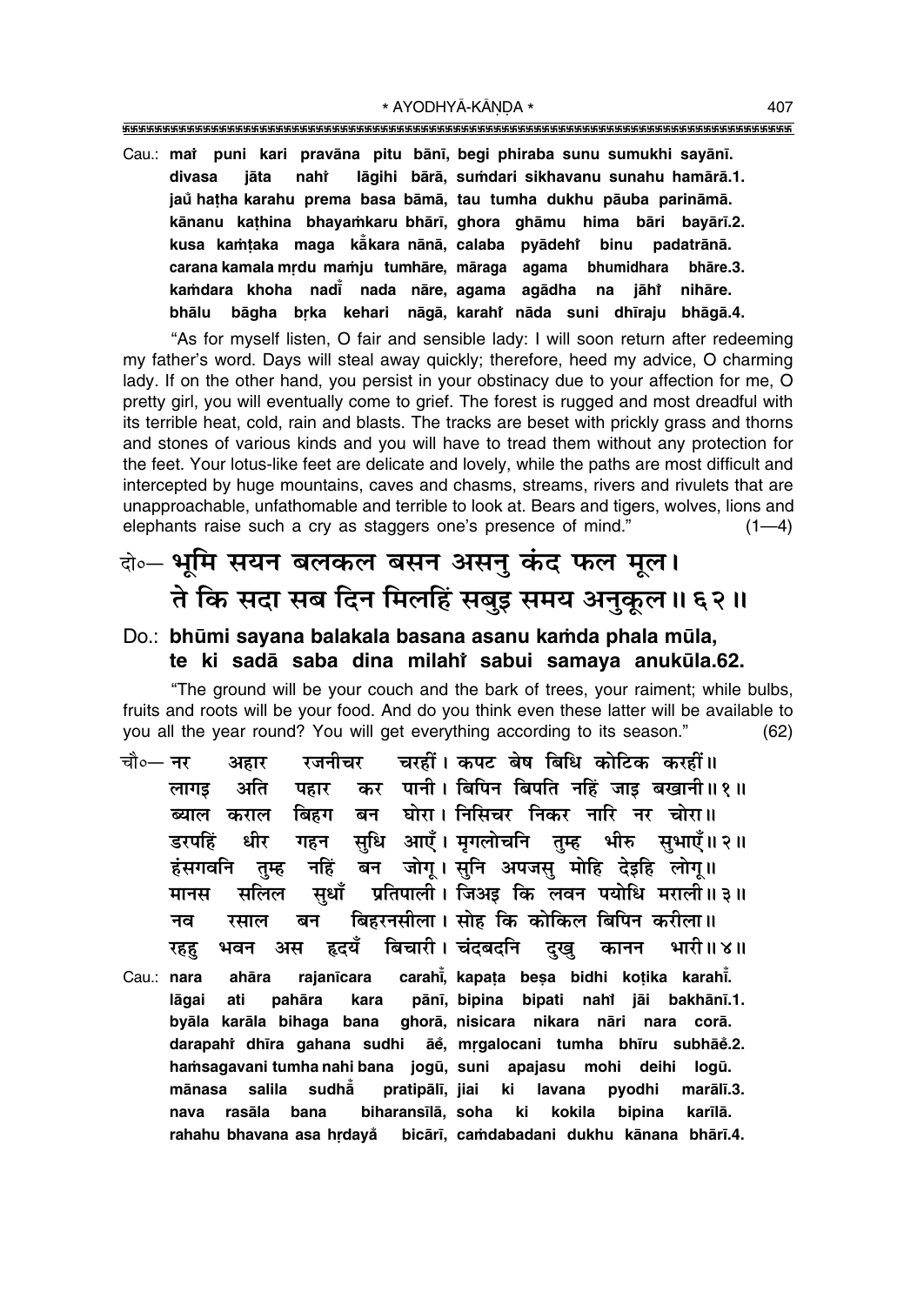Cau.: **maiṁ puni kari pravāna pitu bānī, begi phiraba sunu sumukhi sayānī.**
**divasa jāta nahiṁ lāgihi bārā, suṁdari sikhavanu sunahu hamārā.1.**
**jaum̐ haṭha karahu prema basa bāmā, tau tumha dukhu pāuba parināmā.**
**kānanu kaṭhina bhayaṁkaru bhārī, ghora ghāmu hima bāri bayārī.2.**
**kusa kaṁṭaka maga kām̐kara nānā, calaba pyādehiṁ binu padatrānā.**
**carana kamala mṛdu maṁju tumhāre, māraga agama bhumidhara bhāre.3.**
**kaṁdara khoha nadīṁ nada nāre, agama agādha na jāhiṁ nihāre.**
**bhālu bāgha bṛka kehari nāgā, karahiṁ nāda suni dhīraju bhāgā.4.**

"As for myself listen, O fair and sensible lady: I will soon return after redeeming my father's word. Days will steal away quickly; therefore, heed my advice, O charming lady. If on the other hand, you persist in your obstinacy due to your affection for me, O pretty girl, you will eventually come to grief. The forest is rugged and most dreadful with its terrible heat, cold, rain and blasts. The tracks are beset with prickly grass and thorns and stones of various kinds and you will have to tread them without any protection for the feet. Your lotus-like feet are delicate and lovely, while the paths are most difficult and intercepted by huge mountains, caves and chasms, streams, rivers and rivulets that are unapproachable, unfathomable and terrible to look at. Bears and tigers, wolves, lions and elephants raise such a cry as staggers one's presence of mind." (1—4)

दो०— भूमि सयन बलकल बसन असनु कंद फल मूल।
ते कि सदा सब दिन मिलहिं सबुइ समय अनुकूल॥ ६२॥

Do.: **bhūmi sayana balakala basana asanu kaṁda phala mūla,**
**te ki sadā saba dina milahiṁ sabui samaya anukūla.62.**

"The ground will be your couch and the bark of trees, your raiment; while bulbs, fruits and roots will be your food. And do you think even these latter will be available to you all the year round? You will get everything according to its season." (62)

चौ०— नर अहार रजनीचर चरहीं। कपट बेष बिधि कोटिक करहीं॥
लागइ अति पहार कर पानी। बिपिन बिपति नहिं जाइ बखानी॥ १॥
ब्याल कराल बिहग बन घोरा। निसिचर निकर नारि नर चोरा॥
डरपहिं धीर गहन सुधि आएँ। मृगलोचनि तुम्ह भीरु सुभाएँ॥ २॥
हंसगवनि तुम्ह नहिं बन जोगू। सुनि अपजसु मोहि देइहि लोगू॥
मानस सलिल सुधाँ प्रतिपाली। जिअइ कि लवन पयोधि मराली॥ ३॥
नव रसाल बन बिहरनसीला। सोह कि कोकिल बिपिन करीला॥
रहहु भवन अस हृदयँ बिचारी। चंदबदनि दुखु कानन भारी॥ ४॥

Cau.: **nara ahāra rajanīcara carahīṁ, kapaṭa beṣa bidhi koṭika karahīṁ.**
**lāgai ati pahāra kara pānī, bipina bipati nahiṁ jāi bakhānī.1.**
**byāla karāla bihaga bana ghorā, nisicara nikara nāri nara corā.**
**darapahiṁ dhīra gahana sudhi āeṁ, mṛgalocani tumha bhīru subhāeṁ.2.**
**haṁsagavani tumha nahi bana jogū, suni apajasu mohi deihi logū.**
**mānasa salila sudhām̐ pratipālī, jiai ki lavana pyodhi marālī.3.**
**nava rasāla bana biharansīlā, soha ki kokila bipina karīlā.**
**rahahu bhavana asa hṛdayam̐ bicārī, caṁdabadani dukhu kānana bhārī.4.**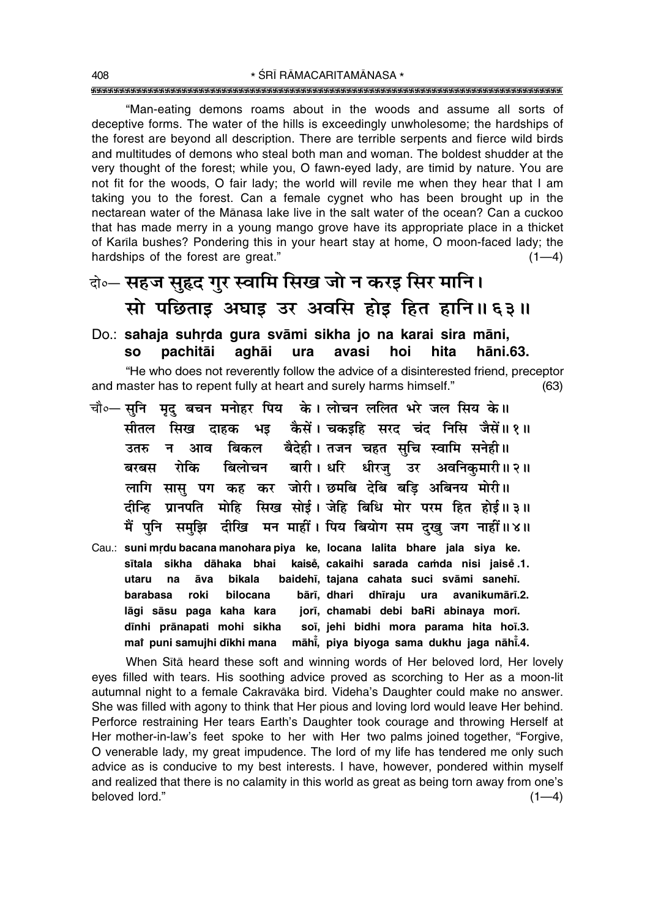"Man-eating demons roams about in the woods and assume all sorts of deceptive forms. The water of the hills is exceedingly unwholesome; the hardships of the forest are beyond all description. There are terrible serpents and fierce wild birds and multitudes of demons who steal both man and woman. The boldest shudder at the very thought of the forest; while you, O fawn-eyed lady, are timid by nature. You are not fit for the woods, O fair lady; the world will revile me when they hear that I am taking you to the forest. Can a female cygnet who has been brought up in the nectarean water of the Mānasa lake live in the salt water of the ocean? Can a cuckoo that has made merry in a young mango grove have its appropriate place in a thicket of Karīla bushes? Pondering this in your heart stay at home, O moon-faced lady; the hardships of the forest are great." (1—4)

दो०— **सहज सुहृद गुर स्वामि सिख जो न करइ सिर मानि।**
**सो पछिताइ अघाइ उर अवसि होइ हित हानि॥ ६३॥**

Do.: **sahaja suhṛda gura svāmi sikha jo na karai sira māni,**
**so pachitāi aghāi ura avasi hoi hita hāni.63.**

"He who does not reverently follow the advice of a disinterested friend, preceptor and master has to repent fully at heart and surely harms himself." (63)

चौ०— **सुनि मृदु बचन मनोहर पिय के। लोचन ललित भरे जल सिय के॥**
**सीतल सिख दाहक भइ कैसें। चकइहि सरद चंद निसि जैसें॥ १॥**
**उतरु न आव बिकल बैदेही। तजन चहत सुचि स्वामि सनेही॥**
**बरबस रोकि बिलोचन बारी। धरि धीरजु उर अवनिकुमारी॥ २॥**
**लागि सासु पग कह कर जोरी। छमबि देबि बड़ि अबिनय मोरी॥**
**दीन्हि प्रानपति मोहि सिख सोई। जेहि बिधि मोर परम हित होई॥ ३॥**
**मैं पुनि समुझि दीखि मन माहीं। पिय बियोग सम दुखु जग नाहीं॥ ४॥**

Cau.: **suni mṛdu bacana manohara piya ke, locana lalita bhare jala siya ke.**
**sītala sikha dāhaka bhai kaiseṁ, cakaihi sarada caṁda nisi jaiseṁ.1.**
**utaru na āva bikala baidehī, tajana cahata suci svāmi sanehī.**
**barabasa roki bilocana bārī, dhari dhīraju ura avanikumārī.2.**
**lāgi sāsu paga kaha kara jorī, chamabi debi baRi abinaya morī.**
**dīnhi prānapati mohi sikha soī, jehi bidhi mora parama hita hoī.3.**
**maiṁ puni samujhi dīkhi mana māhīṁ, piya biyoga sama dukhu jaga nāhīṁ.4.**

When Sītā heard these soft and winning words of Her beloved lord, Her lovely eyes filled with tears. His soothing advice proved as scorching to Her as a moon-lit autumnal night to a female Cakravāka bird. Videha's Daughter could make no answer. She was filled with agony to think that Her pious and loving lord would leave Her behind. Perforce restraining Her tears Earth's Daughter took courage and throwing Herself at Her mother-in-law's feet spoke to her with Her two palms joined together, "Forgive, O venerable lady, my great impudence. The lord of my life has tendered me only such advice as is conducive to my best interests. I have, however, pondered within myself and realized that there is no calamity in this world as great as being torn away from one's beloved lord." (1—4)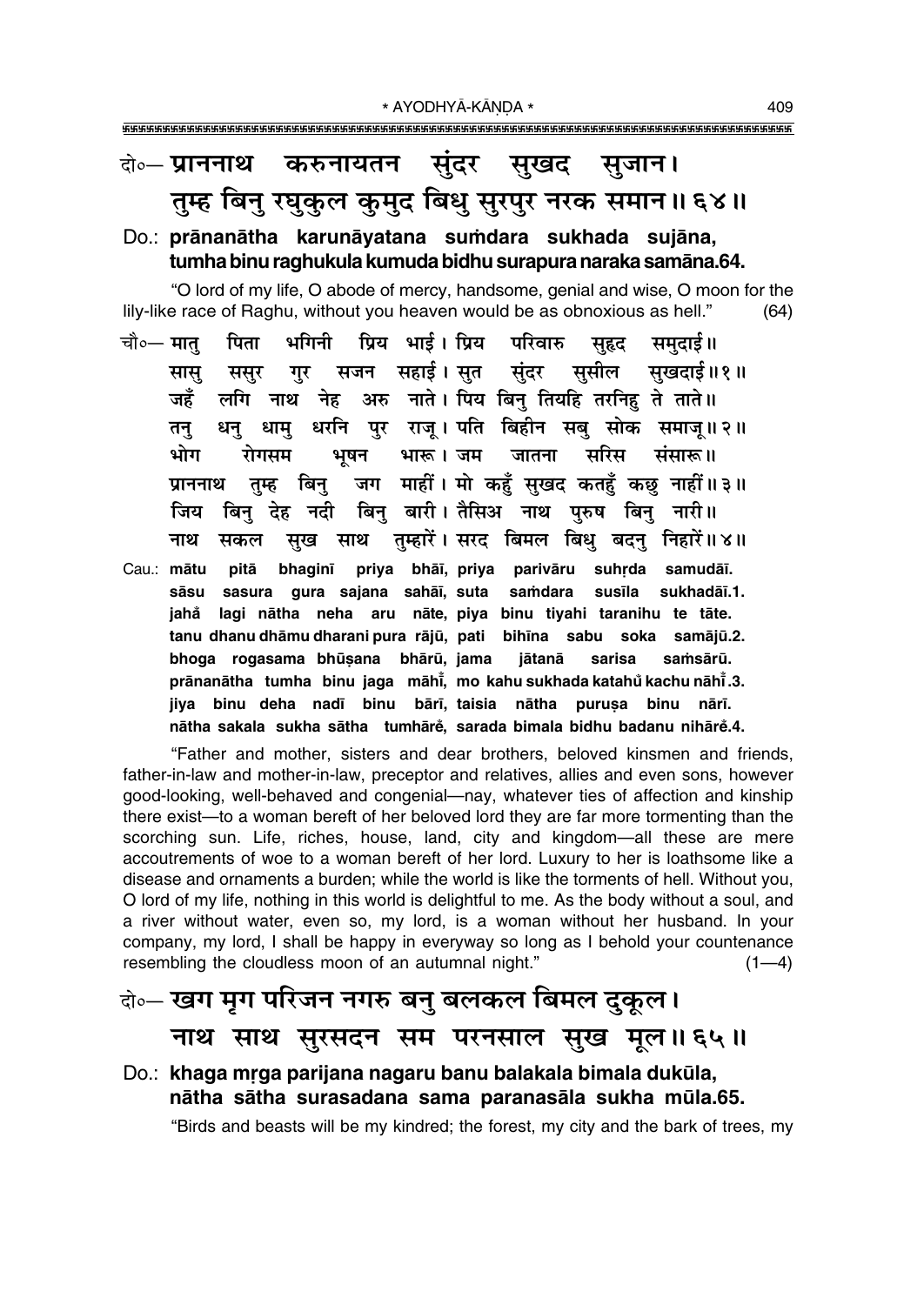दो०— **प्राननाथ करुनायतन सुंदर सुखद सुजान।**
**तुम्ह बिनु रघुकुल कुमुद बिधु सुरपुर नरक समान॥ ६४॥**

Do.: **prānanātha karunāyatana suṁdara sukhada sujāna,**
**tumha binu raghukula kumuda bidhu surapura naraka samāna.64.**

"O lord of my life, O abode of mercy, handsome, genial and wise, O moon for the lily-like race of Raghu, without you heaven would be as obnoxious as hell." (64)

चौ०— मातु पिता भगिनी प्रिय भाई। प्रिय परिवारु सुहृद समुदाई॥
सासु ससुर गुर सजन सहाई। सुत सुंदर सुसील सुखदाई॥ १॥
जहँ लगि नाथ नेह अरु नाते। पिय बिनु तियहि तरनिहु ते ताते॥
तनु धनु धामु धरनि पुर राजू। पति बिहीन सबु सोक समाजू॥ २॥
भोग रोगसम भूषन भारू। जम जातना सरिस संसारू॥
प्राननाथ तुम्ह बिनु जग माहीं। मो कहुँ सुखद कतहुँ कछु नाहीं॥ ३॥
जिय बिनु देह नदी बिनु बारी। तैसिअ नाथ पुरुष बिनु नारी॥
नाथ सकल सुख साथ तुम्हारें। सरद बिमल बिधु बदनु निहारें॥ ४॥

Cau.: **mātu pitā bhaginī priya bhāī, priya parivāru suhṛda samudāī.**
**sāsu sasura gura sajana sahāī, suta saṁdara susīla sukhadāī.1.**
**jahå lagi nātha neha aru nāte, piya binu tiyahi taranihu te tāte.**
**tanu dhanu dhāmu dharani pura rājū, pati bihīna sabu soka samājū.2.**
**bhoga rogasama bhūṣana bhārū, jama jātanā sarisa saṁsārū.**
**prānanātha tumha binu jaga māhī̐, mo kahu sukhada katahů kachu nāhī̐.3.**
**jiya binu deha nadī binu bārī, taisia nātha puruṣa binu nārī.**
**nātha sakala sukha sātha tumhārě, sarada bimala bidhu badanu nihārě.4.**

"Father and mother, sisters and dear brothers, beloved kinsmen and friends, father-in-law and mother-in-law, preceptor and relatives, allies and even sons, however good-looking, well-behaved and congenial—nay, whatever ties of affection and kinship there exist—to a woman bereft of her beloved lord they are far more tormenting than the scorching sun. Life, riches, house, land, city and kingdom—all these are mere accoutrements of woe to a woman bereft of her lord. Luxury to her is loathsome like a disease and ornaments a burden; while the world is like the torments of hell. Without you, O lord of my life, nothing in this world is delightful to me. As the body without a soul, and a river without water, even so, my lord, is a woman without her husband. In your company, my lord, I shall be happy in everyway so long as I behold your countenance resembling the cloudless moon of an autumnal night." (1—4)

दो०— **खग मृग परिजन नगरु बनु बलकल बिमल दुकूल।**
**नाथ साथ सुरसदन सम परनसाल सुख मूल॥ ६५॥**

Do.: **khaga mṛga parijana nagaru banu balakala bimala dukūla,**
**nātha sātha surasadana sama paranasāla sukha mūla.65.**

"Birds and beasts will be my kindred; the forest, my city and the bark of trees, my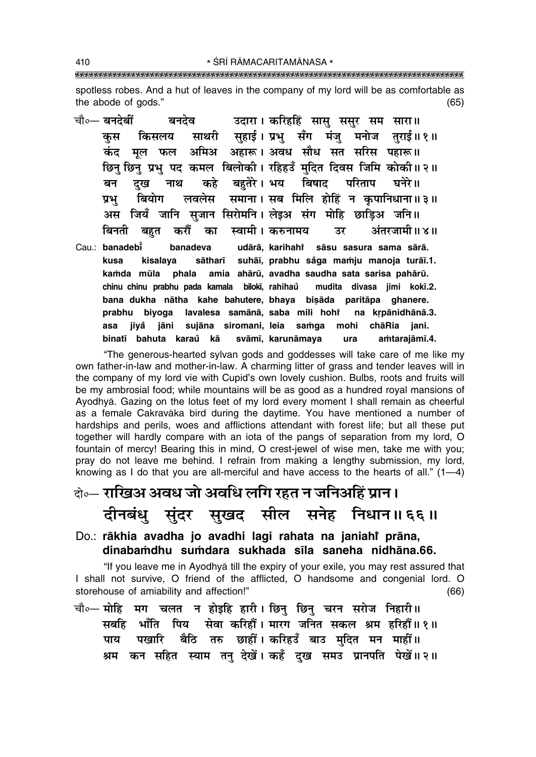spotless robes. And a hut of leaves in the company of my lord will be as comfortable as the abode of gods." (65)

चौ०— बनदेबीं बनदेव उदारा। करिहहिं सासु ससुर सम सारा॥
कुस किसलय साथरी सुहाई। प्रभु सँग मंजु मनोज तुराई॥१॥
कंद मूल फल अमिअ अहारू। अवध सौध सत सरिस पहारू॥
छिनु छिनु प्रभु पद कमल बिलोकी। रहिहउँ मुदित दिवस जिमि कोकी॥२॥
बन दुख नाथ कहे बहुतेरे। भय बिषाद परिताप घनेरे॥
प्रभु बियोग लवलेस समाना। सब मिलि होहिं न कृपानिधाना॥३॥
अस जियँ जानि सुजान सिरोमनि। लेइअ संग मोहि छाड़िअ जनि॥
बिनती बहुत करौं का स्वामी। करुनामय उर अंतरजामी॥४॥

Cau.: **banadebī̃ banadeva udārā, karihahiṁ sāsu sasura sama sārā.**
**kusa kisalaya sātharī suhāī, prabhu sa̐ga maṁju manoja turāī.1.**
**kaṁda mūla phala amia ahārū, avadha saudha sata sarisa pahārū.**
**chinu chinu prabhu pada kamala bilokī, rahihaů mudita divasa jimi kokī.2.**
**bana dukha nātha kahe bahutere, bhaya biṣāda paritāpa ghanere.**
**prabhu biyoga lavalesa samānā, saba mili hohiṁ na kṛpānidhānā.3.**
**asa jiya̐ jāni sujāna siromani, leia saṁga mohi chāRia jani.**
**binatī bahuta karaů kā svāmī, karunāmaya ura aṁtarajāmī.4.**

"The generous-hearted sylvan gods and goddesses will take care of me like my own father-in-law and mother-in-law. A charming litter of grass and tender leaves will in the company of my lord vie with Cupid's own lovely cushion. Bulbs, roots and fruits will be my ambrosial food; while mountains will be as good as a hundred royal mansions of Ayodhyā. Gazing on the lotus feet of my lord every moment I shall remain as cheerful as a female Cakravāka bird during the daytime. You have mentioned a number of hardships and perils, woes and afflictions attendant with forest life; but all these put together will hardly compare with an iota of the pangs of separation from my lord, O fountain of mercy! Bearing this in mind, O crest-jewel of wise men, take me with you; pray do not leave me behind. I refrain from making a lengthy submission, my lord, knowing as I do that you are all-merciful and have access to the hearts of all." (1—4)

दो०— राखिअ अवध जो अवधि लगि रहत न जनिअहिं प्रान।
दीनबंधु सुंदर सुखद सील सनेह निधान॥६६॥

Do.: **rākhia avadha jo avadhi lagi rahata na janiahiṁ prāna,**
**dinabaṁdhu suṁdara sukhada sīla saneha nidhāna.66.**

"If you leave me in Ayodhyā till the expiry of your exile, you may rest assured that I shall not survive, O friend of the afflicted, O handsome and congenial lord. O storehouse of amiability and affection!" (66)

चौ०— मोहि मग चलत न होइहि हारी। छिनु छिनु चरन सरोज निहारी॥
सबहि भाँति पिय सेवा करिहौं। मारग जनित सकल श्रम हरिहौं॥१॥
पाय पखारि बैठि तरु छाहीं। करिहउँ बाउ मुदित मन माहीं॥
श्रम कन सहित स्याम तनु देखें। कहँ दुख समउ प्रानपति पेखें॥२॥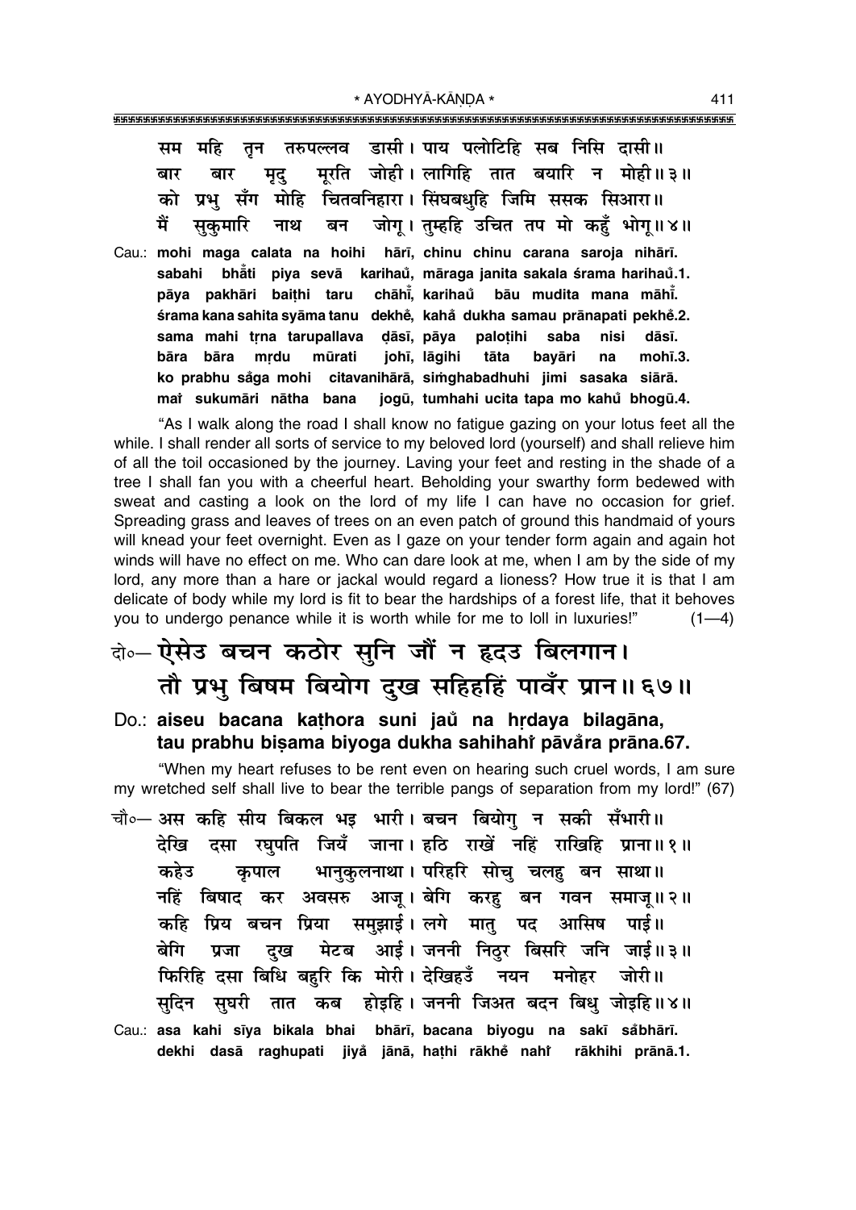सम महि तृन तरुपल्लव डासी। पाय पलोटिहि सब निसि दासी॥
बार बार मृदु मूरति जोही। लागिहि तात बयारि न मोही॥३॥
को प्रभु सँग मोहि चितवनिहारा। सिंघबधुहि जिमि ससक सिआरा॥
मैं सुकुमारि नाथ बन जोगू। तुम्हहि उचित तप मो कहुँ भोगू॥४॥

Cau.: **mohi maga calata na hoihi hārī, chinu chinu carana saroja nihārī.**
**sabahi bhā̐ti piya sevā karihau̐, māraga janita sakala śrama harihau̐.1.**
**pāya pakhāri baiṭhi taru chāhī̐, karihau̐ bāu mudita mana māhī̐.**
**śrama kana sahita syāma tanu dekhe̐, kaha̐ dukha samau prānapati pekhe̐.2.**
**sama mahi tṛna tarupallava ḍāsī, pāya paloṭihi saba nisi dāsī.**
**bāra bāra mṛdu mūrati johī, lāgihi tāta bayāri na mohī.3.**
**ko prabhu sa̐ga mohi citavanihārā, siṁghabadhuhi jimi sasaka siārā.**
**mai̐ sukumāri nātha bana jogū, tumhahi ucita tapa mo kahu̐ bhogū.4.**

"As I walk along the road I shall know no fatigue gazing on your lotus feet all the while. I shall render all sorts of service to my beloved lord (yourself) and shall relieve him of all the toil occasioned by the journey. Laving your feet and resting in the shade of a tree I shall fan you with a cheerful heart. Beholding your swarthy form bedewed with sweat and casting a look on the lord of my life I can have no occasion for grief. Spreading grass and leaves of trees on an even patch of ground this handmaid of yours will knead your feet overnight. Even as I gaze on your tender form again and again hot winds will have no effect on me. Who can dare look at me, when I am by the side of my lord, any more than a hare or jackal would regard a lioness? How true it is that I am delicate of body while my lord is fit to bear the hardships of a forest life, that it behoves you to undergo penance while it is worth while for me to loll in luxuries!" (1—4)

दो०— ऐसेउ बचन कठोर सुनि जौं न हृदउ बिलगान।
तौ प्रभु बिषम बियोग दुख सहिहहिं पावँर प्रान॥६७॥

Do.: **aiseu bacana kaṭhora suni jau̐ na hṛdaya bilagāna,**
**tau prabhu biṣama biyoga dukha sahihahi̐ pāva̐ra prāna.67.**

"When my heart refuses to be rent even on hearing such cruel words, I am sure my wretched self shall live to bear the terrible pangs of separation from my lord!" (67)

चौ०— अस कहि सीय बिकल भइ भारी। बचन बियोगु न सकी सँभारी॥
देखि दसा रघुपति जियँ जाना। हठि राखें नहिं राखिहि प्राना॥१॥
कहेउ कृपाल भानुकुलनाथा। परिहरि सोचु चलहु बन साथा॥
नहिं बिषाद कर अवसरु आजू। बेगि करहु बन गवन समाजू॥२॥
कहि प्रिय बचन प्रिया समुझाई। लगे मातु पद आसिष पाई॥
बेगि प्रजा दुख मेटब आई। जननी निठुर बिसरि जनि जाई॥३॥
फिरिहि दसा बिधि बहुरि कि मोरी। देखिहउँ नयन मनोहर जोरी॥
सुदिन सुघरी तात कब होइहि। जननी जिअत बदन बिधु जोइहि॥४॥

Cau.: **asa kahi sīya bikala bhai bhārī, bacana biyogu na sakī sa̐bhārī.**
**dekhi dasā raghupati jiya̐ jānā, haṭhi rākhe̐ nahi̐ rākhihi prānā.1.**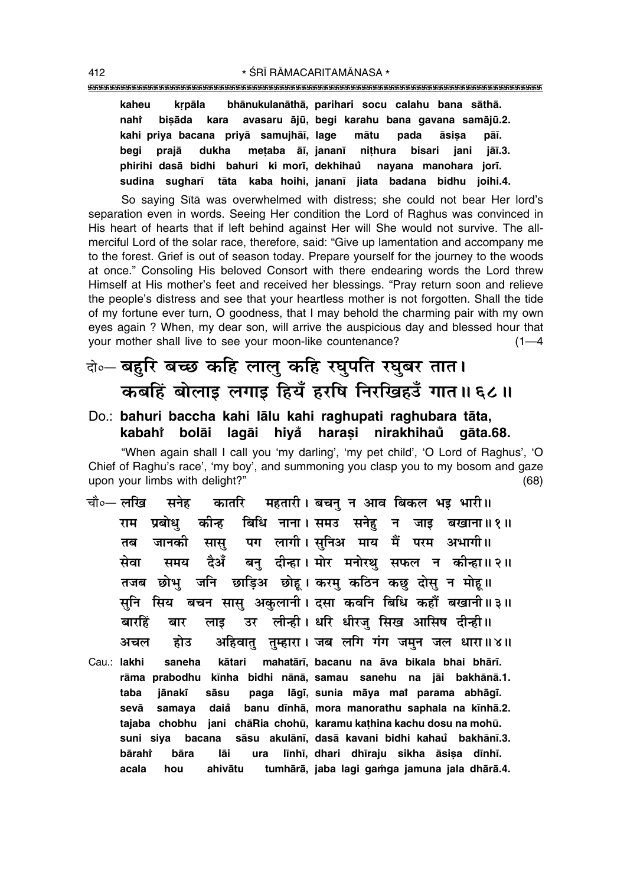**kaheu kṛpāla bhānukulanāthā, parihari socu calahu bana sāthā.**
**nahi̐ biṣāda kara avasaru ājū, begi karahu bana gavana samājū.2.**
**kahi priya bacana priyā samujhāī, lage mātu pada āsiṣa pāī.**
**begi prajā dukha meṭaba āī, jananī niṭhura bisari jani jāī.3.**
**phirihi dasā bidhi bahuri ki morī, dekhihau̐ nayana manohara jorī.**
**sudina sugharī tāta kaba hoihi, jananī jiata badana bidhu joihi.4.**

So saying Sītā was overwhelmed with distress; she could not bear Her lord's separation even in words. Seeing Her condition the Lord of Raghus was convinced in His heart of hearts that if left behind against Her will She would not survive. The all-merciful Lord of the solar race, therefore, said: "Give up lamentation and accompany me to the forest. Grief is out of season today. Prepare yourself for the journey to the woods at once." Consoling His beloved Consort with there endearing words the Lord threw Himself at His mother's feet and received her blessings. "Pray return soon and relieve the people's distress and see that your heartless mother is not forgotten. Shall the tide of my fortune ever turn, O goodness, that I may behold the charming pair with my own eyes again ? When, my dear son, will arrive the auspicious day and blessed hour that your mother shall live to see your moon-like countenance? (1—4

## दो०— बहुरि बच्छ कहि लालु कहि रघुपति रघुबर तात। कबहिं बोलाइ लगाइ हियँ हरषि निरखिहउँ गात॥ ६८॥

**Do.: bahuri baccha kahi lālu kahi raghupati raghubara tāta,**
**kabahi̐ bolāi lagāi hiya̐ haraṣi nirakhihau̐ gāta.68.**

"When again shall I call you 'my darling', 'my pet child', 'O Lord of Raghus', 'O Chief of Raghu's race', 'my boy', and summoning you clasp you to my bosom and gaze upon your limbs with delight?" (68)

चौ०— लखि सनेह कातरि महतारी। बचनु न आव बिकल भइ भारी॥
राम प्रबोधु कीन्ह बिधि नाना। समउ सनेहु न जाइ बखाना॥ १॥
तब जानकी सासु पग लागी। सुनिअ माय मैं परम अभागी॥
सेवा समय दैअँ बनु दीन्हा। मोर मनोरथु सफल न कीन्हा॥ २॥
तजब छोभु जनि छाड़िअ छोहू। करमु कठिन कछु दोसु न मोहू॥
सुनि सिय बचन सासु अकुलानी। दसा कवनि बिधि कहौं बखानी॥ ३॥
बारहिं बार लाइ उर लीन्ही। धरि धीरजु सिख आसिष दीन्ही॥
अचल होउ अहिवातु तुम्हारा। जब लगि गंग जमुन जल धारा॥ ४॥

**Cau.: lakhi saneha kātari mahatārī, bacanu na āva bikala bhai bhārī.**
**rāma prabodhu kīnha bidhi nānā, samau sanehu na jāi bakhānā.1.**
**taba jānakī sāsu paga lāgī, sunia māya mai̐ parama abhāgī.**
**sevā samaya daia̐ banu dīnhā, mora manorathu saphala na kīnhā.2.**
**tajaba chobhu jani chāRia chohū, karamu kaṭhina kachu dosu na mohū.**
**suni siya bacana sāsu akulānī, dasā kavani bidhi kahau̐ bakhānī.3.**
**bārahi̐ bāra lāi ura līnhī, dhari dhīraju sikha āsiṣa dīnhī.**
**acala hou ahivātu tumhārā, jaba lagi gaṁga jamuna jala dhārā.4.**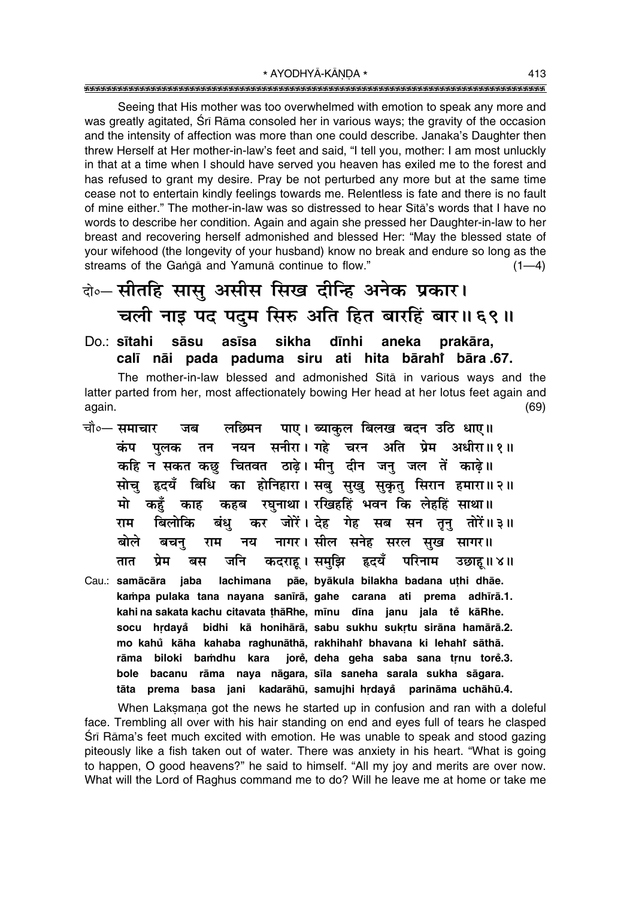Seeing that His mother was too overwhelmed with emotion to speak any more and was greatly agitated, Śrī Rāma consoled her in various ways; the gravity of the occasion and the intensity of affection was more than one could describe. Janaka's Daughter then threw Herself at Her mother-in-law's feet and said, "I tell you, mother: I am most unluckly in that at a time when I should have served you heaven has exiled me to the forest and has refused to grant my desire. Pray be not perturbed any more but at the same time cease not to entertain kindly feelings towards me. Relentless is fate and there is no fault of mine either." The mother-in-law was so distressed to hear Sītā's words that I have no words to describe her condition. Again and again she pressed her Daughter-in-law to her breast and recovering herself admonished and blessed Her: "May the blessed state of your wifehood (the longevity of your husband) know no break and endure so long as the streams of the Gaṅgā and Yamunā continue to flow." (1—4)

**दो०— सीतहि सासु असीस सिख दीन्हि अनेक प्रकार।**
**चली नाइ पद पदुम सिरु अति हित बारहिं बार॥ ६९॥**

**Do.: sītahi sāsu asīsa sikha dīnhi aneka prakāra,**
**calī nāi pada paduma siru ati hita bārahiṁ bāra .67.**

The mother-in-law blessed and admonished Sītā in various ways and the latter parted from her, most affectionately bowing Her head at her lotus feet again and again. (69)

चौ०— समाचार जब लछिमन पाए। ब्याकुल बिलख बदन उठि धाए॥
कंप पुलक तन नयन सनीरा। गहे चरन अति प्रेम अधीरा॥ १॥
कहि न सकत कछु चितवत ठाढ़े। मीनु दीन जनु जल तें काढ़े॥
सोचु हृदयँ बिधि का होनिहारा। सबु सुखु सुकृतु सिरान हमारा॥ २॥
मो कहुँ काह कहब रघुनाथा। रखिहहिं भवन कि लेहहिं साथा॥
राम बिलोकि बंधु कर जोरें। देह गेह सब सन तृनु तोरें॥ ३॥
बोले बचनु राम नय नागर। सील सनेह सरल सुख सागर॥
तात प्रेम बस जनि कदराहू। समुझि हृदयँ परिनाम उछाहू॥ ४॥

Cau.: samācāra jaba lachimana pāe, byākula bilakha badana uṭhi dhāe.
kaṁpa pulaka tana nayana sanīrā, gahe carana ati prema adhīrā.1.
kahi na sakata kachu citavata ṭhāRhe, mīnu dīna janu jala tẽ kāRhe.
socu hṛdayaँ bidhi kā honihārā, sabu sukhu sukṛtu sirāna hamārā.2.
mo kahuँ kāha kahaba raghunāthā, rakhihahiṁ bhavana ki lehahiṁ sāthā.
rāma biloki baṁdhu kara joreँ, deha geha saba sana tṛnu toreँ.3.
bole bacanu rāma naya nāgara, sīla saneha sarala sukha sāgara.
tāta prema basa jani kadarāhū, samujhi hṛdayaँ parināma uchāhū.4.

When Lakṣmaṇa got the news he started up in confusion and ran with a doleful face. Trembling all over with his hair standing on end and eyes full of tears he clasped Śrī Rāma's feet much excited with emotion. He was unable to speak and stood gazing piteously like a fish taken out of water. There was anxiety in his heart. "What is going to happen, O good heavens?" he said to himself. "All my joy and merits are over now. What will the Lord of Raghus command me to do? Will he leave me at home or take me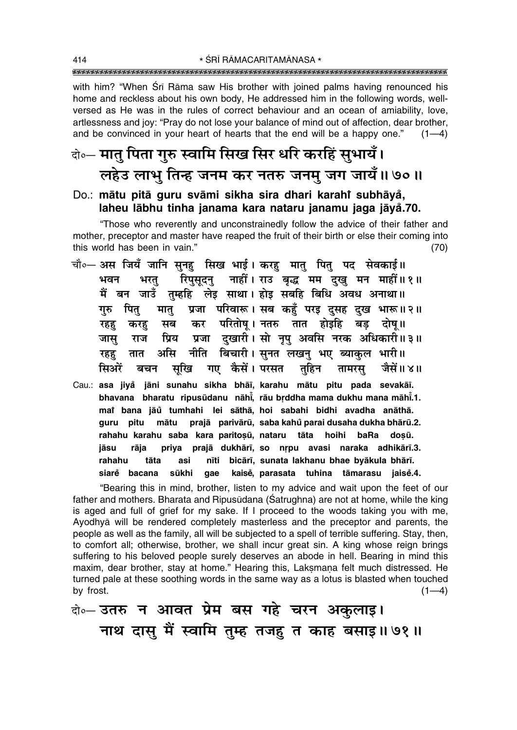with him? "When Śrī Rāma saw His brother with joined palms having renounced his home and reckless about his own body, He addressed him in the following words, well-versed as He was in the rules of correct behaviour and an ocean of amiability, love, artlessness and joy: "Pray do not lose your balance of mind out of affection, dear brother, and be convinced in your heart of hearts that the end will be a happy one." (1—4)

दो०— **मातु पिता गुरु स्वामि सिख सिर धरि करहिं सुभायँ।**
**लहेउ लाभु तिन्ह जनम कर नतरु जनमु जग जायँ॥ ७०॥**

Do.: **mātu pitā guru svāmi sikha sira dhari karahi̐ subhāya̐,**
**laheu lābhu tinha janama kara nataru janamu jaga jāya̐.70.**

"Those who reverently and unconstrainedly follow the advice of their father and mother, preceptor and master have reaped the fruit of their birth or else their coming into this world has been in vain." (70)

चौ०— अस जियँ जानि सुनहु सिख भाई। करहु मातु पितु पद सेवकाई॥
भवन भरतु रिपुसूदनु नाहीं। राउ बृद्ध मम दुखु मन माहीं॥ १॥
मैं बन जाउँ तुम्हहि लेइ साथा। होइ सबहि बिधि अवध अनाथा॥
गुरु पितु मातु प्रजा परिवारू। सब कहुँ परइ दुसह दुख भारू॥ २॥
रहहु करहु सब कर परितोषू। नतरु तात होइहि बड़ दोषू॥
जासु राज प्रिय प्रजा दुखारी। सो नृपु अवसि नरक अधिकारी॥ ३॥
रहहु तात असि नीति बिचारी। सुनत लखनु भए ब्याकुल भारी॥
सिअरें बचन सूखि गए कैसें। परसत तुहिन तामरसु जैसें॥ ४॥

Cau.: **asa jiya̐ jāni sunahu sikha bhāī, karahu mātu pitu pada sevakāī.**
**bhavana bharatu ripusūdanu nāhī̐, rāu br̥ddha mama dukhu mana māhī̐.1.**
**mai̐ bana jāu̐ tumhahi lei sāthā, hoi sabahi bidhi avadha anāthā.**
**guru pitu mātu prajā parivārū, saba kahu̐ parai dusaha dukha bhārū.2.**
**rahahu karahu saba kara paritoṣū, nataru tāta hoihi baRa doṣū.**
**jāsu rāja priya prajā dukhārī, so nr̥pu avasi naraka adhikārī.3.**
**rahahu tāta asi nīti bicārī, sunata lakhanu bhae byākula bhārī.**
**siare̐ bacana sūkhi gae kaise̐, parasata tuhina tāmarasu jaise̐.4.**

"Bearing this in mind, brother, listen to my advice and wait upon the feet of our father and mothers. Bharata and Ripusūdana (Śatrughna) are not at home, while the king is aged and full of grief for my sake. If I proceed to the woods taking you with me, Ayodhyā will be rendered completely masterless and the preceptor and parents, the people as well as the family, all will be subjected to a spell of terrible suffering. Stay, then, to comfort all; otherwise, brother, we shall incur great sin. A king whose reign brings suffering to his beloved people surely deserves an abode in hell. Bearing in mind this maxim, dear brother, stay at home." Hearing this, Lakṣmaṇa felt much distressed. He turned pale at these soothing words in the same way as a lotus is blasted when touched by frost. (1—4)

दो०— **उतरु न आवत प्रेम बस गहे चरन अकुलाइ।**
**नाथ दासु मैं स्वामि तुम्ह तजहु त काह बसाइ॥ ७१॥**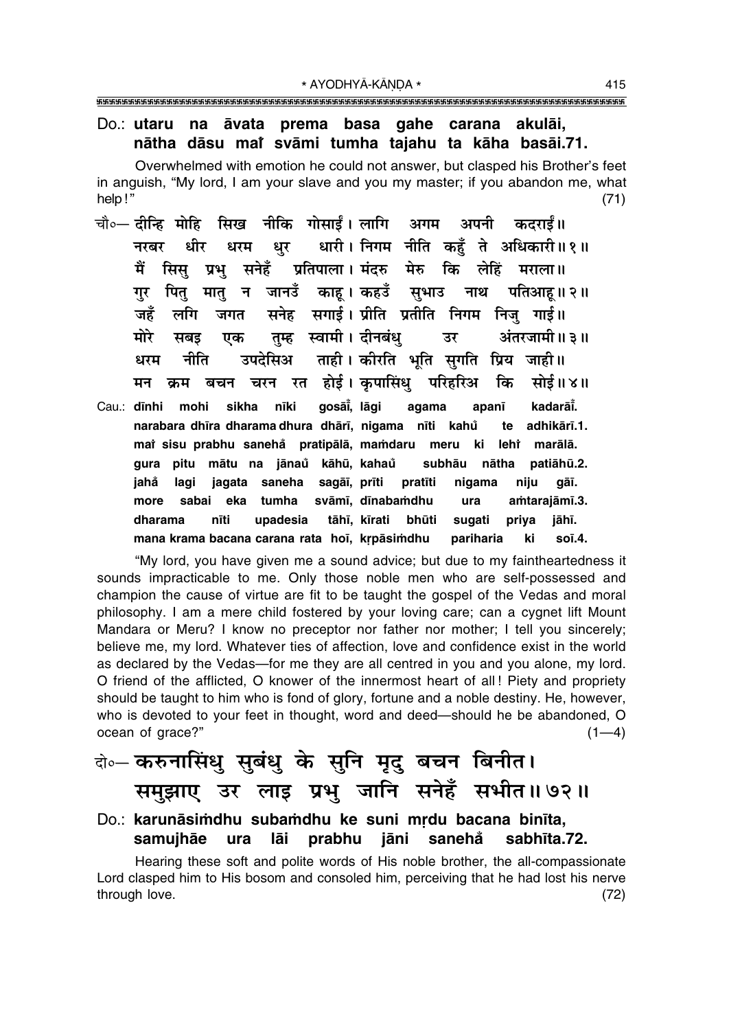Do.: **utaru na āvata prema basa gahe carana akulāi, nātha dāsu maiṁ svāmi tumha tajahu ta kāha basāi.71.**

Overwhelmed with emotion he could not answer, but clasped his Brother's feet in anguish, "My lord, I am your slave and you my master; if you abandon me, what help!" (71)

चौ०— दीन्हि मोहि सिख नीकि गोसाईं। लागि अगम अपनी कदराईं॥
नरबर धीर धरम धुर धारी। निगम नीति कहुँ ते अधिकारी॥१॥
मैं सिसु प्रभु सनेहँ प्रतिपाला। मंदरु मेरु कि लेहिं मराला॥
गुर पितु मातु न जानउँ काहू। कहउँ सुभाउ नाथ पतिआहू॥२॥
जहँ लगि जगत सनेह सगाई। प्रीति प्रतीति निगम निजु गाई॥
मोरें सबइ एक तुम्ह स्वामी। दीनबंधु उर अंतरजामी॥३॥
धरम नीति उपदेसिअ ताही। कीरति भूति सुगति प्रिय जाही॥
मन क्रम बचन चरन रत होई। कृपासिंधु परिहरिअ कि सोई॥४॥

Cau.: **dīnhi mohi sikha nīki gosāīṁ, lāgi agama apanī kadarāīṁ.**
**narabara dhīra dharama dhura dhārī, nigama nīti kahuṁ te adhikārī.1.**
**maiṁ sisu prabhu sanehaṁ pratipālā, mamdaru meru ki lehiṁ marālā.**
**gura pitu mātu na jānaüṁ kāhū, kahaüṁ subhāu nātha patiāhū.2.**
**jahaṁ lagi jagata saneha sagāī, prīti pratīti nigama niju gāī.**
**more sabai eka tumha svāmī, dīnabaṁdhu ura aṁtarajāmī.3.**
**dharama nīti upadesia tāhī, kīrati bhūti sugati priya jāhī.**
**mana krama bacana carana rata hoī, kṛpāsiṁdhu pariharia ki soī.4.**

"My lord, you have given me a sound advice; but due to my faintheartedness it sounds impracticable to me. Only those noble men who are self-possessed and champion the cause of virtue are fit to be taught the gospel of the Vedas and moral philosophy. I am a mere child fostered by your loving care; can a cygnet lift Mount Mandara or Meru? I know no preceptor nor father nor mother; I tell you sincerely; believe me, my lord. Whatever ties of affection, love and confidence exist in the world as declared by the Vedas—for me they are all centred in you and you alone, my lord. O friend of the afflicted, O knower of the innermost heart of all! Piety and propriety should be taught to him who is fond of glory, fortune and a noble destiny. He, however, who is devoted to your feet in thought, word and deed—should he be abandoned, O ocean of grace?" (1—4)

दो०— करुनासिंधु सुबंधु के सुनि मृदु बचन बिनीत।
समुझाए उर लाइ प्रभु जानि सनेहँ सभीत॥७२॥

Do.: **karunāsiṁdhu subaṁdhu ke suni mṛdu bacana binīta, samujhāe ura lāi prabhu jāni sanehaṁ sabhīta.72.**

Hearing these soft and polite words of His noble brother, the all-compassionate Lord clasped him to His bosom and consoled him, perceiving that he had lost his nerve through love. (72)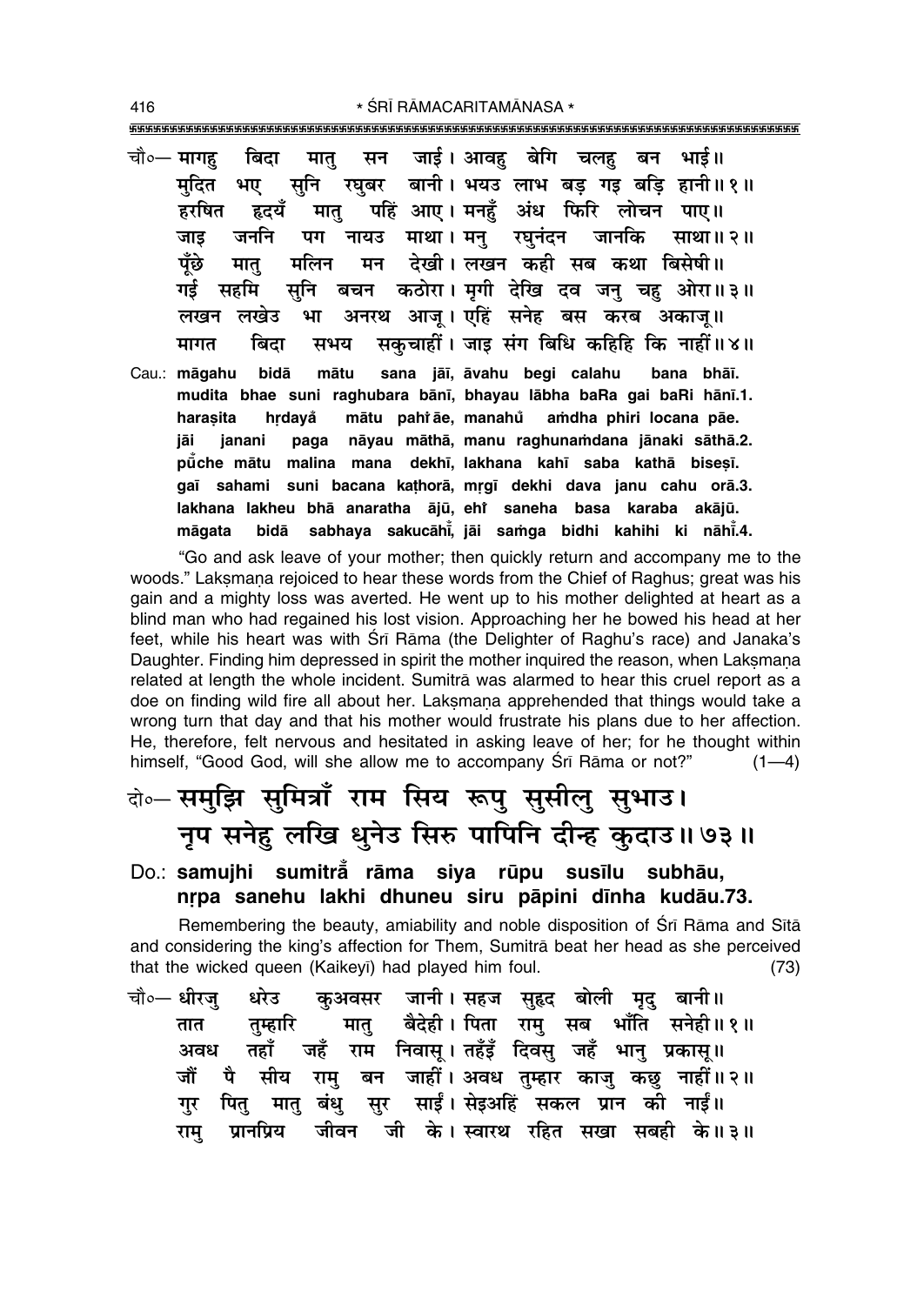चौ०— मागहु बिदा मातु सन जाई। आवहु बेगि चलहु बन भाई॥
मुदित भए सुनि रघुबर बानी। भयउ लाभ बड़ गइ बड़ि हानी॥१॥
हरषित हृदयँ मातु पहिं आए। मनहुँ अंध फिरि लोचन पाए॥
जाइ जननि पग नायउ माथा। मनु रघुनंदन जानकि साथा॥२॥
पूँछे मातु मलिन मन देखी। लखन कही सब कथा बिसेषी॥
गई सहमि सुनि बचन कठोरा। मृगी देखि दव जनु चहु ओरा॥३॥
लखन लखेउ भा अनरथ आजू। एहिं सनेह बस करब अकाजू॥
मागत बिदा सभय सकुचाहीं। जाइ संग बिधि कहिहि कि नाहीं॥४॥

Cau.: **māgahu bidā mātu sana jāī, āvahu begi calahu bana bhāī.**
**mudita bhae suni raghubara bānī, bhayau lābha baRa gai baRi hānī.1.**
**harașita hṛdayå̃ mātu pahi̐ āe, manahů̃ aṁdha phiri locana pāe.**
**jāi janani paga nāyau māthā, manu raghunaṁdana jānaki sāthā.2.**
**pū̃che mātu malina mana dekhī, lakhana kahī saba kathā biseșī.**
**gaī sahami suni bacana kaṭhorā, mṛgī dekhi dava janu cahu orā.3.**
**lakhana lakheu bhā anaratha ājū, ehi̐ saneha basa karaba akājū.**
**māgata bidā sabhaya sakucāhī̃, jāi saṁga bidhi kahihi ki nāhī̃.4.**

"Go and ask leave of your mother; then quickly return and accompany me to the woods." Lakṣmaṇa rejoiced to hear these words from the Chief of Raghus; great was his gain and a mighty loss was averted. He went up to his mother delighted at heart as a blind man who had regained his lost vision. Approaching her he bowed his head at her feet, while his heart was with Śrī Rāma (the Delighter of Raghu's race) and Janaka's Daughter. Finding him depressed in spirit the mother inquired the reason, when Lakṣmaṇa related at length the whole incident. Sumitrā was alarmed to hear this cruel report as a doe on finding wild fire all about her. Lakṣmaṇa apprehended that things would take a wrong turn that day and that his mother would frustrate his plans due to her affection. He, therefore, felt nervous and hesitated in asking leave of her; for he thought within himself, "Good God, will she allow me to accompany Śrī Rāma or not?" (1—4)

दो०— समुझि सुमित्राँ राम सिय रूपु सुसीलु सुभाउ।
नृप सनेहु लखि धुनेउ सिरु पापिनि दीन्ह कुदाउ॥७३॥

Do.: **samujhi sumitrå̃ rāma siya rūpu susīlu subhāu,**
**nṛpa sanehu lakhi dhuneu siru pāpini dīnha kudāu.73.**

Remembering the beauty, amiability and noble disposition of Śrī Rāma and Sītā and considering the king's affection for Them, Sumitrā beat her head as she perceived that the wicked queen (Kaikeyī) had played him foul. (73)

चौ०— धीरजु धरेउ कुअवसर जानी। सहज सुहृद बोली मृदु बानी॥
तात तुम्हारि मातु बैदेही। पिता रामु सब भाँति सनेही॥१॥
अवध तहाँ जहँ राम निवासू। तहँइँ दिवसु जहँ भानु प्रकासू॥
जौं पै सीय रामु बन जाहीं। अवध तुम्हार काजु कछु नाहीं॥२॥
गुर पितु मातु बंधु सुर साईं। सेइअहिं सकल प्रान की नाईं॥
रामु प्रानप्रिय जीवन जी के। स्वारथ रहित सखा सबही के॥३॥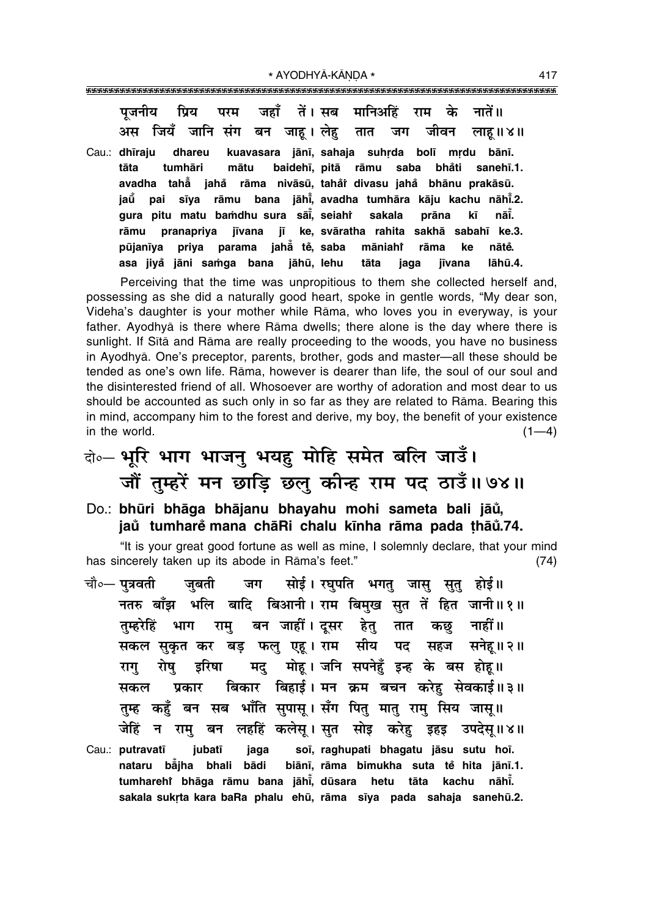पूजनीय प्रिय परम जहाँ तें। सब मानिअहिं राम के नातें॥
अस जियँ जानि संग बन जाहू। लेहु तात जग जीवन लाहू॥४॥

Cau.: **dhīraju dhareu kuavasara jānī, sahaja suhṛda bolī mṛdu bānī.**
**tāta tumhāri mātu baidehī, pitā rāmu saba bhå̐ti sanehī.1.**
**avadha tahå̐ jahå̐ rāma nivāsū, tahå̐i divasu jahå̐ bhānu prakāsū.**
**jau̐ pai sīya rāmu bana jāhī̐, avadha tumhāra kāju kachu nāhī̐.2.**
**gura pitu matu baṁdhu sura sāī̐, seiahi̐ sakala prāna kī nāī̐.**
**rāmu pranapriya jīvana jī ke, svāratha rahita sakhā sabahī ke.3.**
**pūjanīya priya parama jahå̐ tę̐, saba māniahi̐ rāma ke nātę̐.**
**asa jiyå̐ jāni saṁga bana jāhū, lehu tāta jaga jīvana lāhū.4.**

Perceiving that the time was unpropitious to them she collected herself and, possessing as she did a naturally good heart, spoke in gentle words, "My dear son, Videha's daughter is your mother while Rāma, who loves you in everyway, is your father. Ayodhyā is there where Rāma dwells; there alone is the day where there is sunlight. If Sītā and Rāma are really proceeding to the woods, you have no business in Ayodhyā. One's preceptor, parents, brother, gods and master—all these should be tended as one's own life. Rāma, however is dearer than life, the soul of our soul and the disinterested friend of all. Whosoever are worthy of adoration and most dear to us should be accounted as such only in so far as they are related to Rāma. Bearing this in mind, accompany him to the forest and derive, my boy, the benefit of your existence in the world. (1—4)

## दो०— भूरि भाग भाजनु भयहु मोहि समेत बलि जाउँ। जौं तुम्हरें मन छाड़ि छलु कीन्ह राम पद ठाउँ॥७४॥

**Do.: bhūri bhāga bhājanu bhayahu mohi sameta bali jāu̐, jau̐ tumharę̐ mana chāRi chalu kīnha rāma pada ṭhāu̐.74.**

"It is your great good fortune as well as mine, I solemnly declare, that your mind has sincerely taken up its abode in Rāma's feet." (74)

चौ०— पुत्रवती जुबती जग सोई। रघुपति भगतु जासु सुतु होई॥
नतरु बाँझ भलि बादि बिआनी। राम बिमुख सुत तें हित जानी॥१॥
तुम्हरेहिं भाग रामु बन जाहीं। दूसर हेतु तात कछु नाहीं॥
सकल सुकृत कर बड़ फलु एहू। राम सीय पद सहज सनेहू॥२॥
रागु रोषु इरिषा मदु मोहू। जनि सपनेहुँ इन्ह के बस होहू॥
सकल प्रकार बिकार बिहाई। मन क्रम बचन करेहु सेवकाई॥३॥
तुम्ह कहुँ बन सब भाँति सुपासू। सँग पितु मातु रामु सिय जासू॥
जेहिं न रामु बन लहहिं कलेसू। सुत सोइ करेहु इहइ उपदेसू॥४॥

Cau.: **putravatī jubatī jaga soī, raghupati bhagatu jāsu sutu hoī.**
**nataru bå̐jha bhali bādi biānī, rāma bimukha suta tę̐ hita jānī.1.**
**tumharehi̐ bhāga rāmu bana jāhī̐, dūsara hetu tāta kachu nāhī̐.**
**sakala sukṛta kara baRa phalu ehū, rāma sīya pada sahaja sanehū.2.**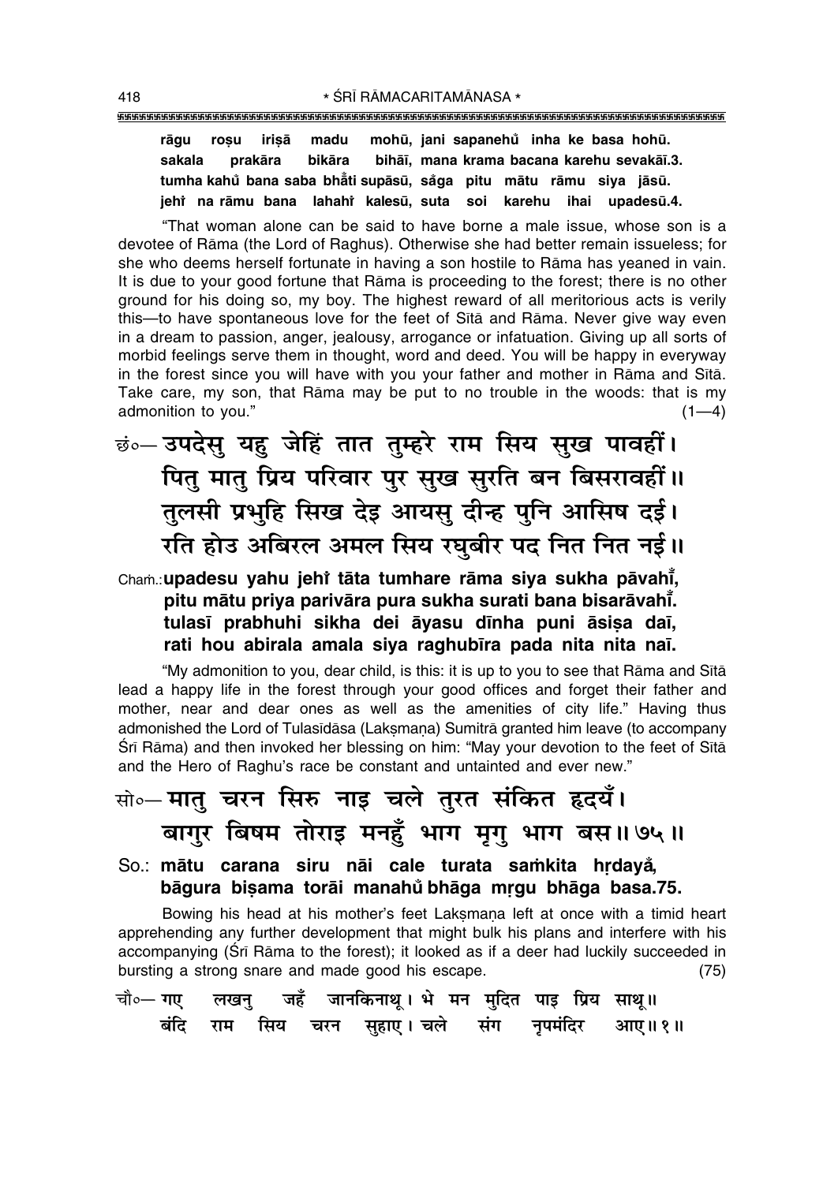**rāgu roṣu iriṣā madu mohū, jani sapanehu̐ inha ke basa hohū.**
**sakala prakāra bikāra bihāī, mana krama bacana karehu sevakāī.3.**
**tumha kahu̐ bana saba bhā̐ti supāsū, sa̐ga pitu mātu rāmu siya jāsū.**
**jehi̐ na rāmu bana lahahi̐ kalesū, suta soi karehu ihai upadesū.4.**

"That woman alone can be said to have borne a male issue, whose son is a devotee of Rāma (the Lord of Raghus). Otherwise she had better remain issueless; for she who deems herself fortunate in having a son hostile to Rāma has yeaned in vain. It is due to your good fortune that Rāma is proceeding to the forest; there is no other ground for his doing so, my boy. The highest reward of all meritorious acts is verily this—to have spontaneous love for the feet of Sītā and Rāma. Never give way even in a dream to passion, anger, jealousy, arrogance or infatuation. Giving up all sorts of morbid feelings serve them in thought, word and deed. You will be happy in everyway in the forest since you will have with you your father and mother in Rāma and Sītā. Take care, my son, that Rāma may be put to no trouble in the woods: that is my admonition to you." (1—4)

छं०— उपदेसु यहु जेहिं तात तुम्हरे राम सिय सुख पावहीं।
पितु मातु प्रिय परिवार पुर सुख सुरति बन बिसरावहीं॥
तुलसी प्रभुहि सिख देइ आयसु दीन्ह पुनि आसिष दई।
रति होउ अबिरल अमल सिय रघुबीर पद नित नित नई॥

**Chaṁ.: upadesu yahu jehi̐ tāta tumhare rāma siya sukha pāvahī̐,**
**pitu mātu priya parivāra pura sukha surati bana bisarāvahī̐.**
**tulasī prabhuhi sikha dei āyasu dīnha puni āsiṣa daī,**
**rati hou abirala amala siya raghubīra pada nita nita naī.**

"My admonition to you, dear child, is this: it is up to you to see that Rāma and Sītā lead a happy life in the forest through your good offices and forget their father and mother, near and dear ones as well as the amenities of city life." Having thus admonished the Lord of Tulasīdāsa (Lakṣmaṇa) Sumitrā granted him leave (to accompany Śrī Rāma) and then invoked her blessing on him: "May your devotion to the feet of Sītā and the Hero of Raghu's race be constant and untainted and ever new."

सो०— मातु चरन सिरु नाइ चले तुरत संकित हृदयँ।
बागुर बिषम तोराइ मनहुँ भाग मृगु भाग बस॥ ७५॥

**So.: mātu carana siru nāi cale turata saṁkita hṛdayā̐,**
**bāgura biṣama torāi manahu̐ bhāga mṛgu bhāga basa.75.**

Bowing his head at his mother's feet Lakṣmaṇa left at once with a timid heart apprehending any further development that might bulk his plans and interfere with his accompanying (Śrī Rāma to the forest); it looked as if a deer had luckily succeeded in bursting a strong snare and made good his escape. (75)

चौ०— गए लखनु जहँ जानकिनाथू। भे मन मुदित पाइ प्रिय साथू॥
बंदि राम सिय चरन सुहाए। चले संग नृपमंदिर आए॥ १॥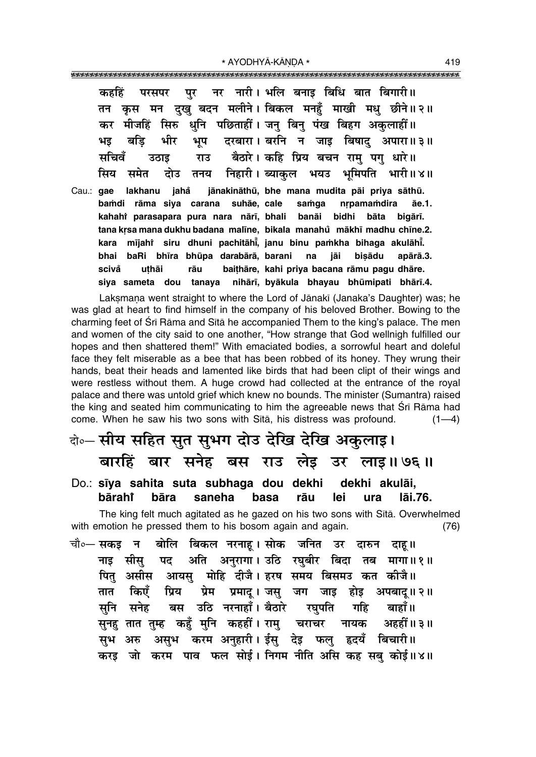कहहिं परसपर पुर नर नारी। भलि बनाइ बिधि बात बिगारी॥
तन कृस मन दुखु बदन मलीने। बिकल मनहुँ माखी मधु छीने॥२॥
कर मीजहिं सिरु धुनि पछिताहीं। जनु बिनु पंख बिहग अकुलाहीं॥
भइ बड़ि भीर भूप दरबारा। बरनि न जाइ बिषादु अपारा॥३॥
सचिवँ उठाइ राउ बैठारे। कहि प्रिय बचन रामु पगु धारे॥
सिय समेत दोउ तनय निहारी। ब्याकुल भयउ भूमिपति भारी॥४॥

Cau.: gae lakhanu jahå jānakināthū, bhe mana mudita pāi priya sāthū.
baṁdi rāma siya carana suhāe, cale saṁga nṛpamaṁdira āe.1.
kahahiṁ parasapara pura nara nārī, bhali banāi bidhi bāta bigārī.
tana kṛsa mana dukhu badana malīne, bikala manahu̐ mākhī madhu chīne.2.
kara mījahiṁ siru dhuni pachitāhīṁ, janu binu paṁkha bihaga akulāhīṁ.
bhai baRi bhīra bhūpa darabārā, barani na jāi biṣādu apārā.3.
scivå uṭhāi rāu baiṭhāre, kahi priya bacana rāmu pagu dhāre.
siya sameta dou tanaya nihārī, byākula bhayau bhūmipati bhārī.4.

Lakṣmaṇa went straight to where the Lord of Jānakī (Janaka's Daughter) was; he was glad at heart to find himself in the company of his beloved Brother. Bowing to the charming feet of Śrī Rāma and Sītā he accompanied Them to the king's palace. The men and women of the city said to one another, "How strange that God wellnigh fulfilled our hopes and then shattered them!" With emaciated bodies, a sorrowful heart and doleful face they felt miserable as a bee that has been robbed of its honey. They wrung their hands, beat their heads and lamented like birds that had been clipt of their wings and were restless without them. A huge crowd had collected at the entrance of the royal palace and there was untold grief which knew no bounds. The minister (Sumantra) raised the king and seated him communicating to him the agreeable news that Śrī Rāma had come. When he saw his two sons with Sītā, his distress was profound. (1—4)

दो०— सीय सहित सुत सुभग दोउ देखि देखि अकुलाइ।
बारहिं बार सनेह बस राउ लेइ उर लाइ॥७६॥

Do.: sīya sahita suta subhaga dou dekhi dekhi akulāi,
bārahiṁ bāra saneha basa rāu lei ura lāi.76.

The king felt much agitated as he gazed on his two sons with Sītā. Overwhelmed with emotion he pressed them to his bosom again and again. (76)

चौ०— सकइ न बोलि बिकल नरनाहू। सोक जनित उर दारुन दाहू॥
नाइ सीसु पद अति अनुरागा। उठि रघुबीर बिदा तब मागा॥१॥
पितु असीस आयसु मोहि दीजै। हरष समय बिसमउ कत कीजै॥
तात किएँ प्रिय प्रेम प्रमादू। जसु जग जाइ होइ अपबादू॥२॥
सुनि सनेह बस उठि नरनाहाँ। बैठारे रघुपति गहि बाहाँ॥
सुनहु तात तुम्ह कहुँ मुनि कहहीं। रामु चराचर नायक अहहीं॥३॥
सुभ अरु असुभ करम अनुहारी। ईसु देइ फलु हृदयँ बिचारी॥
करइ जो करम पाव फल सोई। निगम नीति असि कह सबु कोई॥४॥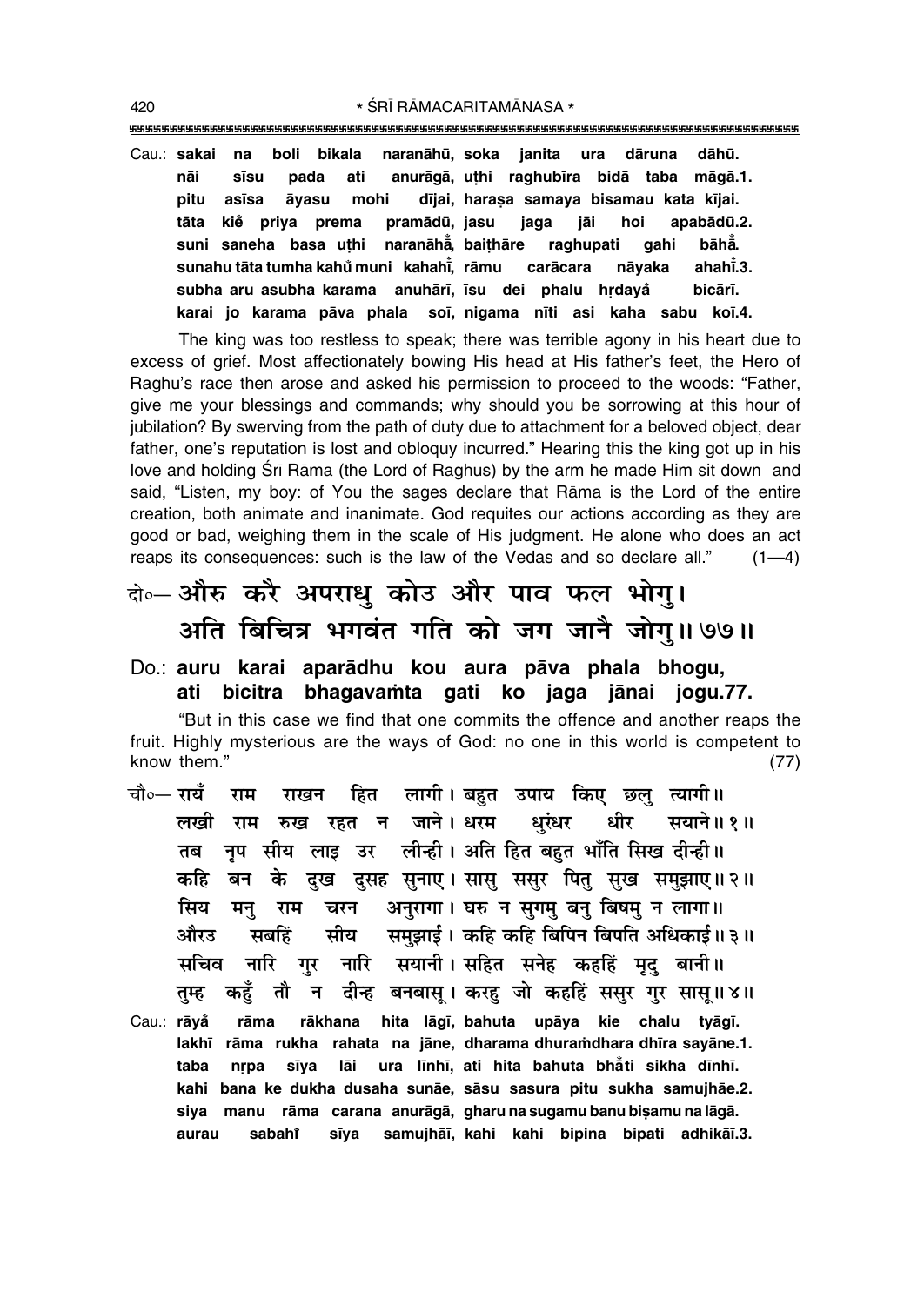Cau.: **sakai na boli bikala naranāhū, soka janita ura dāruna dāhū.**
**nāi sīsu pada ati anurāgā, uṭhi raghubīra bidā taba māgā.1.**
**pitu asīsa āyasu mohi dījai, haraṣa samaya bisamau kata kījai.**
**tāta kiè priya prema pramādū, jasu jaga jāi hoi apabādū.2.**
**suni saneha basa uṭhi naranāhā̐, baiṭhāre raghupati gahi bāhā̐.**
**sunahu tāta tumha kahu̐ muni kahahī̐, rāmu carācara nāyaka ahahī̐.3.**
**subha aru asubha karama anuhārī, īsu dei phalu hṛdaya̐ bicārī.**
**karai jo karama pāva phala soī, nigama nīti asi kaha sabu koī.4.**

The king was too restless to speak; there was terrible agony in his heart due to excess of grief. Most affectionately bowing His head at His father's feet, the Hero of Raghu's race then arose and asked his permission to proceed to the woods: "Father, give me your blessings and commands; why should you be sorrowing at this hour of jubilation? By swerving from the path of duty due to attachment for a beloved object, dear father, one's reputation is lost and obloquy incurred." Hearing this the king got up in his love and holding Śrī Rāma (the Lord of Raghus) by the arm he made Him sit down and said, "Listen, my boy: of You the sages declare that Rāma is the Lord of the entire creation, both animate and inanimate. God requites our actions according as they are good or bad, weighing them in the scale of His judgment. He alone who does an act reaps its consequences: such is the law of the Vedas and so declare all." (1—4)

दो०— औरु करै अपराधु कोउ और पाव फल भोगु।
अति बिचित्र भगवंत गति को जग जानै जोगु॥७७॥

Do.: **auru karai aparādhu kou aura pāva phala bhogu,**
**ati bicitra bhagavaṁta gati ko jaga jānai jogu.77.**

"But in this case we find that one commits the offence and another reaps the fruit. Highly mysterious are the ways of God: no one in this world is competent to know them." (77)

चौ०— रायँ राम राखन हित लागी। बहुत उपाय किए छलु त्यागी॥
लखी राम रुख रहत न जाने। धरम धुरंधर धीर सयाने॥१॥
तब नृप सीय लाइ उर लीन्ही। अति हित बहुत भाँति सिख दीन्ही॥
कहि बन के दुख दुसह सुनाए। सासु ससुर पितु सुख समुझाए॥२॥
सिय मनु राम चरन अनुरागा। घरु न सुगमु बनु बिषमु न लागा॥
औरउ सबहिं सीय समुझाई। कहि कहि बिपिन बिपति अधिकाई॥३॥
सचिव नारि गुर नारि सयानी। सहित सनेह कहहिं मृदु बानी॥
तुम्ह कहुँ तौ न दीन्ह बनबासू। करहु जो कहहिं ससुर गुर सासू॥४॥

Cau.: **rāya̐ rāma rākhana hita lāgī, bahuta upāya kie chalu tyāgī.**
**lakhī rāma rukha rahata na jāne, dharama dhuraṁdhara dhīra sayāne.1.**
**taba nṛpa sīya lāi ura līnhī, ati hita bahuta bhā̐ti sikha dīnhī.**
**kahi bana ke dukha dusaha sunāe, sāsu sasura pitu sukha samujhāe.2.**
**siya manu rāma carana anurāgā, gharu na sugamu banu biṣamu na lāgā.**
**aurau sabahi̐ sīya samujhāī, kahi kahi bipina bipati adhikāī.3.**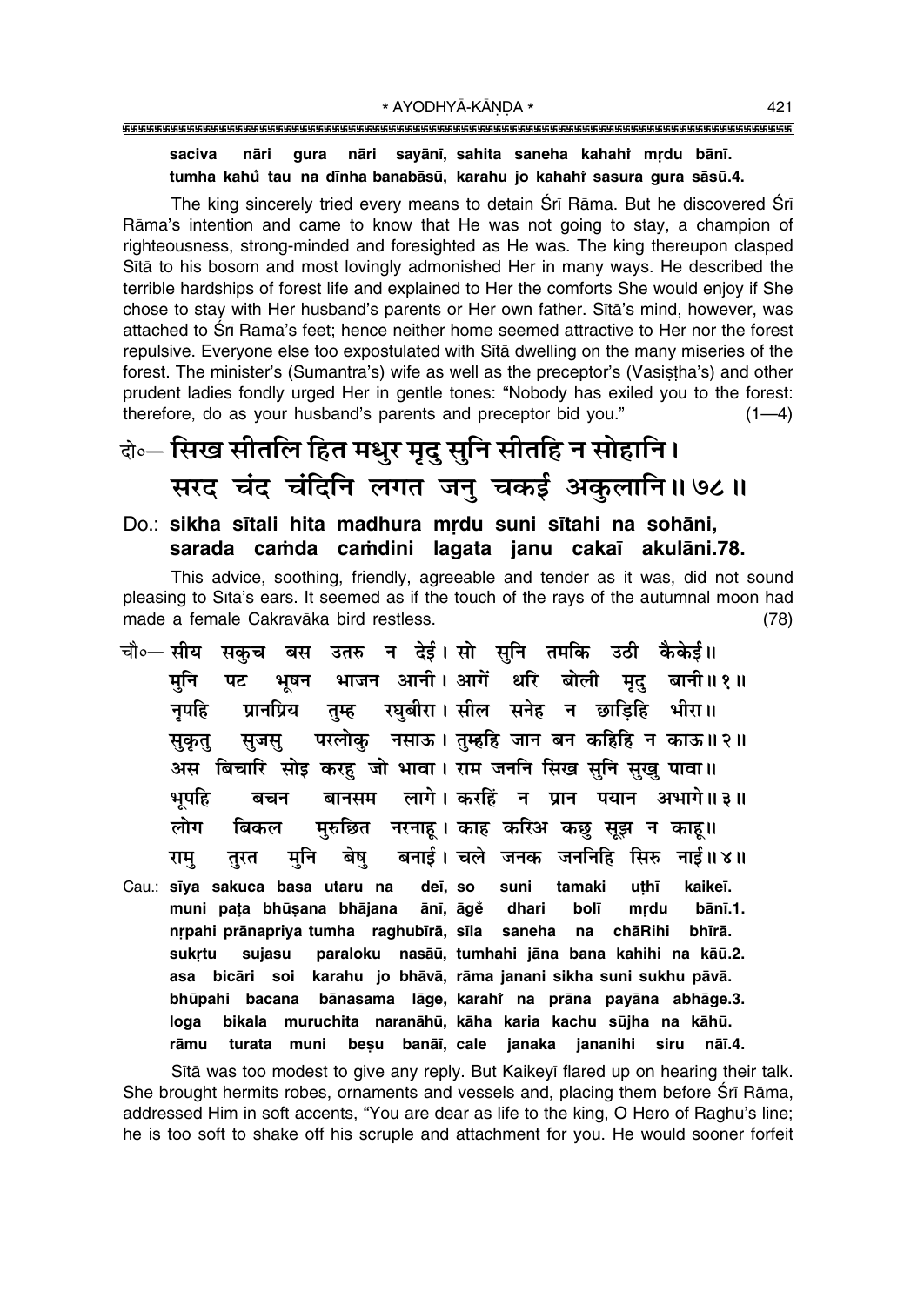**saciva nāri gura nāri sayānī, sahita saneha kahahiṁ mṛdu bānī.**
**tumha kahuṁ tau na dīnha banabāsū, karahu jo kahahiṁ sasura gura sāsū.4.**

The king sincerely tried every means to detain Śrī Rāma. But he discovered Śrī Rāma's intention and came to know that He was not going to stay, a champion of righteousness, strong-minded and foresighted as He was. The king thereupon clasped Sītā to his bosom and most lovingly admonished Her in many ways. He described the terrible hardships of forest life and explained to Her the comforts She would enjoy if She chose to stay with Her husband's parents or Her own father. Sītā's mind, however, was attached to Śrī Rāma's feet; hence neither home seemed attractive to Her nor the forest repulsive. Everyone else too expostulated with Sītā dwelling on the many miseries of the forest. The minister's (Sumantra's) wife as well as the preceptor's (Vasiṣṭha's) and other prudent ladies fondly urged Her in gentle tones: "Nobody has exiled you to the forest: therefore, do as your husband's parents and preceptor bid you." (1—4)

## दो०— सिख सीतलि हित मधुर मृदु सुनि सीतहि न सोहानि। सरद चंद चंदिनि लगत जनु चकई अकुलानि॥ ७८॥

**Do.: sikha sītali hita madhura mṛdu suni sītahi na sohāni, sarada caṁda caṁdini lagata janu cakaī akulāni.78.**

This advice, soothing, friendly, agreeable and tender as it was, did not sound pleasing to Sītā's ears. It seemed as if the touch of the rays of the autumnal moon had made a female Cakravāka bird restless. (78)

चौ०— सीय सकुच बस उतरु न देई। सो सुनि तमकि उठी कैकेई॥
मुनि पट भूषन भाजन आनी। आगें धरि बोली मृदु बानी॥ १॥
नृपहि प्रानप्रिय तुम्ह रघुबीरा। सील सनेह न छाड़िहि भीरा॥
सुकृतु सुजसु परलोकु नसाऊ। तुम्हहि जान बन कहिहि न काऊ॥ २॥
अस बिचारि सोइ करहु जो भावा। राम जननि सिख सुनि सुखु पावा॥
भूपहि बचन बानसम लागे। करहिं न प्रान पयान अभागे॥ ३॥
लोग बिकल मुरुछित नरनाहू। काह करिअ कछु सूझ न काहू॥
रामु तुरत मुनि बेषु बनाई। चले जनक जननिहि सिरु नाई॥ ४॥

**Cau.: sīya sakuca basa utaru na deī, so suni tamaki uṭhī kaikeī.**
**muni paṭa bhūṣana bhājana ānī, āgeṁ dhari bolī mṛdu bānī.1.**
**nṛpahi prānapriya tumha raghubīrā, sīla saneha na chāṛihi bhīrā.**
**sukṛtu sujasu paraloku nasāū, tumhahi jāna bana kahihi na kāū.2.**
**asa bicāri soi karahu jo bhāvā, rāma janani sikha suni sukhu pāvā.**
**bhūpahi bacana bānasama lāge, karahiṁ na prāna payāna abhāge.3.**
**loga bikala muruchita naranāhū, kāha karia kachu sūjha na kāhū.**
**rāmu turata muni beṣu banāī, cale janaka jananihi siru nāī.4.**

Sītā was too modest to give any reply. But Kaikeyī flared up on hearing their talk. She brought hermits robes, ornaments and vessels and, placing them before Śrī Rāma, addressed Him in soft accents, "You are dear as life to the king, O Hero of Raghu's line; he is too soft to shake off his scruple and attachment for you. He would sooner forfeit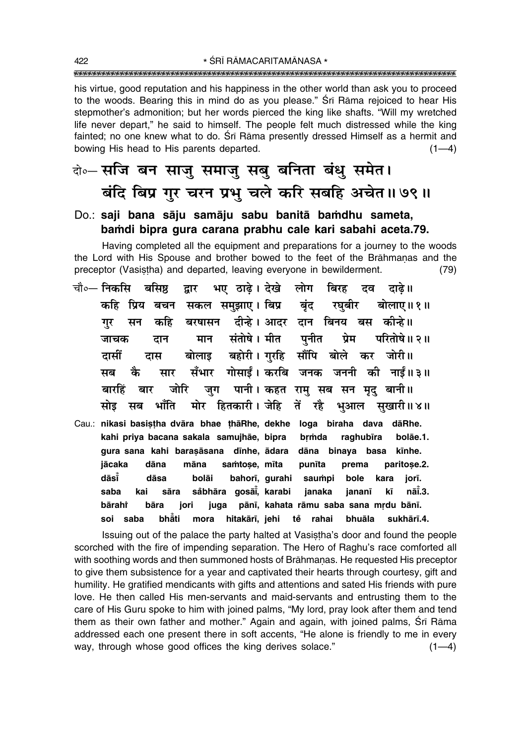his virtue, good reputation and his happiness in the other world than ask you to proceed to the woods. Bearing this in mind do as you please." Śrī Rāma rejoiced to hear His stepmother's admonition; but her words pierced the king like shafts. "Will my wretched life never depart," he said to himself. The people felt much distressed while the king fainted; no one knew what to do. Śrī Rāma presently dressed Himself as a hermit and bowing His head to His parents departed. (1—4)

दो०— **सजि बन साजु समाजु सबु बनिता बंधु समेत।**
**बंदि बिप्र गुर चरन प्रभु चले करि सबहि अचेत॥ ७९॥**

Do.: **saji bana sāju samāju sabu banitā baṁdhu sameta,**
**baṁdi bipra gura carana prabhu cale kari sabahi aceta.79.**

Having completed all the equipment and preparations for a journey to the woods the Lord with His Spouse and brother bowed to the feet of the Brāhmaṇas and the preceptor (Vasiṣṭha) and departed, leaving everyone in bewilderment. (79)

चौ०— **निकसि बसिष्ठ द्वार भए ठाढ़े। देखे लोग बिरह दव दाढ़े॥**
**कहि प्रिय बचन सकल समुझाए। बिप्र बृंद रघुबीर बोलाए॥ १॥**
**गुर सन कहि बरषासन दीन्हे। आदर दान बिनय बस कीन्हे॥**
**जाचक दान मान संतोषे। मीत पुनीत प्रेम परितोषे॥ २॥**
**दासीं दास बोलाइ बहोरी। गुरहि सौंपि बोले कर जोरी॥**
**सब कै सार सँभार गोसाईं। करबि जनक जननी की नाईं॥ ३॥**
**बारहिं बार जोरि जुग पानी। कहत रामु सब सन मृदु बानी॥**
**सोइ सब भाँति मोर हितकारी। जेहि तें रहै भुआल सुखारी॥ ४॥**

Cau.: **nikasi basiṣṭha dvāra bhae ṭhāṛhe, dekhe loga biraha dava dāṛhe.**
**kahi priya bacana sakala samujhāe, bipra bṛṁda raghubīra bolāe.1.**
**gura sana kahi baraṣāsana dīnhe, ādara dāna binaya basa kīnhe.**
**jācaka dāna māna saṁtoṣe, mīta punīta prema paritoṣe.2.**
**dāsīṁ dāsa bolāi bahorī, gurahi sauṁpi bole kara jorī.**
**saba kai sāra sa̐bhāra gosāī̐, karabi janaka jananī kī nāī̐.3.**
**bārahiṁ bāra jori juga pānī, kahata rāmu saba sana mṛdu bānī.**
**soi saba bhā̐ti mora hitakārī, jehi teṁ rahai bhuāla sukhārī.4.**

Issuing out of the palace the party halted at Vasiṣṭha's door and found the people scorched with the fire of impending separation. The Hero of Raghu's race comforted all with soothing words and then summoned hosts of Brāhmaṇas. He requested His preceptor to give them subsistence for a year and captivated their hearts through courtesy, gift and humility. He gratified mendicants with gifts and attentions and sated His friends with pure love. He then called His men-servants and maid-servants and entrusting them to the care of His Guru spoke to him with joined palms, "My lord, pray look after them and tend them as their own father and mother." Again and again, with joined palms, Śrī Rāma addressed each one present there in soft accents, "He alone is friendly to me in every way, through whose good offices the king derives solace." (1—4)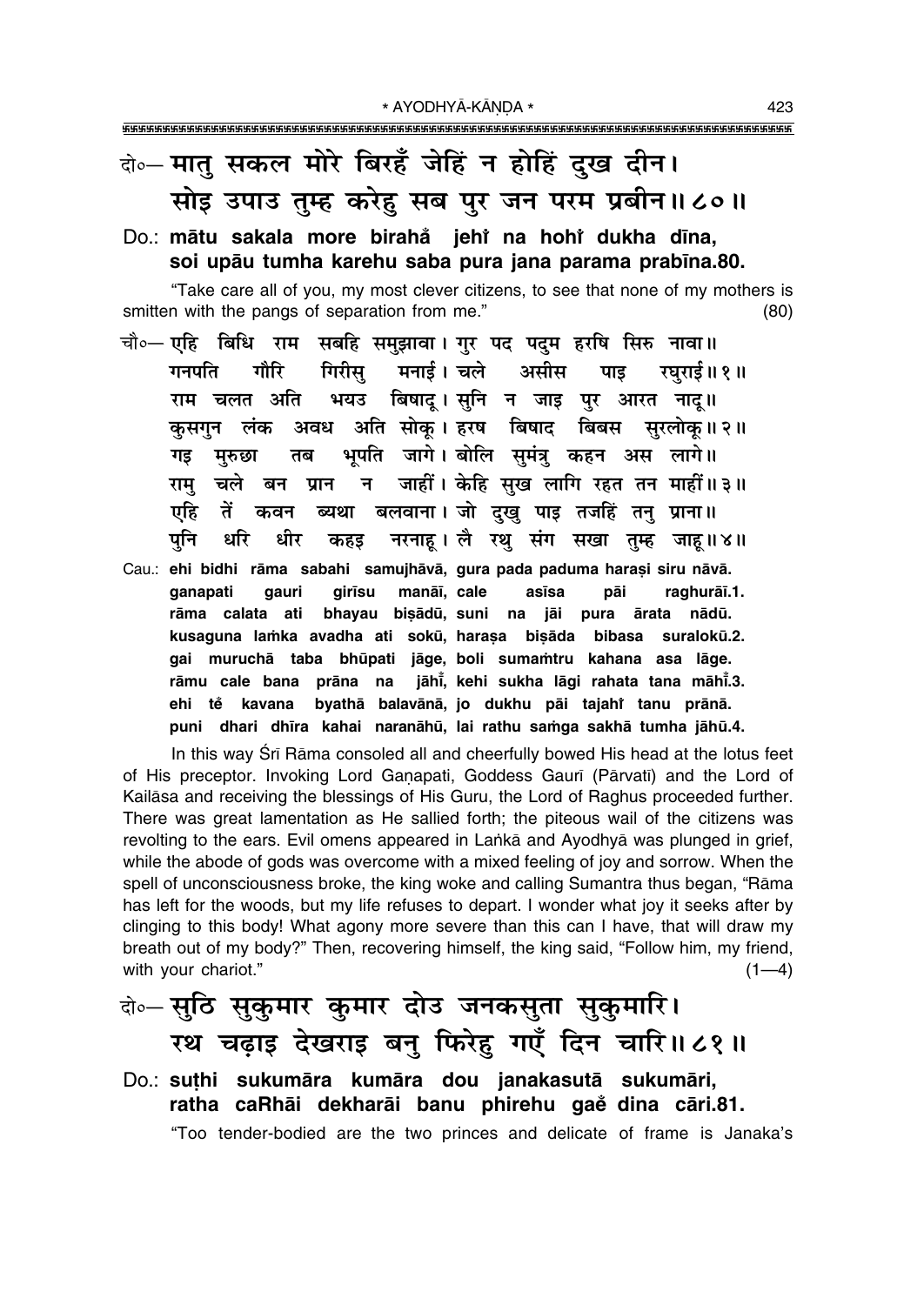दो०— मातु सकल मोरे बिरहँ जेहिं न होहिं दुख दीन।
सोइ उपाउ तुम्ह करेहु सब पुर जन परम प्रबीन॥ ८०॥

Do.: **mātu sakala more birahá jehi na hohi dukha dīna, soi upāu tumha karehu saba pura jana parama prabīna.80.**

"Take care all of you, my most clever citizens, to see that none of my mothers is smitten with the pangs of separation from me." (80)

चौ०— एहि बिधि राम सबहि समुझावा। गुर पद पदुम हरषि सिरु नावा॥
गनपति गौरि गिरीसु मनाई। चले असीस पाइ रघुराई॥ १॥
राम चलत अति भयउ बिषादू। सुनि न जाइ पुर आरत नादू॥
कुसगुन लंक अवध अति सोकू। हरष बिषाद बिबस सुरलोकू॥ २॥
गइ मुरुछा तब भूपति जागे। बोलि सुमंत्रु कहन अस लागे॥
रामु चले बन प्रान न जाहीं। केहि सुख लागि रहत तन माहीं॥ ३॥
एहि तें कवन ब्यथा बलवाना। जो दुखु पाइ तजहिं तनु प्राना॥
पुनि धरि धीर कहइ नरनाहू। लै रथु संग सखा तुम्ह जाहू॥ ४॥

Cau.: **ehi bidhi rāma sabahi samujhāvā, gura pada paduma haraṣi siru nāvā. ganapati gauri girīsu manāī, cale asīsa pāi raghurāī.1. rāma calata ati bhayau biṣādū, suni na jāi pura ārata nādū. kusaguna laṁka avadha ati sokū, haraṣa biṣāda bibasa suralokū.2. gai muruchā taba bhūpati jāge, boli sumaṁtru kahana asa lāge. rāmu cale bana prāna na jāhī̐, kehi sukha lāgi rahata tana māhī̐.3. ehi tẽ kavana byathā balavānā, jo dukhu pāi tajahi tanu prānā. puni dhari dhīra kahai naranāhū, lai rathu saṁga sakhā tumha jāhū.4.**

In this way Śrī Rāma consoled all and cheerfully bowed His head at the lotus feet of His preceptor. Invoking Lord Gaṇapati, Goddess Gaurī (Pārvatī) and the Lord of Kailāsa and receiving the blessings of His Guru, the Lord of Raghus proceeded further. There was great lamentation as He sallied forth; the piteous wail of the citizens was revolting to the ears. Evil omens appeared in Laṅkā and Ayodhyā was plunged in grief, while the abode of gods was overcome with a mixed feeling of joy and sorrow. When the spell of unconsciousness broke, the king woke and calling Sumantra thus began, "Rāma has left for the woods, but my life refuses to depart. I wonder what joy it seeks after by clinging to this body! What agony more severe than this can I have, that will draw my breath out of my body?" Then, recovering himself, the king said, "Follow him, my friend, with your chariot." (1—4)

दो०— सुठि सुकुमार कुमार दोउ जनकसुता सुकुमारि।
रथ चढ़ाइ देखराइ बनु फिरेहु गएँ दिन चारि॥ ८१॥

Do.: **suṭhi sukumāra kumāra dou janakasutā sukumāri, ratha caRhāi dekharāi banu phirehu gaẽ dina cāri.81.**

"Too tender-bodied are the two princes and delicate of frame is Janaka's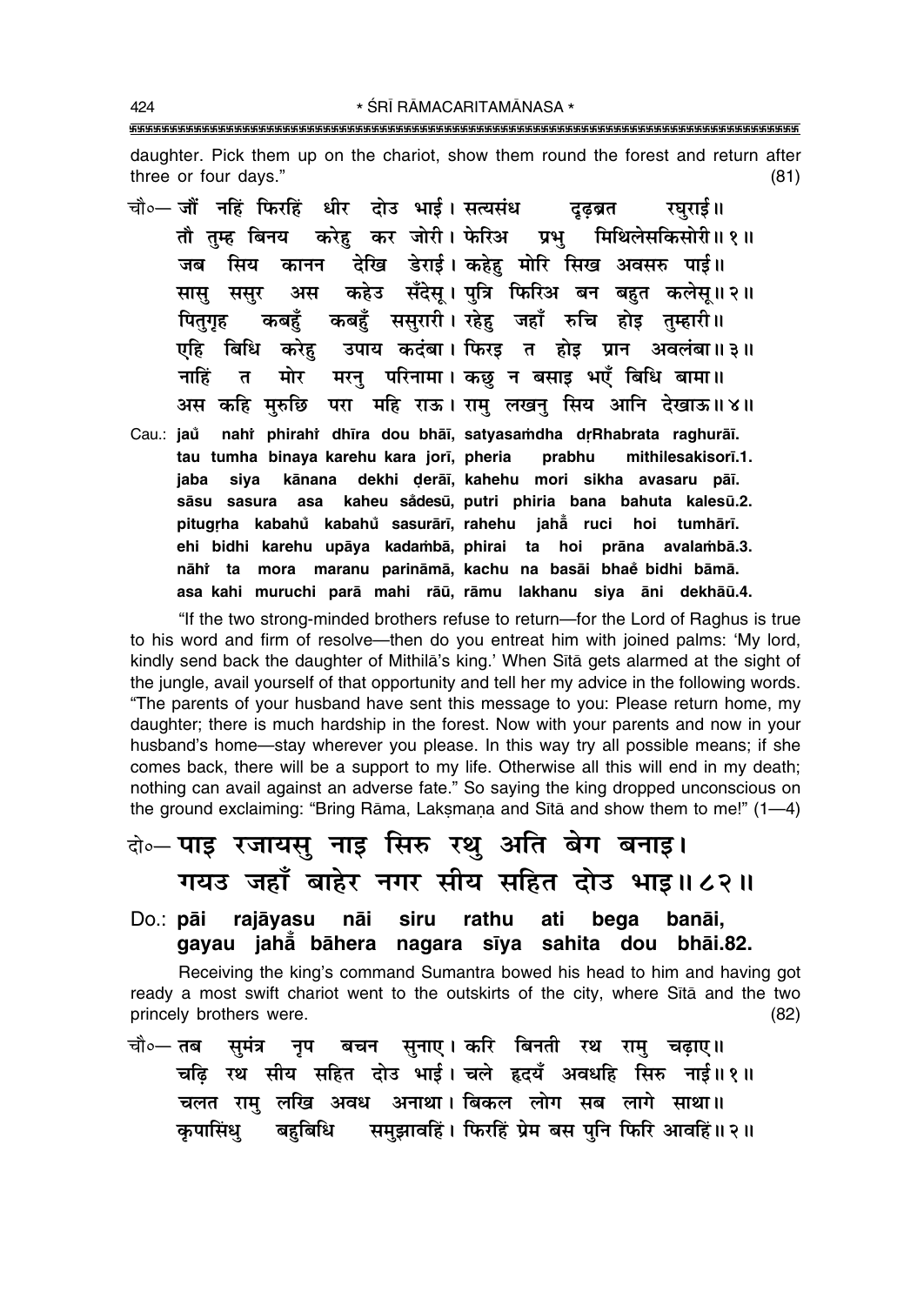daughter. Pick them up on the chariot, show them round the forest and return after three or four days." (81)

चौ०— जौं नहिं फिरहिं धीर दोउ भाई। सत्यसंध दृढ़ब्रत रघुराई॥
तौ तुम्ह बिनय करेहु कर जोरी। फेरिअ प्रभु मिथिलेसकिसोरी॥ १॥
जब सिय कानन देखि डेराई। कहेहु मोरि सिख अवसरु पाई॥
सासु ससुर अस कहेउ सँदेसू। पुत्रि फिरिअ बन बहुत कलेसू॥ २॥
पितुगृह कबहुँ कबहुँ ससुरारी। रहेहु जहाँ रुचि होइ तुम्हारी॥
एहि बिधि करेहु उपाय कदंबा। फिरइ त होइ प्रान अवलंबा॥ ३॥
नाहिं त मोर मरनु परिनामा। कछु न बसाइ भएँ बिधि बामा॥
अस कहि मुरुछि परा महि राऊ। रामु लखनु सिय आनि देखाऊ॥ ४॥

Cau.: jaů nahi phirahi dhīra dou bhāī, satyasaṁdha dṛṛhabrata raghurāī.
tau tumha binaya karehu kara jorī, pheria prabhu mithilesakisorī.1.
jaba siya kānana dekhi ḍerāī, kahehu mori sikha avasaru pāī.
sāsu sasura asa kaheu sådesū, putri phiria bana bahuta kalesū.2.
pitugṛha kabahů kabahů sasurārī, rahehu jahå ruci hoi tumhārī.
ehi bidhi karehu upāya kadaṁbā, phirai ta hoi prāna avalaṁbā.3.
nāhi ta mora maranu parināmā, kachu na basāi bhaě bidhi bāmā.
asa kahi muruchi parā mahi rāū, rāmu lakhanu siya āni dekhāū.4.

"If the two strong-minded brothers refuse to return—for the Lord of Raghus is true to his word and firm of resolve—then do you entreat him with joined palms: 'My lord, kindly send back the daughter of Mithilā's king.' When Sītā gets alarmed at the sight of the jungle, avail yourself of that opportunity and tell her my advice in the following words. "The parents of your husband have sent this message to you: Please return home, my daughter; there is much hardship in the forest. Now with your parents and now in your husband's home—stay wherever you please. In this way try all possible means; if she comes back, there will be a support to my life. Otherwise all this will end in my death; nothing can avail against an adverse fate." So saying the king dropped unconscious on the ground exclaiming: "Bring Rāma, Lakṣmaṇa and Sītā and show them to me!" (1—4)

दो०— पाइ रजायसु नाइ सिरु रथु अति बेग बनाइ।
गयउ जहाँ बाहेर नगर सीय सहित दोउ भाइ॥ ८२॥

Do.: pāi rajāyasu nāi siru rathu ati bega banāi,
gayau jahå bāhera nagara sīya sahita dou bhāi.82.

Receiving the king's command Sumantra bowed his head to him and having got ready a most swift chariot went to the outskirts of the city, where Sītā and the two princely brothers were. (82)

चौ०— तब सुमंत्र नृप बचन सुनाए। करि बिनती रथ रामु चढ़ाए॥
चढ़ि रथ सीय सहित दोउ भाई। चले हृदयँ अवधहि सिरु नाई॥ १॥
चलत रामु लखि अवध अनाथा। बिकल लोग सब लागे साथा॥
कृपासिंधु बहुबिधि समुझावहिं। फिरहिं प्रेम बस पुनि फिरि आवहिं॥ २॥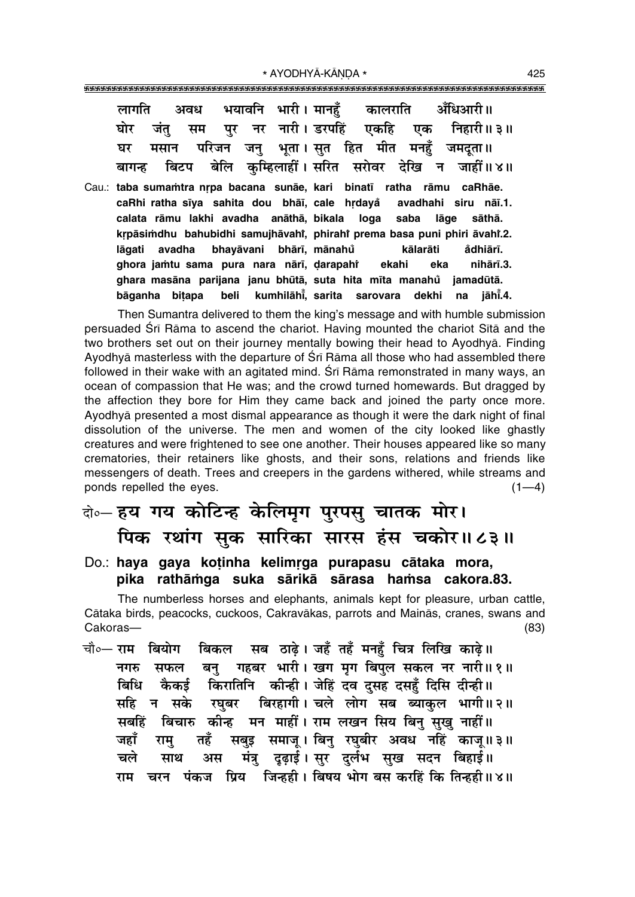लागति अवध भयावनि भारी। मानहुँ कालराति अँधिआरी॥
घोर जंतु सम पुर नर नारी। डरपहिं एकहि एक निहारी॥३॥
घर मसान परिजन जनु भूता। सुत हित मीत मनहुँ जमदूता॥
बागन्ह बिटप बेलि कुम्हिलाहीं। सरित सरोवर देखि न जाहीं॥४॥

Cau.: **taba sumaṁtra nṛpa bacana sunāe, kari binatī ratha rāmu caRhāe.**
**caRhi ratha sīya sahita dou bhāī, cale hṛdayaँ avadhahi siru nāī.1.**
**calata rāmu lakhi avadha anāthā, bikala loga saba lāge sāthā.**
**kṛpāsiṁdhu bahubidhi samujhāvahiं, phirahiं prema basa puni phiri āvahiं.2.**
**lāgati avadha bhayāvani bhārī, mānahuँ kālarāti aँdhiārī.**
**ghora jaṁtu sama pura nara nārī, ḍarapahiं ekahi eka nihārī.3.**
**ghara masāna parijana janu bhūtā, suta hita mīta manahuँ jamadūtā.**
**bāganha biṭapa beli kumhilāhīं, sarita sarovara dekhi na jāhīं.4.**

Then Sumantra delivered to them the king's message and with humble submission persuaded Śrī Rāma to ascend the chariot. Having mounted the chariot Sītā and the two brothers set out on their journey mentally bowing their head to Ayodhyā. Finding Ayodhyā masterless with the departure of Śrī Rāma all those who had assembled there followed in their wake with an agitated mind. Śrī Rāma remonstrated in many ways, an ocean of compassion that He was; and the crowd turned homewards. But dragged by the affection they bore for Him they came back and joined the party once more. Ayodhyā presented a most dismal appearance as though it were the dark night of final dissolution of the universe. The men and women of the city looked like ghastly creatures and were frightened to see one another. Their houses appeared like so many crematories, their retainers like ghosts, and their sons, relations and friends like messengers of death. Trees and creepers in the gardens withered, while streams and ponds repelled the eyes. (1—4)

दो०— हय गय कोटिन्ह केलिमृग पुरपसु चातक मोर।
पिक रथांग सुक सारिका सारस हंस चकोर॥८३॥

Do.: **haya gaya koṭinha kelimṛga purapasu cātaka mora,**
**pika rathāṁga suka sārikā sārasa haṁsa cakora.83.**

The numberless horses and elephants, animals kept for pleasure, urban cattle, Cātaka birds, peacocks, cuckoos, Cakravākas, parrots and Mainās, cranes, swans and Cakoras— (83)

चौ०— राम बियोग बिकल सब ठाढ़े। जहँ तहँ मनहुँ चित्र लिखि काढ़े॥
नगरु सफल बनु गहबर भारी। खग मृग बिपुल सकल नर नारी॥१॥
बिधि कैकई किरातिनि कीन्ही। जेहिं दव दुसह दसहुँ दिसि दीन्ही॥
सहि न सके रघुबर बिरहागी। चले लोग सब ब्याकुल भागी॥२॥
सबहिं बिचारु कीन्ह मन माहीं। राम लखन सिय बिनु सुखु नाहीं॥
जहाँ रामु तहँ सबुइ समाजू। बिनु रघुबीर अवध नहिं काजू॥३॥
चले साथ अस मंत्रु दृढ़ाई। सुर दुर्लभ सुख सदन बिहाई॥
राम चरन पंकज प्रिय जिन्हही। बिषय भोग बस करहिं कि तिन्हही॥४॥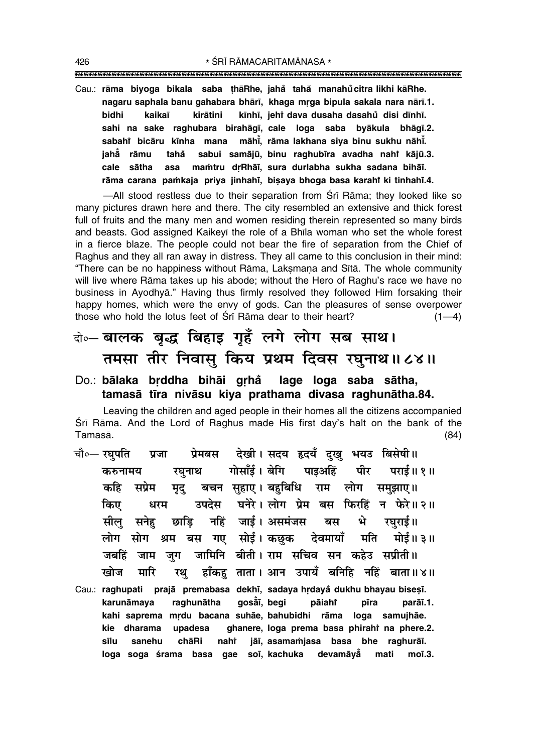Cau.: **rāma biyoga bikala saba ṭhāRhe, jahå° tahå° manahu° citra likhi kāRhe.**
**nagaru saphala banu gahabara bhārī, khaga mṛga bipula sakala nara nārī.1.**
**bidhi kaikaī kirātini kīnhī, jehi° dava dusaha dasahu° disi dīnhī.**
**sahi na sake raghubara birahāgī, cale loga saba byākula bhāgī.2.**
**sabahi° bicāru kīnha mana māhī°, rāma lakhana siya binu sukhu nāhī°.**
**jahå° rāmu tahå° sabui samājū, binu raghubīra avadha nahi° kājū.3.**
**cale sātha asa maṁtru dṛRhāī, sura durlabha sukha sadana bihāī.**
**rāma carana paṁkaja priya jinhahī, biṣaya bhoga basa karahi° ki tinhahī.4.**

—All stood restless due to their separation from Śrī Rāma; they looked like so many pictures drawn here and there. The city resembled an extensive and thick forest full of fruits and the many men and women residing therein represented so many birds and beasts. God assigned Kaikeyī the role of a Bhīla woman who set the whole forest in a fierce blaze. The people could not bear the fire of separation from the Chief of Raghus and they all ran away in distress. They all came to this conclusion in their mind: "There can be no happiness without Rāma, Lakṣmaṇa and Sītā. The whole community will live where Rāma takes up his abode; without the Hero of Raghu's race we have no business in Ayodhyā." Having thus firmly resolved they followed Him forsaking their happy homes, which were the envy of gods. Can the pleasures of sense overpower those who hold the lotus feet of Śrī Rāma dear to their heart? (1—4)

दो०— बालक बृद्ध बिहाइ गृहँ लगे लोग सब साथ।
तमसा तीर निवासु किय प्रथम दिवस रघुनाथ॥८४॥

Do.: **bālaka bṛddha bihāi gṛhå° lage loga saba sātha,**
**tamasā tīra nivāsu kiya prathama divasa raghunātha.84.**

Leaving the children and aged people in their homes all the citizens accompanied Śrī Rāma. And the Lord of Raghus made His first day's halt on the bank of the Tamasā. (84)

चौ०— रघुपति प्रजा प्रेमबस देखी। सदय हृदयँ दुखु भयउ बिसेषी॥
करुनामय रघुनाथ गोसाँई। बेगि पाइअहिं पीर पराई॥१॥
कहि सप्रेम मृदु बचन सुहाए। बहुबिधि राम लोग समुझाए॥
किए धरम उपदेस घनेरे। लोग प्रेम बस फिरहिं न फेरे॥२॥
सीलु सनेहु छाड़ि नहिं जाई। असमंजस बस भे रघुराई॥
लोग सोग श्रम बस गए सोई। कछुक देवमायाँ मति मोई॥३॥
जबहिं जाम जुग जामिनि बीती। राम सचिव सन कहेउ सप्रीती॥
खोज मारि रथु हाँकहु ताता। आन उपायँ बनिहि नहिं बाता॥४॥

Cau.: **raghupati prajā premabasa dekhī, sadaya hṛdayå° dukhu bhayau biseṣī.**
**karunāmaya raghunātha gosā°ī, begi pāiahi° pīra parāī.1.**
**kahi saprema mṛdu bacana suhāe, bahubidhi rāma loga samujhāe.**
**kie dharama upadesa ghanere, loga prema basa phirahi° na phere.2.**
**sīlu sanehu chāRi nahi° jāī, asamaṁjasa basa bhe raghurāī.**
**loga soga śrama basa gae soī, kachuka devamāyå° mati moī.3.**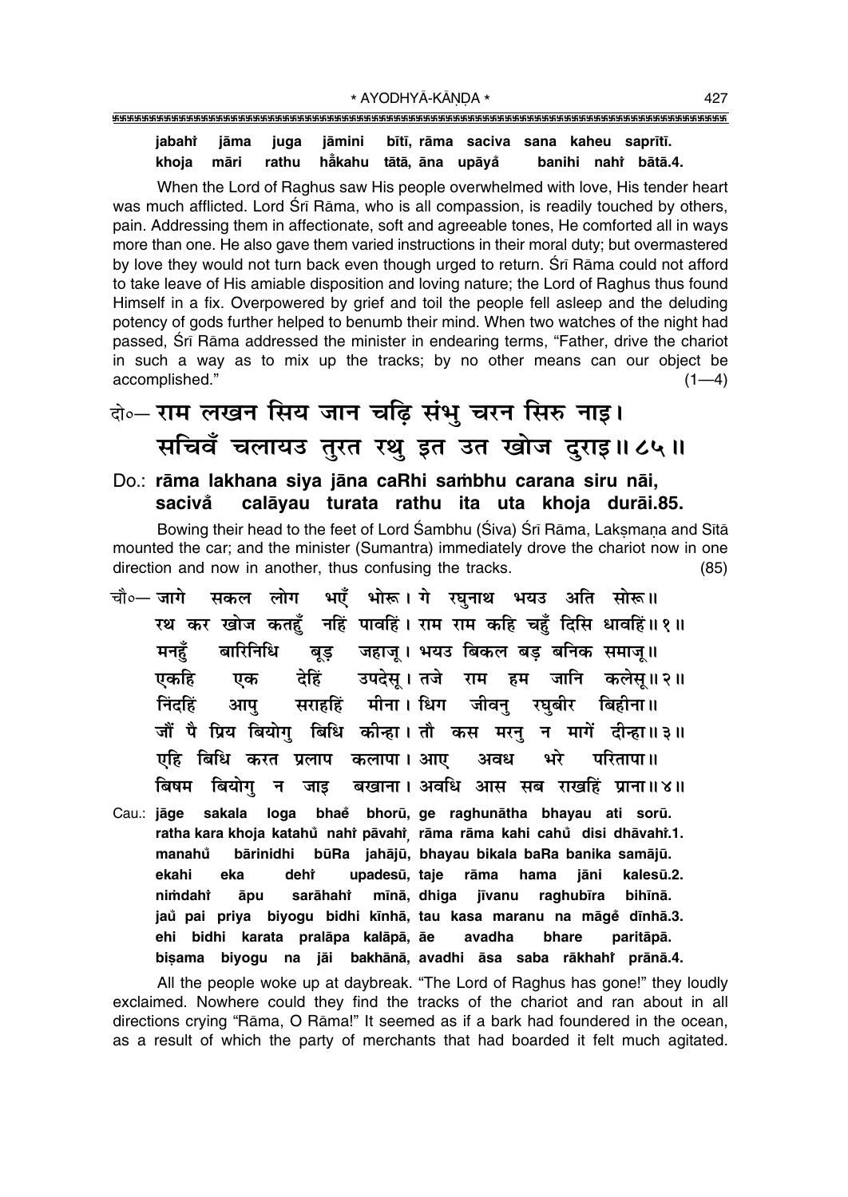**jabahiṁ jāma juga jāmini bītī, rāma saciva sana kaheu saprītī.**
**khoja māri rathu ha~kahu tātā, āna upāya~ banihi nahiṁ bātā.4.**

When the Lord of Raghus saw His people overwhelmed with love, His tender heart was much afflicted. Lord Śrī Rāma, who is all compassion, is readily touched by others, pain. Addressing them in affectionate, soft and agreeable tones, He comforted all in ways more than one. He also gave them varied instructions in their moral duty; but overmastered by love they would not turn back even though urged to return. Śrī Rāma could not afford to take leave of His amiable disposition and loving nature; the Lord of Raghus thus found Himself in a fix. Overpowered by grief and toil the people fell asleep and the deluding potency of gods further helped to benumb their mind. When two watches of the night had passed, Śrī Rāma addressed the minister in endearing terms, "Father, drive the chariot in such a way as to mix up the tracks; by no other means can our object be accomplished." (1—4)

## दो०— राम लखन सिय जान चढ़ि संभु चरन सिरु नाइ। सचिवँ चलायउ तुरत रथु इत उत खोज दुराइ॥८५॥

**Do.: rāma lakhana siya jāna caRhi saṁbhu carana siru nāi, sacivā~ calāyau turata rathu ita uta khoja durāi.85.**

Bowing their head to the feet of Lord Śambhu (Śiva) Śrī Rāma, Lakṣmaṇa and Sītā mounted the car; and the minister (Sumantra) immediately drove the chariot now in one direction and now in another, thus confusing the tracks. (85)

चौ०— जागे सकल लोग भएँ भोरू। गे रघुनाथ भयउ अति सोरू॥
रथ कर खोज कतहुँ नहिं पावहिं। राम राम कहि चहुँ दिसि धावहिं॥१॥
मनहुँ बारिनिधि बूड़ जहाजू। भयउ बिकल बड़ बनिक समाजू॥
एकहि एक देहिं उपदेसू। तजे राम हम जानि कलेसू॥२॥
निंदहिं आपु सराहहिं मीना। धिग जीवनु रघुबीर बिहीना॥
जौं पै प्रिय बियोगु बिधि कीन्हा। तौ कस मरनु न मागें दीन्हा॥३॥
एहि बिधि करत प्रलाप कलापा। आए अवध भरे परितापा॥
बिषम बियोगु न जाइ बखाना। अवधि आस सब राखहिं प्राना॥४॥

**Cau.: jāge sakala loga bhae~ bhorū, ge raghunātha bhayau ati sorū.**
**ratha kara khoja katahu~ nahiṁ pāvahiṁ, rāma rāma kahi cahu~ disi dhāvahiṁ.1.**
**manahu~ bārinidhi būRa jahājū, bhayau bikala baRa banika samājū.**
**ekahi eka dehiṁ upadesū, taje rāma hama jāni kalesū.2.**
**niṁdahiṁ āpu sarāhahiṁ mīnā, dhiga jīvanu raghubīra bihīnā.**
**jau~ pai priya biyogu bidhi kīnhā, tau kasa maranu na māge~ dīnhā.3.**
**ehi bidhi karata pralāpa kalāpā, āe avadha bhare paritāpā.**
**biṣama biyogu na jāi bakhānā, avadhi āsa saba rākhahiṁ prānā.4.**

All the people woke up at daybreak. "The Lord of Raghus has gone!" they loudly exclaimed. Nowhere could they find the tracks of the chariot and ran about in all directions crying "Rāma, O Rāma!" It seemed as if a bark had foundered in the ocean, as a result of which the party of merchants that had boarded it felt much agitated.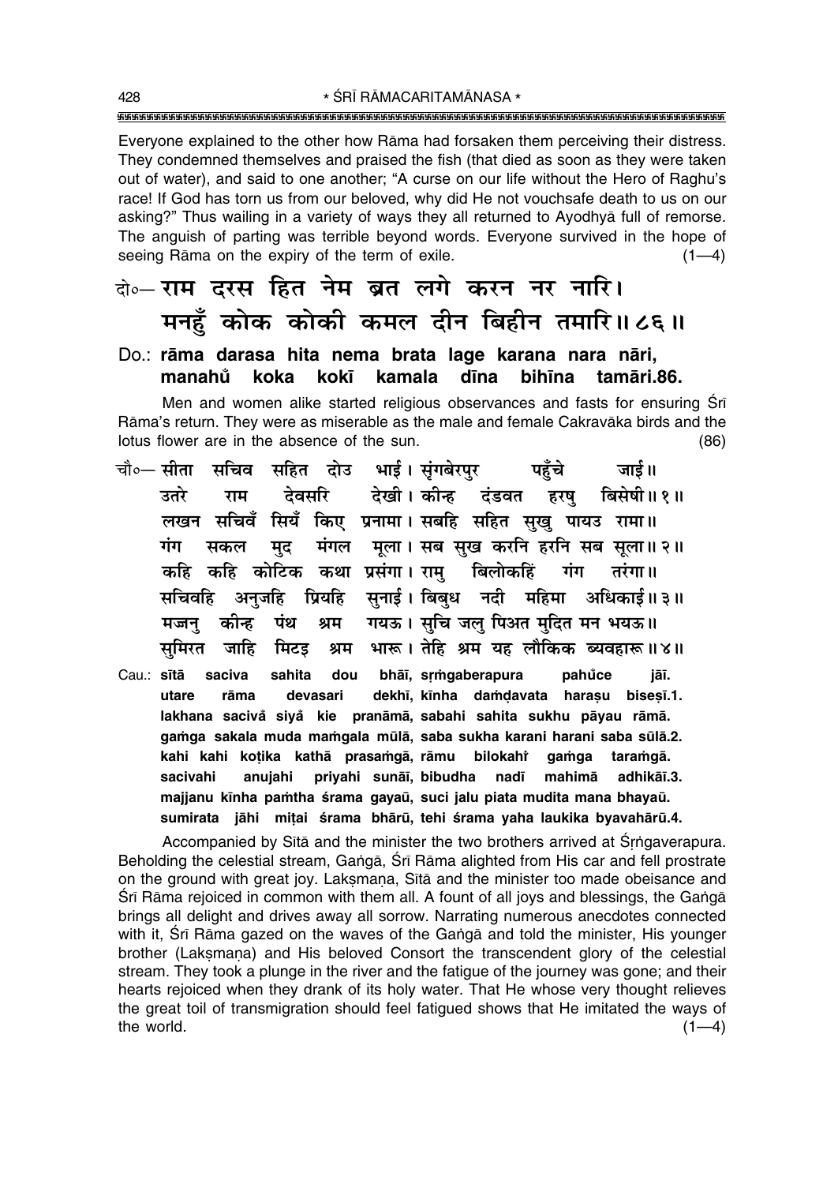Everyone explained to the other how Rāma had forsaken them perceiving their distress. They condemned themselves and praised the fish (that died as soon as they were taken out of water), and said to one another; "A curse on our life without the Hero of Raghu's race! If God has torn us from our beloved, why did He not vouchsafe death to us on our asking?" Thus wailing in a variety of ways they all returned to Ayodhyā full of remorse. The anguish of parting was terrible beyond words. Everyone survived in the hope of seeing Rāma on the expiry of the term of exile. (1—4)

दो०— राम दरस हित नेम ब्रत लगे करन नर नारि।
मनहुँ कोक कोकी कमल दीन बिहीन तमारि॥ ८६॥

Do.: **rāma darasa hita nema brata lage karana nara nāri,**
**manahu̐ koka kokī kamala dīna bihīna tamāri.86.**

Men and women alike started religious observances and fasts for ensuring Śrī Rāma's return. They were as miserable as the male and female Cakravāka birds and the lotus flower are in the absence of the sun. (86)

चौ०— सीता सचिव सहित दोउ भाई। सृंगबेरपुर पहुँचे जाई॥
उतरे राम देवसरि देखी। कीन्ह दंडवत हरषु बिसेषी॥ १॥
लखन सचिवँ सियँ किए प्रनामा। सबहि सहित सुखु पायउ रामा॥
गंग सकल मुद मंगल मूला। सब सुख करनि हरनि सब सूला॥ २॥
कहि कहि कोटिक कथा प्रसंगा। रामु बिलोकहिं गंग तरंगा॥
सचिवहि अनुजहि प्रियहि सुनाई। बिबुध नदी महिमा अधिकाई॥ ३॥
मज्जनु कीन्ह पंथ श्रम गयऊ। सुचि जलु पिअत मुदित मन भयऊ॥
सुमिरत जाहि मिटइ श्रम भारू। तेहि श्रम यह लौकिक ब्यवहारू॥ ४॥

Cau.: **sītā saciva sahita dou bhāī, sṛṁgaberapura pahu̐ce jāī.**
**utare rāma devasari dekhī, kīnha daṁḍavata haraṣu biseṣī.1.**
**lakhana sacivȧ siyȧ kie pranāmā, sabahi sahita sukhu pāyau rāmā.**
**gaṁga sakala muda maṁgala mūlā, saba sukha karani harani saba sūlā.2.**
**kahi kahi koṭika kathā prasaṁgā, rāmu bilokahi̐ gaṁga taraṁgā.**
**sacivahi anujahi priyahi sunāī, bibudha nadī mahimā adhikāī.3.**
**majjanu kīnha paṁtha śrama gayaū, suci jalu piata mudita mana bhayaū.**
**sumirata jāhi miṭai śrama bhārū, tehi śrama yaha laukika byavahārū.4.**

Accompanied by Sītā and the minister the two brothers arrived at Śṛṅgaverapura. Beholding the celestial stream, Gaṅgā, Śrī Rāma alighted from His car and fell prostrate on the ground with great joy. Lakṣmaṇa, Sītā and the minister too made obeisance and Śrī Rāma rejoiced in common with them all. A fount of all joys and blessings, the Gaṅgā brings all delight and drives away all sorrow. Narrating numerous anecdotes connected with it, Śrī Rāma gazed on the waves of the Gaṅgā and told the minister, His younger brother (Lakṣmaṇa) and His beloved Consort the transcendent glory of the celestial stream. They took a plunge in the river and the fatigue of the journey was gone; and their hearts rejoiced when they drank of its holy water. That He whose very thought relieves the great toil of transmigration should feel fatigued shows that He imitated the ways of the world. (1—4)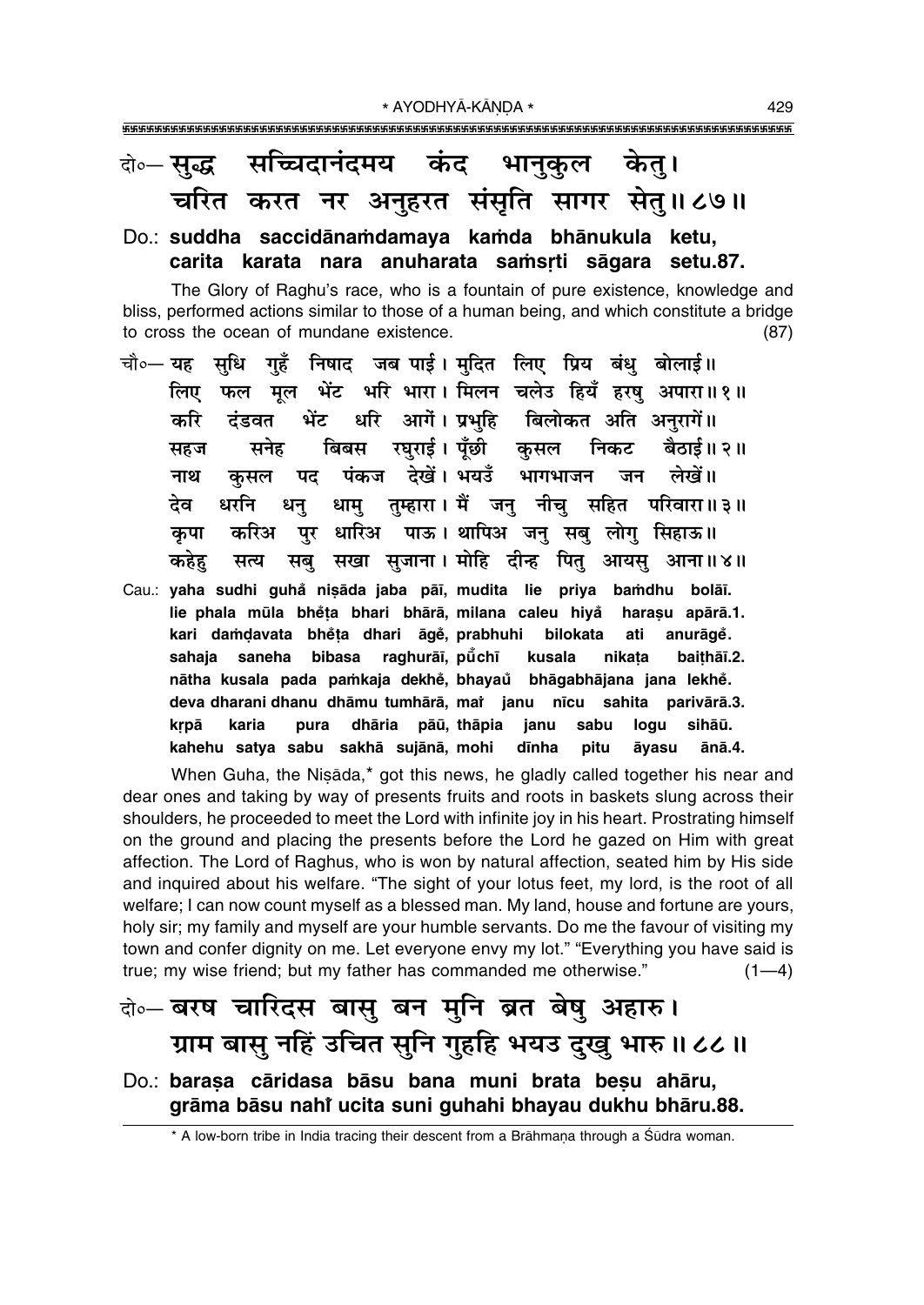दो०— सुद्ध सच्चिदानंदमय कंद भानुकुल केतु।
चरित करत नर अनुहरत संसृति सागर सेतु॥ ८७॥

Do.: **suddha saccidānaṁdamaya kaṁda bhānukula ketu,**
**carita karata nara anuharata saṁsṛti sāgara setu.87.**

The Glory of Raghu's race, who is a fountain of pure existence, knowledge and bliss, performed actions similar to those of a human being, and which constitute a bridge to cross the ocean of mundane existence. (87)

चौ०— यह सुधि गुहँ निषाद जब पाई। मुदित लिए प्रिय बंधु बोलाई॥
लिए फल मूल भेंट भरि भारा। मिलन चलेउ हियँ हरषु अपारा॥ १॥
करि दंडवत भेंट धरि आगें। प्रभुहि बिलोकत अति अनुरागें॥
सहज सनेह बिबस रघुराई। पूँछी कुसल निकट बैठाई॥ २॥
नाथ कुसल पद पंकज देखें। भयउँ भागभाजन जन लेखें॥
देव धरनि धनु धामु तुम्हारा। मैं जनु नीचु सहित परिवारा॥ ३॥
कृपा करिअ पुर धारिअ पाऊ। थापिअ जनु सबु लोगु सिहाऊ॥
कहेहु सत्य सबु सखा सुजाना। मोहि दीन्ह पितु आयसु आना॥ ४॥

Cau.: **yaha sudhi guhå niṣāda jaba pāī, mudita lie priya baṁdhu bolāī.**
**lie phala mūla bheṁṭa bhari bhārā, milana caleu hiyå harașu apārā.1.**
**kari daṁḍavata bheṁṭa dhari āgeṁ, prabhuhi bilokata ati anurāgeṁ.**
**sahaja saneha bibasa raghurāī, pūṁchī kusala nikaṭa baiṭhāī.2.**
**nātha kusala pada paṁkaja dekheṁ, bhayaů bhāgabhājana jana lekheṁ.**
**deva dharani dhanu dhāmu tumhārā, maiṁ janu nīcu sahita parivārā.3.**
**kṛpā karia pura dhāria pāū, thāpia janu sabu logu sihāū.**
**kahehu satya sabu sakhā sujānā, mohi dīnha pitu āyasu ānā.4.**

When Guha, the Niṣāda,* got this news, he gladly called together his near and dear ones and taking by way of presents fruits and roots in baskets slung across their shoulders, he proceeded to meet the Lord with infinite joy in his heart. Prostrating himself on the ground and placing the presents before the Lord he gazed on Him with great affection. The Lord of Raghus, who is won by natural affection, seated him by His side and inquired about his welfare. "The sight of your lotus feet, my lord, is the root of all welfare; I can now count myself as a blessed man. My land, house and fortune are yours, holy sir; my family and myself are your humble servants. Do me the favour of visiting my town and confer dignity on me. Let everyone envy my lot." "Everything you have said is true; my wise friend; but my father has commanded me otherwise." (1—4)

दो०— बरष चारिदस बासु बन मुनि ब्रत बेषु अहारु।
ग्राम बासु नहिं उचित सुनि गुहहि भयउ दुखु भारु॥ ८८॥

Do.: **baraṣa cāridasa bāsu bana muni brata beṣu ahāru,**
**grāma bāsu nahiṁ ucita suni guhahi bhayau dukhu bhāru.88.**

* A low-born tribe in India tracing their descent from a Brāhmaṇa through a Śūdra woman.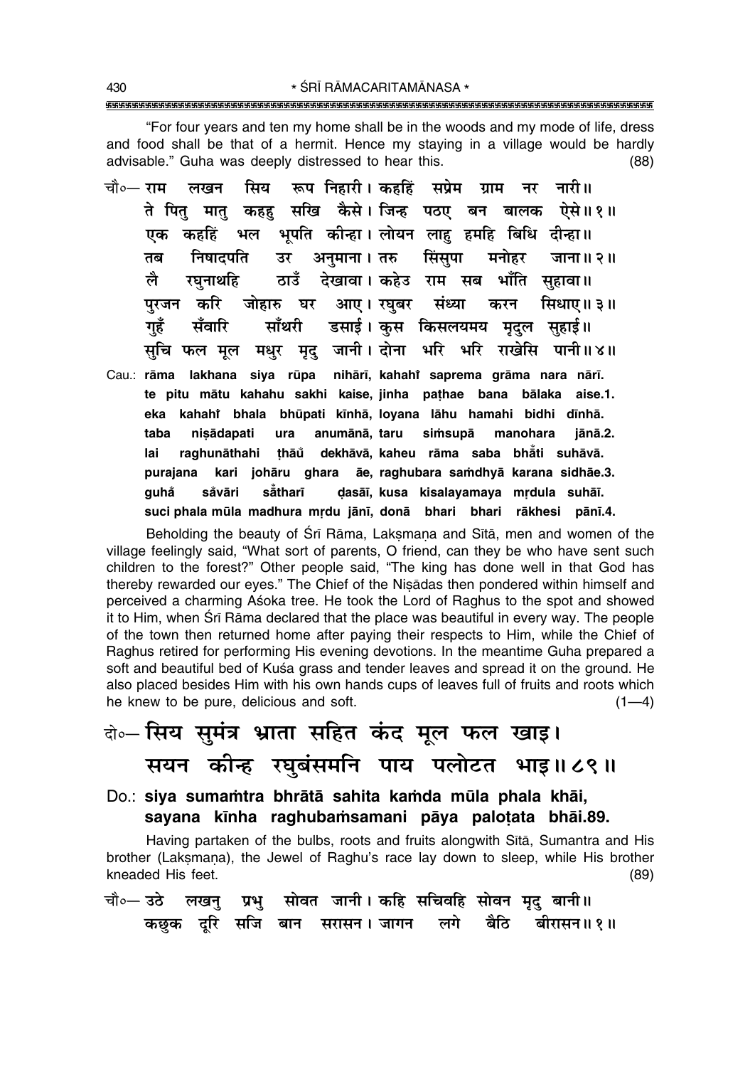"For four years and ten my home shall be in the woods and my mode of life, dress and food shall be that of a hermit. Hence my staying in a village would be hardly advisable." Guha was deeply distressed to hear this. (88)

चौ०— राम लखन सिय रूप निहारी। कहहिं सप्रेम ग्राम नर नारी॥
ते पितु मातु कहहु सखि कैसे। जिन्ह पठए बन बालक ऐसे॥ १॥
एक कहहिं भल भूपति कीन्हा। लोयन लाहु हमहि बिधि दीन्हा॥
तब निषादपति उर अनुमाना। तरु सिंसुपा मनोहर जाना॥ २॥
लै रघुनाथहि ठाउँ देखावा। कहेउ राम सब भाँति सुहावा॥
पुरजन करि जोहारु घर आए। रघुबर संध्या करन सिधाए॥ ३॥
गुहँ सँवारि साँथरी डसाई। कुस किसलयमय मृदुल सुहाई॥
सुचि फल मूल मधुर मृदु जानी। दोना भरि भरि राखेसि पानी॥ ४॥

Cau.: **rāma lakhana siya rūpa nihārī, kahahĩ saprema grāma nara nārī.**
**te pitu mātu kahahu sakhi kaise, jinha paṭhae bana bālaka aise.1.**
**eka kahahĩ bhala bhūpati kīnhā, loyana lāhu hamahi bidhi dīnhā.**
**taba niṣādapati ura anumānā, taru siṁsupā manohara jānā.2.**
**lai raghunāthahi ṭhāũ dekhāvā, kaheu rāma saba bhā̃ti suhāvā.**
**purajana kari johāru ghara āe, raghubara saṁdhyā karana sidhāe.3.**
**guhã̄ sã̄vāri sā̃tharī ḍasāī, kusa kisalayamaya mṛdula suhāī.**
**suci phala mūla madhura mṛdu jānī, donā bhari bhari rākhesi pānī.4.**

Beholding the beauty of Śrī Rāma, Lakṣmaṇa and Sītā, men and women of the village feelingly said, "What sort of parents, O friend, can they be who have sent such children to the forest?" Other people said, "The king has done well in that God has thereby rewarded our eyes." The Chief of the Niṣādas then pondered within himself and perceived a charming Aśoka tree. He took the Lord of Raghus to the spot and showed it to Him, when Śrī Rāma declared that the place was beautiful in every way. The people of the town then returned home after paying their respects to Him, while the Chief of Raghus retired for performing His evening devotions. In the meantime Guha prepared a soft and beautiful bed of Kuśa grass and tender leaves and spread it on the ground. He also placed besides Him with his own hands cups of leaves full of fruits and roots which he knew to be pure, delicious and soft. (1—4)

## दो०— सिय सुमंत्र भ्राता सहित कंद मूल फल खाइ। सयन कीन्ह रघुबंसमनि पाय पलोटत भाइ॥ ८९॥

Do.: **siya sumaṁtra bhrātā sahita kaṁda mūla phala khāi, sayana kīnha raghubaṁsamani pāya paloṭata bhāi.89.**

Having partaken of the bulbs, roots and fruits alongwith Sītā, Sumantra and His brother (Lakṣmaṇa), the Jewel of Raghu's race lay down to sleep, while His brother kneaded His feet. (89)

चौ०— उठे लखनु प्रभु सोवत जानी। कहि सचिवहि सोवन मृदु बानी॥
कछुक दूरि सजि बान सरासन। जागन लगे बैठि बीरासन॥ १॥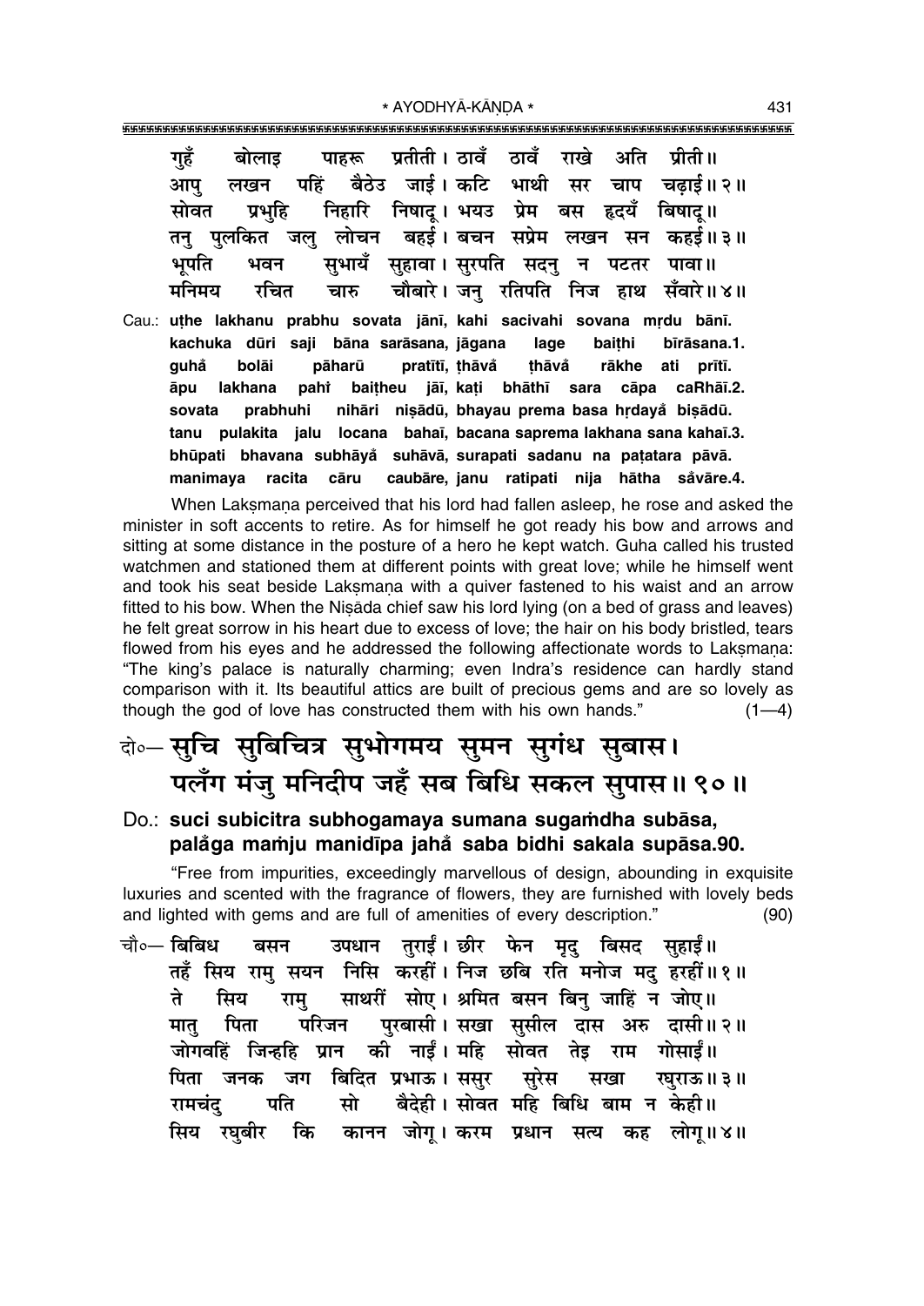गुहँ बोलाइ पाहरू प्रतीती। ठावँ ठावँ राखे अति प्रीती॥
आपु लखन पहिं बैठेउ जाई। कटि भाथी सर चाप चढ़ाई॥ २॥
सोवत प्रभुहि निहारि निषादू। भयउ प्रेम बस हृदयँ बिषादू॥
तनु पुलकित जलु लोचन बहई। बचन सप्रेम लखन सन कहई॥ ३॥
भूपति भवन सुभायँ सुहावा। सुरपति सदनु न पटतर पावा॥
मनिमय रचित चारु चौबारे। जनु रतिपति निज हाथ सँवारे॥ ४॥

Cau.: **uṭhe lakhanu prabhu sovata jānī, kahi sacivahi sovana mṛdu bānī.**
**kachuka dūri saji bāna sarāsana, jāgana lage baiṭhi bīrāsana.1.**
**guhå̐ bolāi pāharū pratītī, ṭhāvå̐ ṭhāvå̐ rākhe ati prītī.**
**āpu lakhana pahi̐ baiṭheu jāī, kaṭi bhāthī sara cāpa caRhāī.2.**
**sovata prabhuhi nihāri niṣādū, bhayau prema basa hṛdayå̐ biṣādū.**
**tanu pulakita jalu locana bahaī, bacana saprema lakhana sana kahaī.3.**
**bhūpati bhavana subhāyå̐ suhāvā, surapati sadanu na paṭatara pāvā.**
**manimaya racita cāru caubāre, janu ratipati nija hātha så̐vāre.4.**

When Lakṣmaṇa perceived that his lord had fallen asleep, he rose and asked the minister in soft accents to retire. As for himself he got ready his bow and arrows and sitting at some distance in the posture of a hero he kept watch. Guha called his trusted watchmen and stationed them at different points with great love; while he himself went and took his seat beside Lakṣmaṇa with a quiver fastened to his waist and an arrow fitted to his bow. When the Niṣāda chief saw his lord lying (on a bed of grass and leaves) he felt great sorrow in his heart due to excess of love; the hair on his body bristled, tears flowed from his eyes and he addressed the following affectionate words to Lakṣmaṇa: "The king's palace is naturally charming; even Indra's residence can hardly stand comparison with it. Its beautiful attics are built of precious gems and are so lovely as though the god of love has constructed them with his own hands." (1—4)

दो०— सुचि सुबिचित्र सुभोगमय सुमन सुगंध सुबास।
पलँग मंजु मनिदीप जहँ सब बिधि सकल सुपास॥ ९०॥

Do.: **suci subicitra subhogamaya sumana sugaṁdha subāsa,**
**palå̐ga maṁju manidīpa jahå̐ saba bidhi sakala supāsa.90.**

"Free from impurities, exceedingly marvellous of design, abounding in exquisite luxuries and scented with the fragrance of flowers, they are furnished with lovely beds and lighted with gems and are full of amenities of every description." (90)

चौ०— बिबिध बसन उपधान तुराईं। छीर फेन मृदु बिसद सुहाईं॥
तहँ सिय रामु सयन निसि करहीं। निज छबि रति मनोज मदु हरहीं॥ १॥
ते सिय रामु साथरीं सोए। श्रमित बसन बिनु जाहिं न जोए॥
मातु पिता परिजन पुरबासी। सखा सुसील दास अरु दासी॥ २॥
जोगवहिं जिन्हहि प्रान की नाईं। महि सोवत तेइ राम गोसाईं॥
पिता जनक जग बिदित प्रभाऊ। ससुर सुरेस सखा रघुराऊ॥ ३॥
रामचंदु पति सो बैदेही। सोवत महि बिधि बाम न केही॥
सिय रघुबीर कि कानन जोगू। करम प्रधान सत्य कह लोगू॥ ४॥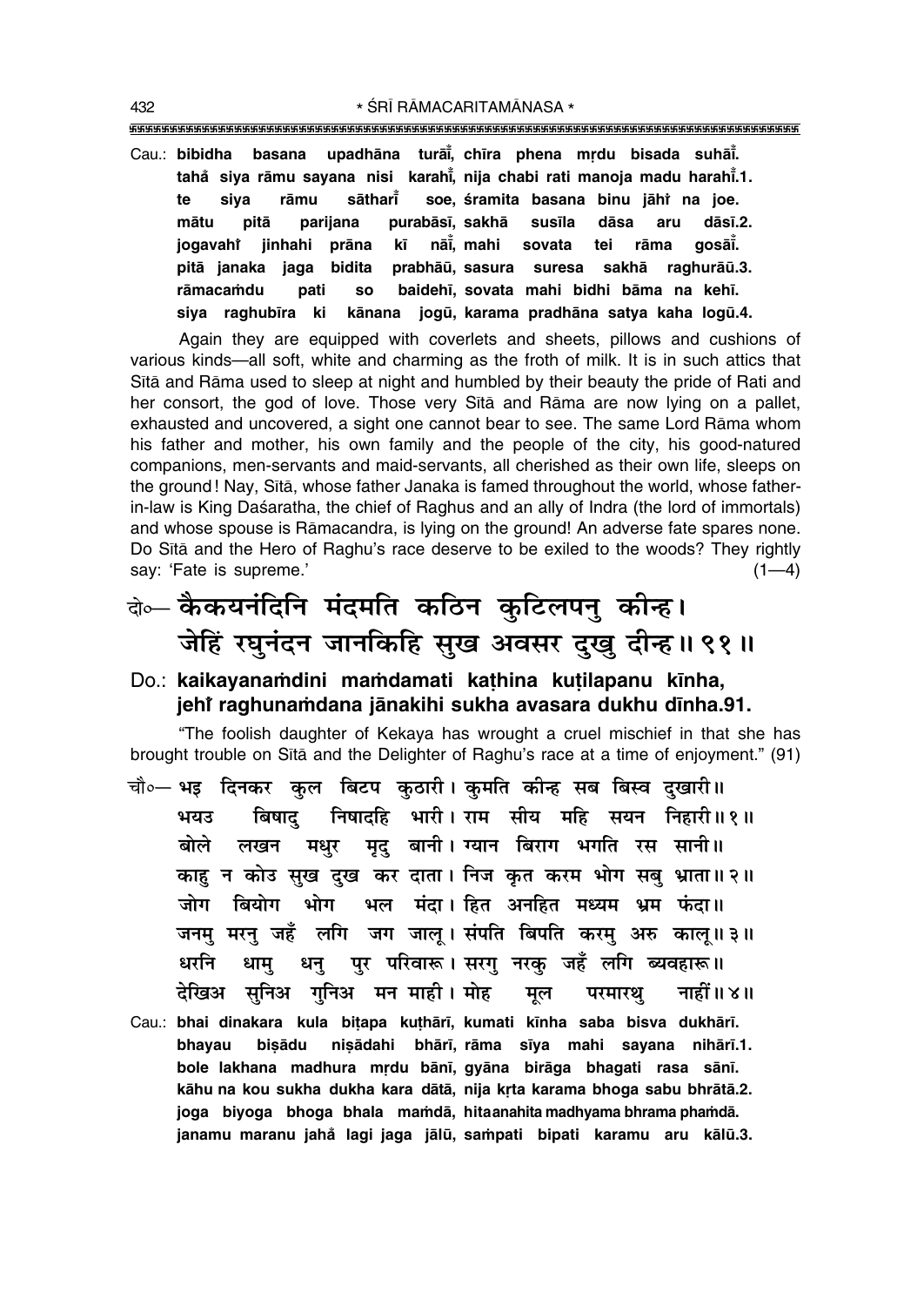Cau.: **bibidha basana upadhāna turāī̐, chīra phena mṛdu bisada suhāī̐.**
**taha̐ siya rāmu sayana nisi karahī̐, nija chabi rati manoja madu harahī̐.1.**
**te siya rāmu sātharī̐ soe, śramita basana binu jāhĩ na joe.**
**mātu pitā parijana purabāsī, sakhā susīla dāsa aru dāsī.2.**
**jogavahĩ jinhahi prāna kī nāī̐, mahi sovata tei rāma gosāī̐.**
**pitā janaka jaga bidita prabhāū, sasura suresa sakhā raghurāū.3.**
**rāmacaṁdu pati so baidehī, sovata mahi bidhi bāma na kehī.**
**siya raghubīra ki kānana jogū, karama pradhāna satya kaha logū.4.**

Again they are equipped with coverlets and sheets, pillows and cushions of various kinds—all soft, white and charming as the froth of milk. It is in such attics that Sītā and Rāma used to sleep at night and humbled by their beauty the pride of Rati and her consort, the god of love. Those very Sītā and Rāma are now lying on a pallet, exhausted and uncovered, a sight one cannot bear to see. The same Lord Rāma whom his father and mother, his own family and the people of the city, his good-natured companions, men-servants and maid-servants, all cherished as their own life, sleeps on the ground! Nay, Sītā, whose father Janaka is famed throughout the world, whose father-in-law is King Daśaratha, the chief of Raghus and an ally of Indra (the lord of immortals) and whose spouse is Rāmacandra, is lying on the ground! An adverse fate spares none. Do Sītā and the Hero of Raghu's race deserve to be exiled to the woods? They rightly say: 'Fate is supreme.' (1—4)

दो०— कैकयनंदिनि मंदमति कठिन कुटिलपनु कीन्ह।
जेहिं रघुनंदन जानकिहि सुख अवसर दुखु दीन्ह॥ ९१॥

Do.: **kaikayanaṁdini maṁdamati kaṭhina kuṭilapanu kīnha,**
**jehĩ raghunaṁdana jānakihi sukha avasara dukhu dīnha.91.**

"The foolish daughter of Kekaya has wrought a cruel mischief in that she has brought trouble on Sītā and the Delighter of Raghu's race at a time of enjoyment." (91)

चौ०— भइ दिनकर कुल बिटप कुठारी। कुमति कीन्ह सब बिस्व दुखारी॥
भयउ बिषादु निषादहि भारी। राम सीय महि सयन निहारी॥ १॥
बोले लखन मधुर मृदु बानी। ग्यान बिराग भगति रस सानी॥
काहु न कोउ सुख दुख कर दाता। निज कृत करम भोग सबु भ्राता॥ २॥
जोग बियोग भोग भल मंदा। हित अनहित मध्यम भ्रम फंदा॥
जनमु मरनु जहँ लगि जग जालू। संपति बिपति करमु अरु कालू॥ ३॥
धरनि धामु धनु पुर परिवारू। सरगु नरकु जहँ लगि ब्यवहारू॥
देखिअ सुनिअ गुनिअ मन माहीं। मोह मूल परमारथु नाहीं॥ ४॥

Cau.: **bhai dinakara kula biṭapa kuṭhārī, kumati kīnha saba bisva dukhārī.**
**bhayau biṣādu niṣādahi bhārī, rāma sīya mahi sayana nihārī.1.**
**bole lakhana madhura mṛdu bānī, gyāna birāga bhagati rasa sānī.**
**kāhu na kou sukha dukha kara dātā, nija kṛta karama bhoga sabu bhrātā.2.**
**joga biyoga bhoga bhala maṁdā, hitaanahita madhyama bhrama phaṁdā.**
**janamu maranu jaha̐ lagi jaga jālū, saṁpati bipati karamu aru kālū.3.**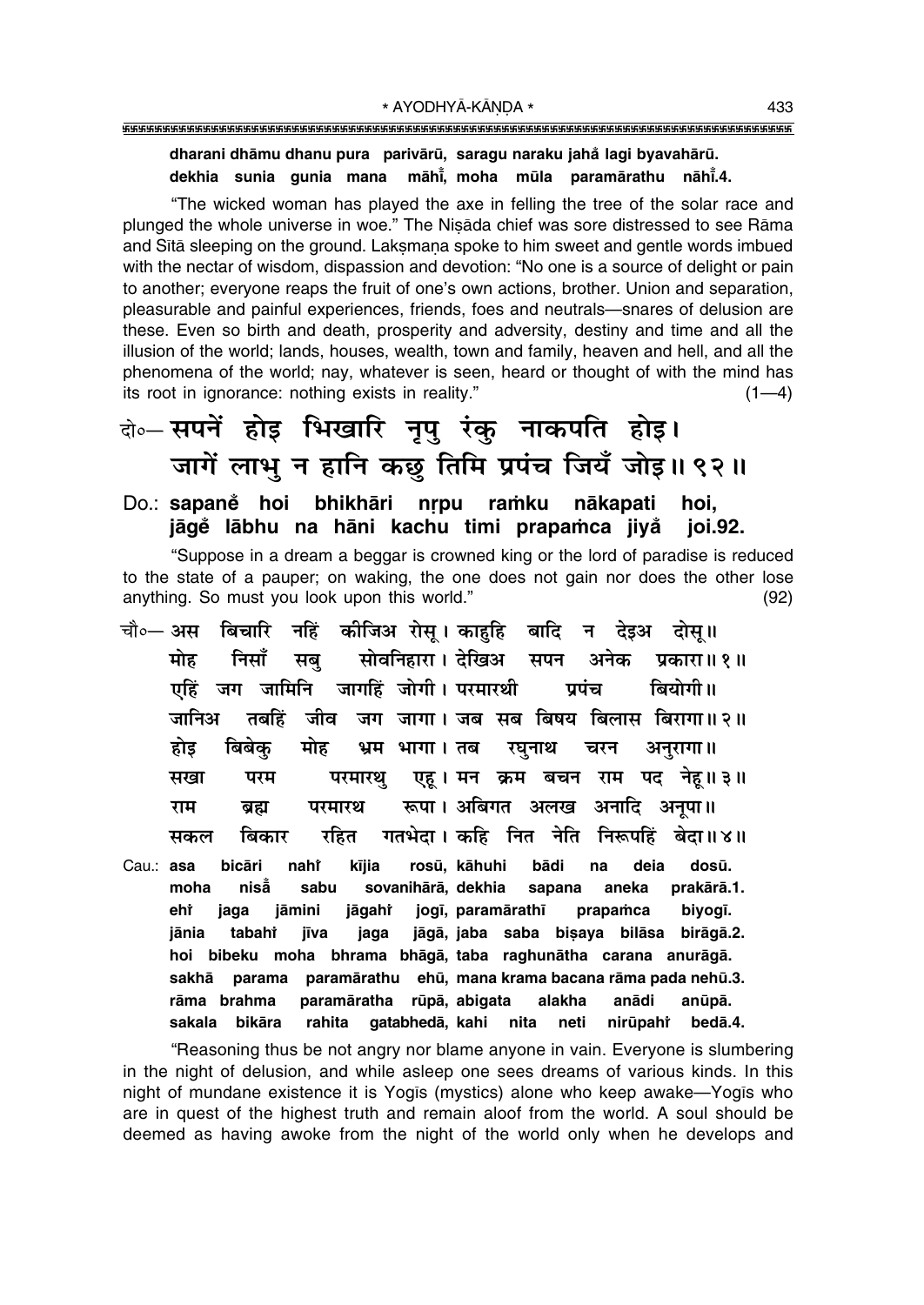**dharani dhāmu dhanu pura parivārū, saragu naraku jahå lagi byavahārū.**
**dekhia sunia gunia mana māhī̐, moha mūla paramārathu nāhī̐.4.**

"The wicked woman has played the axe in felling the tree of the solar race and plunged the whole universe in woe." The Niṣāda chief was sore distressed to see Rāma and Sītā sleeping on the ground. Lakṣmaṇa spoke to him sweet and gentle words imbued with the nectar of wisdom, dispassion and devotion: "No one is a source of delight or pain to another; everyone reaps the fruit of one's own actions, brother. Union and separation, pleasurable and painful experiences, friends, foes and neutrals—snares of delusion are these. Even so birth and death, prosperity and adversity, destiny and time and all the illusion of the world; lands, houses, wealth, town and family, heaven and hell, and all the phenomena of the world; nay, whatever is seen, heard or thought of with the mind has its root in ignorance: nothing exists in reality." (1—4)

दो०— सपनें होइ भिखारि नृपु रंकु नाकपति होइ।
जागें लाभु न हानि कछु तिमि प्रपंच जियँ जोइ॥ ९२॥

Do.: **sapanẽ hoi bhikhāri nṛpu raṁku nākapati hoi,**
**jāgẽ lābhu na hāni kachu timi prapaṁca jiyå joi.92.**

"Suppose in a dream a beggar is crowned king or the lord of paradise is reduced to the state of a pauper; on waking, the one does not gain nor does the other lose anything. So must you look upon this world." (92)

चौ०— अस बिचारि नहिं कीजिअ रोसू। काहुहि बादि न देइअ दोसू॥
मोह निसाँ सबु सोवनिहारा। देखिअ सपन अनेक प्रकारा॥ १॥
एहिं जग जामिनि जागहिं जोगी। परमारथी प्रपंच बियोगी॥
जानिअ तबहिं जीव जग जागा। जब सब बिषय बिलास बिरागा॥ २॥
होइ बिबेकु मोह भ्रम भागा। तब रघुनाथ चरन अनुरागा॥
सखा परम परमारथु एहू। मन क्रम बचन राम पद नेहू॥ ३॥
राम ब्रह्म परमारथ रूपा। अबिगत अलख अनादि अनूपा॥
सकल बिकार रहित गतभेदा। कहि नित नेति निरूपहिं बेदा॥ ४॥

Cau.: **asa bicāri nahi̐ kījia rosū, kāhuhi bādi na deia dosū.**
**moha nisā̐ sabu sovanihārā, dekhia sapana aneka prakārā.1.**
**ehi̐ jaga jāmini jāgahi̐ jogī, paramārathī prapaṁca biyogī.**
**jānia tabahi̐ jīva jaga jāgā, jaba saba biṣaya bilāsa birāgā.2.**
**hoi bibeku moha bhrama bhāgā, taba raghunātha carana anurāgā.**
**sakhā parama paramārathu ehū, mana krama bacana rāma pada nehū.3.**
**rāma brahma paramāratha rūpā, abigata alakha anādi anūpā.**
**sakala bikāra rahita gatabhedā, kahi nita neti nirūpahi̐ bedā.4.**

"Reasoning thus be not angry nor blame anyone in vain. Everyone is slumbering in the night of delusion, and while asleep one sees dreams of various kinds. In this night of mundane existence it is Yogīs (mystics) alone who keep awake—Yogīs who are in quest of the highest truth and remain aloof from the world. A soul should be deemed as having awoke from the night of the world only when he develops and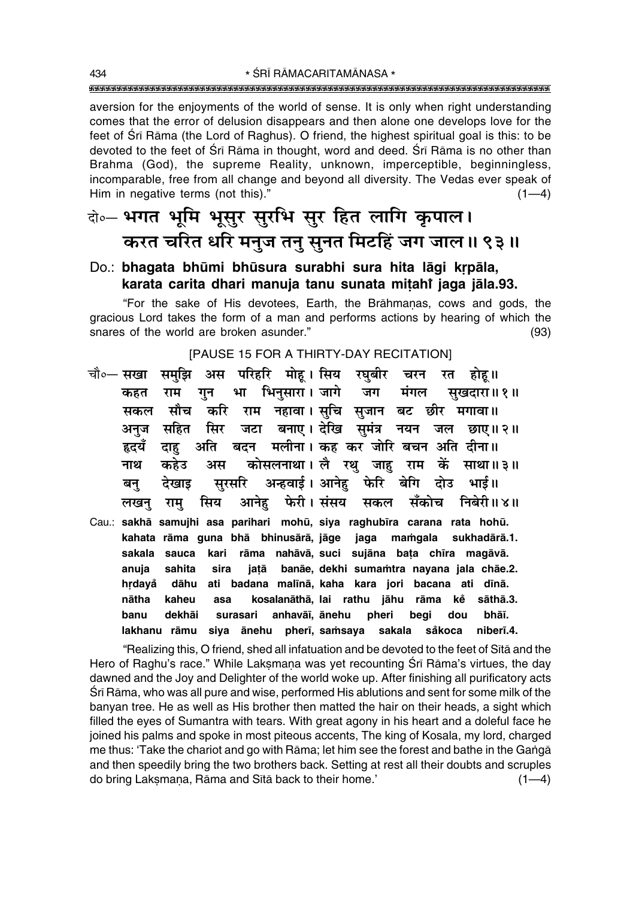aversion for the enjoyments of the world of sense. It is only when right understanding comes that the error of delusion disappears and then alone one develops love for the feet of Śrī Rāma (the Lord of Raghus). O friend, the highest spiritual goal is this: to be devoted to the feet of Śrī Rāma in thought, word and deed. Śrī Rāma is no other than Brahma (God), the supreme Reality, unknown, imperceptible, beginningless, incomparable, free from all change and beyond all diversity. The Vedas ever speak of Him in negative terms (not this)." (1—4)

**दो०— भगत भूमि भूसुर सुरभि सुर हित लागि कृपाल।**
**करत चरित धरि मनुज तनु सुनत मिटहिं जग जाल॥ ९३॥**

**Do.: bhagata bhūmi bhūsura surabhi sura hita lāgi kṛpāla,**
**karata carita dhari manuja tanu sunata miṭahi̐ jaga jāla.93.**

"For the sake of His devotees, Earth, the Brāhmaṇas, cows and gods, the gracious Lord takes the form of a man and performs actions by hearing of which the snares of the world are broken asunder." (93)

[PAUSE 15 FOR A THIRTY-DAY RECITATION]

चौ०— सखा समुझि अस परिहरि मोहू। सिय रघुबीर चरन रत होहू॥
कहत राम गुन भा भिनुसारा। जागे जग मंगल सुखदारा॥ १॥
सकल सौच करि राम नहावा। सुचि सुजान बट छीर मगावा॥
अनुज सहित सिर जटा बनाए। देखि सुमंत्र नयन जल छाए॥ २॥
हृदयँ दाहु अति बदन मलीना। कह कर जोरि बचन अति दीना॥
नाथ कहेउ अस कोसलनाथा। लै रथु जाहु राम कें साथा॥ ३॥
बनु देखाइ सुरसरि अन्हवाई। आनेहु फेरि बेगि दोउ भाई॥
लखनु रामु सिय आनेहु फेरी। संसय सकल सँकोच निबेरी॥ ४॥

Cau.: sakhā samujhi asa parihari mohū, siya raghubīra carana rata hohū.
kahata rāma guna bhā bhinusārā, jāge jaga maṁgala sukhadārā.1.
sakala sauca kari rāma nahāvā, suci sujāna baṭa chīra magāvā.
anuja sahita sira jaṭā banāe, dekhi sumaṁtra nayana jala chāe.2.
hṛdaya̐ dāhu ati badana malīnā, kaha kara jori bacana ati dīnā.
nātha kaheu asa kosalanāthā, lai rathu jāhu rāma kȇ sāthā.3.
banu dekhāi surasari anhavāī, ānehu pheri begi dou bhāī.
lakhanu rāmu siya ānehu pherī, saṁsaya sakala sa̐koca niberī.4.

"Realizing this, O friend, shed all infatuation and be devoted to the feet of Sītā and the Hero of Raghu's race." While Lakṣmaṇa was yet recounting Śrī Rāma's virtues, the day dawned and the Joy and Delighter of the world woke up. After finishing all purificatory acts Śrī Rāma, who was all pure and wise, performed His ablutions and sent for some milk of the banyan tree. He as well as His brother then matted the hair on their heads, a sight which filled the eyes of Sumantra with tears. With great agony in his heart and a doleful face he joined his palms and spoke in most piteous accents, The king of Kosala, my lord, charged me thus: 'Take the chariot and go with Rāma; let him see the forest and bathe in the Gaṅgā and then speedily bring the two brothers back. Setting at rest all their doubts and scruples do bring Lakṣmaṇa, Rāma and Sītā back to their home.' (1—4)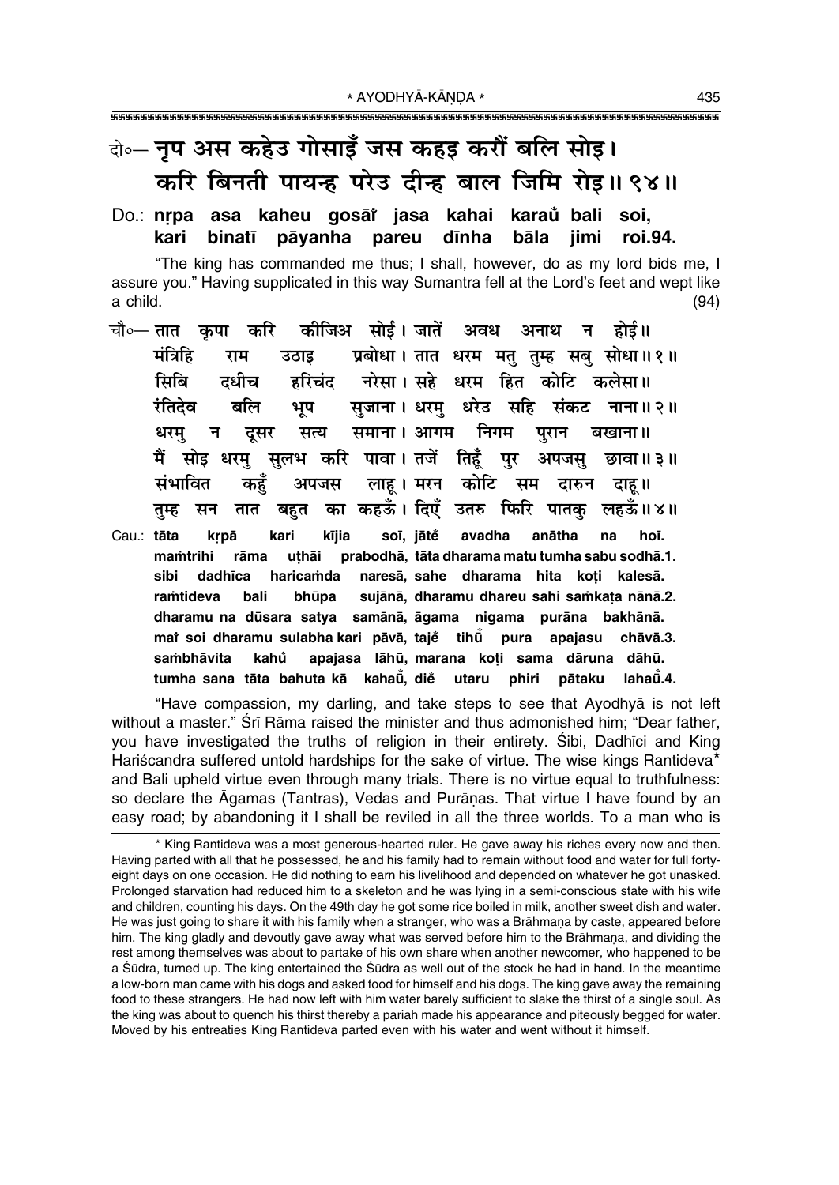दो०— नृप अस कहेउ गोसाइँ जस कहइ करौं बलि सोइ।
करि बिनती पायन्ह परेउ दीन्ह बाल जिमि रोइ॥ ९४॥

**Do.: nṛpa asa kaheu gosā̃i jasa kahai karaũ bali soi,
kari binatī pāyanha pareu dīnha bāla jimi roi.94.**

"The king has commanded me thus; I shall, however, do as my lord bids me, I assure you." Having supplicated in this way Sumantra fell at the Lord's feet and wept like a child. (94)

चौ०— तात कृपा करि कीजिअ सोई। जातें अवध अनाथ न होई॥
मंत्रिहि राम उठाइ प्रबोधा। तात धरम मतु तुम्ह सबु सोधा॥ १॥
सिबि दधीच हरिचंद नरेसा। सहे धरम हित कोटि कलेसा॥
रंतिदेव बलि भूप सुजाना। धरमु धरेउ सहि संकट नाना॥ २॥
धरमु न दूसर सत्य समाना। आगम निगम पुरान बखाना॥
मैं सोइ धरमु सुलभ करि पावा। तजें तिहूँ पुर अपजसु छावा॥ ३॥
संभावित कहुँ अपजस लाहू। मरन कोटि सम दारुन दाहू॥
तुम्ह सन तात बहुत का कहऊँ। दिएँ उतरु फिरि पातकु लहऊँ॥ ४॥

**Cau.: tāta kṛpā kari kījia soī, jātẽ avadha anātha na hoī.
maṁtrihi rāma uṭhāi prabodhā, tāta dharama matu tumha sabu sodhā.1.
sibi dadhīca haricaṁda naresā, sahe dharama hita koṭi kalesā.
raṁtideva bali bhūpa sujānā, dharamu dhareu sahi saṁkaṭa nānā.2.
dharamu na dūsara satya samānā, āgama nigama purāna bakhānā.
maĩ soi dharamu sulabha kari pāvā, tajẽ tihũ pura apajasu chāvā.3.
saṁbhāvita kahũ apajasa lāhū, marana koṭi sama dāruna dāhū.
tumha sana tāta bahuta kā kahaũ, diẽ utaru phiri pātaku lahaũ.4.**

"Have compassion, my darling, and take steps to see that Ayodhyā is not left without a master." Śrī Rāma raised the minister and thus admonished him; "Dear father, you have investigated the truths of religion in their entirety. Śibi, Dadhīci and King Hariścandra suffered untold hardships for the sake of virtue. The wise kings Rantideva* and Bali upheld virtue even through many trials. There is no virtue equal to truthfulness: so declare the Āgamas (Tantras), Vedas and Purāṇas. That virtue I have found by an easy road; by abandoning it I shall be reviled in all the three worlds. To a man who is

---

* King Rantideva was a most generous-hearted ruler. He gave away his riches every now and then. Having parted with all that he possessed, he and his family had to remain without food and water for full forty-eight days on one occasion. He did nothing to earn his livelihood and depended on whatever he got unasked. Prolonged starvation had reduced him to a skeleton and he was lying in a semi-conscious state with his wife and children, counting his days. On the 49th day he got some rice boiled in milk, another sweet dish and water. He was just going to share it with his family when a stranger, who was a Brāhmaṇa by caste, appeared before him. The king gladly and devoutly gave away what was served before him to the Brāhmaṇa, and dividing the rest among themselves was about to partake of his own share when another newcomer, who happened to be a Śūdra, turned up. The king entertained the Śūdra as well out of the stock he had in hand. In the meantime a low-born man came with his dogs and asked food for himself and his dogs. The king gave away the remaining food to these strangers. He had now left with him water barely sufficient to slake the thirst of a single soul. As the king was about to quench his thirst thereby a pariah made his appearance and piteously begged for water. Moved by his entreaties King Rantideva parted even with his water and went without it himself.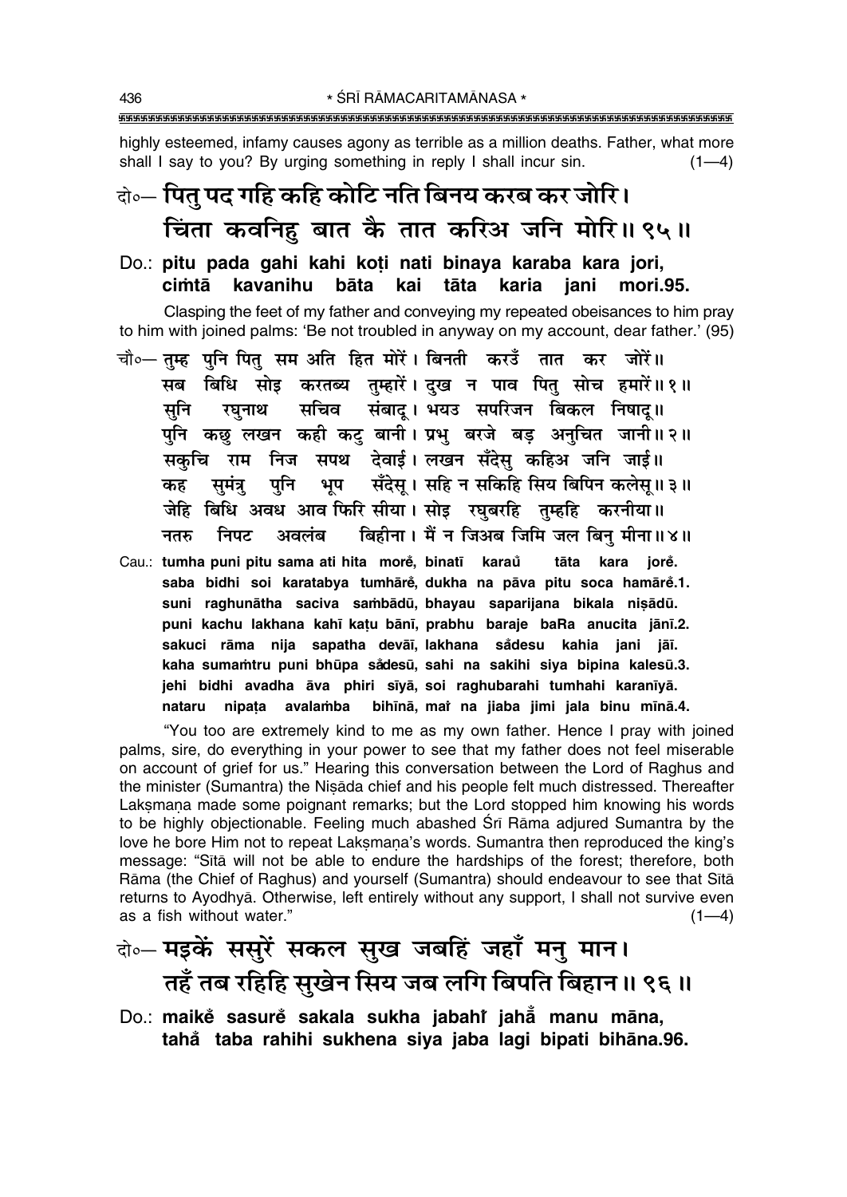highly esteemed, infamy causes agony as terrible as a million deaths. Father, what more shall I say to you? By urging something in reply I shall incur sin. (1—4)

दो०— पितु पद गहि कहि कोटि नति बिनय करब कर जोरि।
चिंता कवनिहु बात कै तात करिअ जनि मोरि॥ ९५॥

Do.: **pitu pada gahi kahi koṭi nati binaya karaba kara jori,**
**ciṁtā kavanihu bāta kai tāta karia jani mori.95.**

Clasping the feet of my father and conveying my repeated obeisances to him pray to him with joined palms: 'Be not troubled in anyway on my account, dear father.' (95)

चौ०— तुम्ह पुनि पितु सम अति हित मोरें। बिनती करउँ तात कर जोरें॥
सब बिधि सोइ करतब्य तुम्हारें। दुख न पाव पितु सोच हमारें॥ १॥
सुनि रघुनाथ सचिव संबादू। भयउ सपरिजन बिकल निषादू॥
पुनि कछु लखन कही कटु बानी। प्रभु बरजे बड़ अनुचित जानी॥ २॥
सकुचि राम निज सपथ देवाई। लखन सँदेसु कहिअ जनि जाई॥
कह सुमंत्रु पुनि भूप सँदेसू। सहि न सकिहि सिय बिपिन कलेसू॥ ३॥
जेहि बिधि अवध आव फिरि सीया। सोइ रघुबरहि तुम्हहि करनीया॥
नतरु निपट अवलंब बिहीना। मैं न जिअब जिमि जल बिनु मीना॥ ४॥

Cau.: **tumha puni pitu sama ati hita moreṁ, binatī karaũ tāta kara joreṁ.**
**saba bidhi soi karatabya tumhāreṁ, dukha na pāva pitu soca hamāreṁ.1.**
**suni raghunātha saciva saṁbādū, bhayau saparijana bikala niṣādū.**
**puni kachu lakhana kahī kaṭu bānī, prabhu baraje baRa anucita jānī.2.**
**sakuci rāma nija sapatha devāī, lakhana sãdesu kahia jani jāī.**
**kaha sumaṁtru puni bhūpa sãdesū, sahi na sakihi siya bipina kalesū.3.**
**jehi bidhi avadha āva phiri sīyā, soi raghubarahi tumhahi karanīyā.**
**nataru nipaṭa avalaṁba bihīnā, maiṁ na jiaba jimi jala binu mīnā.4.**

"You too are extremely kind to me as my own father. Hence I pray with joined palms, sire, do everything in your power to see that my father does not feel miserable on account of grief for us." Hearing this conversation between the Lord of Raghus and the minister (Sumantra) the Niṣāda chief and his people felt much distressed. Thereafter Lakṣmaṇa made some poignant remarks; but the Lord stopped him knowing his words to be highly objectionable. Feeling much abashed Śrī Rāma adjured Sumantra by the love he bore Him not to repeat Lakṣmaṇa's words. Sumantra then reproduced the king's message: "Sītā will not be able to endure the hardships of the forest; therefore, both Rāma (the Chief of Raghus) and yourself (Sumantra) should endeavour to see that Sītā returns to Ayodhyā. Otherwise, left entirely without any support, I shall not survive even as a fish without water." (1—4)

दो०— मइकें ससुरें सकल सुख जबहिं जहाँ मनु मान।
तहँ तब रहिहि सुखेन सिय जब लगि बिपति बिहान॥ ९६॥

Do.: **maikeṁ sasureṁ sakala sukha jabahiṁ jahā̃ manu māna,**
**tahā̃ taba rahihi sukhena siya jaba lagi bipati bihāna.96.**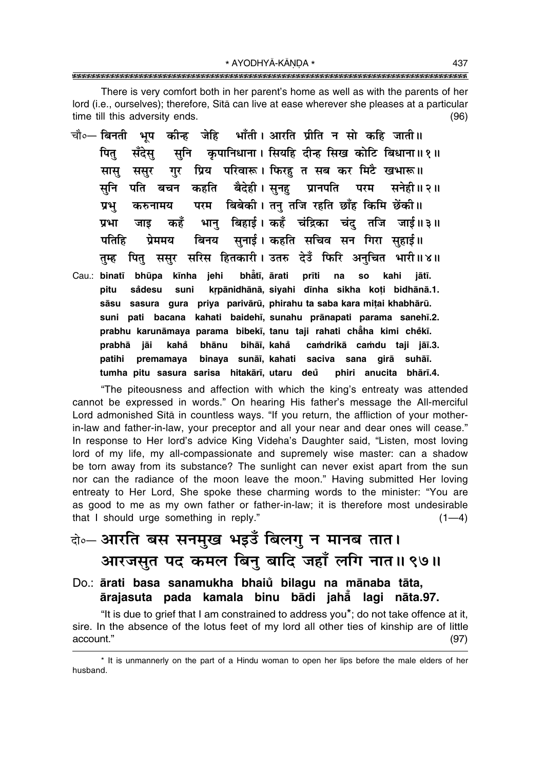There is very comfort both in her parent's home as well as with the parents of her lord (i.e., ourselves); therefore, Sītā can live at ease wherever she pleases at a particular time till this adversity ends. (96)

चौ०— बिनती भूप कीन्ह जेहि भाँती। आरति प्रीति न सो कहि जाती॥
पितु सँदेसु सुनि कृपानिधाना। सियहि दीन्ह सिख कोटि बिधाना॥१॥
सासु ससुर गुर प्रिय परिवारू। फिरहु त सब कर मिटै खभारू॥
सुनि पति बचन कहति बैदेही। सुनहु प्रानपति परम सनेही॥२॥
प्रभु करुनामय परम बिबेकी। तनु तजि रहति छाँह किमि छेंकी॥
प्रभा जाइ कहँ भानु बिहाई। कहँ चंद्रिका चंदु तजि जाई॥३॥
पतिहि प्रेममय बिनय सुनाई। कहति सचिव सन गिरा सुहाई॥
तुम्ह पितु ससुर सरिस हितकारी। उतरु देउँ फिरि अनुचित भारी॥४॥

Cau.: binatī bhūpa kīnha jehi bhā̐tī, ārati prīti na so kahi jātī.
pitu sa̐desu suni kṛpānidhānā, siyahi dīnha sikha koṭi bidhānā.1.
sāsu sasura gura priya parivārū, phirahu ta saba kara miṭai khabhārū.
suni pati bacana kahati baidehī, sunahu prānapati parama sanehī.2.
prabhu karunāmaya parama bibekī, tanu taji rahati cha̐ha kimi chẽkī.
prabhā jāi kaha̐ bhānu bihāī, kaha̐ caṁdrikā caṁdu taji jāī.3.
patihi premamaya binaya sunāī, kahati saciva sana girā suhāī.
tumha pitu sasura sarisa hitakārī, utaru deu̐ phiri anucita bhārī.4.

"The piteousness and affection with which the king's entreaty was attended cannot be expressed in words." On hearing His father's message the All-merciful Lord admonished Sītā in countless ways. "If you return, the affliction of your mother-in-law and father-in-law, your preceptor and all your near and dear ones will cease." In response to Her lord's advice King Videha's Daughter said, "Listen, most loving lord of my life, my all-compassionate and supremely wise master: can a shadow be torn away from its substance? The sunlight can never exist apart from the sun nor can the radiance of the moon leave the moon." Having submitted Her loving entreaty to Her Lord, She spoke these charming words to the minister: "You are as good to me as my own father or father-in-law; it is therefore most undesirable that I should urge something in reply." (1—4)

दो०— आरति बस सनमुख भइउँ बिलगु न मानब तात।
आरजसुत पद कमल बिनु बादि जहाँ लगि नात॥९७॥

Do.: ārati basa sanamukha bhaiu̐ bilagu na mānaba tāta,
ārajasuta pada kamala binu bādi jahā̐ lagi nāta.97.

"It is due to grief that I am constrained to address you*; do not take offence at it, sire. In the absence of the lotus feet of my lord all other ties of kinship are of little account." (97)

* It is unmannerly on the part of a Hindu woman to open her lips before the male elders of her husband.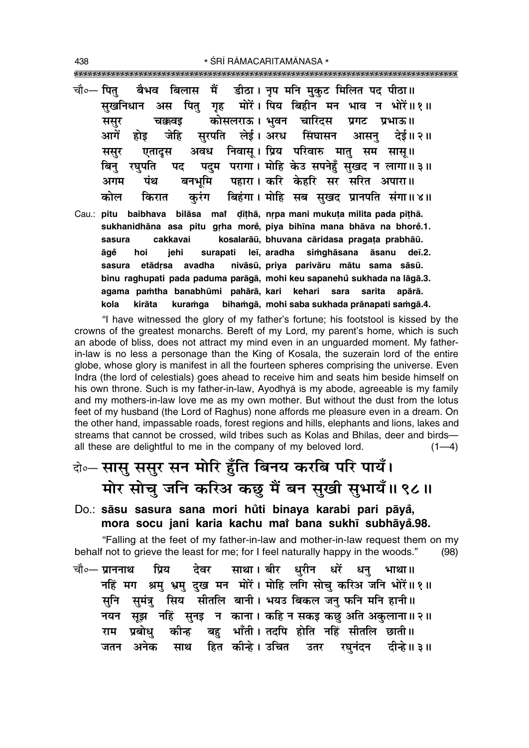चौ०— पितु बैभव बिलास मैं डीठा। नृप मनि मुकुट मिलित पद पीठा॥
सुखनिधान अस पितु गृह मोरें। पिय बिहीन मन भाव न भोरें॥१॥
ससुर चक्कवइ कोसलराऊ। भुवन चारिदस प्रगट प्रभाऊ॥
आगें होइ जेहि सुरपति लेई। अरध सिंघासन आसनु देई॥२॥
ससुर एतादृस अवध निवासू। प्रिय परिवारु मातु सम सासू॥
बिनु रघुपति पद पदुम परागा। मोहि केउ सपनेहुँ सुखद न लागा॥३॥
अगम पंथ बनभूमि पहारा। करि केहरि सर सरित अपारा॥
कोल किरात कुरंग बिहंगा। मोहि सब सुखद प्रानपति संगा॥४॥

Cau.: **pitu baibhava bilāsa maĩ ḍīṭhā, nṛpa mani mukuṭa milita pada pīṭhā.**
**sukhanidhāna asa pitu gṛha morẽ, piya bihīna mana bhāva na bhorẽ.1.**
**sasura cakkavai kosalarāū, bhuvana cāridasa pragaṭa prabhāū.**
**āgẽ hoi jehi surapati leī, aradha siṁghāsana āsanu deī.2.**
**sasura etādṛsa avadha nivāsū, priya parivāru mātu sama sāsū.**
**binu raghupati pada paduma parāgā, mohi keu sapanehũ sukhada na lāgā.3.**
**agama paṁtha banabhūmi pahārā, kari kehari sara sarita apārā.**
**kola kirāta kuraṁga bihaṁgā, mohi saba sukhada prānapati saṁgā.4.**

"I have witnessed the glory of my father's fortune; his footstool is kissed by the crowns of the greatest monarchs. Bereft of my Lord, my parent's home, which is such an abode of bliss, does not attract my mind even in an unguarded moment. My father-in-law is no less a personage than the King of Kosala, the suzerain lord of the entire globe, whose glory is manifest in all the fourteen spheres comprising the universe. Even Indra (the lord of celestials) goes ahead to receive him and seats him beside himself on his own throne. Such is my father-in-law, Ayodhyā is my abode, agreeable is my family and my mothers-in-law love me as my own mother. But without the dust from the lotus feet of my husband (the Lord of Raghus) none affords me pleasure even in a dream. On the other hand, impassable roads, forest regions and hills, elephants and lions, lakes and streams that cannot be crossed, wild tribes such as Kolas and Bhīlas, deer and birds—all these are delightful to me in the company of my beloved lord. (1—4)

## दो०— सासु ससुर सन मोरि हुँति बिनय करबि परि पायँ।
## मोर सोचु जनि करिअ कछु मैं बन सुखी सुभायँ॥९८॥

**Do.: sāsu sasura sana mori hũti binaya karabi pari pāyẵ,**
**mora socu jani karia kachu maĩ bana sukhī subhāyẵ.98.**

"Falling at the feet of my father-in-law and mother-in-law request them on my behalf not to grieve the least for me; for I feel naturally happy in the woods." (98)

चौ०— प्राननाथ प्रिय देवर साथा। बीर धुरीन धरें धनु भाथा॥
नहिं मग श्रमु भ्रमु दुख मन मोरें। मोहि लगि सोचु करिअ जनि भोरें॥१॥
सुनि सुमंत्रु सिय सीतलि बानी। भयउ बिकल जनु फनि मनि हानी॥
नयन सूझ नहिं सुनइ न काना। कहि न सकइ कछु अति अकुलाना॥२॥
राम प्रबोधु कीन्ह बहु भाँती। तदपि होति नहिं सीतलि छाती॥
जतन अनेक साथ हित कीन्हे। उचित उतर रघुनंदन दीन्हे॥३॥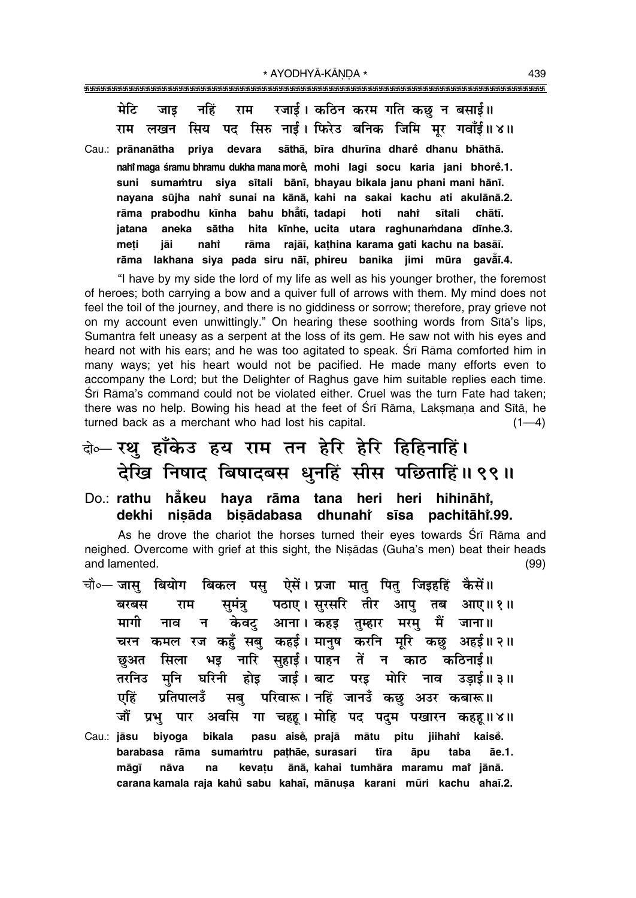मेटि जाइ नहिं राम रजाई। कठिन करम गति कछु न बसाई॥
राम लखन सिय पद सिरु नाई। फिरेउ बनिक जिमि मूर गवाँई॥४॥

Cau.: **prānanātha priya devara sāthā, bīra dhurīna dhare dhanu bhāthā.**
**nahi maga śramu bhramu dukha mana more, mohi lagi socu karia jani bhore.1.**
**suni sumamtru siya sītali bānī, bhayau bikala janu phani mani hānī.**
**nayana sūjha nahi sunai na kānā, kahi na sakai kachu ati akulānā.2.**
**rāma prabodhu kīnha bahu bhā̐tī, tadapi hoti nahi sītali chātī.**
**jatana aneka sātha hita kīnhe, ucita utara raghunamdana dīnhe.3.**
**meṭi jāi nahi rāma rajāī, kaṭhina karama gati kachu na basāī.**
**rāma lakhana siya pada siru nāī, phireu banika jimi mūra gavā̐ī.4.**

"I have by my side the lord of my life as well as his younger brother, the foremost of heroes; both carrying a bow and a quiver full of arrows with them. My mind does not feel the toil of the journey, and there is no giddiness or sorrow; therefore, pray grieve not on my account even unwittingly." On hearing these soothing words from Sītā's lips, Sumantra felt uneasy as a serpent at the loss of its gem. He saw not with his eyes and heard not with his ears; and he was too agitated to speak. Śrī Rāma comforted him in many ways; yet his heart would not be pacified. He made many efforts even to accompany the Lord; but the Delighter of Raghus gave him suitable replies each time. Śrī Rāma's command could not be violated either. Cruel was the turn Fate had taken; there was no help. Bowing his head at the feet of Śrī Rāma, Lakṣmaṇa and Sītā, he turned back as a merchant who had lost his capital. (1—4)

दो०— रथु हाँकेउ हय राम तन हेरि हेरि हिहिनाहिं।
देखि निषाद बिषादबस धुनहिं सीस पछिताहिं॥९९॥

Do.: **rathu hā̐keu haya rāma tana heri heri hihināhi,**
**dekhi niṣāda biṣādabasa dhunahi sīsa pachitāhi.99.**

As he drove the chariot the horses turned their eyes towards Śrī Rāma and neighed. Overcome with grief at this sight, the Niṣādas (Guha's men) beat their heads and lamented. (99)

चौ०— जासु बियोग बिकल पसु ऐसें। प्रजा मातु पितु जिइहहिं कैसें॥
बरबस राम सुमंत्रु पठाए। सुरसरि तीर आपु तब आए॥१॥
मागी नाव न केवटु आना। कहइ तुम्हार मरमु मैं जाना॥
चरन कमल रज कहुँ सबु कहई। मानुष करनि मूरि कछु अहई॥२॥
छुअत सिला भइ नारि सुहाई। पाहन तें न काठ कठिनाई॥
तरनिउ मुनि घरिनी होइ जाई। बाट परइ मोरि नाव उड़ाई॥३॥
एहिं प्रतिपालउँ सबु परिवारू। नहिं जानउँ कछु अउर कबारू॥
जौं प्रभु पार अवसि गा चहहू। मोहि पद पदुम पखारन कहहू॥४॥

Cau.: **jāsu biyoga bikala pasu aise, prajā mātu pitu jiihahi kaise.**
**barabasa rāma sumamtru paṭhāe, surasari tīra āpu taba āe.1.**
**māgī nāva na kevaṭu ānā, kahai tumhāra maramu mai jānā.**
**carana kamala raja kahu̐ sabu kahaī, mānuṣa karani mūri kachu ahaī.2.**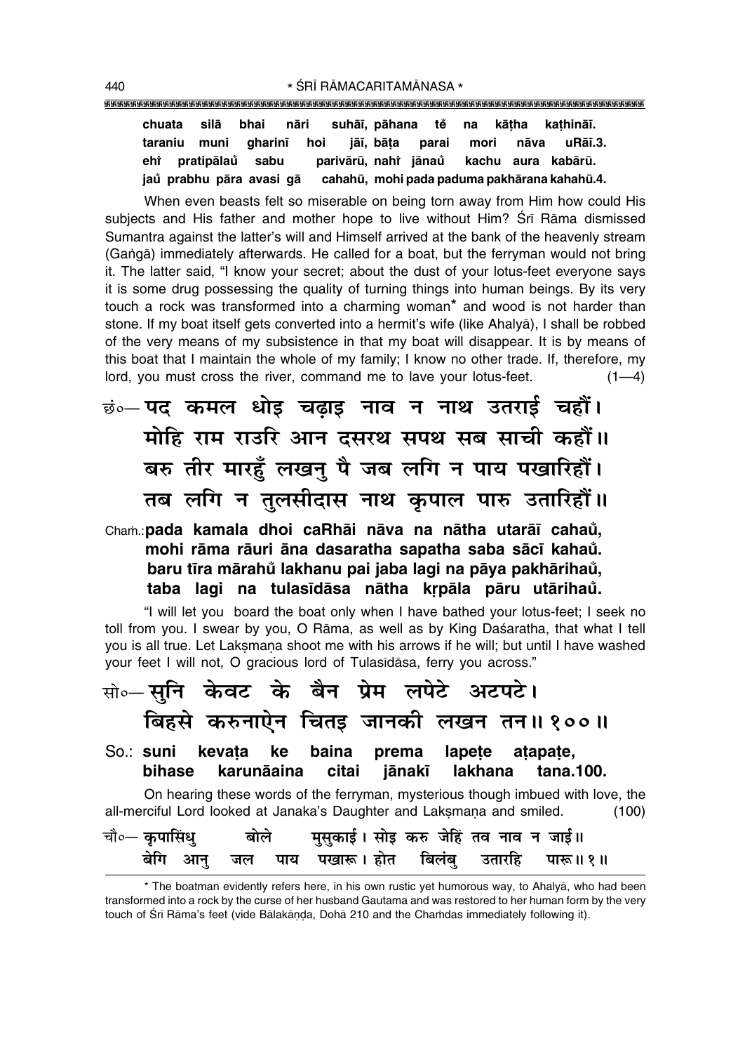**chuata silā bhai nāri suhāī, pāhana tĕ na kāṭha kaṭhināī.**
**taraniu muni gharinī hoi jāī, bāṭa parai mori nāva uRāī.3.**
**ehi̐ pratipālaů sabu parivārū, nahi̐ jānaů kachu aura kabārū.**
**jaů prabhu pāra avasi gā cahahū, mohi pada paduma pakhārana kahahū.4.**

When even beasts felt so miserable on being torn away from Him how could His subjects and His father and mother hope to live without Him? Śrī Rāma dismissed Sumantra against the latter's will and Himself arrived at the bank of the heavenly stream (Gaṅgā) immediately afterwards. He called for a boat, but the ferryman would not bring it. The latter said, "I know your secret; about the dust of your lotus-feet everyone says it is some drug possessing the quality of turning things into human beings. By its very touch a rock was transformed into a charming woman* and wood is not harder than stone. If my boat itself gets converted into a hermit's wife (like Ahalyā), I shall be robbed of the very means of my subsistence in that my boat will disappear. It is by means of this boat that I maintain the whole of my family; I know no other trade. If, therefore, my lord, you must cross the river, command me to lave your lotus-feet. (1—4)

छं०— पद कमल धोइ चढ़ाइ नाव न नाथ उतराई चहौं।
मोहि राम राउरि आन दसरथ सपथ सब साची कहौं॥
बरु तीर मारहुँ लखनु पै जब लगि न पाय पखारिहौं।
तब लगि न तुलसीदास नाथ कृपाल पारु उतारिहौं॥

Chaṁ.: **pada kamala dhoi caRhāi nāva na nātha utarāī cahaů,**
**mohi rāma rāuri āna dasaratha sapatha saba sācī kahaů.**
**baru tīra mārahů lakhanu pai jaba lagi na pāya pakhārihaů,**
**taba lagi na tulasīdāsa nātha kṛpāla pāru utārihaů.**

"I will let you board the boat only when I have bathed your lotus-feet; I seek no toll from you. I swear by you, O Rāma, as well as by King Daśaratha, that what I tell you is all true. Let Lakṣmaṇa shoot me with his arrows if he will; but until I have washed your feet I will not, O gracious lord of Tulasīdāsa, ferry you across."

सो०— सुनि केवट के बैन प्रेम लपेटे अटपटे।
बिहसे करुनाऐन चितइ जानकी लखन तन॥ १००॥

So.: **suni kevaṭa ke baina prema lapeṭe aṭapaṭe,**
**bihase karunāaina citai jānakī lakhana tana.100.**

On hearing these words of the ferryman, mysterious though imbued with love, the all-merciful Lord looked at Janaka's Daughter and Lakṣmaṇa and smiled. (100)

चौ०— कृपासिंधु बोले मुसुकाई। सोइ करु जेहिं तव नाव न जाई॥
बेगि आनु जल पाय पखारू। होत बिलंबु उतारहि पारू॥ १॥

---

* The boatman evidently refers here, in his own rustic yet humorous way, to Ahalyā, who had been transformed into a rock by the curse of her husband Gautama and was restored to her human form by the very touch of Śrī Rāma's feet (vide Bālakāṇḍa, Dohā 210 and the Chaṁdas immediately following it).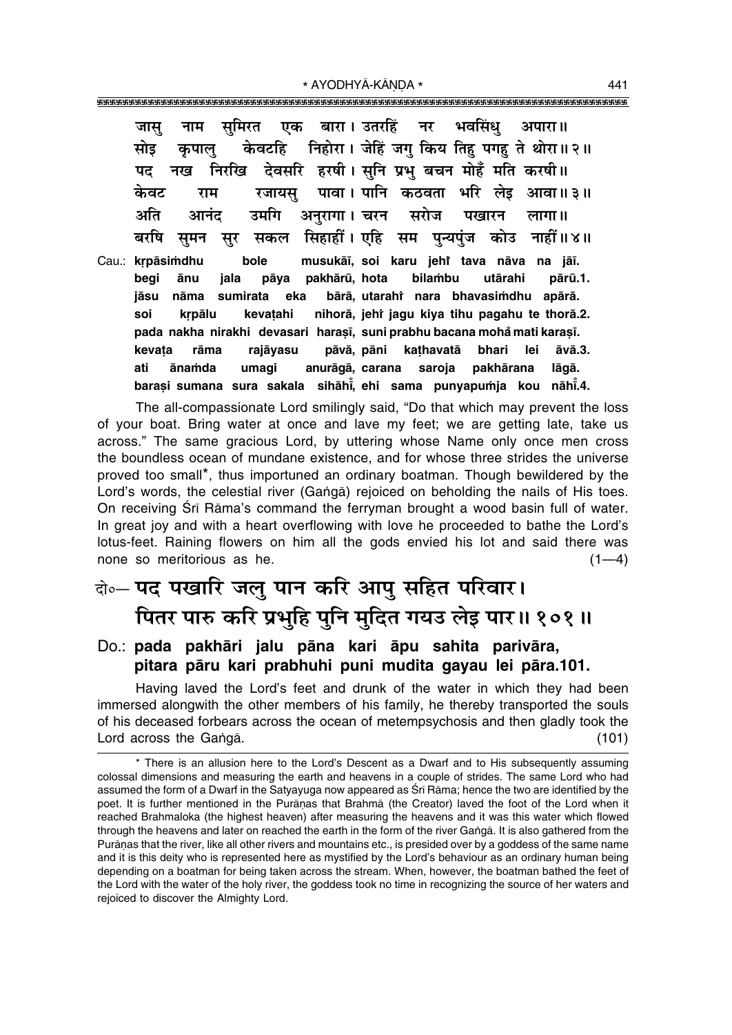जासु नाम सुमिरत एक बारा। उतरहिं नर भवसिंधु अपारा॥
सोइ कृपालु केवटहि निहोरा। जेहिं जगु किय तिहु पगहु ते थोरा॥ २॥
पद नख निरखि देवसरि हरषी। सुनि प्रभु बचन मोहँ मति करषी॥
केवट राम रजायसु पावा। पानि कठवता भरि लेइ आवा॥ ३॥
अति आनंद उमगि अनुरागा। चरन सरोज पखारन लागा॥
बरषि सुमन सुर सकल सिहाहीं। एहि सम पुन्यपुंज कोउ नाहीं॥ ४॥

Cau.: kṛpāsiṁdhu bole musukāī, soi karu jehi̐ tava nāva na jāī.
begi ānu jala pāya pakhārū, hota bilaṁbu utārahi pārū.1.
jāsu nāma sumirata eka bārā, utarahi̐ nara bhavasiṁdhu apārā.
soi kṛpālu kevaṭahi nihorā, jehi̐ jagu kiya tihu pagahu te thorā.2.
pada nakha nirakhi devasari haraṣī, suni prabhu bacana moha̐ mati karaṣī.
kevaṭa rāma rajāyasu pāvā, pāni kaṭhavatā bhari lei āvā.3.
ati ānaṁda umagi anurāgā, carana saroja pakhārana lāgā.
baraṣi sumana sura sakala sihāhī̐, ehi sama punyapuṁja kou nāhī̐.4.

The all-compassionate Lord smilingly said, "Do that which may prevent the loss of your boat. Bring water at once and lave my feet; we are getting late, take us across." The same gracious Lord, by uttering whose Name only once men cross the boundless ocean of mundane existence, and for whose three strides the universe proved too small*, thus importuned an ordinary boatman. Though bewildered by the Lord's words, the celestial river (Gaṅgā) rejoiced on beholding the nails of His toes. On receiving Śrī Rāma's command the ferryman brought a wood basin full of water. In great joy and with a heart overflowing with love he proceeded to bathe the Lord's lotus-feet. Raining flowers on him all the gods envied his lot and said there was none so meritorious as he. (1—4)

## दो०— पद पखारि जलु पान करि आपु सहित परिवार। पितर पारु करि प्रभुहि पुनि मुदित गयउ लेइ पार॥ १०१॥

## Do.: pada pakhāri jalu pāna kari āpu sahita parivāra, pitara pāru kari prabhuhi puni mudita gayau lei pāra.101.

Having laved the Lord's feet and drunk of the water in which they had been immersed alongwith the other members of his family, he thereby transported the souls of his deceased forbears across the ocean of metempsychosis and then gladly took the Lord across the Gaṅgā. (101)

---

* There is an allusion here to the Lord's Descent as a Dwarf and to His subsequently assuming colossal dimensions and measuring the earth and heavens in a couple of strides. The same Lord who had assumed the form of a Dwarf in the Satyayuga now appeared as Śrī Rāma; hence the two are identified by the poet. It is further mentioned in the Purāṇas that Brahmā (the Creator) laved the foot of the Lord when it reached Brahmaloka (the highest heaven) after measuring the heavens and it was this water which flowed through the heavens and later on reached the earth in the form of the river Gaṅgā. It is also gathered from the Purāṇas that the river, like all other rivers and mountains etc., is presided over by a goddess of the same name and it is this deity who is represented here as mystified by the Lord's behaviour as an ordinary human being depending on a boatman for being taken across the stream. When, however, the boatman bathed the feet of the Lord with the water of the holy river, the goddess took no time in recognizing the source of her waters and rejoiced to discover the Almighty Lord.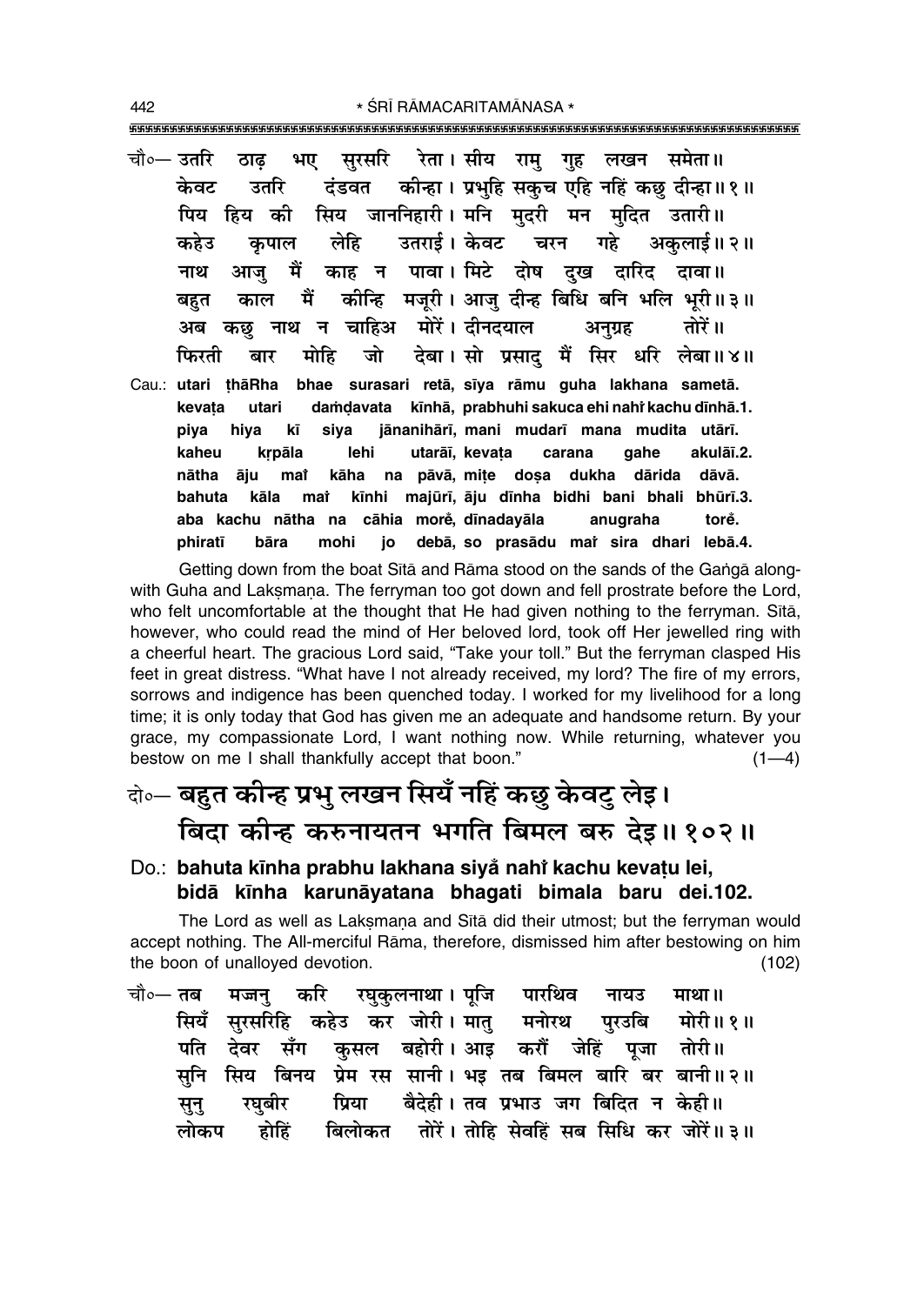चौ०— उतरि ठाढ़ भए सुरसरि रेता। सीय रामु गुह लखन समेता॥
केवट उतरि दंडवत कीन्हा। प्रभुहि सकुच एहि नहिं कछु दीन्हा॥१॥
पिय हिय की सिय जाननिहारी। मनि मुदरी मन मुदित उतारी॥
कहेउ कृपाल लेहि उतराई। केवट चरन गहे अकुलाई॥२॥
नाथ आजु मैं काह न पावा। मिटे दोष दुख दारिद दावा॥
बहुत काल मैं कीन्हि मजूरी। आजु दीन्ह बिधि बनि भलि भूरी॥३॥
अब कछु नाथ न चाहिअ मोरें। दीनदयाल अनुग्रह तोरें॥
फिरती बार मोहि जो देबा। सो प्रसादु मैं सिर धरि लेबा॥४॥

Cau.: **utari ṭhāRha bhae surasari retā, sīya rāmu guha lakhana sametā.**
**kevaṭa utari daṁḍavata kīnhā, prabhuhi sakuca ehi nahi̐ kachu dīnhā.1.**
**piya hiya kī siya jānanihārī, mani mudarī mana mudita utārī.**
**kaheu kṛpāla lehi utarāī, kevaṭa carana gahe akulāī.2.**
**nātha āju mai̐ kāha na pāvā, miṭe doṣa dukha dārida dāvā.**
**bahuta kāla mai̐ kīnhi majūrī, āju dīnha bidhi bani bhali bhūrī.3.**
**aba kachu nātha na cāhia more̐, dīnadayāla anugraha tore̐.**
**phiratī bāra mohi jo debā, so prasādu mai̐ sira dhari lebā.4.**

Getting down from the boat Sītā and Rāma stood on the sands of the Gaṅgā along-with Guha and Lakṣmaṇa. The ferryman too got down and fell prostrate before the Lord, who felt uncomfortable at the thought that He had given nothing to the ferryman. Sītā, however, who could read the mind of Her beloved lord, took off Her jewelled ring with a cheerful heart. The gracious Lord said, "Take your toll." But the ferryman clasped His feet in great distress. "What have I not already received, my lord? The fire of my errors, sorrows and indigence has been quenched today. I worked for my livelihood for a long time; it is only today that God has given me an adequate and handsome return. By your grace, my compassionate Lord, I want nothing now. While returning, whatever you bestow on me I shall thankfully accept that boon." (1—4)

## दो०— बहुत कीन्ह प्रभु लखन सियँ नहिं कछु केवटु लेइ। बिदा कीन्ह करुनायतन भगति बिमल बरु देइ॥१०२॥

Do.: **bahuta kīnha prabhu lakhana siya̐ nahi̐ kachu kevaṭu lei, bidā kīnha karunāyatana bhagati bimala baru dei.102.**

The Lord as well as Lakṣmaṇa and Sītā did their utmost; but the ferryman would accept nothing. The All-merciful Rāma, therefore, dismissed him after bestowing on him the boon of unalloyed devotion. (102)

चौ०— तब मज्जनु करि रघुकुलनाथा। पूजि पारथिव नायउ माथा॥
सियँ सुरसरिहि कहेउ कर जोरी। मातु मनोरथ पुरउबि मोरी॥१॥
पति देवर सँग कुसल बहोरी। आइ करौं जेहिं पूजा तोरी॥
सुनि सिय बिनय प्रेम रस सानी। भइ तब बिमल बारि बर बानी॥२॥
सुनु रघुबीर प्रिया बैदेही। तव प्रभाउ जग बिदित न केही॥
लोकप होहिं बिलोकत तोरें। तोहि सेवहिं सब सिधि कर जोरें॥३॥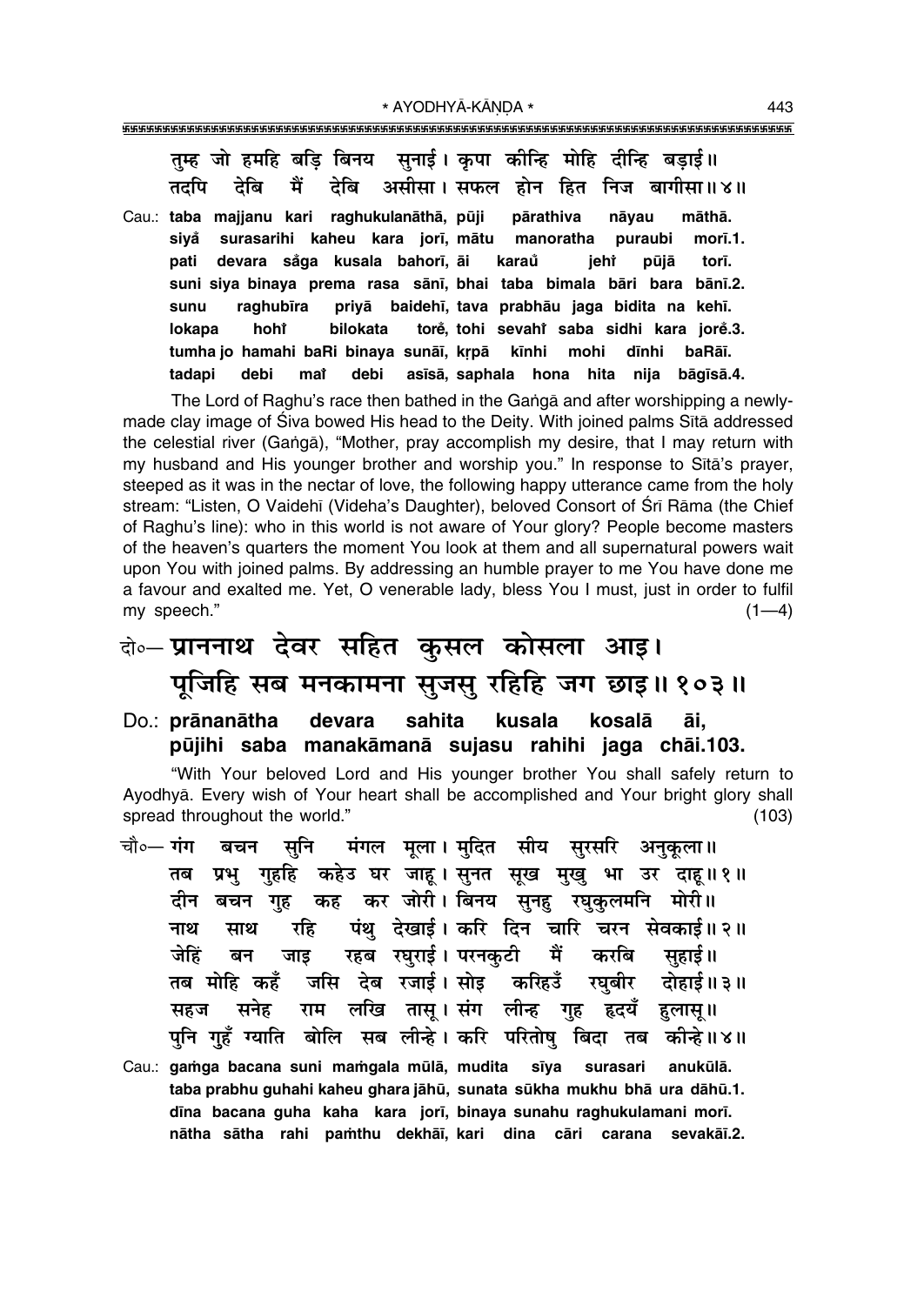तुम्ह जो हमहि बड़ि बिनय सुनाई। कृपा कीन्हि मोहि दीन्हि बड़ाई॥
तदपि देबि मैं देबि असीसा। सफल होन हित निज बागीसा॥४॥

Cau.: **taba majjanu kari raghukulanāthā, pūji pārathiva nāyau māthā.**
**siyå surasarihi kaheu kara jorī, mātu manoratha puraubi morī.1.**
**pati devara saṅga kusala bahorī, āi karaů jehiṁ pūjā torī.**
**suni siya binaya prema rasa sānī, bhai taba bimala bāri bara bānī.2.**
**sunu raghubīra priyā baidehī, tava prabhāu jaga bidita na kehī.**
**lokapa hohiṁ bilokata toreṁ, tohi sevahiṁ saba sidhi kara joreṁ.3.**
**tumha jo hamahi baRi binaya sunāī, kṛpā kīnhi mohi dīnhi baRāī.**
**tadapi debi maiṁ debi asīsā, saphala hona hita nija bāgīsā.4.**

The Lord of Raghu's race then bathed in the Gaṅgā and after worshipping a newly-made clay image of Śiva bowed His head to the Deity. With joined palms Sītā addressed the celestial river (Gaṅgā), "Mother, pray accomplish my desire, that I may return with my husband and His younger brother and worship you." In response to Sītā's prayer, steeped as it was in the nectar of love, the following happy utterance came from the holy stream: "Listen, O Vaidehī (Videha's Daughter), beloved Consort of Śrī Rāma (the Chief of Raghu's line): who in this world is not aware of Your glory? People become masters of the heaven's quarters the moment You look at them and all supernatural powers wait upon You with joined palms. By addressing an humble prayer to me You have done me a favour and exalted me. Yet, O venerable lady, bless You I must, just in order to fulfil my speech." (1—4)

दो०— **प्राननाथ देवर सहित कुसल कोसला आइ।**
**पूजिहि सब मनकामना सुजसु रहिहि जग छाइ॥१०३॥**

Do.: **prānanātha devara sahita kusala kosalā āi,**
**pūjihi saba manakāmanā sujasu rahihi jaga chāi.103.**

"With Your beloved Lord and His younger brother You shall safely return to Ayodhyā. Every wish of Your heart shall be accomplished and Your bright glory shall spread throughout the world." (103)

चौ०— गंग बचन सुनि मंगल मूला। मुदित सीय सुरसरि अनुकूला॥
तब प्रभु गुहहि कहेउ घर जाहू। सुनत सूख मुखु भा उर दाहू॥१॥
दीन बचन गुह कह कर जोरी। बिनय सुनहु रघुकुलमनि मोरी॥
नाथ साथ रहि पंथु देखाई। करि दिन चारि चरन सेवकाई॥२॥
जेहिं बन जाइ रहब रघुराई। परनकुटी मैं करबि सुहाई॥
तब मोहि कहँ जसि देब रजाई। सोइ करिहउँ रघुबीर दोहाई॥३॥
सहज सनेह राम लखि तासू। संग लीन्ह गुह हृदयँ हुलासू॥
पुनि गुहँ ग्याति बोलि सब लीन्हे। करि परितोषु बिदा तब कीन्हे॥४॥

Cau.: **gaṁga bacana suni maṁgala mūlā, mudita sīya surasari anukūlā.**
**taba prabhu guhahi kaheu ghara jāhū, sunata sūkha mukhu bhā ura dāhū.1.**
**dīna bacana guha kaha kara jorī, binaya sunahu raghukulamani morī.**
**nātha sātha rahi paṁthu dekhāī, kari dina cāri carana sevakāī.2.**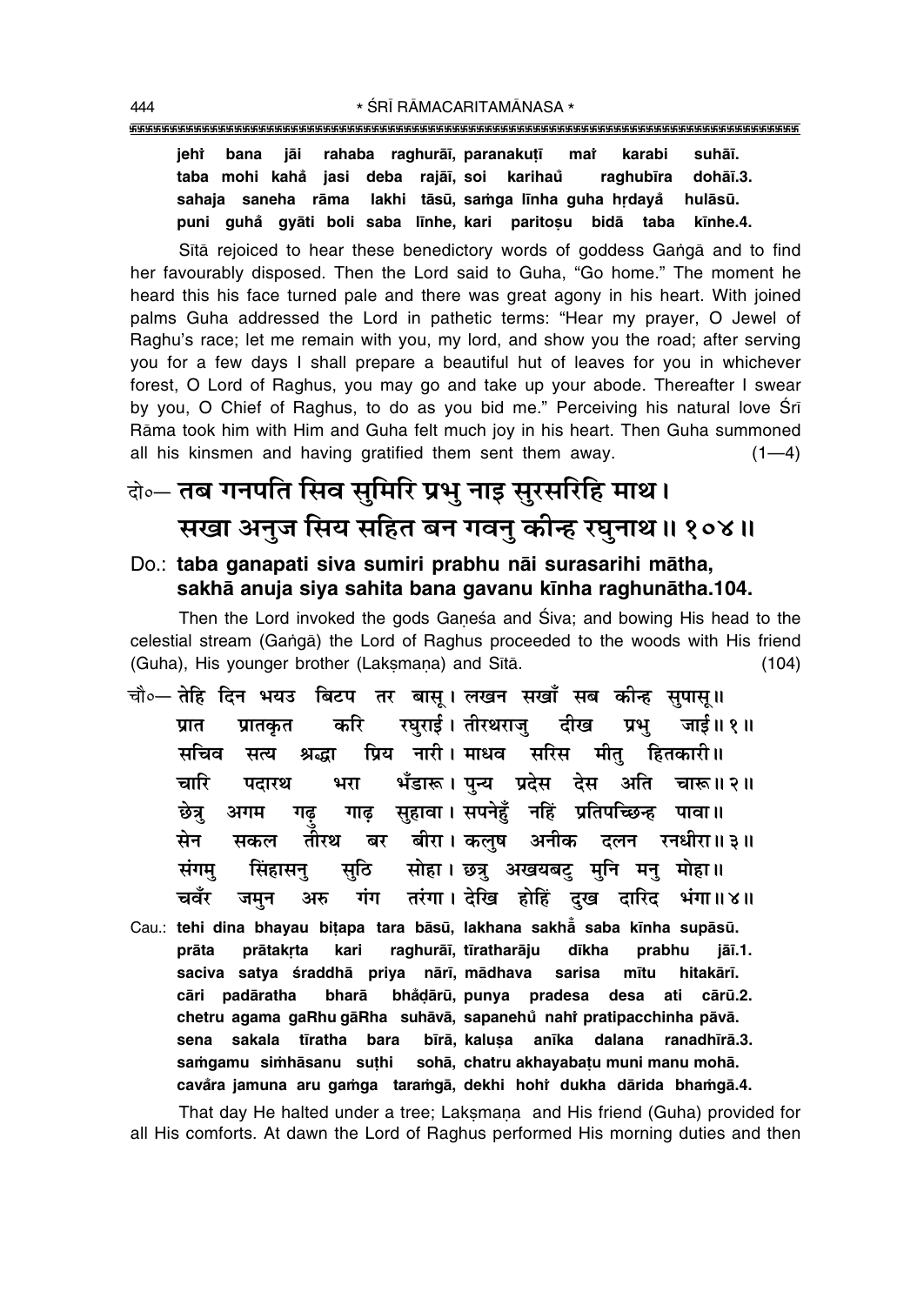**jehiṁ bana jāi rahaba raghurāī, paranakuṭī maiṁ karabi suhāī.**
**taba mohi kahaṁ jasi deba rajāī, soi karihauṁ raghubīra dohāī.3.**
**sahaja saneha rāma lakhi tāsū, saṁga līnha guha hṛdayaṁ hulāsū.**
**puni guhaṁ gyāti boli saba līnhe, kari paritoṣu bidā taba kīnhe.4.**

Sītā rejoiced to hear these benedictory words of goddess Gaṅgā and to find her favourably disposed. Then the Lord said to Guha, "Go home." The moment he heard this his face turned pale and there was great agony in his heart. With joined palms Guha addressed the Lord in pathetic terms: "Hear my prayer, O Jewel of Raghu's race; let me remain with you, my lord, and show you the road; after serving you for a few days I shall prepare a beautiful hut of leaves for you in whichever forest, O Lord of Raghus, you may go and take up your abode. Thereafter I swear by you, O Chief of Raghus, to do as you bid me." Perceiving his natural love Śrī Rāma took him with Him and Guha felt much joy in his heart. Then Guha summoned all his kinsmen and having gratified them sent them away. (1—4)

दो०— **तब गनपति सिव सुमिरि प्रभु नाइ सुरसरिहि माथ।**
**सखा अनुज सिय सहित बन गवनु कीन्ह रघुनाथ॥ १०४॥**

Do.: **taba ganapati siva sumiri prabhu nāi surasarihi mātha,**
**sakhā anuja siya sahita bana gavanu kīnha raghunātha.104.**

Then the Lord invoked the gods Gaṇeśa and Śiva; and bowing His head to the celestial stream (Gaṅgā) the Lord of Raghus proceeded to the woods with His friend (Guha), His younger brother (Lakṣmaṇa) and Sītā. (104)

चौ०— **तेहि दिन भयउ बिटप तर बासू। लखन सखाँ सब कीन्ह सुपासू॥**
**प्रात प्रातकृत करि रघुराई। तीरथराजु दीख प्रभु जाई॥ १॥**
**सचिव सत्य श्रद्धा प्रिय नारी। माधव सरिस मीतु हितकारी॥**
**चारि पदारथ भरा भँडारू। पुन्य प्रदेस देस अति चारू॥ २॥**
**छेत्रु अगम गढ़ु गाढ़ सुहावा। सपनेहुँ नहिं प्रतिपच्छिन्ह पावा॥**
**सेन सकल तीरथ बर बीरा। कलुष अनीक दलन रनधीरा॥ ३॥**
**संगमु सिंहासनु सुठि सोहा। छत्रु अखयबटु मुनि मनु मोहा॥**
**चवँर जमुन अरु गंग तरंगा। देखि होहिं दुख दारिद भंगा॥ ४॥**

Cau.: **tehi dina bhayau biṭapa tara bāsū, lakhana sakhaṁ saba kīnha supāsū.**
**prāta prātakṛta kari raghurāī, tīratharāju dīkha prabhu jāī.1.**
**saciva satya śraddhā priya nārī, mādhava sarisa mītu hitakārī.**
**cāri padāratha bharā bhaṁḍārū, punya pradesa desa ati cārū.2.**
**chetru agama gaRhu gāRha suhāvā, sapanehuṁ nahiṁ pratipacchinha pāvā.**
**sena sakala tīratha bara bīrā, kaluṣa anīka dalana ranadhīrā.3.**
**saṁgamu siṁhāsanu suṭhi sohā, chatru akhayabaṭu muni manu mohā.**
**cavaṁra jamuna aru gaṁga taraṁgā, dekhi hohiṁ dukha dārida bhaṁgā.4.**

That day He halted under a tree; Lakṣmaṇa and His friend (Guha) provided for all His comforts. At dawn the Lord of Raghus performed His morning duties and then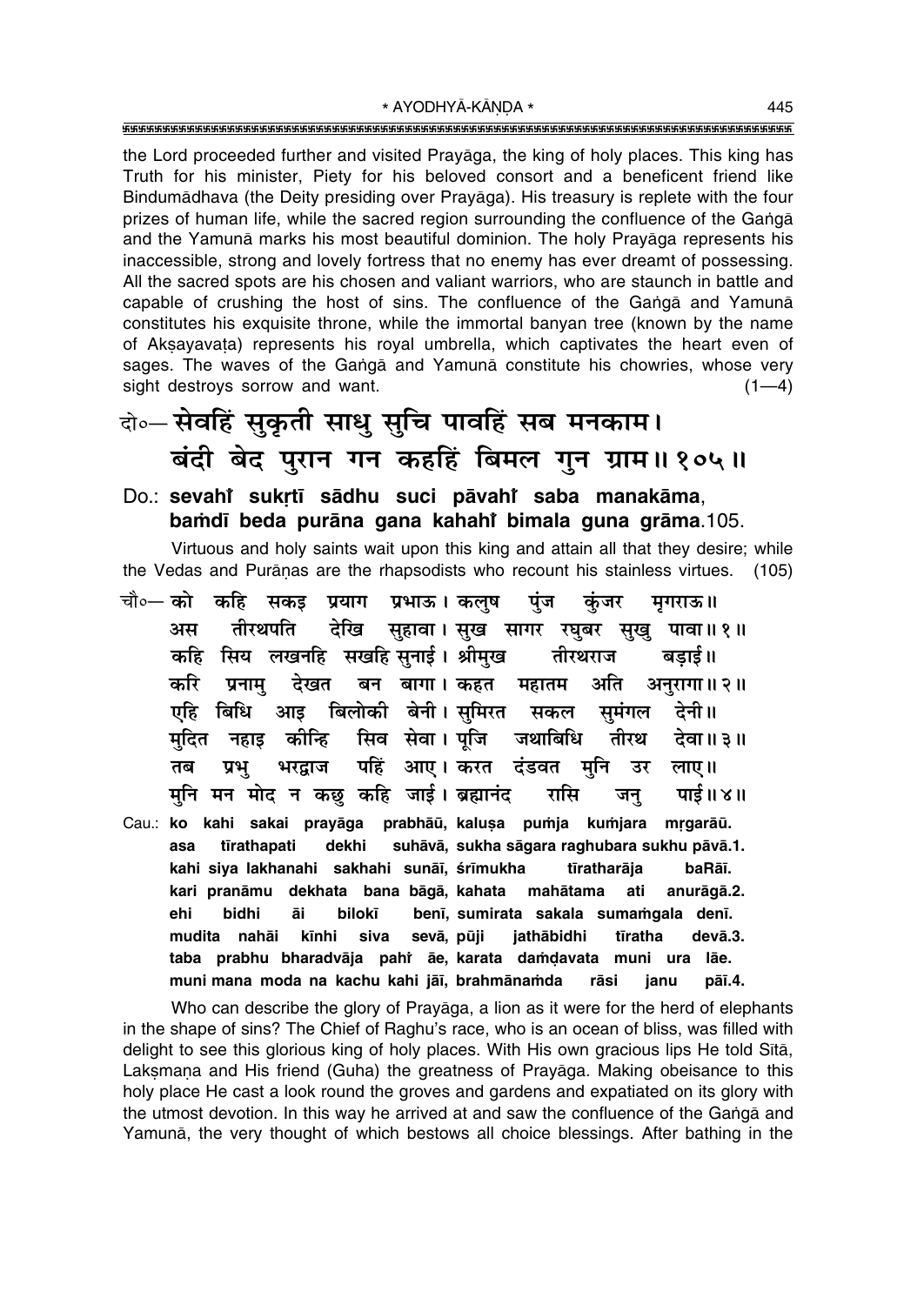the Lord proceeded further and visited Prayāga, the king of holy places. This king has Truth for his minister, Piety for his beloved consort and a beneficent friend like Bindumādhava (the Deity presiding over Prayāga). His treasury is replete with the four prizes of human life, while the sacred region surrounding the confluence of the Gaṅgā and the Yamunā marks his most beautiful dominion. The holy Prayāga represents his inaccessible, strong and lovely fortress that no enemy has ever dreamt of possessing. All the sacred spots are his chosen and valiant warriors, who are staunch in battle and capable of crushing the host of sins. The confluence of the Gaṅgā and Yamunā constitutes his exquisite throne, while the immortal banyan tree (known by the name of Akṣayavaṭa) represents his royal umbrella, which captivates the heart even of sages. The waves of the Gaṅgā and Yamunā constitute his chowries, whose very sight destroys sorrow and want. (1—4)

**दो०— सेवहिं सुकृती साधु सुचि पावहिं सब मनकाम।**
**बंदी बेद पुरान गन कहहिं बिमल गुन ग्राम॥ १०५॥**

**Do.: sevahĩ sukṛtī sādhu suci pāvahĩ saba manakāma,**
**baṁdī beda purāna gana kahahĩ bimala guna grāma.105.**

Virtuous and holy saints wait upon this king and attain all that they desire; while the Vedas and Purāṇas are the rhapsodists who recount his stainless virtues. (105)

चौ०— को कहि सकइ प्रयाग प्रभाऊ। कलुष पुंज कुंजर मृगराऊ॥
अस तीरथपति देखि सुहावा। सुख सागर रघुबर सुखु पावा॥ १॥
कहि सिय लखनहि सखहि सुनाई। श्रीमुख तीरथराज बड़ाई॥
करि प्रनामु देखत बन बागा। कहत महातम अति अनुरागा॥ २॥
एहि बिधि आइ बिलोकी बेनी। सुमिरत सकल सुमंगल देनी॥
मुदित नहाइ कीन्हि सिव सेवा। पूजि जथाबिधि तीरथ देवा॥ ३॥
तब प्रभु भरद्वाज पहिं आए। करत दंडवत मुनि उर लाए॥
मुनि मन मोद न कछु कहि जाई। ब्रह्मानंद रासि जनु पाई॥ ४॥

Cau.: **ko kahi sakai prayāga prabhāū, kaluṣa puṁja kuṁjara mṛgarāū.**
**asa tīrathapati dekhi suhāvā, sukha sāgara raghubara sukhu pāvā.1.**
**kahi siya lakhanahi sakhahi sunāī, śrīmukha tīratharāja baRāī.**
**kari pranāmu dekhata bana bāgā, kahata mahātama ati anurāgā.2.**
**ehi bidhi āi bilokī benī, sumirata sakala sumaṁgala denī.**
**mudita nahāi kīnhi siva sevā, pūji jathābidhi tīratha devā.3.**
**taba prabhu bharadvāja pahĩ āe, karata daṁḍavata muni ura lāe.**
**muni mana moda na kachu kahi jāī, brahmānaṁda rāsi janu pāī.4.**

Who can describe the glory of Prayāga, a lion as it were for the herd of elephants in the shape of sins? The Chief of Raghu's race, who is an ocean of bliss, was filled with delight to see this glorious king of holy places. With His own gracious lips He told Sītā, Lakṣmaṇa and His friend (Guha) the greatness of Prayāga. Making obeisance to this holy place He cast a look round the groves and gardens and expatiated on its glory with the utmost devotion. In this way he arrived at and saw the confluence of the Gaṅgā and Yamunā, the very thought of which bestows all choice blessings. After bathing in the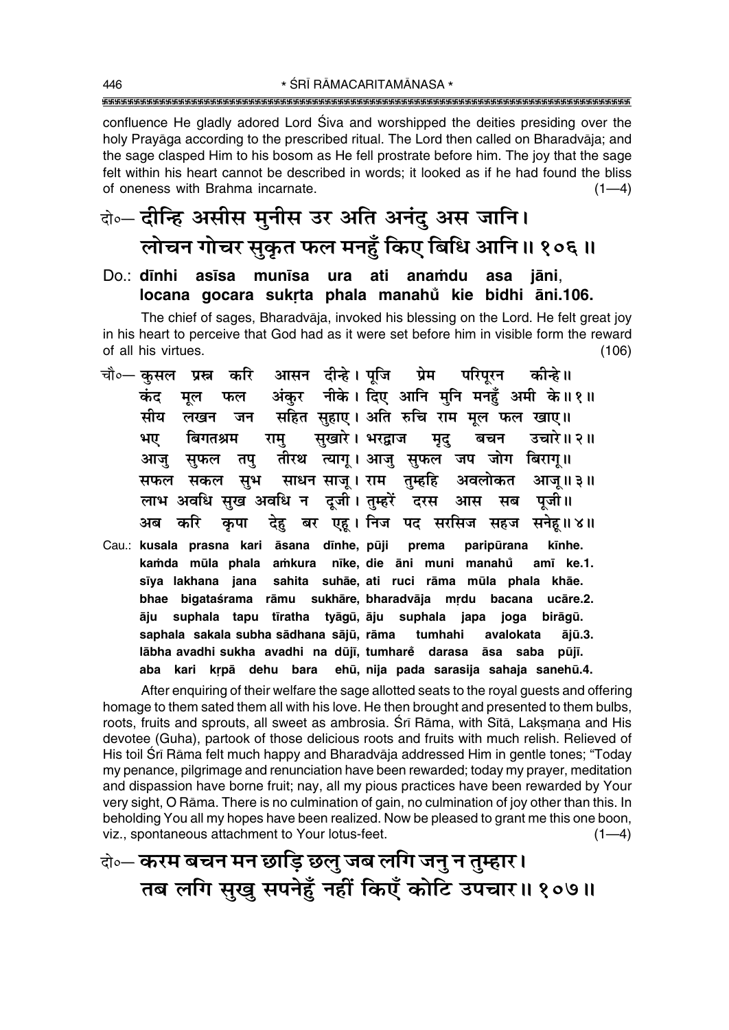confluence He gladly adored Lord Śiva and worshipped the deities presiding over the holy Prayāga according to the prescribed ritual. The Lord then called on Bharadvāja; and the sage clasped Him to his bosom as He fell prostrate before him. The joy that the sage felt within his heart cannot be described in words; it looked as if he had found the bliss of oneness with Brahma incarnate. (1—4)

दो०— दीन्हि असीस मुनीस उर अति अनंदु अस जानि।
लोचन गोचर सुकृत फल मनहुँ किए बिधि आनि॥ १०६॥

Do.: **dīnhi asīsa munīsa ura ati anaṁdu asa jāni, locana gocara sukṛta phala manahu̐ kie bidhi āni.106.**

The chief of sages, Bharadvāja, invoked his blessing on the Lord. He felt great joy in his heart to perceive that God had as it were set before him in visible form the reward of all his virtues. (106)

चौ०— कुसल प्रस्न करि आसन दीन्हे। पूजि प्रेम परिपूरन कीन्हे॥
कंद मूल फल अंकुर नीके। दिए आनि मुनि मनहुँ अमी के॥ १॥
सीय लखन जन सहित सुहाए। अति रुचि राम मूल फल खाए॥
भए बिगतश्रम रामु सुखारे। भरद्वाज मृदु बचन उचारे॥ २॥
आजु सुफल तपु तीरथ त्यागू। आजु सुफल जप जोग बिरागू॥
सफल सकल सुभ साधन साजू। राम तुम्हहि अवलोकत आजू॥ ३॥
लाभ अवधि सुख अवधि न दूजी। तुम्हरें दरस आस सब पूजी॥
अब करि कृपा देहु बर एहू। निज पद सरसिज सहज सनेहू॥ ४॥

Cau.: **kusala prasna kari āsana dīnhe, pūji prema paripūrana kīnhe. kaṁda mūla phala aṁkura nīke, die āni muni manahu̐ amī ke.1. sīya lakhana jana sahita suhāe, ati ruci rāma mūla phala khāe. bhae bigataśrama rāmu sukhāre, bharadvāja mṛdu bacana ucāre.2. āju suphala tapu tīratha tyāgū, āju suphala japa joga birāgū. saphala sakala subha sādhana sājū, rāma tumhahi avalokata ājū.3. lābha avadhi sukha avadhi na dūjī, tumhare̐ darasa āsa saba pūjī. aba kari kṛpā dehu bara ehū, nija pada sarasija sahaja sanehū.4.**

After enquiring of their welfare the sage allotted seats to the royal guests and offering homage to them sated them all with his love. He then brought and presented to them bulbs, roots, fruits and sprouts, all sweet as ambrosia. Śrī Rāma, with Sītā, Lakṣmaṇa and His devotee (Guha), partook of those delicious roots and fruits with much relish. Relieved of His toil Śrī Rāma felt much happy and Bharadvāja addressed Him in gentle tones; "Today my penance, pilgrimage and renunciation have been rewarded; today my prayer, meditation and dispassion have borne fruit; nay, all my pious practices have been rewarded by Your very sight, O Rāma. There is no culmination of gain, no culmination of joy other than this. In beholding You all my hopes have been realized. Now be pleased to grant me this one boon, viz., spontaneous attachment to Your lotus-feet. (1—4)

दो०— करम बचन मन छाड़ि छलु जब लगि जनु न तुम्हार।
तब लगि सुखु सपनेहुँ नहीं किएँ कोटि उपचार॥ १०७॥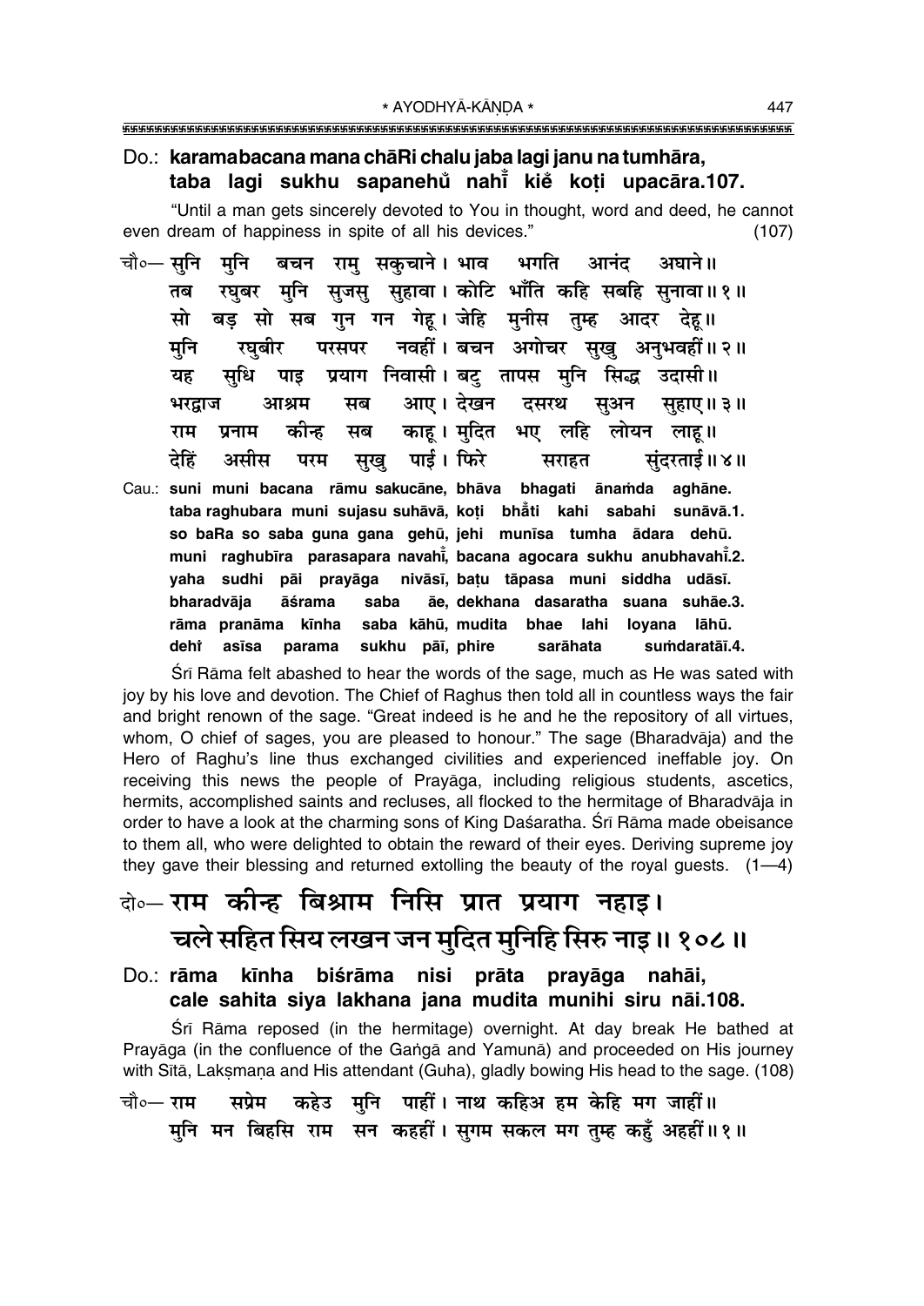**Do.: karamabacana mana chāRi chalu jaba lagi janu na tumhāra, taba lagi sukhu sapanehů nahi̐ kie̐ koṭi upacāra.107.**

"Until a man gets sincerely devoted to You in thought, word and deed, he cannot even dream of happiness in spite of all his devices." (107)

चौ०— सुनि मुनि बचन रामु सकुचाने। भाव भगति आनंद अघाने॥
तब रघुबर मुनि सुजसु सुहावा। कोटि भाँति कहि सबहि सुनावा॥१॥
सो बड़ सो सब गुन गन गेहू। जेहि मुनीस तुम्ह आदर देहू॥
मुनि रघुबीर परसपर नवहीं। बचन अगोचर सुखु अनुभवहीं॥२॥
यह सुधि पाइ प्रयाग निवासी। बटु तापस मुनि सिद्ध उदासी॥
भरद्वाज आश्रम सब आए। देखन दसरथ सुअन सुहाए॥३॥
राम प्रनाम कीन्ह सब काहू। मुदित भए लहि लोयन लाहू॥
देहिं असीस परम सुखु पाई। फिरे सराहत सुंदरताई॥४॥

Cau.: **suni muni bacana rāmu sakucāne, bhāva bhagati ānaṁda aghāne.**
**taba raghubara muni sujasu suhāvā, koṭi bhā̐ti kahi sabahi sunāvā.1.**
**so baRa so saba guna gana gehū, jehi munīsa tumha ādara dehū.**
**muni raghubīra parasapara navahi̐, bacana agocara sukhu anubhavahi̐.2.**
**yaha sudhi pāi prayāga nivāsī, baṭu tāpasa muni siddha udāsī.**
**bharadvāja āśrama saba āe, dekhana dasaratha suana suhāe.3.**
**rāma pranāma kīnha saba kāhū, mudita bhae lahi loyana lāhū.**
**dehi̐ asīsa parama sukhu pāī, phire sarāhata suṁdaratāī.4.**

Śrī Rāma felt abashed to hear the words of the sage, much as He was sated with joy by his love and devotion. The Chief of Raghus then told all in countless ways the fair and bright renown of the sage. "Great indeed is he and he the repository of all virtues, whom, O chief of sages, you are pleased to honour." The sage (Bharadvāja) and the Hero of Raghu's line thus exchanged civilities and experienced ineffable joy. On receiving this news the people of Prayāga, including religious students, ascetics, hermits, accomplished saints and recluses, all flocked to the hermitage of Bharadvāja in order to have a look at the charming sons of King Daśaratha. Śrī Rāma made obeisance to them all, who were delighted to obtain the reward of their eyes. Deriving supreme joy they gave their blessing and returned extolling the beauty of the royal guests. (1—4)

दो०— राम कीन्ह बिश्राम निसि प्रात प्रयाग नहाइ।
चले सहित सिय लखन जन मुदित मुनिहि सिरु नाइ॥१०८॥

**Do.: rāma kīnha biśrāma nisi prāta prayāga nahāi, cale sahita siya lakhana jana mudita munihi siru nāi.108.**

Śrī Rāma reposed (in the hermitage) overnight. At day break He bathed at Prayāga (in the confluence of the Gaṅgā and Yamunā) and proceeded on His journey with Sītā, Lakṣmaṇa and His attendant (Guha), gladly bowing His head to the sage. (108)

चौ०— राम सप्रेम कहेउ मुनि पाहीं। नाथ कहिअ हम केहि मग जाहीं॥
मुनि मन बिहसि राम सन कहहीं। सुगम सकल मग तुम्ह कहुँ अहहीं॥१॥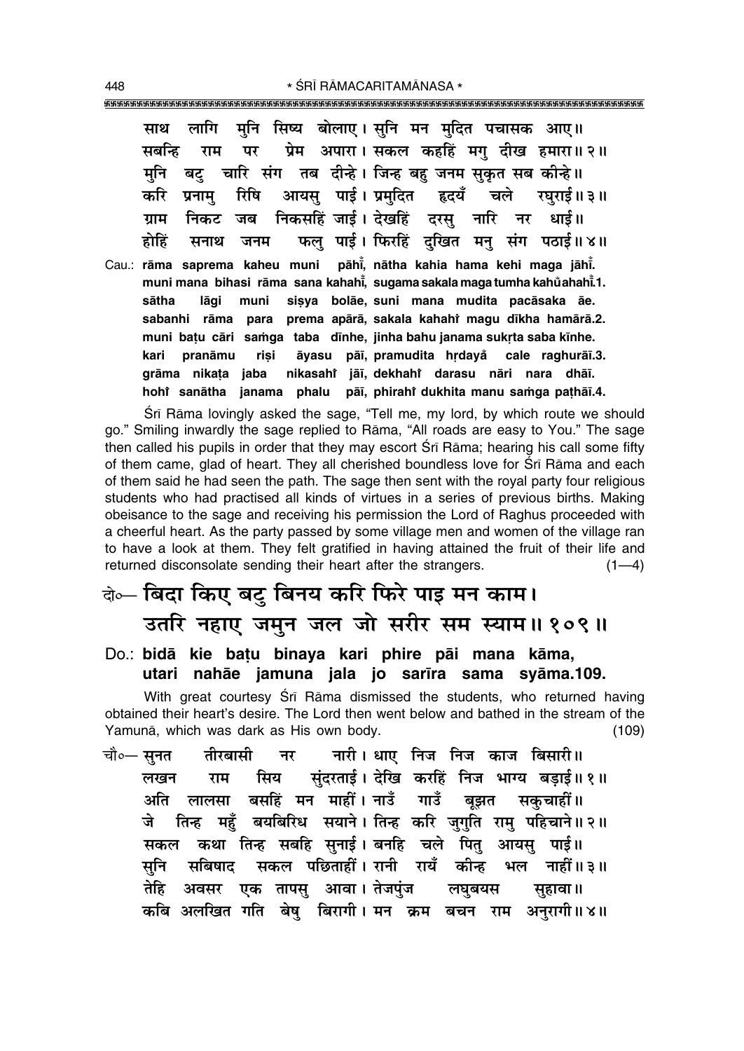साथ लागि मुनि सिष्य बोलाए। सुनि मन मुदित पचासक आए॥
सबन्हि राम पर प्रेम अपारा। सकल कहहिं मगु दीख हमारा॥२॥
मुनि बटु चारि संग तब दीन्हे। जिन्ह बहु जनम सुकृत सब कीन्हे॥
करि प्रनामु रिषि आयसु पाई। प्रमुदित हृदयँ चले रघुराई॥३॥
ग्राम निकट जब निकसहिं जाई। देखहिं दरसु नारि नर धाई॥
होहिं सनाथ जनम फलु पाई। फिरहिं दुखित मनु संग पठाई॥४॥

Cau.: **rāma saprema kaheu muni pāhī̐, nātha kahia hama kehi maga jāhī̐.**
**muni mana bihasi rāma sana kahahī̐, sugama sakala maga tumha kahů̐ahahī̐.1.**
**sātha lāgi muni siṣya bolāe, suni mana mudita pacāsaka āe.**
**sabanhi rāma para prema apārā, sakala kahahi̐ magu dīkha hamārā.2.**
**muni baṭu cāri saṁga taba dīnhe, jinha bahu janama sukṛta saba kīnhe.**
**kari pranāmu riṣi āyasu pāī, pramudita hṛdayå̐ cale raghurāī.3.**
**grāma nikaṭa jaba nikasahi̐ jāī, dekhahi̐ darasu nāri nara dhāī.**
**hohi̐ sanātha janama phalu pāī, phirahi̐ dukhita manu saṁga paṭhāī.4.**

Śrī Rāma lovingly asked the sage, "Tell me, my lord, by which route we should go." Smiling inwardly the sage replied to Rāma, "All roads are easy to You." The sage then called his pupils in order that they may escort Śrī Rāma; hearing his call some fifty of them came, glad of heart. They all cherished boundless love for Śrī Rāma and each of them said he had seen the path. The sage then sent with the royal party four religious students who had practised all kinds of virtues in a series of previous births. Making obeisance to the sage and receiving his permission the Lord of Raghus proceeded with a cheerful heart. As the party passed by some village men and women of the village ran to have a look at them. They felt gratified in having attained the fruit of their life and returned disconsolate sending their heart after the strangers. (1—4)

## दो०— बिदा किए बटु बिनय करि फिरे पाइ मन काम।
## उतरि नहाए जमुन जल जो सरीर सम स्याम॥१०९॥

### Do.: bidā kie baṭu binaya kari phire pāi mana kāma, utari nahāe jamuna jala jo sarīra sama syāma.109.

With great courtesy Śrī Rāma dismissed the students, who returned having obtained their heart's desire. The Lord then went below and bathed in the stream of the Yamunā, which was dark as His own body. (109)

चौ०— सुनत तीरबासी नर नारी। धाए निज निज काज बिसारी॥
लखन राम सिय सुंदरताई। देखि करहिं निज भाग्य बड़ाई॥१॥
अति लालसा बसहिं मन माहीं। नाउँ गाउँ बूझत सकुचाहीं॥
जे तिन्ह महुँ बयबिरिध सयाने। तिन्ह करि जुगुति रामु पहिचाने॥२॥
सकल कथा तिन्ह सबहि सुनाई। बनहि चले पितु आयसु पाई॥
सुनि सबिषाद सकल पछिताहीं। रानी रायँ कीन्ह भल नाहीं॥३॥
तेहि अवसर एक तापसु आवा। तेजपुंज लघुबयस सुहावा॥
कबि अलखित गति बेषु बिरागी। मन क्रम बचन राम अनुरागी॥४॥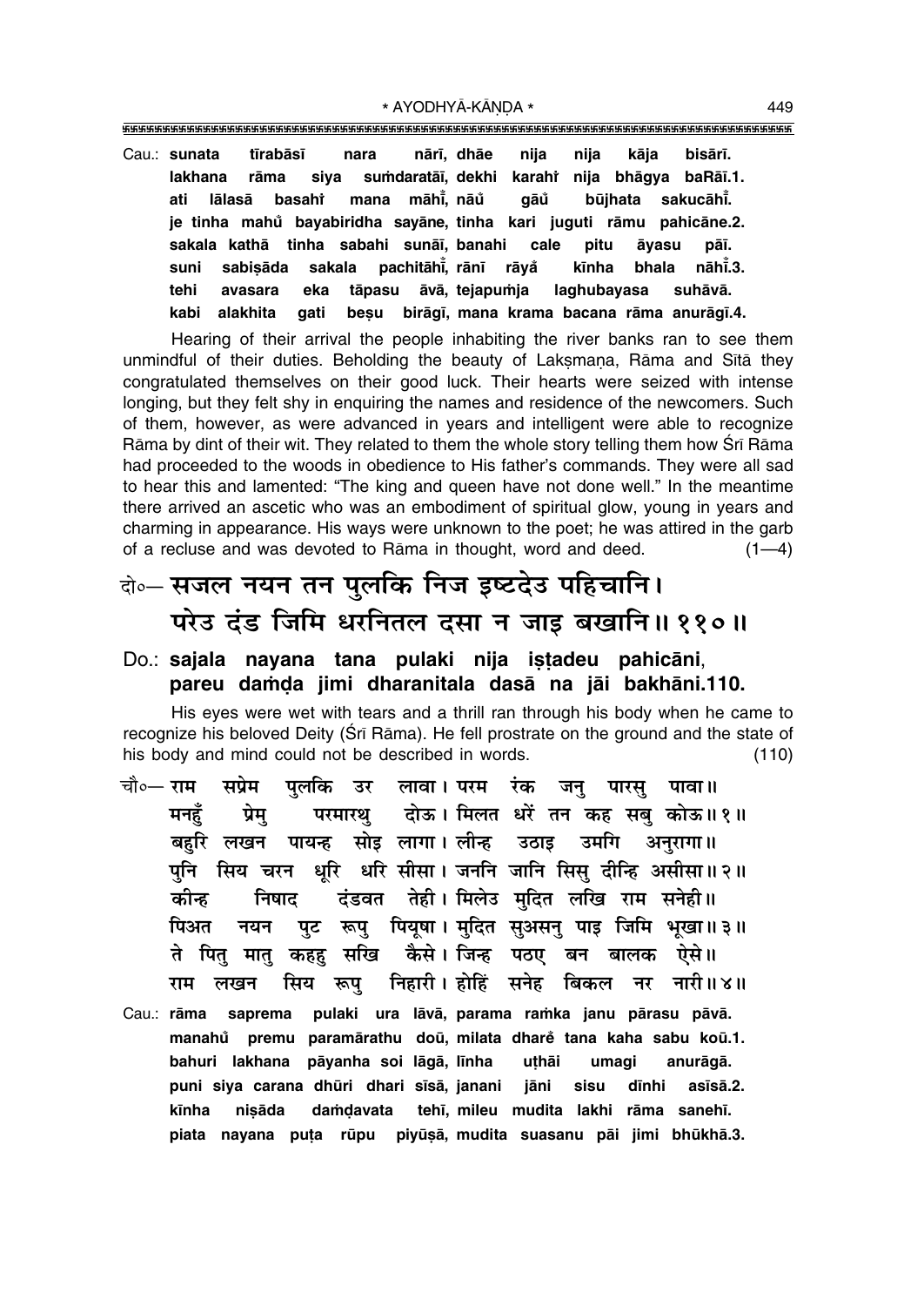Cau.: **sunata tīrabāsī nara nārī, dhāe nija nija kāja bisārī.**
**lakhana rāma siya suṁdaratāī, dekhi karahiṁ nija bhāgya baRāī.1.**
**ati lālasā basahiṁ mana māhīṁ, nāuṁ gāuṁ būjhata sakucāhīṁ.**
**je tinha mahuṁ bayabiridha sayāne, tinha kari juguti rāmu pahicāne.2.**
**sakala kathā tinha sabahi sunāī, banahi cale pitu āyasu pāī.**
**suni sabiṣāda sakala pachitāhīṁ, rānī rāyaṁ kīnha bhala nāhīṁ.3.**
**tehi avasara eka tāpasu āvā, tejapuṁja laghubayasa suhāvā.**
**kabi alakhita gati beṣu birāgī, mana krama bacana rāma anurāgī.4.**

Hearing of their arrival the people inhabiting the river banks ran to see them unmindful of their duties. Beholding the beauty of Lakṣmaṇa, Rāma and Sītā they congratulated themselves on their good luck. Their hearts were seized with intense longing, but they felt shy in enquiring the names and residence of the newcomers. Such of them, however, as were advanced in years and intelligent were able to recognize Rāma by dint of their wit. They related to them the whole story telling them how Śrī Rāma had proceeded to the woods in obedience to His father's commands. They were all sad to hear this and lamented: "The king and queen have not done well." In the meantime there arrived an ascetic who was an embodiment of spiritual glow, young in years and charming in appearance. His ways were unknown to the poet; he was attired in the garb of a recluse and was devoted to Rāma in thought, word and deed. (1—4)

## दो०— सजल नयन तन पुलकि निज इष्टदेउ पहिचानि। परेउ दंड जिमि धरनितल दसा न जाइ बखानि॥ ११०॥

Do.: **sajala nayana tana pulaki nija iṣṭadeu pahicāni, pareu daṁḍa jimi dharanitala dasā na jāi bakhāni.110.**

His eyes were wet with tears and a thrill ran through his body when he came to recognize his beloved Deity (Śrī Rāma). He fell prostrate on the ground and the state of his body and mind could not be described in words. (110)

चौ०— राम सप्रेम पुलकि उर लावा। परम रंक जनु पारसु पावा॥
मनहुँ प्रेमु परमारथु दोऊ। मिलत धरें तन कह सबु कोऊ॥ १॥
बहुरि लखन पायन्ह सोइ लागा। लीन्ह उठाइ उमगि अनुरागा॥
पुनि सिय चरन धूरि धरि सीसा। जननि जानि सिसु दीन्हि असीसा॥ २॥
कीन्ह निषाद दंडवत तेही। मिलेउ मुदित लखि राम सनेही॥
पिअत नयन पुट रूपु पियूषा। मुदित सुअसनु पाइ जिमि भूखा॥ ३॥
ते पितु मातु कहहु सखि कैसे। जिन्ह पठए बन बालक ऐसे॥
राम लखन सिय रूपु निहारी। होहिं सनेह बिकल नर नारी॥ ४॥

Cau.: **rāma saprema pulaki ura lāvā, parama raṁka janu pārasu pāvā.**
**manahuṁ premu paramārathu doū, milata dhareṁ tana kaha sabu koū.1.**
**bahuri lakhana pāyanha soi lāgā, līnha uṭhāi umagi anurāgā.**
**puni siya carana dhūri dhari sīsā, janani jāni sisu dīnhi asīsā.2.**
**kīnha niṣāda daṁḍavata tehī, mileu mudita lakhi rāma sanehī.**
**piata nayana puṭa rūpu piyūṣā, mudita suasanu pāi jimi bhūkhā.3.**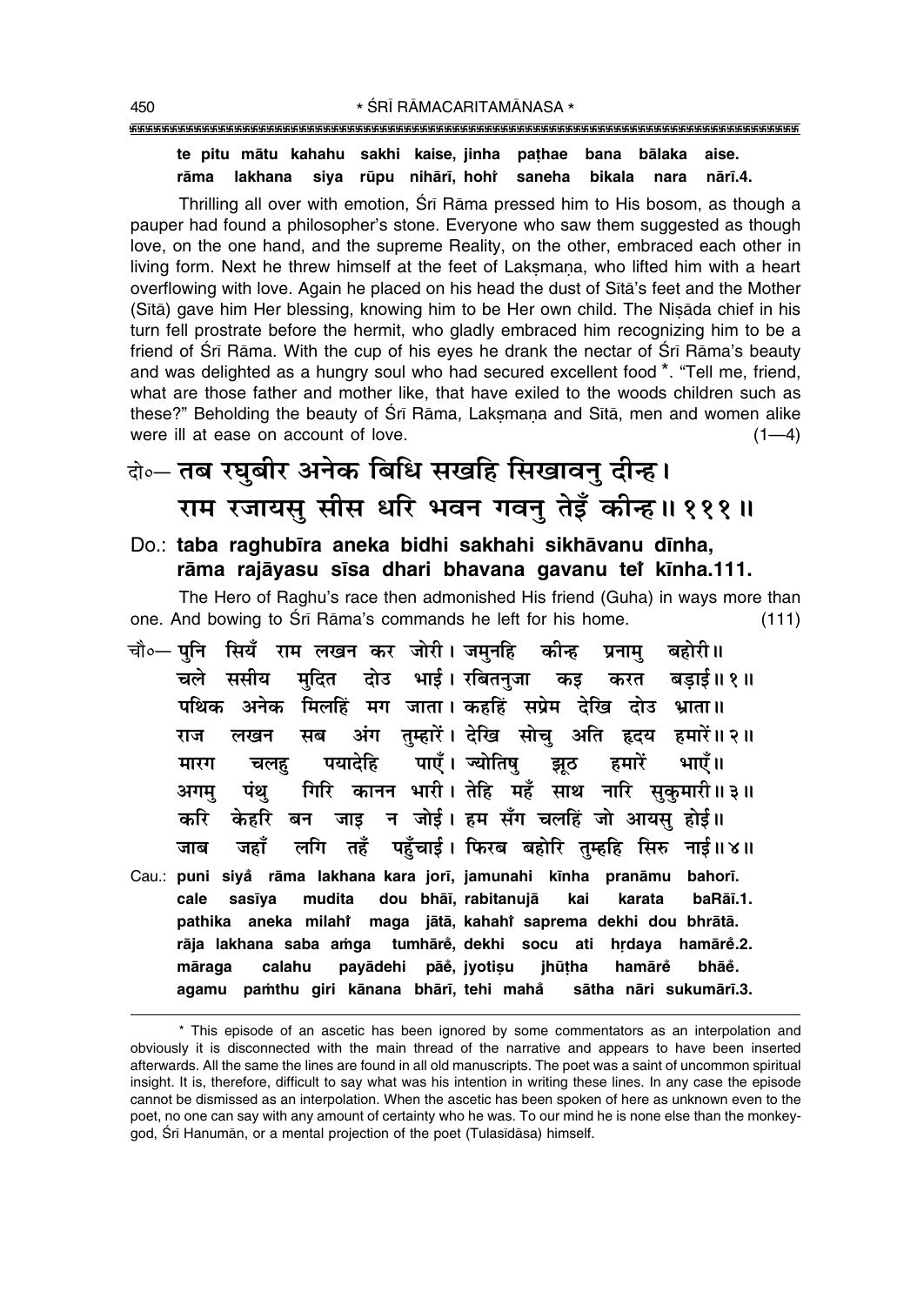**te pitu mātu kahahu sakhi kaise, jinha paṭhae bana bālaka aise.**
**rāma lakhana siya rūpu nihārī, hohiṁ saneha bikala nara nārī.4.**

Thrilling all over with emotion, Śrī Rāma pressed him to His bosom, as though a pauper had found a philosopher's stone. Everyone who saw them suggested as though love, on the one hand, and the supreme Reality, on the other, embraced each other in living form. Next he threw himself at the feet of Lakṣmaṇa, who lifted him with a heart overflowing with love. Again he placed on his head the dust of Sītā's feet and the Mother (Sītā) gave him Her blessing, knowing him to be Her own child. The Niṣāda chief in his turn fell prostrate before the hermit, who gladly embraced him recognizing him to be a friend of Śrī Rāma. With the cup of his eyes he drank the nectar of Śrī Rāma's beauty and was delighted as a hungry soul who had secured excellent food *. "Tell me, friend, what are those father and mother like, that have exiled to the woods children such as these?" Beholding the beauty of Śrī Rāma, Lakṣmaṇa and Sītā, men and women alike were ill at ease on account of love. (1—4)

दो०— **तब रघुबीर अनेक बिधि सखहि सिखावनु दीन्ह।**
**राम रजायसु सीस धरि भवन गवनु तेइँ कीन्ह॥ १११॥**

Do.: **taba raghubīra aneka bidhi sakhahi sikhāvanu dīnha,**
**rāma rajāyasu sīsa dhari bhavana gavanu teiṁ kīnha.111.**

The Hero of Raghu's race then admonished His friend (Guha) in ways more than one. And bowing to Śrī Rāma's commands he left for his home. (111)

चौ०— **पुनि सियँ राम लखन कर जोरी। जमुनहि कीन्ह प्रनामु बहोरी॥**
**चले ससीय मुदित दोउ भाई। रबितनुजा कइ करत बड़ाई॥ १॥**
**पथिक अनेक मिलहिं मग जाता। कहहिं सप्रेम देखि दोउ भ्राता॥**
**राज लखन सब अंग तुम्हारें। देखि सोचु अति हृदय हमारें॥ २॥**
**मारग चलहु पयादेहि पाएँ। ज्योतिषु झूठ हमारें भाएँ॥**
**अगमु पंथु गिरि कानन भारी। तेहि महँ साथ नारि सुकुमारी॥ ३॥**
**करि केहरि बन जाइ न जोई। हम सँग चलहिं जो आयसु होई॥**
**जाब जहाँ लगि तहँ पहुँचाई। फिरब बहोरि तुम्हहि सिरु नाई॥ ४॥**

Cau.: **puni siyaṁ rāma lakhana kara jorī, jamunahi kīnha pranāmu bahorī.**
**cale sasīya mudita dou bhāī, rabitanujā kai karata baRāī.1.**
**pathika aneka milahiṁ maga jātā, kahahiṁ saprema dekhi dou bhrātā.**
**rāja lakhana saba aṁga tumhāreṁ, dekhi socu ati hṛdaya hamāreṁ.2.**
**māraga calahu payādehi pāeṁ, jyotiṣu jhūṭha hamāreṁ bhāeṁ.**
**agamu paṁthu giri kānana bhārī, tehi mahaṁ sātha nāri sukumārī.3.**

---

* This episode of an ascetic has been ignored by some commentators as an interpolation and obviously it is disconnected with the main thread of the narrative and appears to have been inserted afterwards. All the same the lines are found in all old manuscripts. The poet was a saint of uncommon spiritual insight. It is, therefore, difficult to say what was his intention in writing these lines. In any case the episode cannot be dismissed as an interpolation. When the ascetic has been spoken of here as unknown even to the poet, no one can say with any amount of certainty who he was. To our mind he is none else than the monkey-god, Śrī Hanumān, or a mental projection of the poet (Tulasīdāsa) himself.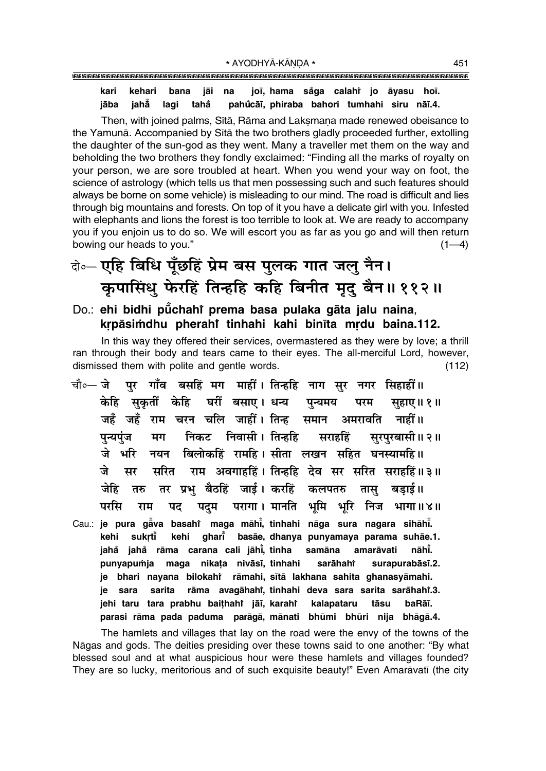**kari kehari bana jāi na joī, hama sa̐ga calahi̇̐ jo āyasu hoī.**
**jāba jaha̐ lagi taha̐ pahu̐cāī, phiraba bahori tumhahi siru nāī.4.**

Then, with joined palms, Sītā, Rāma and Lakṣmaṇa made renewed obeisance to the Yamunā. Accompanied by Sītā the two brothers gladly proceeded further, extolling the daughter of the sun-god as they went. Many a traveller met them on the way and beholding the two brothers they fondly exclaimed: "Finding all the marks of royalty on your person, we are sore troubled at heart. When you wend your way on foot, the science of astrology (which tells us that men possessing such and such features should always be borne on some vehicle) is misleading to our mind. The road is difficult and lies through big mountains and forests. On top of it you have a delicate girl with you. Infested with elephants and lions the forest is too terrible to look at. We are ready to accompany you if you enjoin us to do so. We will escort you as far as you go and will then return bowing our heads to you." (1—4)

दो०— एहि बिधि पूँछहिं प्रेम बस पुलक गात जलु नैन।
कृपासिंधु फेरहिं तिन्हहि कहि बिनीत मृदु बैन॥ ११२॥

Do.: **ehi bidhi pū̐chahi̇̐ prema basa pulaka gāta jalu naina,**
**kṛpāsiṁdhu pherahi̇̐ tinhahi kahi binīta mṛdu baina.112.**

In this way they offered their services, overmastered as they were by love; a thrill ran through their body and tears came to their eyes. The all-merciful Lord, however, dismissed them with polite and gentle words. (112)

चौ०— जे पुर गाँव बसहिं मग माहीं। तिन्हहि नाग सुर नगर सिहाहीं॥
केहि सुकृतीं केहि घरीं बसाए। धन्य पुन्यमय परम सुहाए॥ १॥
जहँ जहँ राम चरन चलि जाहीं। तिन्ह समान अमरावति नाहीं॥
पुन्यपुंज मग निकट निवासी। तिन्हहि सराहहिं सुरपुरबासी॥ २॥
जे भरि नयन बिलोकहिं रामहि। सीता लखन सहित घनस्यामहि॥
जे सर सरित राम अवगाहहिं। तिन्हहि देव सर सरित सराहहिं॥ ३॥
जेहि तरु तर प्रभु बैठहिं जाई। करहिं कलपतरु तासु बड़ाई॥
परसि राम पद पदुम परागा। मानति भूमि भूरि निज भागा॥ ४॥

Cau.: **je pura ga̐va basahi̇̐ maga māhī̐, tinhahi nāga sura nagara sihāhī̐.**
**kehi sukṛtī̐ kehi gharī̐ basāe, dhanya punyamaya parama suhāe.1.**
**jaha̐ jaha̐ rāma carana cali jāhī̐, tinha samāna amarāvati nāhī̐.**
**punyapuṁja maga nikaṭa nivāsī, tinhahi sarāhahi̇̐ surapurabāsī.2.**
**je bhari nayana bilokahi̇̐ rāmahi, sītā lakhana sahita ghanasyāmahi.**
**je sara sarita rāma avagāhahi̇̐, tinhahi deva sara sarita sarāhahi̇̐.3.**
**jehi taru tara prabhu baiṭhahi̇̐ jāī, karahi̇̐ kalapataru tāsu baṛāī.**
**parasi rāma pada paduma parāgā, mānati bhūmi bhūri nija bhāgā.4.**

The hamlets and villages that lay on the road were the envy of the towns of the Nāgas and gods. The deities presiding over these towns said to one another: "By what blessed soul and at what auspicious hour were these hamlets and villages founded? They are so lucky, meritorious and of such exquisite beauty!" Even Amarāvatī (the city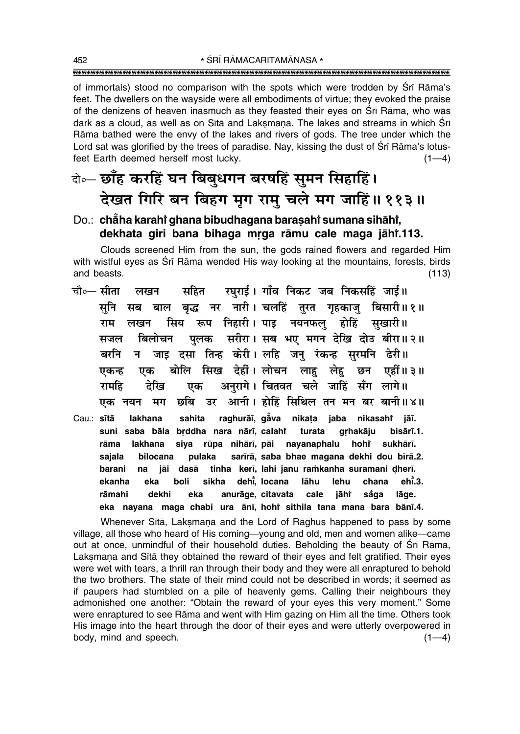of immortals) stood no comparison with the spots which were trodden by Śrī Rāma's feet. The dwellers on the wayside were all embodiments of virtue; they evoked the praise of the denizens of heaven inasmuch as they feasted their eyes on Śrī Rāma, who was dark as a cloud, as well as on Sītā and Lakṣmaṇa. The lakes and streams in which Śrī Rāma bathed were the envy of the lakes and rivers of gods. The tree under which the Lord sat was glorified by the trees of paradise. Nay, kissing the dust of Śrī Rāma's lotus-feet Earth deemed herself most lucky. (1—4)

**दो०— छाँह करहिं घन बिबुधगन बरषहिं सुमन सिहाहिं।**
**देखत गिरि बन बिहग मृग रामु चले मग जाहिं॥ ११३॥**

**Do.: chā̃ha karahĩ ghana bibudhagana barāṣahĩ sumana sihāhĩ, dekhata giri bana bihaga mṛga rāmu cale maga jāhĩ.113.**

Clouds screened Him from the sun, the gods rained flowers and regarded Him with wistful eyes as Śrī Rāma wended His way looking at the mountains, forests, birds and beasts. (113)

चौ०— सीता लखन सहित रघुराई। गाँव निकट जब निकसहिं जाई॥
सुनि सब बाल बृद्ध नर नारी। चलहिं तुरत गृहकाजु बिसारी॥ १॥
राम लखन सिय रूप निहारी। पाइ नयनफलु होहिं सुखारी॥
सजल बिलोचन पुलक सरीरा। सब भए मगन देखि दोउ बीरा॥ २॥
बरनि न जाइ दसा तिन्ह केरी। लहि जनु रंकन्ह सुरमनि ढेरी॥
एकन्ह एक बोलि सिख देहीं। लोचन लाहु लेहु छन एहीं॥ ३॥
रामहि देखि एक अनुरागे। चितवत चले जाहिं सँग लागे॥
एक नयन मग छबि उर आनी। होहिं सिथिल तन मन बर बानी॥ ४॥

Cau.: **sītā lakhana sahita raghurāī, gā̃va nikaṭa jaba nikasahĩ jāī.**
**suni saba bāla bṛddha nara nārī, calahĩ turata gṛhakāju bisārī.1.**
**rāma lakhana siya rūpa nihārī, pāi nayanaphalu hohĩ sukhārī.**
**sajala bilocana pulaka sarīrā, saba bhae magana dekhi dou bīrā.2.**
**barani na jāi dasā tinha kerī, lahi janu raṁkanha suramani ḍherī.**
**ekanha eka boli sikha dehĩ, locana lāhu lehu chana ehĩ.3.**
**rāmahi dekhi eka anurāge, citavata cale jāhĩ sā̃ga lāge.**
**eka nayana maga chabi ura ānī, hohĩ sithila tana mana bara bānī.4.**

Whenever Sītā, Lakṣmaṇa and the Lord of Raghus happened to pass by some village, all those who heard of His coming—young and old, men and women alike—came out at once, unmindful of their household duties. Beholding the beauty of Śrī Rāma, Lakṣmaṇa and Sītā they obtained the reward of their eyes and felt gratified. Their eyes were wet with tears, a thrill ran through their body and they were all enraptured to behold the two brothers. The state of their mind could not be described in words; it seemed as if paupers had stumbled on a pile of heavenly gems. Calling their neighbours they admonished one another: "Obtain the reward of your eyes this very moment." Some were enraptured to see Rāma and went with Him gazing on Him all the time. Others took His image into the heart through the door of their eyes and were utterly overpowered in body, mind and speech. (1—4)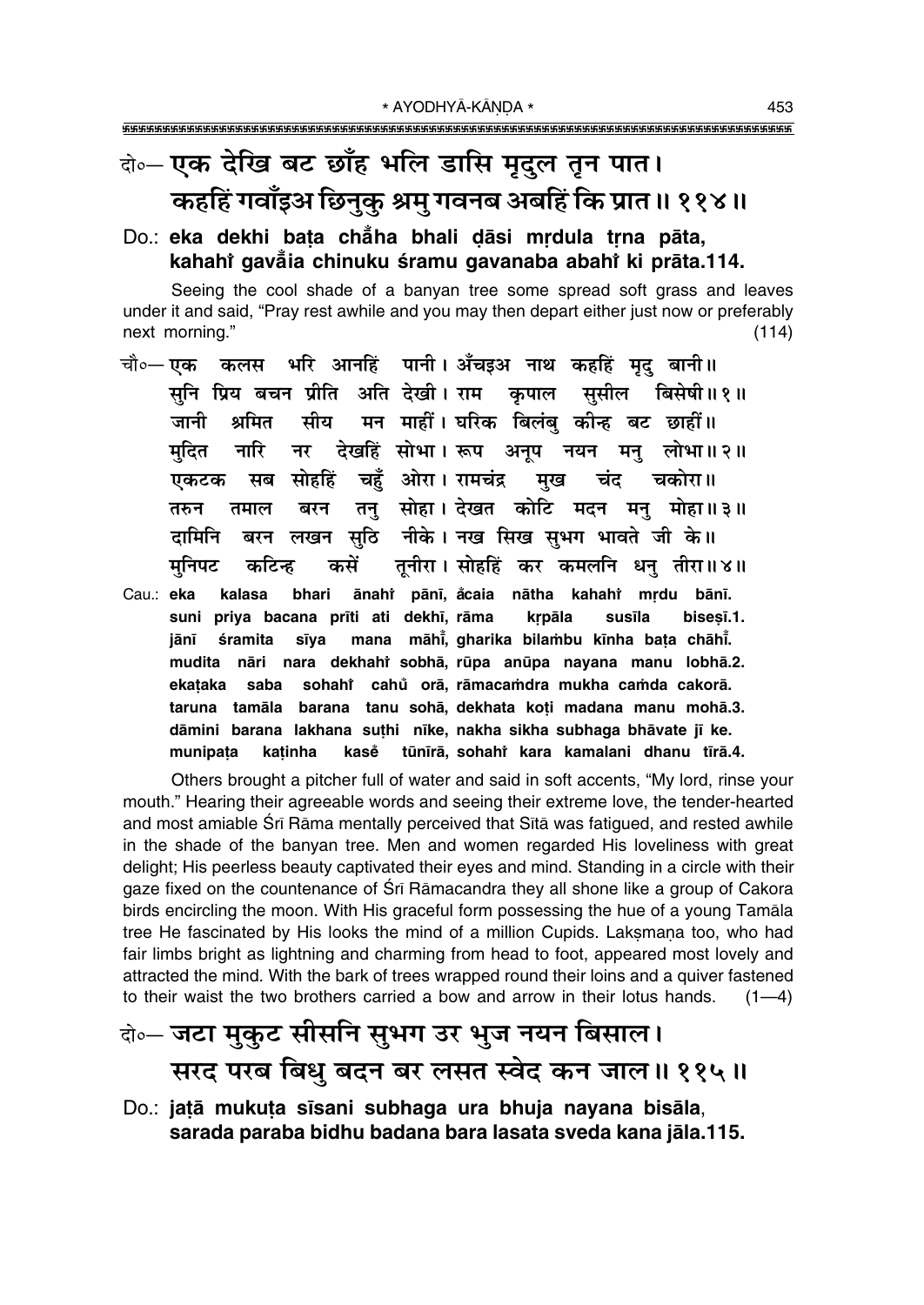दो०— एक देखि बट छाँह भलि डासि मृदुल तृन पात।
कहहिं गवाँइअ छिनुकु श्रमु गवनब अबहिं कि प्रात॥ ११४॥

**Do.: eka dekhi baṭa cha̐ha bhali ḍāsi mṛdula tṛna pāta,**
**kahahiṁ gava̐ia chinuku śramu gavanaba abahiṁ ki prāta.114.**

Seeing the cool shade of a banyan tree some spread soft grass and leaves under it and said, "Pray rest awhile and you may then depart either just now or preferably next morning." (114)

चौ०— एक कलस भरि आनहिं पानी। अँचइअ नाथ कहहिं मृदु बानी॥
सुनि प्रिय बचन प्रीति अति देखी। राम कृपाल सुसील बिसेषी॥ १॥
जानी श्रमित सीय मन माहीं। घरिक बिलंबु कीन्ह बट छाहीं॥
मुदित नारि नर देखहिं सोभा। रूप अनूप नयन मनु लोभा॥ २॥
एकटक सब सोहहिं चहुँ ओरा। रामचंद्र मुख चंद चकोरा॥
तरुन तमाल बरन तनु सोहा। देखत कोटि मदन मनु मोहा॥ ३॥
दामिनि बरन लखन सुठि नीके। नख सिख सुभग भावते जी के॥
मुनिपट कटिन्ह कसें तूनीरा। सोहहिं कर कमलनि धनु तीरा॥ ४॥

**Cau.: eka kalasa bhari ānahiṁ pānī, a̐caia nātha kahahiṁ mṛdu bānī.**
**suni priya bacana prīti ati dekhī, rāma kṛpāla susīla biseṣī.1.**
**jānī śramita sīya mana māhī̐, gharika bilaṁbu kīnha baṭa chāhī̐.**
**mudita nāri nara dekhahiṁ sobhā, rūpa anūpa nayana manu lobhā.2.**
**ekaṭaka saba sohahiṁ cahu̐ orā, rāmacaṁdra mukha caṁda cakorā.**
**taruna tamāla barana tanu sohā, dekhata koṭi madana manu mohā.3.**
**dāmini barana lakhana suṭhi nīke, nakha sikha subhaga bhāvate jī ke.**
**munipaṭa kaṭinha kaseṁ tūnīrā, sohahiṁ kara kamalani dhanu tīrā.4.**

Others brought a pitcher full of water and said in soft accents, "My lord, rinse your mouth." Hearing their agreeable words and seeing their extreme love, the tender-hearted and most amiable Śrī Rāma mentally perceived that Sītā was fatigued, and rested awhile in the shade of the banyan tree. Men and women regarded His loveliness with great delight; His peerless beauty captivated their eyes and mind. Standing in a circle with their gaze fixed on the countenance of Śrī Rāmacandra they all shone like a group of Cakora birds encircling the moon. With His graceful form possessing the hue of a young Tamāla tree He fascinated by His looks the mind of a million Cupids. Lakṣmaṇa too, who had fair limbs bright as lightning and charming from head to foot, appeared most lovely and attracted the mind. With the bark of trees wrapped round their loins and a quiver fastened to their waist the two brothers carried a bow and arrow in their lotus hands. (1—4)

दो०— जटा मुकुट सीसनि सुभग उर भुज नयन बिसाल।
सरद परब बिधु बदन बर लसत स्वेद कन जाल॥ ११५॥

**Do.: jaṭā mukuṭa sīsani subhaga ura bhuja nayana bisāla,**
**sarada paraba bidhu badana bara lasata sveda kana jāla.115.**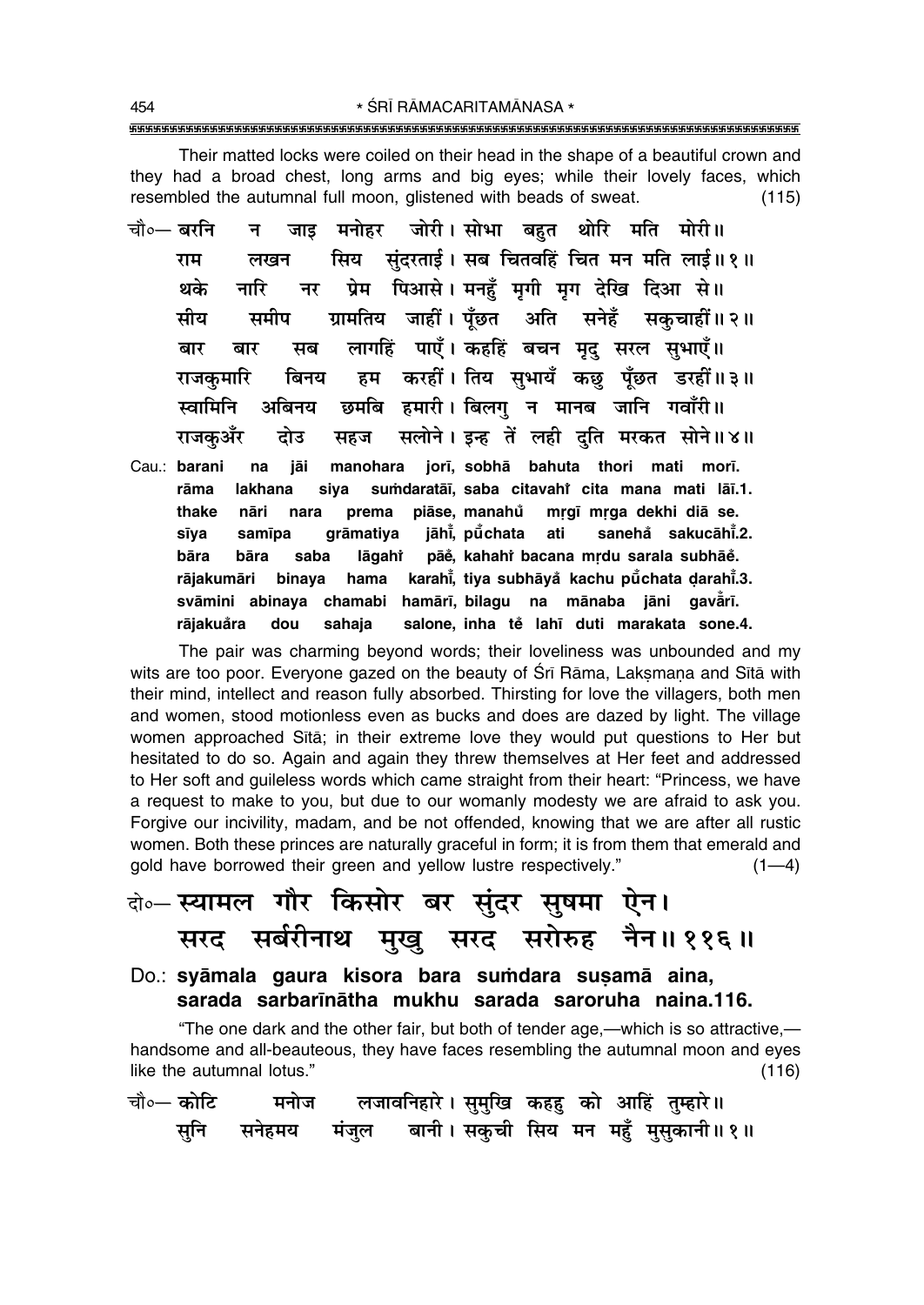Their matted locks were coiled on their head in the shape of a beautiful crown and they had a broad chest, long arms and big eyes; while their lovely faces, which resembled the autumnal full moon, glistened with beads of sweat. (115)

चौ०— बरनि न जाइ मनोहर जोरी। सोभा बहुत थोरि मति मोरी॥
राम लखन सिय सुंदरताई। सब चितवहिं चित मन मति लाई॥ १॥
थके नारि नर प्रेम पिआसे। मनहुँ मृगी मृग देखि दिआ से॥
सीय समीप ग्रामतिय जाहीं। पूँछत अति सनेहँ सकुचाहीं॥ २॥
बार बार सब लागहिं पाएँ। कहहिं बचन मृदु सरल सुभाएँ॥
राजकुमारि बिनय हम करहीं। तिय सुभायँ कछु पूँछत डरहीं॥ ३॥
स्वामिनि अबिनय छमबि हमारी। बिलगु न मानब जानि गवाँरी॥
राजकुअँर दोउ सहज सलोने। इन्ह तें लही दुति मरकत सोने॥ ४॥

Cau.: barani na jāi manohara jorī, sobhā bahuta thori mati morī.
rāma lakhana siya suṁdaratāī, saba citavahiṁ cita mana mati lāī.1.
thake nāri nara prema piāse, manahu̐ mṛgī mṛga dekhi diā se.
sīya samīpa grāmatiya jāhīṁ, pū̐chata ati saneha̐ sakucāhīṁ.2.
bāra bāra saba lāgahiṁ pāe̐, kahahiṁ bacana mṛdu sarala subhāe̐.
rājakumāri binaya hama karahīṁ, tiya subhāya̐ kachu pū̐chata ḍarahīṁ.3.
svāmini abinaya chamabi hamārī, bilagu na mānaba jāni gavā̐rī.
rājakua̐ra dou sahaja salone, inha te̐ lahī duti marakata sone.4.

The pair was charming beyond words; their loveliness was unbounded and my wits are too poor. Everyone gazed on the beauty of Śrī Rāma, Lakṣmaṇa and Sītā with their mind, intellect and reason fully absorbed. Thirsting for love the villagers, both men and women, stood motionless even as bucks and does are dazed by light. The village women approached Sītā; in their extreme love they would put questions to Her but hesitated to do so. Again and again they threw themselves at Her feet and addressed to Her soft and guileless words which came straight from their heart: "Princess, we have a request to make to you, but due to our womanly modesty we are afraid to ask you. Forgive our incivility, madam, and be not offended, knowing that we are after all rustic women. Both these princes are naturally graceful in form; it is from them that emerald and gold have borrowed their green and yellow lustre respectively." (1—4)

दो०— स्यामल गौर किसोर बर सुंदर सुषमा ऐन।
सरद सर्बरीनाथ मुखु सरद सरोरुह नैन॥ ११६॥

Do.: syāmala gaura kisora bara suṁdara suṣamā aina,
sarada sarbarīnātha mukhu sarada saroruha naina.116.

"The one dark and the other fair, but both of tender age,—which is so attractive,—handsome and all-beauteous, they have faces resembling the autumnal moon and eyes like the autumnal lotus." (116)

चौ०— कोटि मनोज लजावनिहारे। सुमुखि कहहु को आहिं तुम्हारे॥
सुनि सनेहमय मंजुल बानी। सकुची सिय मन महुँ मुसुकानी॥ १॥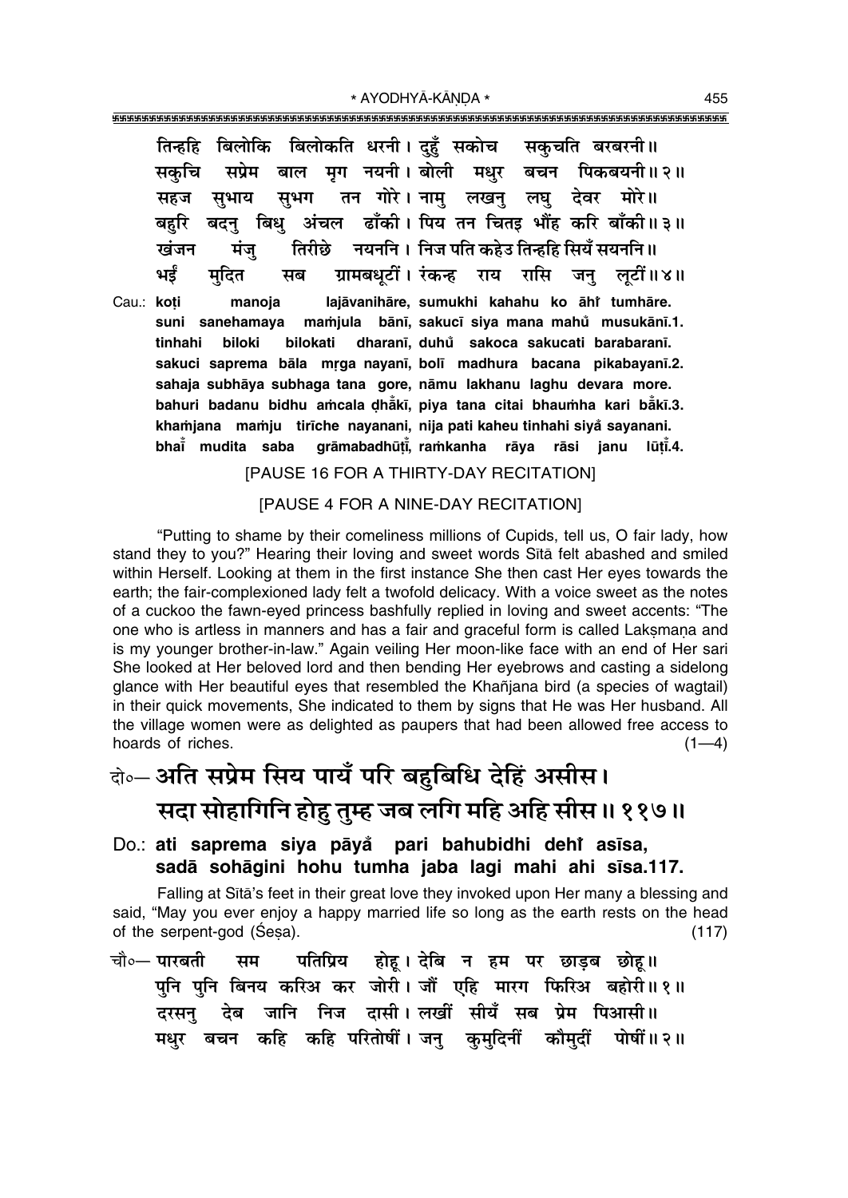तिन्हहि बिलोकि बिलोकति धरनी। दुहुँ सकोच सकुचति बरबरनी॥
सकुचि सप्रेम बाल मृग नयनी। बोली मधुर बचन पिकबयनी॥ २॥
सहज सुभाय सुभग तन गोरे। नामु लखनु लघु देवर मोरे॥
बहुरि बदनु बिधु अंचल ढाँकी। पिय तन चितइ भौंह करि बाँकी॥ ३॥
खंजन मंजु तिरीछे नयननि। निज पति कहेउ तिन्हहि सियँ सयननि॥
भईं मुदित सब ग्रामबधूटीं। रंकन्ह राय रासि जनु लूटीं॥ ४॥

Cau.: koṭi manoja lajāvanihāre, sumukhi kahahu ko āhĩ tumhāre.
suni sanehamaya maṁjula bānī, sakucī siya mana mahũ musukānī.1.
tinhahi biloki bilokati dharanī, duhũ sakoca sakucati barabaranī.
sakuci saprema bāla mṛga nayanī, bolī madhura bacana pikabayanī.2.
sahaja subhāya subhaga tana gore, nāmu lakhanu laghu devara more.
bahuri badanu bidhu aṁcala ḍhā̃kī, piya tana citai bhauṁha kari bā̃kī.3.
khaṁjana maṁju tirīche nayanani, nija pati kaheu tinhahi siyā̃ sayanani.
bhaī̃ mudita saba grāmabadhūṭī̃, raṁkanha rāya rāsi janu lūṭī̃.4.

[PAUSE 16 FOR A THIRTY-DAY RECITATION]

[PAUSE 4 FOR A NINE-DAY RECITATION]

"Putting to shame by their comeliness millions of Cupids, tell us, O fair lady, how stand they to you?" Hearing their loving and sweet words Sītā felt abashed and smiled within Herself. Looking at them in the first instance She then cast Her eyes towards the earth; the fair-complexioned lady felt a twofold delicacy. With a voice sweet as the notes of a cuckoo the fawn-eyed princess bashfully replied in loving and sweet accents: "The one who is artless in manners and has a fair and graceful form is called Lakṣmaṇa and is my younger brother-in-law." Again veiling Her moon-like face with an end of Her sari She looked at Her beloved lord and then bending Her eyebrows and casting a sidelong glance with Her beautiful eyes that resembled the Khañjana bird (a species of wagtail) in their quick movements, She indicated to them by signs that He was Her husband. All the village women were as delighted as paupers that had been allowed free access to hoards of riches. (1—4)

दो०— अति सप्रेम सिय पायँ परि बहुबिधि देहिं असीस।
सदा सोहागिनि होहु तुम्ह जब लगि महि अहि सीस॥ ११७॥

Do.: ati saprema siya pāyā̃ pari bahubidhi dehĩ asīsa,
sadā sohāgini hohu tumha jaba lagi mahi ahi sīsa.117.

Falling at Sītā's feet in their great love they invoked upon Her many a blessing and said, "May you ever enjoy a happy married life so long as the earth rests on the head of the serpent-god (Śeṣa). (117)

चौ०— पारबती सम पतिप्रिय होहू। देबि न हम पर छाड़ब छोहू॥
पुनि पुनि बिनय करिअ कर जोरी। जौं एहि मारग फिरिअ बहोरी॥ १॥
दरसनु देब जानि निज दासी। लखीं सीयँ सब प्रेम पिआसी॥
मधुर बचन कहि कहि परितोषीं। जनु कुमुदिनीं कौमुदीं पोषीं॥ २॥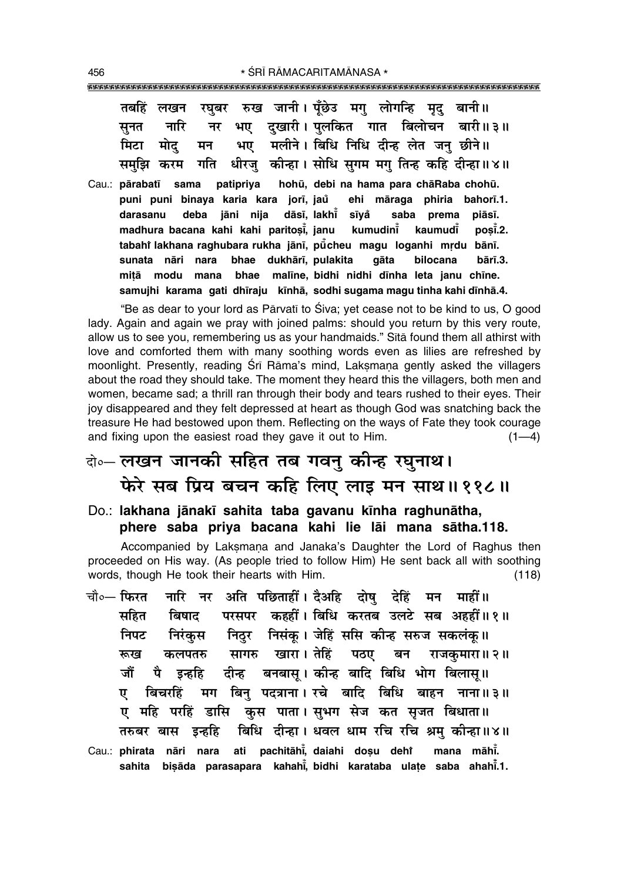तबहिं लखन रघुबर रुख जानी। पूँछेउ मगु लोगन्हि मृदु बानी॥
सुनत नारि नर भए दुखारी। पुलकित गात बिलोचन बारी॥ ३॥
मिटा मोदु मन भए मलीने। बिधि निधि दीन्ह लेत जनु छीने॥
समुझि करम गति धीरजु कीन्हा। सोधि सुगम मगु तिन्ह कहि दीन्हा॥ ४॥

Cau.: **pārabatī sama patipriya hohū, debi na hama para chāRaba chohū.**
**puni puni binaya karia kara jorī, jau ehi māraga phiria bahorī.1.**
**darasanu deba jāni nija dāsī, lakhī sīyå saba prema piāsī.**
**madhura bacana kahi kahi paritoṣī, janu kumudinī kaumudī poṣī.2.**
**tabahi̐ lakhana raghubara rukha jānī, pū̃cheu magu loganhi mṛdu bānī.**
**sunata nāri nara bhae dukhārī, pulakita gāta bilocana bārī.3.**
**miṭā modu mana bhae malīne, bidhi nidhi dīnha leta janu chīne.**
**samujhi karama gati dhīraju kīnhā, sodhi sugama magu tinha kahi dīnhā.4.**

"Be as dear to your lord as Pārvatī to Śiva; yet cease not to be kind to us, O good lady. Again and again we pray with joined palms: should you return by this very route, allow us to see you, remembering us as your handmaids." Sītā found them all athirst with love and comforted them with many soothing words even as lilies are refreshed by moonlight. Presently, reading Śrī Rāma's mind, Lakṣmaṇa gently asked the villagers about the road they should take. The moment they heard this the villagers, both men and women, became sad; a thrill ran through their body and tears rushed to their eyes. Their joy disappeared and they felt depressed at heart as though God was snatching back the treasure He had bestowed upon them. Reflecting on the ways of Fate they took courage and fixing upon the easiest road they gave it out to Him. (1—4)

दो०— लखन जानकी सहित तब गवनु कीन्ह रघुनाथ।
फेरे सब प्रिय बचन कहि लिए लाइ मन साथ॥ ११८॥

Do.: **lakhana jānakī sahita taba gavanu kīnha raghunātha,**
**phere saba priya bacana kahi lie lāi mana sātha.118.**

Accompanied by Lakṣmaṇa and Janaka's Daughter the Lord of Raghus then proceeded on His way. (As people tried to follow Him) He sent back all with soothing words, though He took their hearts with Him. (118)

चौ०— फिरत नारि नर अति पछिताहीं। दैअहि दोषु देहिं मन माहीं॥
सहित बिषाद परसपर कहहीं। बिधि करतब उलटे सब अहहीं॥ १॥
निपट निरंकुस निठुर निसंकू। जेहिं ससि कीन्ह सरुज सकलंकू॥
रूख कलपतरु सागरु खारा। तेहिं पठए बन राजकुमारा॥ २॥
जौं पै इन्हहि दीन्ह बनबासू। कीन्ह बादि बिधि भोग बिलासू॥
ए बिचरहिं मग बिनु पदत्राना। रचे बादि बिधि बाहन नाना॥ ३॥
ए महि परहिं डासि कुस पाता। सुभग सेज कत सृजत बिधाता॥
तरुबर बास इन्हहि बिधि दीन्हा। धवल धाम रचि रचि श्रमु कीन्हा॥ ४॥

Cau.: **phirata nāri nara ati pachitāhī̃, daiahi doṣu dehī̃ mana māhī̃.**
**sahita biṣāda parasapara kahahī̃, bidhi karataba ulaṭe saba ahahī̃.1.**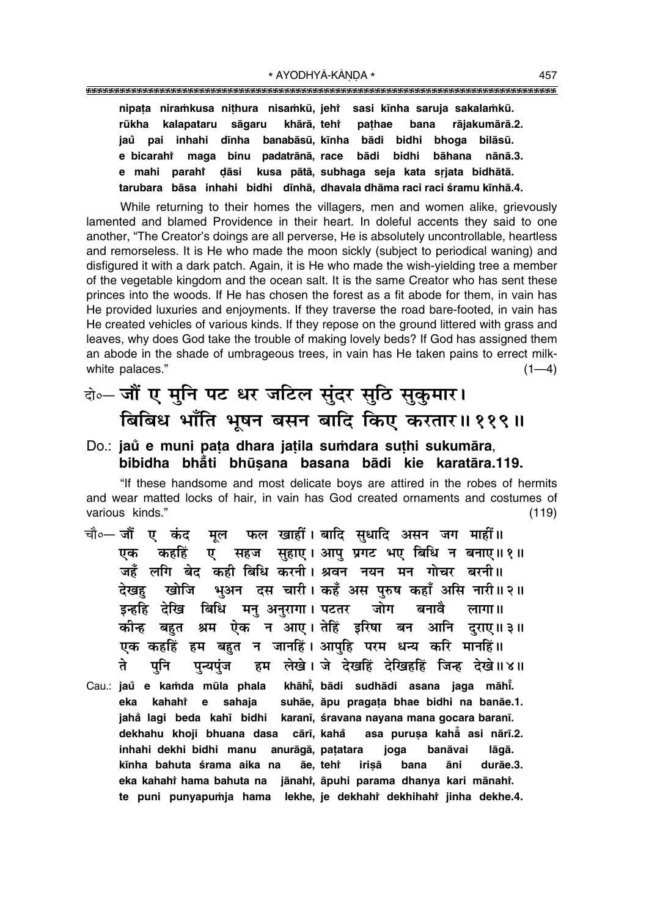nipaṭa niraṁkusa niṭhura nisaṁkū, jehiṁ sasi kīnha saruja sakalaṁkū.
rūkha kalapataru sāgaru khārā, tehiṁ paṭhae bana rājakumārā.2.
jaů pai inhahi dīnha banabāsū, kīnha bādi bidhi bhoga bilāsū.
e bicarahiṁ maga binu padatrānā, race bādi bidhi bāhana nānā.3.
e mahi parahiṁ ḍāsi kusa pātā, subhaga seja kata sṛjata bidhātā.
tarubara bāsa inhahi bidhi dīnhā, dhavala dhāma raci raci śramu kīnhā.4.

While returning to their homes the villagers, men and women alike, grievously lamented and blamed Providence in their heart. In doleful accents they said to one another, "The Creator's doings are all perverse, He is absolutely uncontrollable, heartless and remorseless. It is He who made the moon sickly (subject to periodical waning) and disfigured it with a dark patch. Again, it is He who made the wish-yielding tree a member of the vegetable kingdom and the ocean salt. It is the same Creator who has sent these princes into the woods. If He has chosen the forest as a fit abode for them, in vain has He provided luxuries and enjoyments. If they traverse the road bare-footed, in vain has He created vehicles of various kinds. If they repose on the ground littered with grass and leaves, why does God take the trouble of making lovely beds? If God has assigned them an abode in the shade of umbrageous trees, in vain has He taken pains to erect milk-white palaces." (1—4)

दो०— जौं ए मुनि पट धर जटिल सुंदर सुठि सुकुमार।
बिबिध भाँति भूषन बसन बादि किए करतार॥ ११९॥

Do.: jaů e muni paṭa dhara jaṭila suṁdara suṭhi sukumāra,
bibidha bhā̐ti bhūṣana basana bādi kie karatāra.119.

"If these handsome and most delicate boys are attired in the robes of hermits and wear matted locks of hair, in vain has God created ornaments and costumes of various kinds." (119)

चौ०— जौं ए कंद मूल फल खाहीं। बादि सुधादि असन जग माहीं॥
एक कहहिं ए सहज सुहाए। आपु प्रगट भए बिधि न बनाए॥ १॥
जहँ लगि बेद कही बिधि करनी। श्रवन नयन मन गोचर बरनी॥
देखहु खोजि भुअन दस चारी। कहँ अस पुरुष कहाँ असि नारी॥ २॥
इन्हहि देखि बिधि मनु अनुरागा। पटतर जोग बनावै लागा॥
कीन्ह बहुत श्रम ऐक न आए। तेहिं इरिषा बन आनि दुराए॥ ३॥
एक कहहिं हम बहुत न जानहिं। आपुहि परम धन्य करि मानहिं॥
ते पुनि पुन्यपुंज हम लेखे। जे देखहिं देखिहहिं जिन्ह देखे॥ ४॥

Cau.: jaů e kaṁda mūla phala khāhīṁ, bādi sudhādi asana jaga māhīṁ.
eka kahahiṁ e sahaja suhāe, āpu pragaṭa bhae bidhi na banāe.1.
jahå̐ lagi beda kahī bidhi karanī, śravana nayana mana gocara baranī.
dekhahu khoji bhuana dasa cārī, kahå̐ asa puruṣa kahā̐ asi nārī.2.
inhahi dekhi bidhi manu anurāgā, paṭatara joga banāvai lāgā.
kīnha bahuta śrama aika na āe, tehiṁ iriṣā bana āni durāe.3.
eka kahahiṁ hama bahuta na jānahiṁ, āpuhi parama dhanya kari mānahiṁ.
te puni punyapuṁja hama lekhe, je dekhahiṁ dekhihahiṁ jinha dekhe.4.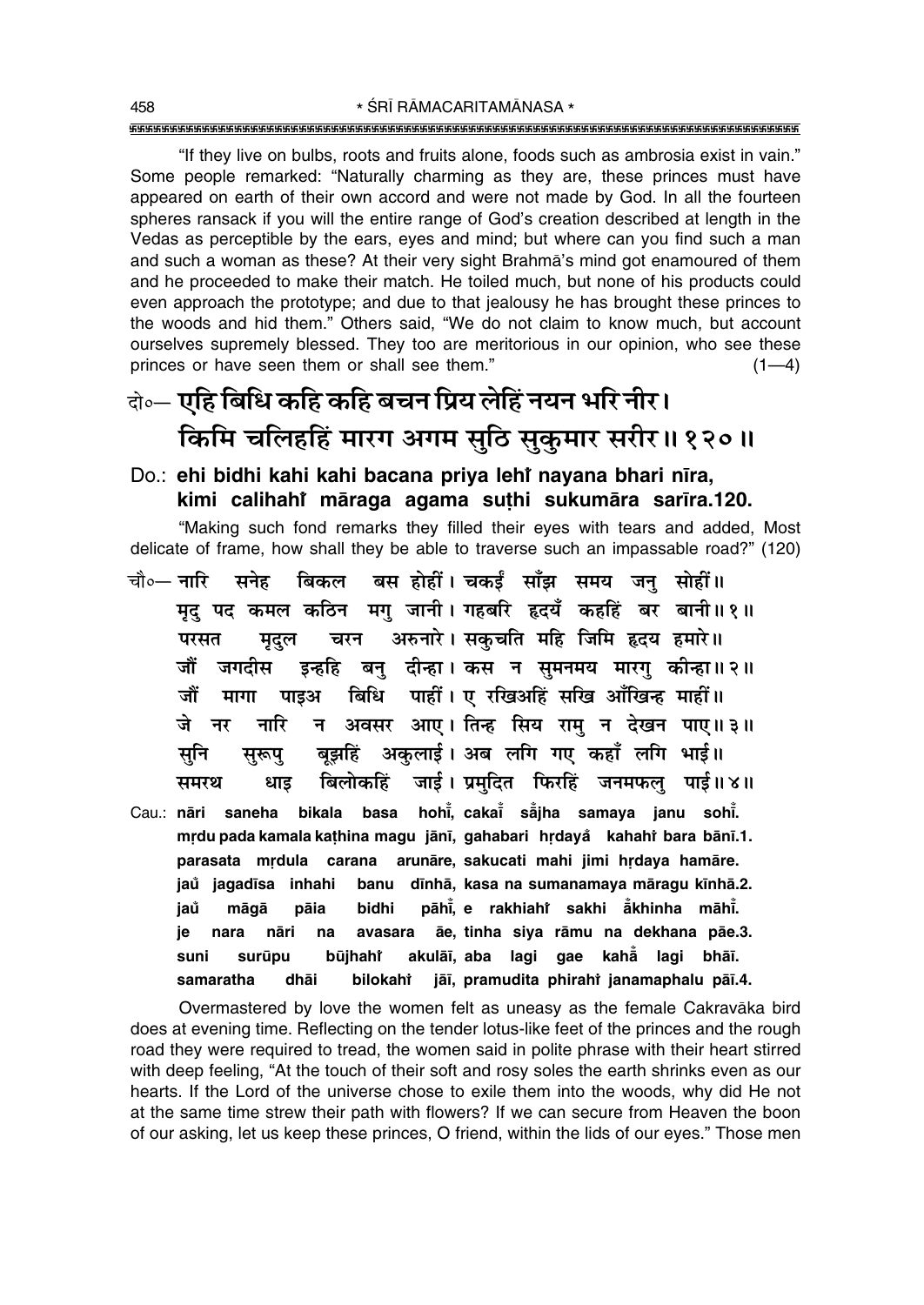"If they live on bulbs, roots and fruits alone, foods such as ambrosia exist in vain." Some people remarked: "Naturally charming as they are, these princes must have appeared on earth of their own accord and were not made by God. In all the fourteen spheres ransack if you will the entire range of God's creation described at length in the Vedas as perceptible by the ears, eyes and mind; but where can you find such a man and such a woman as these? At their very sight Brahmā's mind got enamoured of them and he proceeded to make their match. He toiled much, but none of his products could even approach the prototype; and due to that jealousy he has brought these princes to the woods and hid them." Others said, "We do not claim to know much, but account ourselves supremely blessed. They too are meritorious in our opinion, who see these princes or have seen them or shall see them." (1—4)

दो०— **एहि बिधि कहि कहि बचन प्रिय लेहिं नयन भरि नीर।**
**किमि चलिहहिं मारग अगम सुठि सुकुमार सरीर॥ १२०॥**

Do.: **ehi bidhi kahi kahi bacana priya lehiṁ nayana bhari nīra,**
**kimi calihahiṁ māraga agama suṭhi sukumāra sarīra.120.**

"Making such fond remarks they filled their eyes with tears and added, Most delicate of frame, how shall they be able to traverse such an impassable road?" (120)

चौ०— नारि सनेह बिकल बस होहीं। चकईं साँझ समय जनु सोहीं॥
मृदु पद कमल कठिन मगु जानी। गहबरि हृदयँ कहहिं बर बानी॥ १॥
परसत मृदुल चरन अरुनारे। सकुचति महि जिमि हृदय हमारे॥
जौं जगदीस इन्हहि बनु दीन्हा। कस न सुमनमय मारगु कीन्हा॥ २॥
जौं मागा पाइअ बिधि पाहीं। ए रखिअहिं सखि आँखिन्ह माहीं॥
जे नर नारि न अवसर आए। तिन्ह सिय रामु न देखन पाए॥ ३॥
सुनि सुरूपु बूझहिं अकुलाई। अब लगि गए कहाँ लगि भाई॥
समरथ धाइ बिलोकहिं जाई। प्रमुदित फिरहिं जनमफलु पाई॥ ४॥

Cau.: **nāri saneha bikala basa hohīṁ, cakaīṁ sāṁjha samaya janu sohīṁ.**
**mṛdu pada kamala kaṭhina magu jānī, gahabari hṛdayaṁ kahahiṁ bara bānī.1.**
**parasata mṛdula carana arunāre, sakucati mahi jimi hṛdaya hamāre.**
**jauṁ jagadīsa inhahi banu dīnhā, kasa na sumanamaya māragu kīnhā.2.**
**jauṁ māgā pāia bidhi pāhīṁ, e rakhiahiṁ sakhi āṁkhinha māhīṁ.**
**je nara nāri na avasara āe, tinha siya rāmu na dekhana pāe.3.**
**suni surūpu būjhahiṁ akulāī, aba lagi gae kahāṁ lagi bhāī.**
**samaratha dhāi bilokahiṁ jāī, pramudita phirahiṁ janamaphalu pāī.4.**

Overmastered by love the women felt as uneasy as the female Cakravāka bird does at evening time. Reflecting on the tender lotus-like feet of the princes and the rough road they were required to tread, the women said in polite phrase with their heart stirred with deep feeling, "At the touch of their soft and rosy soles the earth shrinks even as our hearts. If the Lord of the universe chose to exile them into the woods, why did He not at the same time strew their path with flowers? If we can secure from Heaven the boon of our asking, let us keep these princes, O friend, within the lids of our eyes." Those men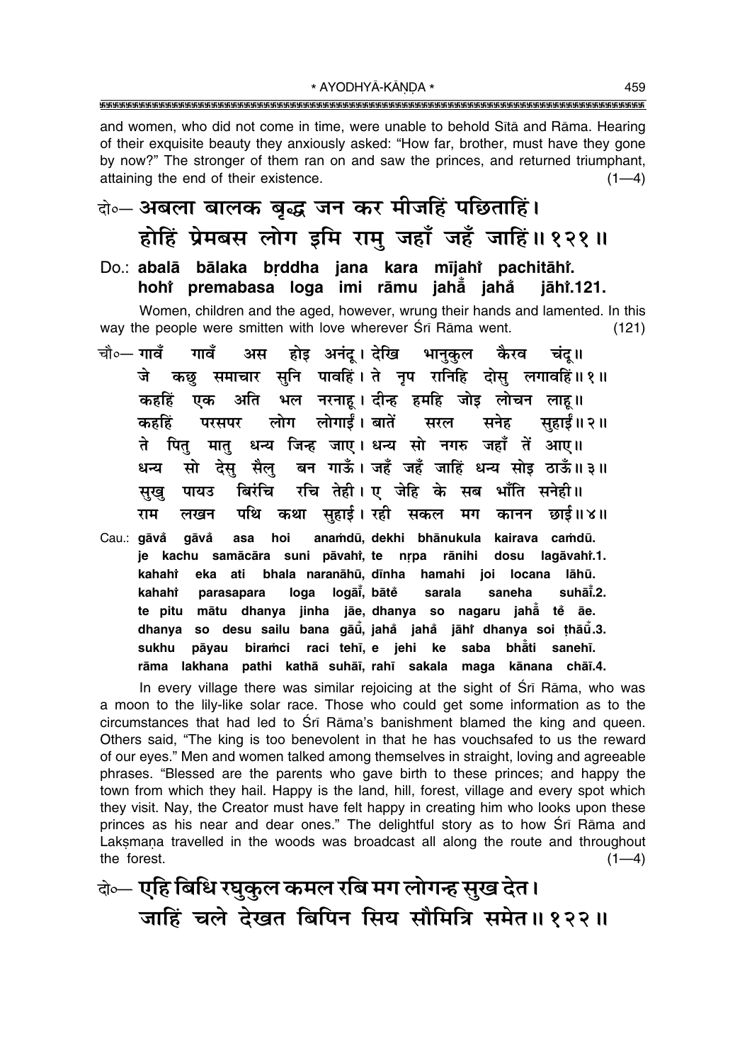and women, who did not come in time, were unable to behold Sītā and Rāma. Hearing of their exquisite beauty they anxiously asked: "How far, brother, must have they gone by now?" The stronger of them ran on and saw the princes, and returned triumphant, attaining the end of their existence. (1—4)

दो०— अबला बालक बृद्ध जन कर मीजहिं पछिताहिं।
होहिं प्रेमबस लोग इमि रामु जहाँ जहँ जाहिं॥ १२१॥

Do.: **abalā bālaka bṛddha jana kara mījahiṁ pachitāhiṁ.**
**hohiṁ premabasa loga imi rāmu jahā̐ jaha̐ jāhiṁ.121.**

Women, children and the aged, however, wrung their hands and lamented. In this way the people were smitten with love wherever Śrī Rāma went. (121)

चौ०— गावँ गावँ अस होइ अनंदू। देखि भानुकुल कैरव चंदू॥
जे कछु समाचार सुनि पावहिं। ते नृप रानिहि दोसु लगावहिं॥ १॥
कहहिं एक अति भल नरनाहू। दीन्ह हमहि जोइ लोचन लाहू॥
कहहिं परसपर लोग लोगाईं। बातें सरल सनेह सुहाईं॥ २॥
ते पितु मातु धन्य जिन्ह जाए। धन्य सो नगरु जहाँ तें आए॥
धन्य सो देसु सैलु बन गाऊँ। जहँ जहँ जाहिं धन्य सोइ ठाऊँ॥ ३॥
सुखु पायउ बिरंचि रचि तेही। ए जेहि के सब भाँति सनेही॥
राम लखन पथि कथा सुहाई। रही सकल मग कानन छाई॥ ४॥

Cau.: **gāva̐ gāva̐ asa hoi anaṁdū, dekhi bhānukula kairava caṁdū.**
**je kachu samācāra suni pāvahiṁ, te nṛpa rānihi dosu lagāvahiṁ.1.**
**kahahiṁ eka ati bhala naranāhū, dīnha hamahi joi locana lāhū.**
**kahahiṁ parasapara loga logāī̐, bātę̃ sarala saneha suhāī̐.2.**
**te pitu mātu dhanya jinha jāe, dhanya so nagaru jahā̐ tẽ āe.**
**dhanya so desu sailu bana gāū̐, jaha̐ jaha̐ jāhiṁ dhanya soi ṭhāū̐.3.**
**sukhu pāyau biraṁci raci tehī, e jehi ke saba bhā̐ti sanehī.**
**rāma lakhana pathi kathā suhāī, rahī sakala maga kānana chāī.4.**

In every village there was similar rejoicing at the sight of Śrī Rāma, who was a moon to the lily-like solar race. Those who could get some information as to the circumstances that had led to Śrī Rāma's banishment blamed the king and queen. Others said, "The king is too benevolent in that he has vouchsafed to us the reward of our eyes." Men and women talked among themselves in straight, loving and agreeable phrases. "Blessed are the parents who gave birth to these princes; and happy the town from which they hail. Happy is the land, hill, forest, village and every spot which they visit. Nay, the Creator must have felt happy in creating him who looks upon these princes as his near and dear ones." The delightful story as to how Śrī Rāma and Lakṣmaṇa travelled in the woods was broadcast all along the route and throughout the forest. (1—4)

दो०— एहि बिधि रघुकुल कमल रबि मग लोगन्ह सुख देत।
जाहिं चले देखत बिपिन सिय सौमित्रि समेत॥ १२२॥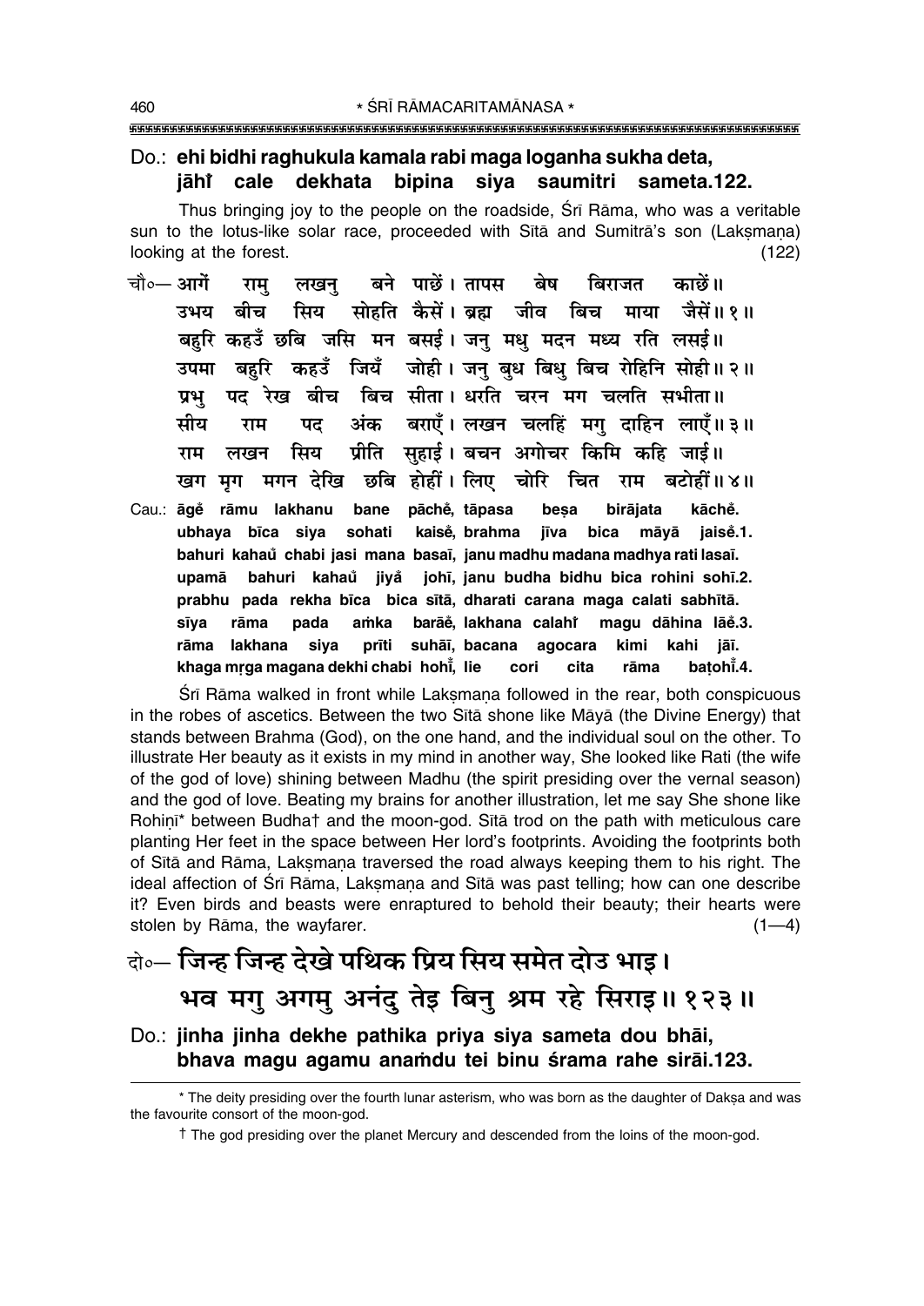Do.: **ehi bidhi raghukula kamala rabi maga loganha sukha deta,**
**jāhi̐ cale dekhata bipina siya saumitri sameta.122.**

Thus bringing joy to the people on the roadside, Śrī Rāma, who was a veritable sun to the lotus-like solar race, proceeded with Sītā and Sumitrā's son (Lakṣmaṇa) looking at the forest. (122)

चौ०— आगें रामु लखनु बने पाछें। तापस बेष बिराजत काछें॥
उभय बीच सिय सोहति कैसें। ब्रह्म जीव बिच माया जैसें॥ १॥
बहुरि कहउँ छबि जसि मन बसई। जनु मधु मदन मध्य रति लसई॥
उपमा बहुरि कहउँ जियँ जोही। जनु बुध बिधु बिच रोहिनि सोही॥ २॥
प्रभु पद रेख बीच बिच सीता। धरति चरन मग चलति सभीता॥
सीय राम पद अंक बराएँ। लखन चलहिं मगु दाहिन लाएँ॥ ३॥
राम लखन सिय प्रीति सुहाई। बचन अगोचर किमि कहि जाई॥
खग मृग मगन देखि छबि होहीं। लिए चोरि चित राम बटोहीं॥ ४॥

Cau.: **āge̐ rāmu lakhanu bane pāche̐, tāpasa beṣa birājata kāche̐.**
**ubhaya bīca siya sohati kaise̐, brahma jīva bica māyā jaise̐.1.**
**bahuri kahau̐ chabi jasi mana basaī, janu madhu madana madhya rati lasaī.**
**upamā bahuri kahau̐ jiya̐ johī, janu budha bidhu bica rohini sohī.2.**
**prabhu pada rekha bīca bica sītā, dharati carana maga calati sabhītā.**
**sīya rāma pada aṁka barāe̐, lakhana calahi̐ magu dāhina lāe̐.3.**
**rāma lakhana siya prīti suhāī, bacana agocara kimi kahi jāī.**
**khaga mṛga magana dekhi chabi hohī̐, lie cori cita rāma baṭohī̐.4.**

Śrī Rāma walked in front while Lakṣmaṇa followed in the rear, both conspicuous in the robes of ascetics. Between the two Sītā shone like Māyā (the Divine Energy) that stands between Brahma (God), on the one hand, and the individual soul on the other. To illustrate Her beauty as it exists in my mind in another way, She looked like Rati (the wife of the god of love) shining between Madhu (the spirit presiding over the vernal season) and the god of love. Beating my brains for another illustration, let me say She shone like Rohiṇī* between Budha† and the moon-god. Sītā trod on the path with meticulous care planting Her feet in the space between Her lord's footprints. Avoiding the footprints both of Sītā and Rāma, Lakṣmaṇa traversed the road always keeping them to his right. The ideal affection of Śrī Rāma, Lakṣmaṇa and Sītā was past telling; how can one describe it? Even birds and beasts were enraptured to behold their beauty; their hearts were stolen by Rāma, the wayfarer. (1—4)

दो०— जिन्ह जिन्ह देखे पथिक प्रिय सिय समेत दोउ भाइ।
भव मगु अगमु अनंदु तेइ बिनु श्रम रहे सिराइ॥ १२३॥

Do.: **jinha jinha dekhe pathika priya siya sameta dou bhāi,**
**bhava magu agamu anaṁdu tei binu śrama rahe sirāi.123.**

---

* The deity presiding over the fourth lunar asterism, who was born as the daughter of Dakṣa and was the favourite consort of the moon-god.

† The god presiding over the planet Mercury and descended from the loins of the moon-god.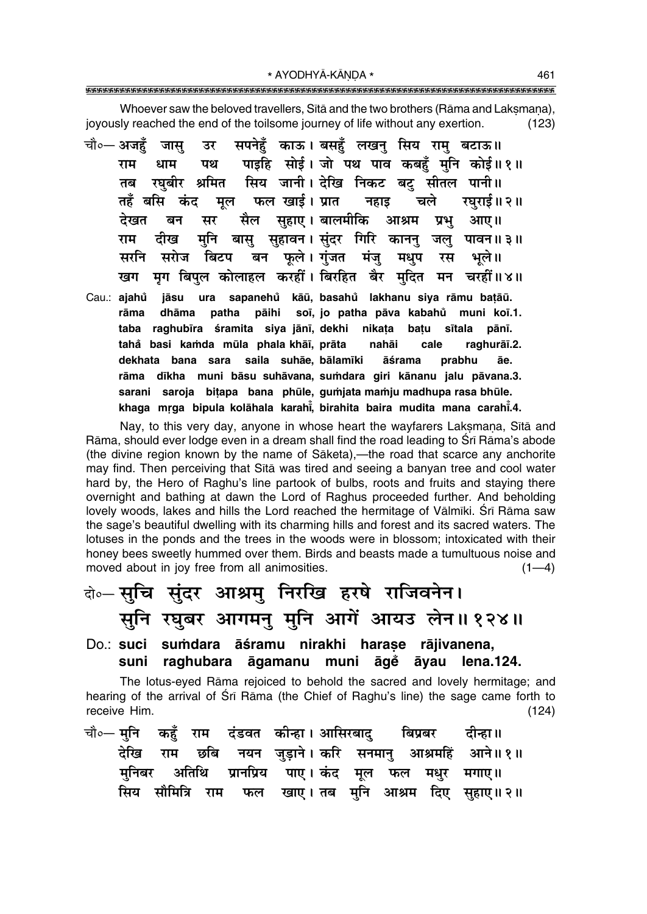Whoever saw the beloved travellers, Sītā and the two brothers (Rāma and Lakṣmaṇa), joyously reached the end of the toilsome journey of life without any exertion. (123)

चौ०— अजहुँ जासु उर सपनेहुँ काऊ। बसहुँ लखनु सिय रामु बटाऊ॥
राम धाम पथ पाइहि सोई। जो पथ पाव कबहुँ मुनि कोई॥१॥
तब रघुबीर श्रमित सिय जानी। देखि निकट बटु सीतल पानी॥
तहँ बसि कंद मूल फल खाई। प्रात नहाइ चले रघुराई॥२॥
देखत बन सर सैल सुहाए। बालमीकि आश्रम प्रभु आए॥
राम दीख मुनि बासु सुहावन। सुंदर गिरि काननु जलु पावन॥३॥
सरनि सरोज बिटप बन फूले। गुंजत मंजु मधुप रस भूले॥
खग मृग बिपुल कोलाहल करहीं। बिरहित बैर मुदित मन चरहीं॥४॥

Cau.: **ajahũ jāsu ura sapanehũ kāū, basahũ lakhanu siya rāmu baṭāū.**
**rāma dhāma patha pāihi soī, jo patha pāva kabahũ muni koī.1.**
**taba raghubīra śramita siya jānī, dekhi nikaṭa baṭu sītala pānī.**
**tahã basi kaṁda mūla phala khāī, prāta nahāi cale raghurāī.2.**
**dekhata bana sara saila suhāe, bālamīki āśrama prabhu āe.**
**rāma dīkha muni bāsu suhāvana, suṁdara giri kānanu jalu pāvana.3.**
**sarani saroja biṭapa bana phūle, guṁjata maṁju madhupa rasa bhūle.**
**khaga mṛga bipula kolāhala karahī̃, birahita baira mudita mana carahī̃.4.**

Nay, to this very day, anyone in whose heart the wayfarers Lakṣmaṇa, Sītā and Rāma, should ever lodge even in a dream shall find the road leading to Śrī Rāma's abode (the divine region known by the name of Sāketa),—the road that scarce any anchorite may find. Then perceiving that Sītā was tired and seeing a banyan tree and cool water hard by, the Hero of Raghu's line partook of bulbs, roots and fruits and staying there overnight and bathing at dawn the Lord of Raghus proceeded further. And beholding lovely woods, lakes and hills the Lord reached the hermitage of Vālmīki. Śrī Rāma saw the sage's beautiful dwelling with its charming hills and forest and its sacred waters. The lotuses in the ponds and the trees in the woods were in blossom; intoxicated with their honey bees sweetly hummed over them. Birds and beasts made a tumultuous noise and moved about in joy free from all animosities. (1—4)

दो०— सुचि सुंदर आश्रमु निरखि हरषे राजिवनेन।
सुनि रघुबर आगमनु मुनि आगें आयउ लेन॥१२४॥

Do.: **suci suṁdara āśramu nirakhi harase rājivanena,**
**suni raghubara āgamanu muni āgẽ āyau lena.124.**

The lotus-eyed Rāma rejoiced to behold the sacred and lovely hermitage; and hearing of the arrival of Śrī Rāma (the Chief of Raghu's line) the sage came forth to receive Him. (124)

चौ०— मुनि कहुँ राम दंडवत कीन्हा। आसिरबादु बिप्रबर दीन्हा॥
देखि राम छबि नयन जुड़ाने। करि सनमानु आश्रमहिं आने॥१॥
मुनिबर अतिथि प्रानप्रिय पाए। कंद मूल फल मधुर मगाए॥
सिय सौमित्रि राम फल खाए। तब मुनि आश्रम दिए सुहाए॥२॥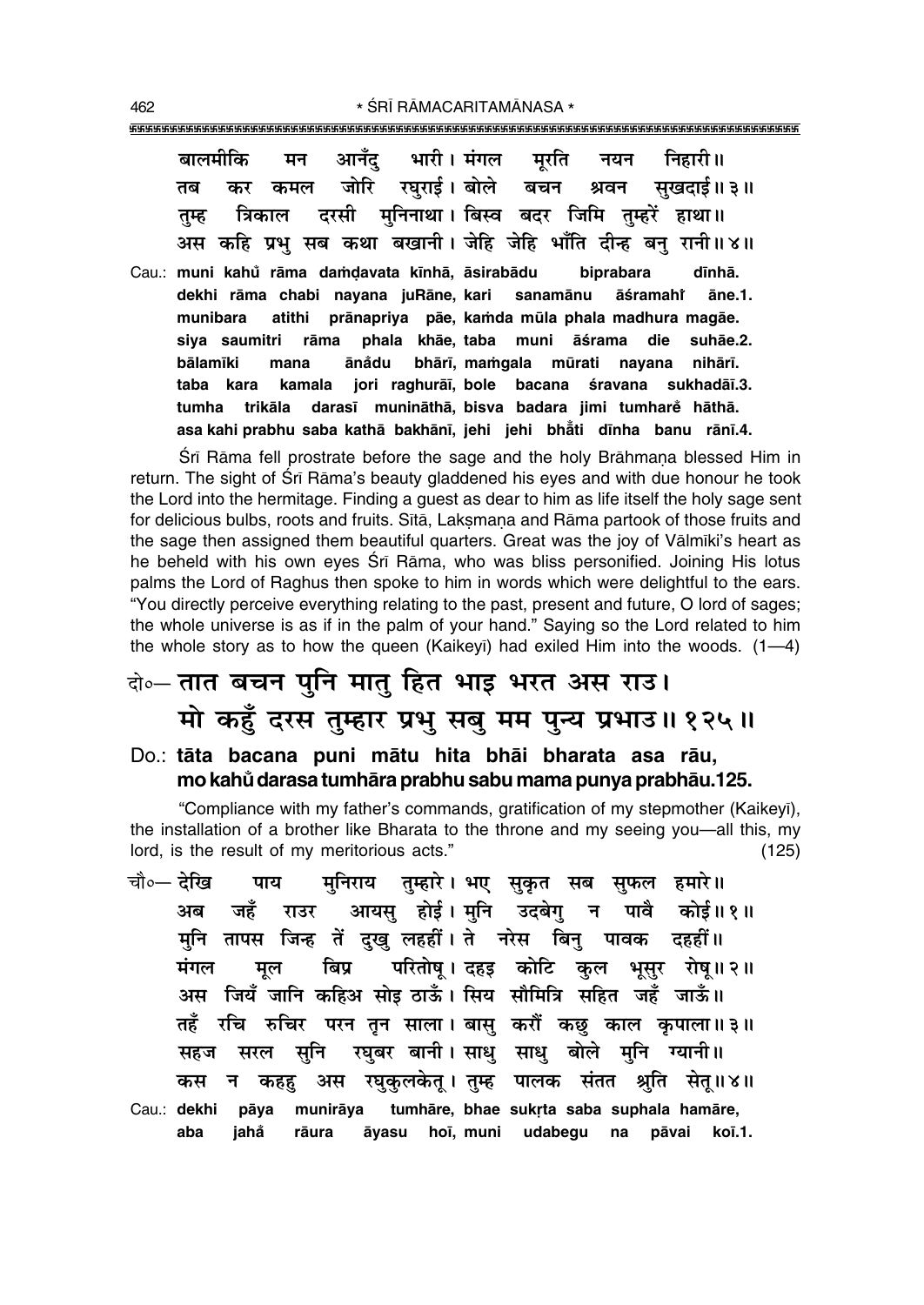बालमीकि मन आनँदु भारी। मंगल मूरति नयन निहारी॥
तब कर कमल जोरि रघुराई। बोले बचन श्रवन सुखदाई॥३॥
तुम्ह त्रिकाल दरसी मुनिनाथा। बिस्व बदर जिमि तुम्हरें हाथा॥
अस कहि प्रभु सब कथा बखानी। जेहि जेहि भाँति दीन्ह बनु रानी॥४॥

Cau.: **muni kahů rāma daṁḍavata kīnhā, āsirabādu biprabara dīnhā.**
**dekhi rāma chabi nayana juRāne, kari sanamānu āśramahi āne.1.**
**munibara atithi prānapriya pāe, kaṁda mūla phala madhura magāe.**
**siya saumitri rāma phala khāe, taba muni āśrama die suhāe.2.**
**bālamīki mana ānådu bhārī, maṁgala mūrati nayana nihārī.**
**taba kara kamala jori raghurāī, bole bacana śravana sukhadāī.3.**
**tumha trikāla darasī munināthā, bisva badara jimi tumhare hāthā.**
**asa kahi prabhu saba kathā bakhānī, jehi jehi bhåti dīnha banu rānī.4.**

Śrī Rāma fell prostrate before the sage and the holy Brāhmaṇa blessed Him in return. The sight of Śrī Rāma's beauty gladdened his eyes and with due honour he took the Lord into the hermitage. Finding a guest as dear to him as life itself the holy sage sent for delicious bulbs, roots and fruits. Sītā, Lakṣmaṇa and Rāma partook of those fruits and the sage then assigned them beautiful quarters. Great was the joy of Vālmīki's heart as he beheld with his own eyes Śrī Rāma, who was bliss personified. Joining His lotus palms the Lord of Raghus then spoke to him in words which were delightful to the ears. "You directly perceive everything relating to the past, present and future, O lord of sages; the whole universe is as if in the palm of your hand." Saying so the Lord related to him the whole story as to how the queen (Kaikeyī) had exiled Him into the woods. (1—4)

दो०— **तात बचन पुनि मातु हित भाइ भरत अस राउ।**
**मो कहुँ दरस तुम्हार प्रभु सबु मम पुन्य प्रभाउ॥१२५॥**

Do.: **tāta bacana puni mātu hita bhāi bharata asa rāu,**
**mo kahů darasa tumhāra prabhu sabu mama punya prabhāu.125.**

"Compliance with my father's commands, gratification of my stepmother (Kaikeyī), the installation of a brother like Bharata to the throne and my seeing you—all this, my lord, is the result of my meritorious acts." (125)

चौ०— देखि पाय मुनिराय तुम्हारे। भए सुकृत सब सुफल हमारे॥
अब जहँ राउर आयसु होई। मुनि उदबेगु न पावै कोई॥१॥
मुनि तापस जिन्ह तें दुखु लहहीं। ते नरेस बिनु पावक दहहीं॥
मंगल मूल बिप्र परितोषू। दहइ कोटि कुल भूसुर रोषू॥२॥
अस जियँ जानि कहिअ सोइ ठाऊँ। सिय सौमित्रि सहित जहँ जाऊँ॥
तहँ रचि रुचिर परन तृन साला। बासु करौं कछु काल कृपाला॥३॥
सहज सरल सुनि रघुबर बानी। साधु साधु बोले मुनि ग्यानी॥
कस न कहहु अस रघुकुलकेतू। तुम्ह पालक संतत श्रुति सेतू॥४॥

Cau.: **dekhi pāya munirāya tumhāre, bhae sukṛta saba suphala hamāre,**
**aba jahå rāura āyasu hoī, muni udabegu na pāvai koī.1.**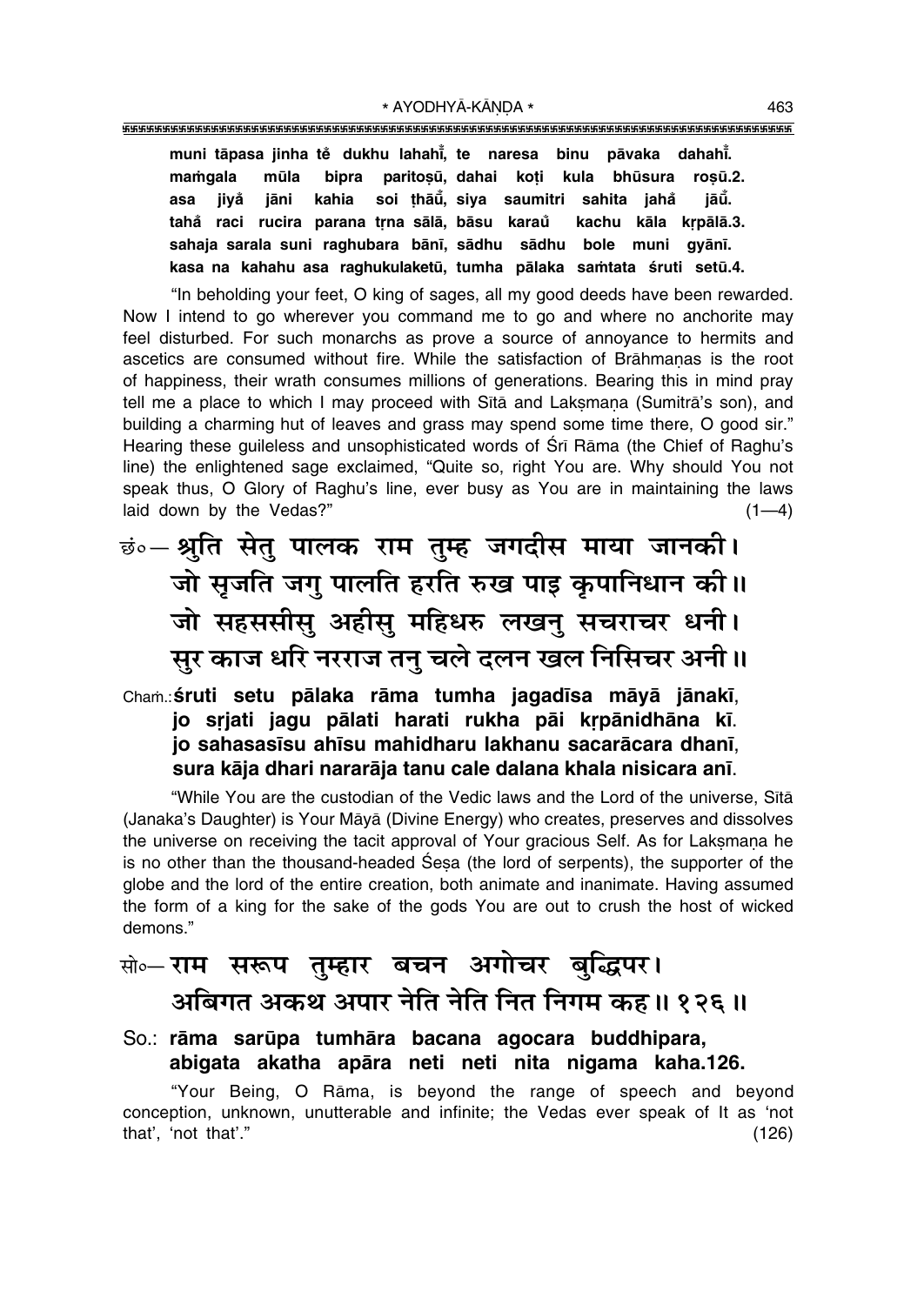**muni tāpasa jinha te̐ dukhu lahahī̐, te naresa binu pāvaka dahahī̐.**
**maṁgala mūla bipra paritoṣū, dahai koṭi kula bhūsura roṣū.2.**
**asa jiya̐ jāni kahia soi ṭhāū̐, siya saumitri sahita jaha̐ jāū̐.**
**taha̐ raci rucira parana tṛna sālā, bāsu karau̐ kachu kāla kṛpālā.3.**
**sahaja sarala suni raghubara bānī, sādhu sādhu bole muni gyānī.**
**kasa na kahahu asa raghukulaketū, tumha pālaka saṁtata śruti setū.4.**

"In beholding your feet, O king of sages, all my good deeds have been rewarded. Now I intend to go wherever you command me to go and where no anchorite may feel disturbed. For such monarchs as prove a source of annoyance to hermits and ascetics are consumed without fire. While the satisfaction of Brāhmaṇas is the root of happiness, their wrath consumes millions of generations. Bearing this in mind pray tell me a place to which I may proceed with Sītā and Lakṣmaṇa (Sumitrā's son), and building a charming hut of leaves and grass may spend some time there, O good sir." Hearing these guileless and unsophisticated words of Śrī Rāma (the Chief of Raghu's line) the enlightened sage exclaimed, "Quite so, right You are. Why should You not speak thus, O Glory of Raghu's line, ever busy as You are in maintaining the laws laid down by the Vedas?" (1—4)

छं०— श्रुति सेतु पालक राम तुम्ह जगदीस माया जानकी।
जो सृजति जगु पालति हरति रुख पाइ कृपानिधान की॥
जो सहससीसु अहीसु महिधरु लखनु सचराचर धनी।
सुर काज धरि नरराज तनु चले दलन खल निसिचर अनी॥

Chaṁ.: **śruti setu pālaka rāma tumha jagadīsa māyā jānakī,**
**jo sṛjati jagu pālati harati rukha pāi kṛpānidhāna kī.**
**jo sahasasīsu ahīsu mahidharu lakhanu sacarācara dhanī,**
**sura kāja dhari nararāja tanu cale dalana khala nisicara anī.**

"While You are the custodian of the Vedic laws and the Lord of the universe, Sītā (Janaka's Daughter) is Your Māyā (Divine Energy) who creates, preserves and dissolves the universe on receiving the tacit approval of Your gracious Self. As for Lakṣmaṇa he is no other than the thousand-headed Śeṣa (the lord of serpents), the supporter of the globe and the lord of the entire creation, both animate and inanimate. Having assumed the form of a king for the sake of the gods You are out to crush the host of wicked demons."

सो०— राम सरूप तुम्हार बचन अगोचर बुद्धिपर।
अबिगत अकथ अपार नेति नेति नित निगम कह॥ १२६॥

So.: **rāma sarūpa tumhāra bacana agocara buddhipara,**
**abigata akatha apāra neti neti nita nigama kaha.126.**

"Your Being, O Rāma, is beyond the range of speech and beyond conception, unknown, unutterable and infinite; the Vedas ever speak of It as 'not that', 'not that'." (126)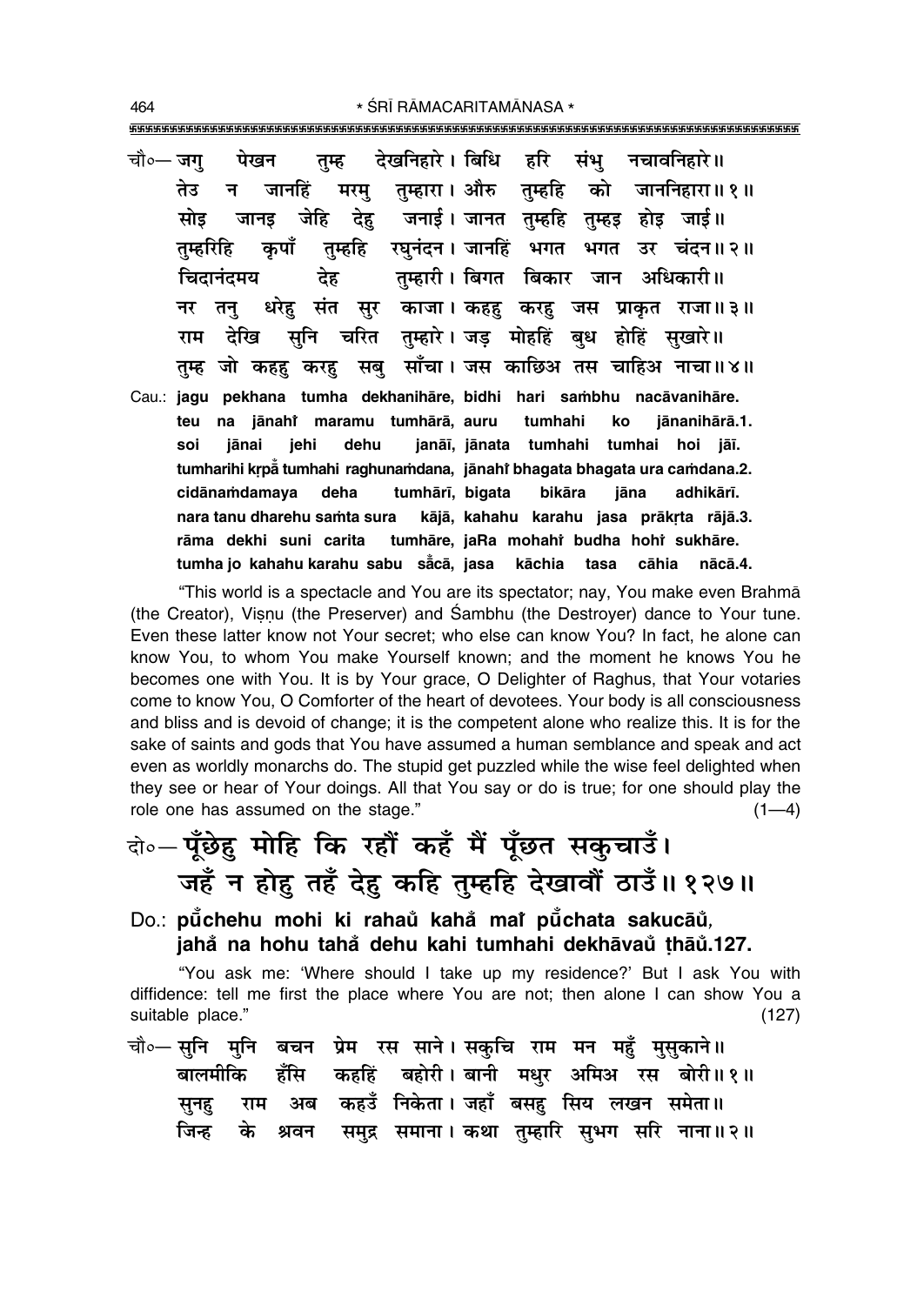चौ०— जगु पेखन तुम्ह देखनिहारे। बिधि हरि संभु नचावनिहारे॥
तेउ न जानहिं मरमु तुम्हारा। औरु तुम्हहि को जाननिहारा॥१॥
सोइ जानइ जेहि देहु जनाई। जानत तुम्हहि तुम्हइ होइ जाई॥
तुम्हरिहि कृपाँ तुम्हहि रघुनंदन। जानहिं भगत भगत उर चंदन॥२॥
चिदानंदमय देह तुम्हारी। बिगत बिकार जान अधिकारी॥
नर तनु धरेहु संत सुर काजा। कहहु करहु जस प्राकृत राजा॥३॥
राम देखि सुनि चरित तुम्हारे। जड़ मोहहिं बुध होहिं सुखारे॥
तुम्ह जो कहहु करहु सबु साँचा। जस काछिअ तस चाहिअ नाचा॥४॥

Cau.: **jagu pekhana tumha dekhanihāre, bidhi hari saṁbhu nacāvanihāre.**
**teu na jānahiṁ maramu tumhārā, auru tumhahi ko jānanihārā.1.**
**soi jānai jehi dehu janāī, jānata tumhahi tumhai hoi jāī.**
**tumharihi kṛpā̐ tumhahi raghunaṁdana, jānahiṁ bhagata bhagata ura caṁdana.2.**
**cidānaṁdamaya deha tumhārī, bigata bikāra jāna adhikārī.**
**nara tanu dharehu saṁta sura kājā, kahahu karahu jasa prākṛta rājā.3.**
**rāma dekhi suni carita tumhāre, jaRa mohahiṁ budha hohiṁ sukhāre.**
**tumha jo kahahu karahu sabu sā̐cā, jasa kāchia tasa cāhia nācā.4.**

"This world is a spectacle and You are its spectator; nay, You make even Brahmā (the Creator), Viṣṇu (the Preserver) and Śambhu (the Destroyer) dance to Your tune. Even these latter know not Your secret; who else can know You? In fact, he alone can know You, to whom You make Yourself known; and the moment he knows You he becomes one with You. It is by Your grace, O Delighter of Raghus, that Your votaries come to know You, O Comforter of the heart of devotees. Your body is all consciousness and bliss and is devoid of change; it is the competent alone who realize this. It is for the sake of saints and gods that You have assumed a human semblance and speak and act even as worldly monarchs do. The stupid get puzzled while the wise feel delighted when they see or hear of Your doings. All that You say or do is true; for one should play the role one has assumed on the stage." (1—4)

दो०— पूँछेहु मोहि कि रहौं कहँ मैं पूँछत सकुचाउँ।
जहँ न होहु तहँ देहु कहि तुम्हहि देखावौं ठाउँ॥१२७॥

Do.: **pū̐chehu mohi ki rahau̐ kahā̐ maiṁ pū̐chata sakucāū̐,**
**jahā̐ na hohu tahā̐ dehu kahi tumhahi dekhāvau̐ ṭhāū̐.127.**

"You ask me: 'Where should I take up my residence?' But I ask You with diffidence: tell me first the place where You are not; then alone I can show You a suitable place." (127)

चौ०— सुनि मुनि बचन प्रेम रस साने। सकुचि राम मन महुँ मुसुकाने॥
बालमीकि हँसि कहहिं बहोरी। बानी मधुर अमिअ रस बोरी॥१॥
सुनहु राम अब कहउँ निकेता। जहाँ बसहु सिय लखन समेता॥
जिन्ह के श्रवन समुद्र समाना। कथा तुम्हारि सुभग सरि नाना॥२॥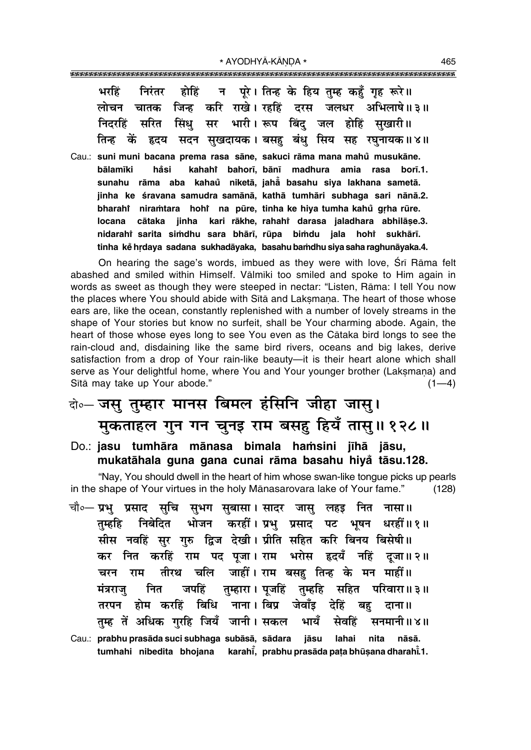भरहिं निरंतर होहिं न पूरे। तिन्ह के हिय तुम्ह कहुँ गृह रूरे॥
लोचन चातक जिन्ह करि राखे। रहहिं दरस जलधर अभिलाषे॥३॥
निदरहिं सरित सिंधु सर भारी। रूप बिंदु जल होहिं सुखारी॥
तिन्ह कें हृदय सदन सुखदायक। बसहु बंधु सिय सह रघुनायक॥४॥

Cau.: **suni muni bacana prema rasa sāne, sakuci rāma mana mahů musukāne.**
**bālamīki håsi kahahiṁ bahorī, bānī madhura amia rasa borī.1.**
**sunahu rāma aba kahaů niketā, jahā̃ basahu siya lakhana sametā.**
**jinha ke śravana samudra samānā, kathā tumhāri subhaga sari nānā.2.**
**bharahiṁ niraṁtara hohiṁ na pūre, tinha ke hiya tumha kahů gṛha rūre.**
**locana cātaka jinha kari rākhe, rahahiṁ darasa jaladhara abhilāṣe.3.**
**nidarahiṁ sarita siṁdhu sara bhārī, rūpa biṁdu jala hohiṁ sukhārī.**
**tinha kĕ hṛdaya sadana sukhadāyaka, basahu baṁdhu siya saha raghunāyaka.4.**

On hearing the sage's words, imbued as they were with love, Śrī Rāma felt abashed and smiled within Himself. Vālmīki too smiled and spoke to Him again in words as sweet as though they were steeped in nectar: "Listen, Rāma: I tell You now the places where You should abide with Sītā and Lakṣmaṇa. The heart of those whose ears are, like the ocean, constantly replenished with a number of lovely streams in the shape of Your stories but know no surfeit, shall be Your charming abode. Again, the heart of those whose eyes long to see You even as the Cātaka bird longs to see the rain-cloud and, disdaining like the same bird rivers, oceans and big lakes, derive satisfaction from a drop of Your rain-like beauty—it is their heart alone which shall serve as Your delightful home, where You and Your younger brother (Lakṣmaṇa) and Sītā may take up Your abode." (1—4)

दो०— जसु तुम्हार मानस बिमल हंसिनि जीहा जासु।
मुकताहल गुन गन चुनइ राम बसहु हियँ तासु॥१२८॥

Do.: **jasu tumhāra mānasa bimala haṁsini jīhā jāsu,**
**mukatāhala guna gana cunai rāma basahu hiyå̃ tāsu.128.**

"Nay, You should dwell in the heart of him whose swan-like tongue picks up pearls in the shape of Your virtues in the holy Mānasarovara lake of Your fame." (128)

चौ०— प्रभु प्रसाद सुचि सुभग सुबासा। सादर जासु लहइ नित नासा॥
तुम्हहि निबेदित भोजन करहीं। प्रभु प्रसाद पट भूषन धरहीं॥१॥
सीस नवहिं सुर गुरु द्विज देखी। प्रीति सहित करि बिनय बिसेषी॥
कर नित करहिं राम पद पूजा। राम भरोस हृदयँ नहिं दूजा॥२॥
चरन राम तीरथ चलि जाहीं। राम बसहु तिन्ह के मन माहीं॥
मंत्रराजु नित जपहिं तुम्हारा। पूजहिं तुम्हहि सहित परिवारा॥३॥
तरपन होम करहिं बिधि नाना। बिप्र जेवाँइ देहिं बहु दाना॥
तुम्ह तें अधिक गुरहि जियँ जानी। सकल भायँ सेवहिं सनमानी॥४॥

Cau.: **prabhu prasāda suci subhaga subāsā, sādara jāsu lahai nita nāsā.**
**tumhahi nibedita bhojana karahī̃, prabhu prasāda paṭa bhūṣana dharahī̃.1.**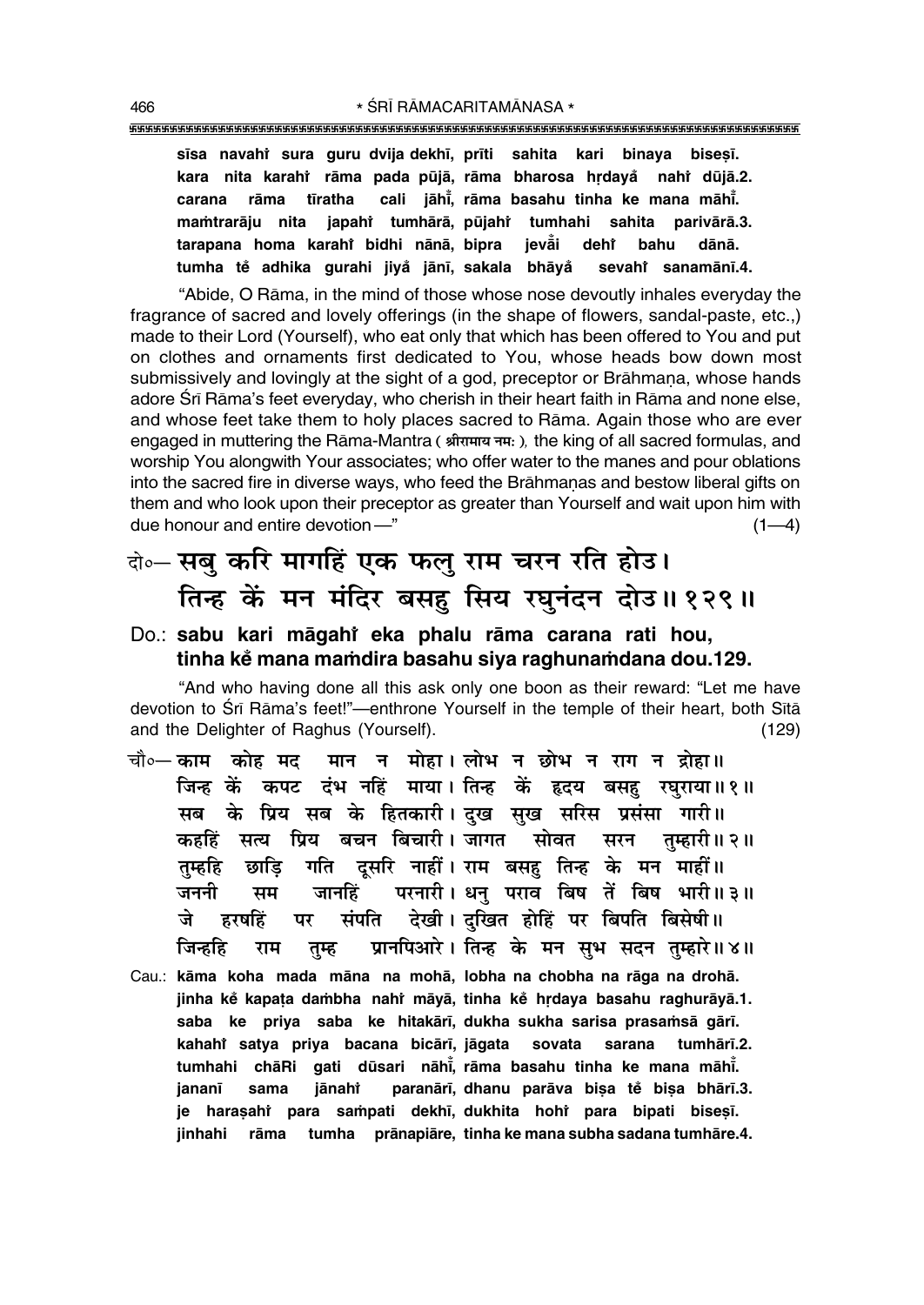**sīsa navahi̐ sura guru dvija dekhī, prīti sahita kari binaya biseṣī.**
**kara nita karahi̐ rāma pada pūjā, rāma bharosa hṛdaya̐ nahi̐ dūjā.2.**
**carana rāma tīratha cali jāhī̐, rāma basahu tinha ke mana māhī̐.**
**maṁtrarāju nita japahi̐ tumhārā, pūjahi̐ tumhahi sahita parivārā.3.**
**tarapana homa karahi̐ bidhi nānā, bipra jeva̐i dehi̐ bahu dānā.**
**tumha tě adhika gurahi jiya̐ jānī, sakala bhāya̐ sevahi̐ sanamānī.4.**

"Abide, O Rāma, in the mind of those whose nose devoutly inhales everyday the fragrance of sacred and lovely offerings (in the shape of flowers, sandal-paste, etc.,) made to their Lord (Yourself), who eat only that which has been offered to You and put on clothes and ornaments first dedicated to You, whose heads bow down most submissively and lovingly at the sight of a god, preceptor or Brāhmaṇa, whose hands adore Śrī Rāma's feet everyday, who cherish in their heart faith in Rāma and none else, and whose feet take them to holy places sacred to Rāma. Again those who are ever engaged in muttering the Rāma-Mantra ( श्रीरामाय नमः ), the king of all sacred formulas, and worship You alongwith Your associates; who offer water to the manes and pour oblations into the sacred fire in diverse ways, who feed the Brāhmaṇas and bestow liberal gifts on them and who look upon their preceptor as greater than Yourself and wait upon him with due honour and entire devotion—" (1—4)

दो०— **सबु करि मागहिं एक फलु राम चरन रति होउ।**
**तिन्ह कें मन मंदिर बसहु सिय रघुनंदन दोउ॥ १२९॥**

Do.: **sabu kari māgahi̐ eka phalu rāma carana rati hou,**
**tinha kě mana maṁdira basahu siya raghunaṁdana dou.129.**

"And who having done all this ask only one boon as their reward: "Let me have devotion to Śrī Rāma's feet!"—enthrone Yourself in the temple of their heart, both Sītā and the Delighter of Raghus (Yourself). (129)

चौ०— **काम कोह मद मान न मोहा। लोभ न छोभ न राग न द्रोहा॥**
**जिन्ह कें कपट दंभ नहिं माया। तिन्ह कें हृदय बसहु रघुराया॥ १॥**
**सब के प्रिय सब के हितकारी। दुख सुख सरिस प्रसंसा गारी॥**
**कहहिं सत्य प्रिय बचन बिचारी। जागत सोवत सरन तुम्हारी॥ २॥**
**तुम्हहि छाड़ि गति दूसरि नाहीं। राम बसहु तिन्ह के मन माहीं॥**
**जननी सम जानहिं परनारी। धनु पराव बिष तें बिष भारी॥ ३॥**
**जे हरषहिं पर संपति देखी। दुखित होहिं पर बिपति बिसेषी॥**
**जिन्हहि राम तुम्ह प्रानपिआरे। तिन्ह के मन सुभ सदन तुम्हारे॥ ४॥**

Cau.: **kāma koha mada māna na mohā, lobha na chobha na rāga na drohā.**
**jinha kě kapaṭa daṁbha nahi̐ māyā, tinha kě hṛdaya basahu raghurāyā.1.**
**saba ke priya saba ke hitakārī, dukha sukha sarisa prasaṁsā gārī.**
**kahahi̐ satya priya bacana bicārī, jāgata sovata sarana tumhārī.2.**
**tumhahi chāRi gati dūsari nāhī̐, rāma basahu tinha ke mana māhī̐.**
**jananī sama jānahi̐ paranārī, dhanu parāva biṣa tě biṣa bhārī.3.**
**je haraṣahi̐ para saṁpati dekhī, dukhita hohi̐ para bipati biseṣī.**
**jinhahi rāma tumha prānapiāre, tinha ke mana subha sadana tumhāre.4.**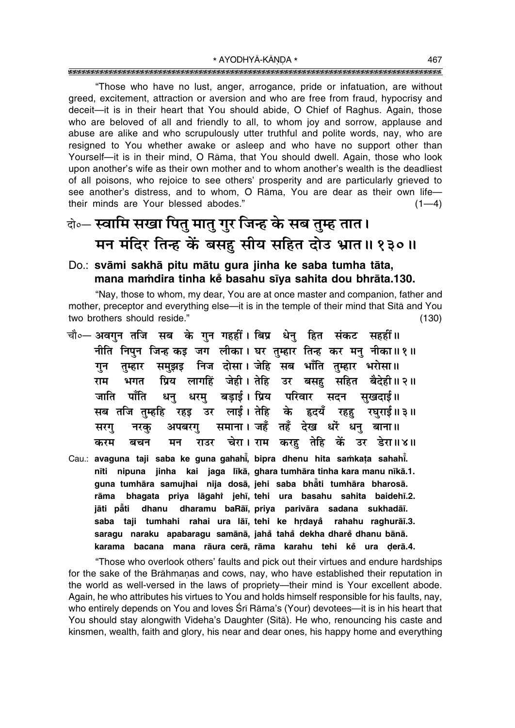"Those who have no lust, anger, arrogance, pride or infatuation, are without greed, excitement, attraction or aversion and who are free from fraud, hypocrisy and deceit—it is in their heart that You should abide, O Chief of Raghus. Again, those who are beloved of all and friendly to all, to whom joy and sorrow, applause and abuse are alike and who scrupulously utter truthful and polite words, nay, who are resigned to You whether awake or asleep and who have no support other than Yourself—it is in their mind, O Rāma, that You should dwell. Again, those who look upon another's wife as their own mother and to whom another's wealth is the deadliest of all poisons, who rejoice to see others' prosperity and are particularly grieved to see another's distress, and to whom, O Rāma, You are dear as their own life—their minds are Your blessed abodes." (1—4)

दो०— स्वामि सखा पितु मातु गुर जिन्ह के सब तुम्ह तात।
मन मंदिर तिन्ह कें बसहु सीय सहित दोउ भ्रात॥ १३०॥

Do.: **svāmi sakhā pitu mātu gura jinha ke saba tumha tāta,**
**mana maṁdira tinha kẽ basahu sīya sahita dou bhrāta.130.**

"Nay, those to whom, my dear, You are at once master and companion, father and mother, preceptor and everything else—it is in the temple of their mind that Sītā and You two brothers should reside." (130)

चौ०— अवगुन तजि सब के गुन गहहीं। बिप्र धेनु हित संकट सहहीं॥
नीति निपुन जिन्ह कइ जग लीका। घर तुम्हार तिन्ह कर मनु नीका॥ १॥
गुन तुम्हार समुझइ निज दोसा। जेहि सब भाँति तुम्हार भरोसा॥
राम भगत प्रिय लागहिं जेही। तेहि उर बसहु सहित बैदेही॥ २॥
जाति पाँति धनु धरमु बड़ाई। प्रिय परिवार सदन सुखदाई॥
सब तजि तुम्हहि रहइ उर लाई। तेहि के हृदयँ रहहु रघुराई॥ ३॥
सरगु नरकु अपबरगु समाना। जहँ तहँ देख धरें धनु बाना॥
करम बचन मन राउर चेरा। राम करहु तेहि कें उर डेरा॥ ४॥

Cau.: **avaguna taji saba ke guna gahahī̃, bipra dhenu hita saṁkaṭa sahahī̃.**
**nīti nipuna jinha kai jaga līkā, ghara tumhāra tinha kara manu nīkā.1.**
**guna tumhāra samujhai nija dosā, jehi saba bhā̃ti tumhāra bharosā.**
**rāma bhagata priya lāgahî jehī, tehi ura basahu sahita baidehī.2.**
**jāti pā̃ti dhanu dharamu baRāī, priya parivāra sadana sukhadāī.**
**saba taji tumhahi rahai ura lāī, tehi ke hṛdayå̃ rahahu raghurāī.3.**
**saragu naraku apabaragu samānā, jahå̃ tahå̃ dekha dharẽ dhanu bānā.**
**karama bacana mana rāura cerā, rāma karahu tehi kẽ ura ḍerā.4.**

"Those who overlook others' faults and pick out their virtues and endure hardships for the sake of the Brāhmaṇas and cows, nay, who have established their reputation in the world as well-versed in the laws of propriety—their mind is Your excellent abode. Again, he who attributes his virtues to You and holds himself responsible for his faults, nay, who entirely depends on You and loves Śrī Rāma's (Your) devotees—it is in his heart that You should stay alongwith Videha's Daughter (Sītā). He who, renouncing his caste and kinsmen, wealth, faith and glory, his near and dear ones, his happy home and everything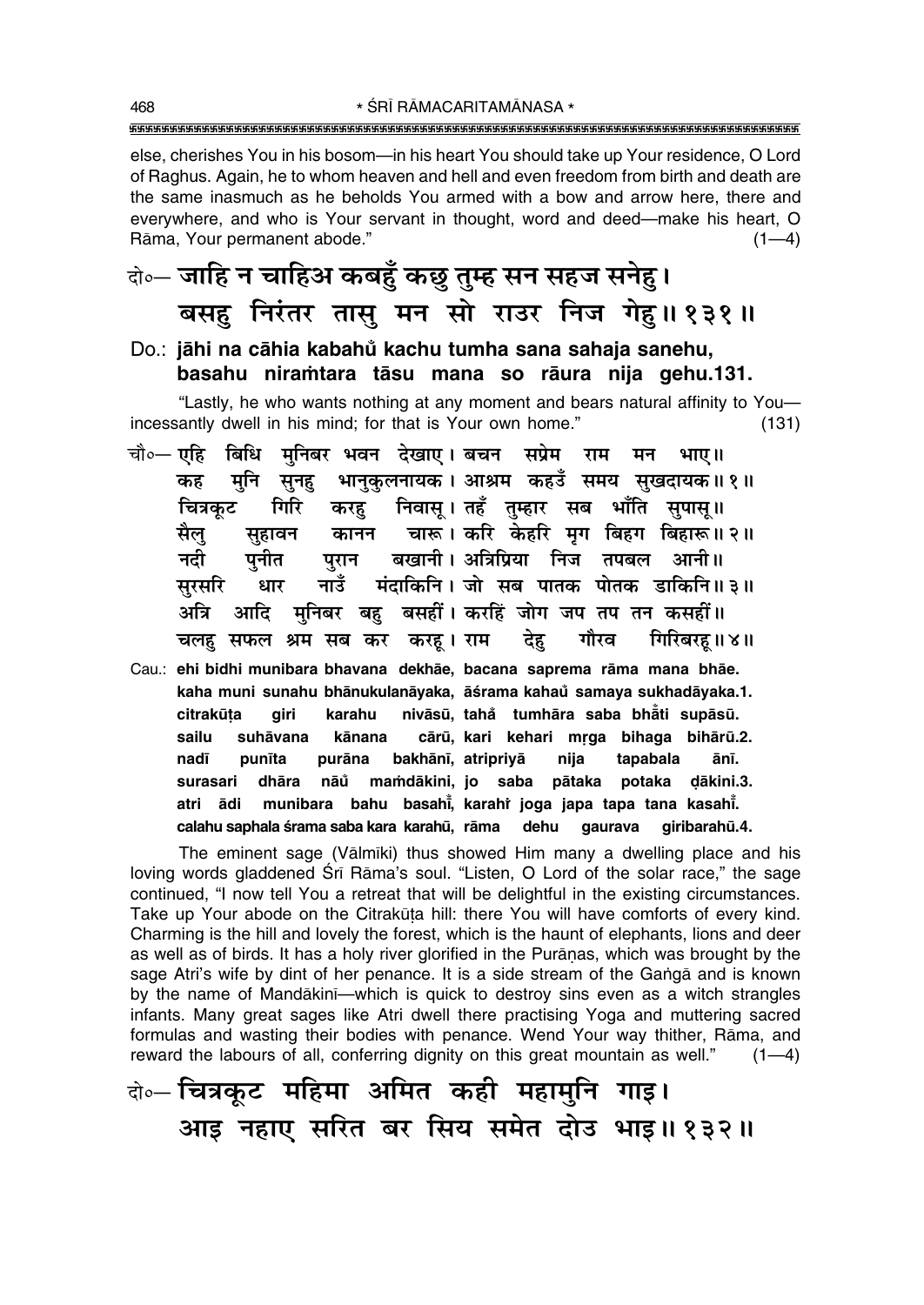else, cherishes You in his bosom—in his heart You should take up Your residence, O Lord of Raghus. Again, he to whom heaven and hell and even freedom from birth and death are the same inasmuch as he beholds You armed with a bow and arrow here, there and everywhere, and who is Your servant in thought, word and deed—make his heart, O Rāma, Your permanent abode." (1—4)

दो०— **जाहि न चाहिअ कबहुँ कछु तुम्ह सन सहज सनेहु।**
**बसहु निरंतर तासु मन सो राउर निज गेहु॥ १३१॥**

Do.: **jāhi na cāhia kabahů̐ kachu tumha sana sahaja sanehu,**
**basahu niraṁtara tāsu mana so rāura nija gehu.131.**

"Lastly, he who wants nothing at any moment and bears natural affinity to You—incessantly dwell in his mind; for that is Your own home." (131)

चौ०— एहि बिधि मुनिबर भवन देखाए। बचन सप्रेम राम मन भाए॥
कह मुनि सुनहु भानुकुलनायक। आश्रम कहउँ समय सुखदायक॥ १॥
चित्रकूट गिरि करहु निवासू। तहँ तुम्हार सब भाँति सुपासू॥
सैलु सुहावन कानन चारू। करि केहरि मृग बिहग बिहारू॥ २॥
नदी पुनीत पुरान बखानी। अत्रिप्रिया निज तपबल आनी॥
सुरसरि धार नाउँ मंदाकिनि। जो सब पातक पोतक डाकिनि॥ ३॥
अत्रि आदि मुनिबर बहु बसहीं। करहिं जोग जप तप तन कसहीं॥
चलहु सफल श्रम सब कर करहू। राम देहु गौरव गिरिबरहू॥ ४॥

Cau.: **ehi bidhi munibara bhavana dekhāe, bacana saprema rāma mana bhāe.**
**kaha muni sunahu bhānukulanāyaka, āśrama kahaů̐ samaya sukhadāyaka.1.**
**citrakūṭa giri karahu nivāsū, tahå̐ tumhāra saba bhå̐ti supāsū.**
**sailu suhāvana kānana cārū, kari kehari mṛga bihaga bihārū.2.**
**nadī punīta purāna bakhānī, atripriyā nija tapabala ānī.**
**surasari dhāra nāů̐ maṁdākini, jo saba pātaka potaka ḍākini.3.**
**atri ādi munibara bahu basahı̐̄, karahı̇̐ joga japa tapa tana kasahı̐̄.**
**calahu saphala śrama saba kara karahū, rāma dehu gaurava giribarahū.4.**

The eminent sage (Vālmīki) thus showed Him many a dwelling place and his loving words gladdened Śrī Rāma's soul. "Listen, O Lord of the solar race," the sage continued, "I now tell You a retreat that will be delightful in the existing circumstances. Take up Your abode on the Citrakūṭa hill: there You will have comforts of every kind. Charming is the hill and lovely the forest, which is the haunt of elephants, lions and deer as well as of birds. It has a holy river glorified in the Purāṇas, which was brought by the sage Atri's wife by dint of her penance. It is a side stream of the Gaṅgā and is known by the name of Mandākinī—which is quick to destroy sins even as a witch strangles infants. Many great sages like Atri dwell there practising Yoga and muttering sacred formulas and wasting their bodies with penance. Wend Your way thither, Rāma, and reward the labours of all, conferring dignity on this great mountain as well." (1—4)

दो०— **चित्रकूट महिमा अमित कही महामुनि गाइ।**
**आइ नहाए सरित बर सिय समेत दोउ भाइ॥ १३२॥**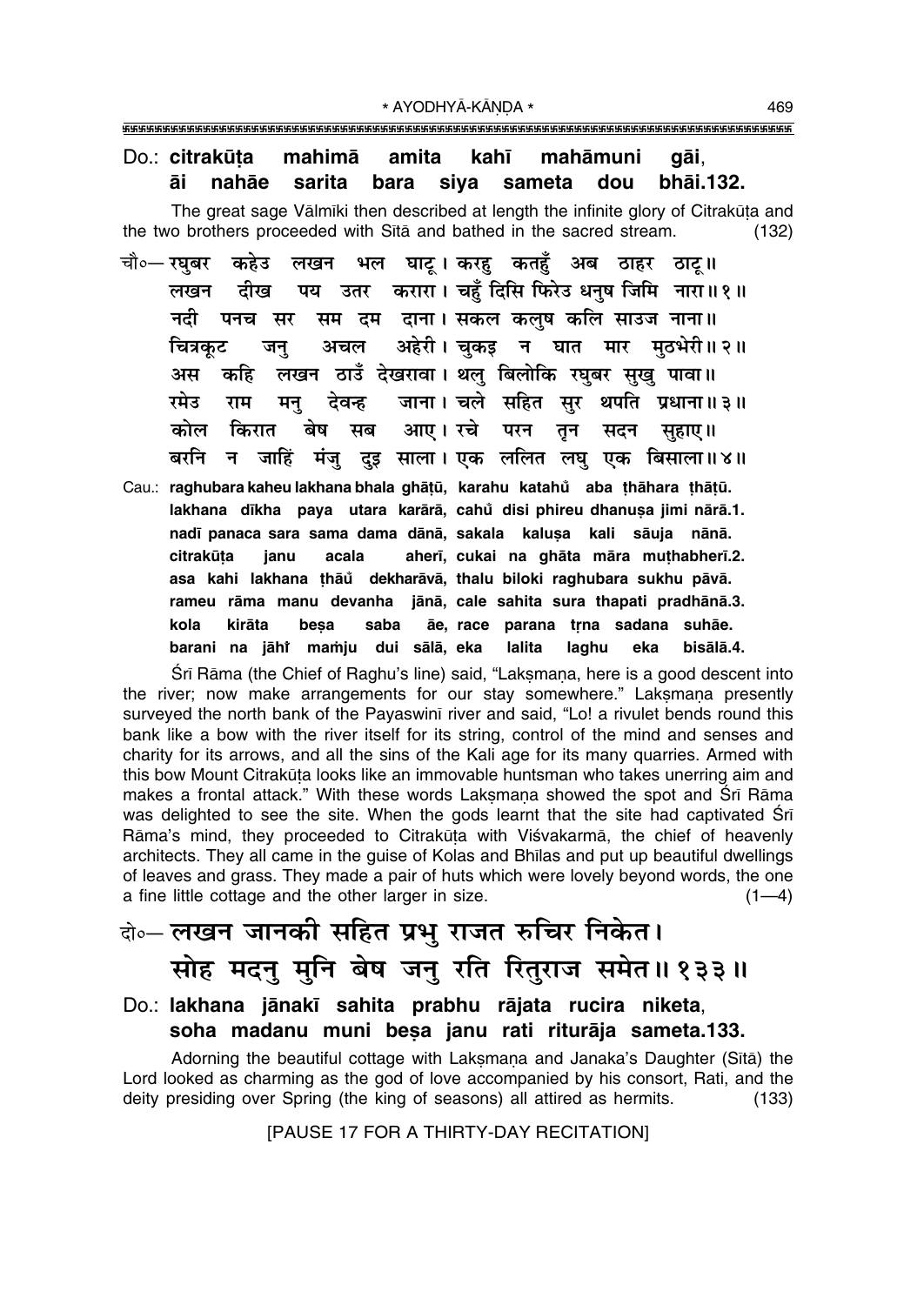Do.: **citrakūṭa mahimā amita kahī mahāmuni gāi,**
**āi nahāe sarita bara siya sameta dou bhāi.132.**

The great sage Vālmīki then described at length the infinite glory of Citrakūṭa and the two brothers proceeded with Sītā and bathed in the sacred stream. (132)

चौ०— रघुबर कहेउ लखन भल घाटू। करहु कतहुँ अब ठाहर ठाटू॥
लखन दीख पय उतर करारा। चहुँ दिसि फिरेउ धनुष जिमि नारा॥१॥
नदी पनच सर सम दम दाना। सकल कलुष कलि साउज नाना॥
चित्रकूट जनु अचल अहेरी। चुकइ न घात मार मुठभेरी॥२॥
अस कहि लखन ठाउँ देखरावा। थलु बिलोकि रघुबर सुखु पावा॥
रमेउ राम मनु देवन्ह जाना। चले सहित सुर थपति प्रधाना॥३॥
कोल किरात बेष सब आए। रचे परन तृन सदन सुहाए॥
बरनि न जाहिं मंजु दुइ साला। एक ललित लघु एक बिसाला॥४॥

Cau.: **raghubara kaheu lakhana bhala ghāṭū, karahu katahu̐ aba ṭhāhara ṭhāṭū.**
**lakhana dīkha paya utara karārā, cahu̐ disi phireu dhanuṣa jimi nārā.1.**
**nadī panaca sara sama dama dānā, sakala kaluṣa kali sāuja nānā.**
**citrakūṭa janu acala aherī, cukai na ghāta māra muṭhabherī.2.**
**asa kahi lakhana ṭhāu̐ dekharāvā, thalu biloki raghubara sukhu pāvā.**
**rameu rāma manu devanha jānā, cale sahita sura thapati pradhānā.3.**
**kola kirāta beṣa saba āe, race parana tṛna sadana suhāe.**
**barani na jāhiṁ maṁju dui sālā, eka lalita laghu eka bisālā.4.**

Śrī Rāma (the Chief of Raghu's line) said, "Lakṣmaṇa, here is a good descent into the river; now make arrangements for our stay somewhere." Lakṣmaṇa presently surveyed the north bank of the Payaswinī river and said, "Lo! a rivulet bends round this bank like a bow with the river itself for its string, control of the mind and senses and charity for its arrows, and all the sins of the Kali age for its many quarries. Armed with this bow Mount Citrakūṭa looks like an immovable huntsman who takes unerring aim and makes a frontal attack." With these words Lakṣmaṇa showed the spot and Śrī Rāma was delighted to see the site. When the gods learnt that the site had captivated Śrī Rāma's mind, they proceeded to Citrakūṭa with Viśvakarmā, the chief of heavenly architects. They all came in the guise of Kolas and Bhīlas and put up beautiful dwellings of leaves and grass. They made a pair of huts which were lovely beyond words, the one a fine little cottage and the other larger in size. (1—4)

दो०— लखन जानकी सहित प्रभु राजत रुचिर निकेत।
सोह मदनु मुनि बेष जनु रति रितुराज समेत॥१३३॥

Do.: **lakhana jānakī sahita prabhu rājata rucira niketa,**
**soha madanu muni beṣa janu rati riturāja sameta.133.**

Adorning the beautiful cottage with Lakṣmaṇa and Janaka's Daughter (Sītā) the Lord looked as charming as the god of love accompanied by his consort, Rati, and the deity presiding over Spring (the king of seasons) all attired as hermits. (133)

[PAUSE 17 FOR A THIRTY-DAY RECITATION]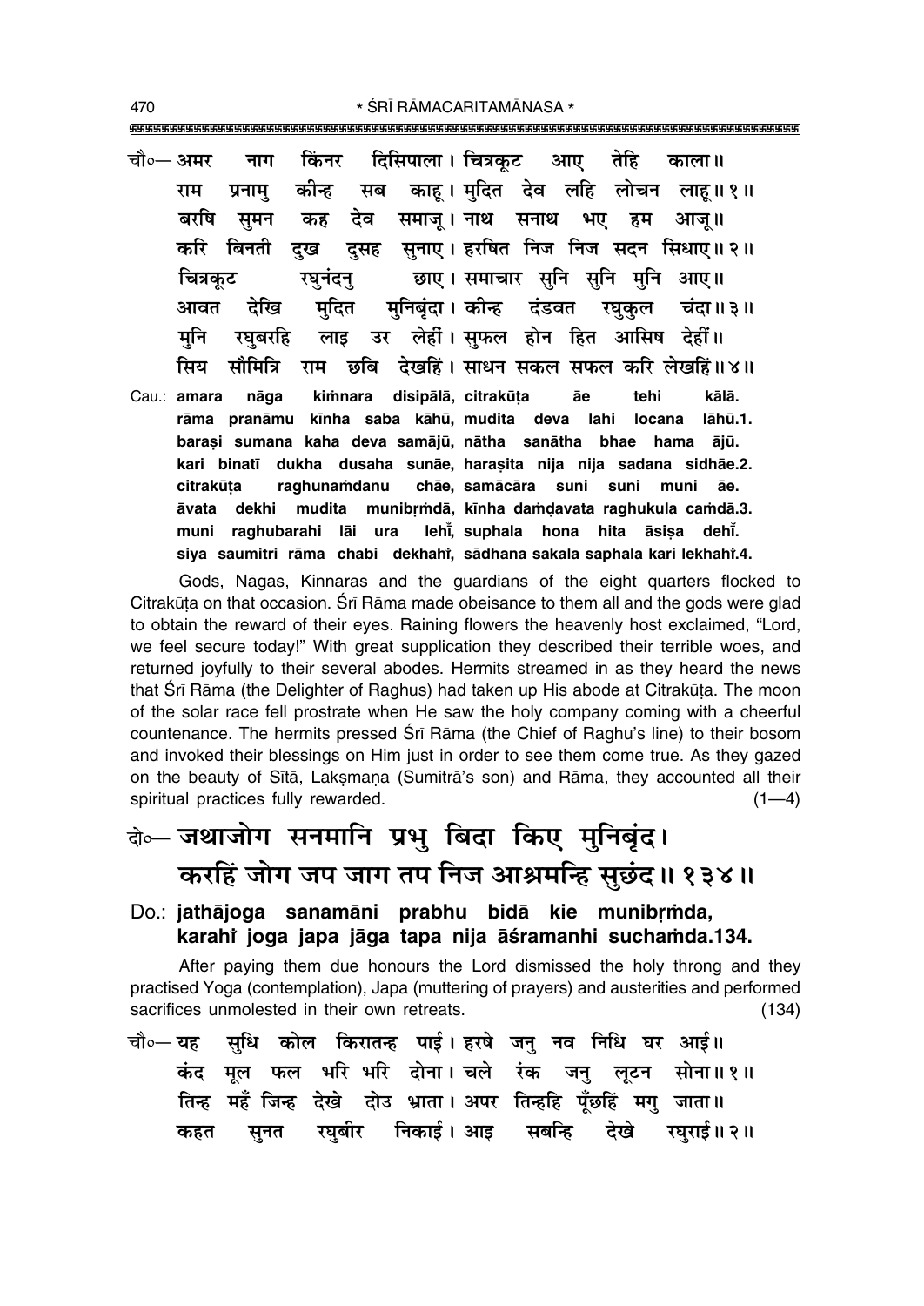चौ०— अमर नाग किंनर दिसिपाला। चित्रकूट आए तेहि काला॥
राम प्रनामु कीन्ह सब काहू। मुदित देव लहि लोचन लाहू॥ १॥
बरषि सुमन कह देव समाजू। नाथ सनाथ भए हम आजू॥
करि बिनती दुख दुसह सुनाए। हरषित निज निज सदन सिधाए॥ २॥
चित्रकूट रघुनंदनु छाए। समाचार सुनि सुनि मुनि आए॥
आवत देखि मुदित मुनिबृंदा। कीन्ह दंडवत रघुकुल चंदा॥ ३॥
मुनि रघुबरहि लाइ उर लेहीं। सुफल होन हित आसिष देहीं॥
सिय सौमित्रि राम छबि देखहिं। साधन सकल सफल करि लेखहिं॥ ४॥

Cau.: **amara nāga kiṁnara disipālā, citrakūṭa āe tehi kālā.**
**rāma pranāmu kīnha saba kāhū, mudita deva lahi locana lāhū.1.**
**baraṣi sumana kaha deva samājū, nātha sanātha bhae hama ājū.**
**kari binatī dukha dusaha sunāe, haraṣita nija nija sadana sidhāe.2.**
**citrakūṭa raghunaṁdanu chāe, samācāra suni suni muni āe.**
**āvata dekhi mudita munibṛṁdā, kīnha daṁḍavata raghukula caṁdā.3.**
**muni raghubarahi lāi ura lehī̐, suphala hona hita āsiṣa dehī̐.**
**siya saumitri rāma chabi dekhahiṁ, sādhana sakala saphala kari lekhahiṁ.4.**

Gods, Nāgas, Kinnaras and the guardians of the eight quarters flocked to Citrakūṭa on that occasion. Śrī Rāma made obeisance to them all and the gods were glad to obtain the reward of their eyes. Raining flowers the heavenly host exclaimed, "Lord, we feel secure today!" With great supplication they described their terrible woes, and returned joyfully to their several abodes. Hermits streamed in as they heard the news that Śrī Rāma (the Delighter of Raghus) had taken up His abode at Citrakūṭa. The moon of the solar race fell prostrate when He saw the holy company coming with a cheerful countenance. The hermits pressed Śrī Rāma (the Chief of Raghu's line) to their bosom and invoked their blessings on Him just in order to see them come true. As they gazed on the beauty of Sītā, Lakṣmaṇa (Sumitrā's son) and Rāma, they accounted all their spiritual practices fully rewarded. (1—4)

## दो०— जथाजोग सनमानि प्रभु बिदा किए मुनिबृंद। करहिं जोग जप जाग तप निज आश्रमन्हि सुछंद॥ १३४॥

### Do.: jathājoga sanamāni prabhu bidā kie munibṛṁda, karahiṁ joga japa jāga tapa nija āśramanhi suchaṁda.134.

After paying them due honours the Lord dismissed the holy throng and they practised Yoga (contemplation), Japa (muttering of prayers) and austerities and performed sacrifices unmolested in their own retreats. (134)

चौ०— यह सुधि कोल किरातन्ह पाई। हरषे जनु नव निधि घर आई॥
कंद मूल फल भरि भरि दोना। चले रंक जनु लूटन सोना॥ १॥
तिन्ह महँ जिन्ह देखे दोउ भ्राता। अपर तिन्हहि पूँछहिं मगु जाता॥
कहत सुनत रघुबीर निकाई। आइ सबन्हि देखे रघुराई॥ २॥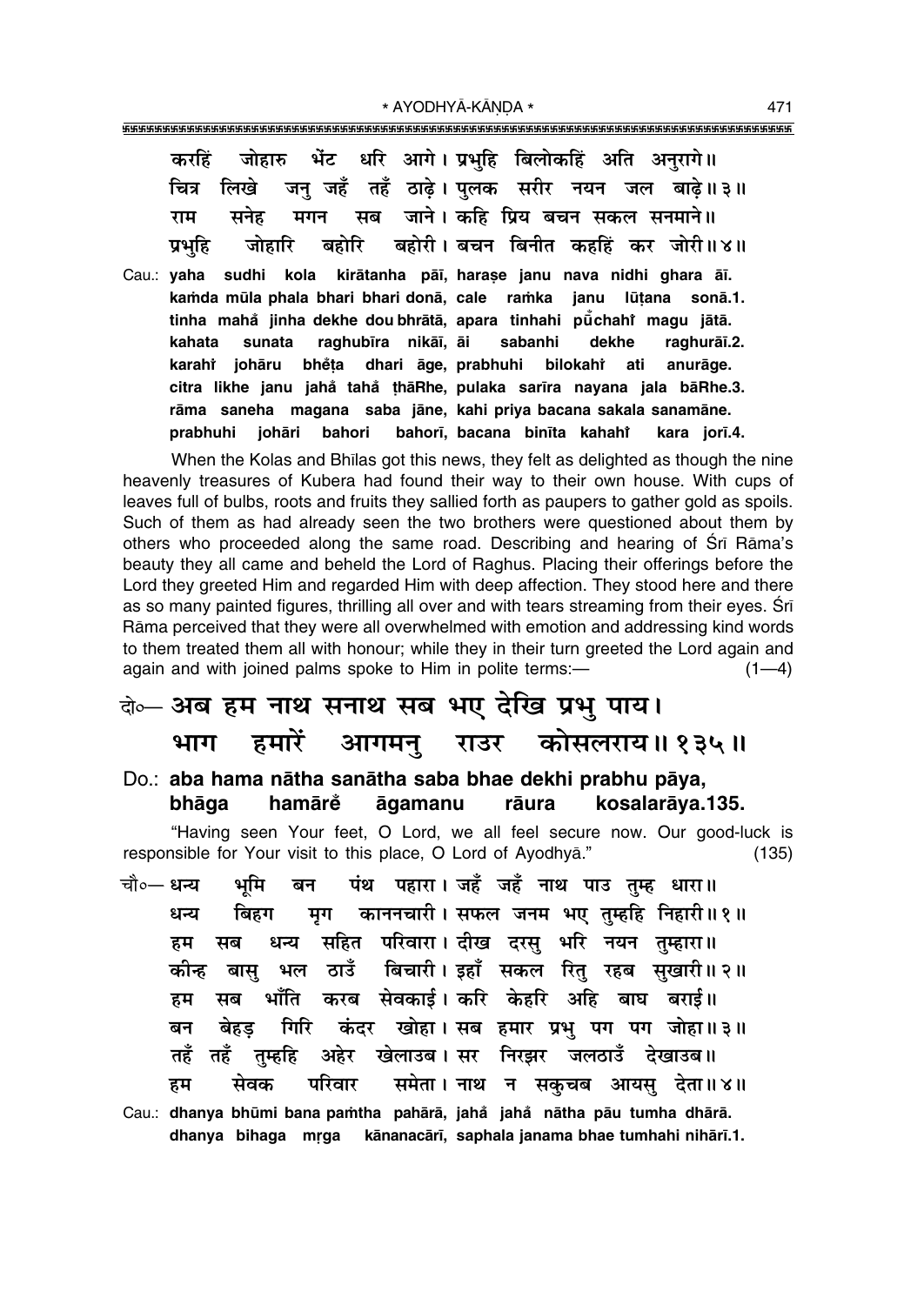करहिं जोहारु भेंट धरि आगे। प्रभुहि बिलोकहिं अति अनुरागे॥
चित्र लिखे जनु जहँ तहँ ठाढ़े। पुलक सरीर नयन जल बाढ़े॥ ३॥
राम सनेह मगन सब जाने। कहि प्रिय बचन सकल सनमाने॥
प्रभुहि जोहारि बहोरि बहोरी। बचन बिनीत कहहिं कर जोरी॥ ४॥

Cau.: **yaha sudhi kola kirātanha pāī, harase janu nava nidhi ghara āī. kamda mūla phala bhari bhari donā, cale ramka janu lūṭana sonā.1. tinha maham̐ jinha dekhe dou bhrātā, apara tinhahi pūm̐chahiṁ magu jātā. kahata sunata raghubīra nikāī, āi sabanhi dekhe raghurāī.2. karahiṁ johāru bhem̐ṭa dhari āge, prabhuhi bilokahiṁ ati anurāge. citra likhe janu jaham̐ taham̐ ṭhāRhe, pulaka sarīra nayana jala bāRhe.3. rāma saneha magana saba jāne, kahi priya bacana sakala sanamāne. prabhuhi johāri bahori bahorī, bacana binīta kahahiṁ kara jorī.4.**

When the Kolas and Bhīlas got this news, they felt as delighted as though the nine heavenly treasures of Kubera had found their way to their own house. With cups of leaves full of bulbs, roots and fruits they sallied forth as paupers to gather gold as spoils. Such of them as had already seen the two brothers were questioned about them by others who proceeded along the same road. Describing and hearing of Śrī Rāma's beauty they all came and beheld the Lord of Raghus. Placing their offerings before the Lord they greeted Him and regarded Him with deep affection. They stood here and there as so many painted figures, thrilling all over and with tears streaming from their eyes. Śrī Rāma perceived that they were all overwhelmed with emotion and addressing kind words to them treated them all with honour; while they in their turn greeted the Lord again and again and with joined palms spoke to Him in polite terms:— (1—4)

## दो०— अब हम नाथ सनाथ सब भए देखि प्रभु पाय। भाग हमारें आगमनु राउर कोसलराय॥ १३५॥

Do.: **aba hama nātha sanātha saba bhae dekhi prabhu pāya, bhāga hamārem̐ āgamanu rāura kosalarāya.135.**

"Having seen Your feet, O Lord, we all feel secure now. Our good-luck is responsible for Your visit to this place, O Lord of Ayodhyā." (135)

चौ०— धन्य भूमि बन पंथ पहारा। जहँ जहँ नाथ पाउ तुम्ह धारा॥
धन्य बिहग मृग काननचारी। सफल जनम भए तुम्हहि निहारी॥ १॥
हम सब धन्य सहित परिवारा। दीख दरसु भरि नयन तुम्हारा॥
कीन्ह बासु भल ठाउँ बिचारी। इहाँ सकल रितु रहब सुखारी॥ २॥
हम सब भाँति करब सेवकाई। करि केहरि अहि बाघ बराई॥
बन बेहड़ गिरि कंदर खोहा। सब हमार प्रभु पग पग जोहा॥ ३॥
तहँ तहँ तुम्हहि अहेर खेलाउब। सर निरझर जलठाउँ देखाउब॥
हम सेवक परिवार समेता। नाथ न सकुचब आयसु देता॥ ४॥

Cau.: **dhanya bhūmi bana paṁtha pahārā, jaham̐ jaham̐ nātha pāu tumha dhārā. dhanya bihaga mṛga kānanacārī, saphala janama bhae tumhahi nihārī.1.**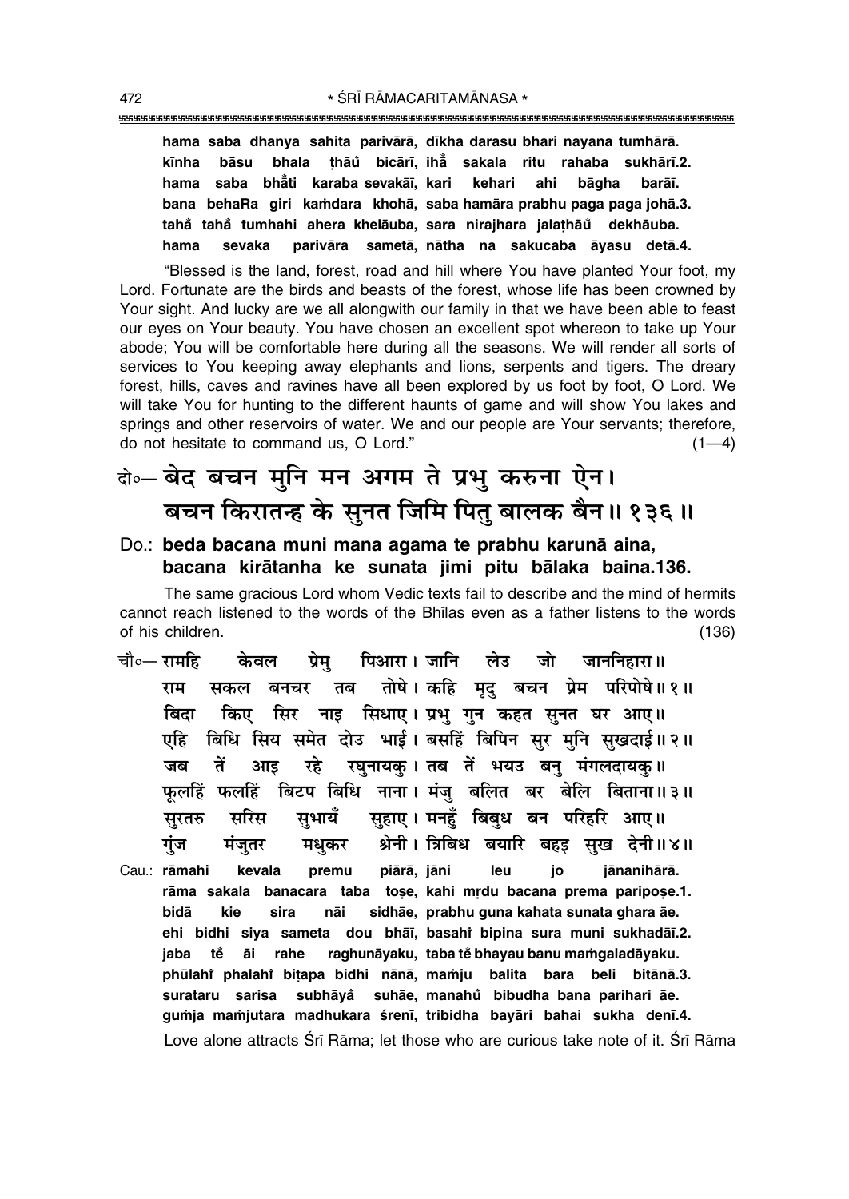**hama saba dhanya sahita parivārā, dīkha darasu bhari nayana tumhārā.**
**kīnha bāsu bhala ṭhāu̐ bicārī, iha̐ sakala ritu rahaba sukhārī.2.**
**hama saba bha̐āti karaba sevakāī, kari kehari ahi bāgha barāī.**
**bana behaRa giri ka̐mdara khohā, saba hamāra prabhu paga paga johā.3.**
**taha̐ taha̐ tumhahi ahera khelāuba, sara nirajhara jalaṭhāu̐ dekhāuba.**
**hama sevaka parivāra sametā, nātha na sakucaba āyasu detā.4.**

"Blessed is the land, forest, road and hill where You have planted Your foot, my Lord. Fortunate are the birds and beasts of the forest, whose life has been crowned by Your sight. And lucky are we all alongwith our family in that we have been able to feast our eyes on Your beauty. You have chosen an excellent spot whereon to take up Your abode; You will be comfortable here during all the seasons. We will render all sorts of services to You keeping away elephants and lions, serpents and tigers. The dreary forest, hills, caves and ravines have all been explored by us foot by foot, O Lord. We will take You for hunting to the different haunts of game and will show You lakes and springs and other reservoirs of water. We and our people are Your servants; therefore, do not hesitate to command us, O Lord." (1—4)

दो०— बेद बचन मुनि मन अगम ते प्रभु करुना ऐन।
बचन किरातन्ह के सुनत जिमि पितु बालक बैन॥ १३६॥

**Do.: beda bacana muni mana agama te prabhu karunā aina,**
**bacana kirātanha ke sunata jimi pitu bālaka baina.136.**

The same gracious Lord whom Vedic texts fail to describe and the mind of hermits cannot reach listened to the words of the Bhīlas even as a father listens to the words of his children. (136)

चौ०— रामहि केवल प्रेमु पिआरा। जानि लेउ जो जाननिहारा॥
राम सकल बनचर तब तोषे। कहि मृदु बचन प्रेम परिपोषे॥ १॥
बिदा किए सिर नाइ सिधाए। प्रभु गुन कहत सुनत घर आए॥
एहि बिधि सिय समेत दोउ भाई। बसहिं बिपिन सुर मुनि सुखदाई॥ २॥
जब तें आइ रहे रघुनायकु। तब तें भयउ बनु मंगलदायकु॥
फूलहिं फलहिं बिटप बिधि नाना। मंजु बलित बर बेलि बिताना॥ ३॥
सुरतरु सरिस सुभायँ सुहाए। मनहुँ बिबुध बन परिहरि आए॥
गुंज मंजुतर मधुकर श्रेनी। त्रिबिध बयारि बहइ सुख देनी॥ ४॥

**Cau.: rāmahi kevala premu piārā, jāni leu jo jānanihārā.**
**rāma sakala banacara taba toṣe, kahi mṛdu bacana prema paripoṣe.1.**
**bidā kie sira nāi sidhāe, prabhu guna kahata sunata ghara āe.**
**ehi bidhi siya sameta dou bhāī, basahi̐ bipina sura muni sukhadāī.2.**
**jaba te̐ āi rahe raghunāyaku, taba te̐ bhayau banu ma̐mgaladāyaku.**
**phūlahi̐ phalahi̐ biṭapa bidhi nānā, ma̐mju balita bara beli bitānā.3.**
**surataru sarisa subhāya̐ suhāe, manahu̐ bibudha bana parihari āe.**
**gu̐mja ma̐mjutara madhukara śrenī, tribidha bayāri bahai sukha denī.4.**

Love alone attracts Śrī Rāma; let those who are curious take note of it. Śrī Rāma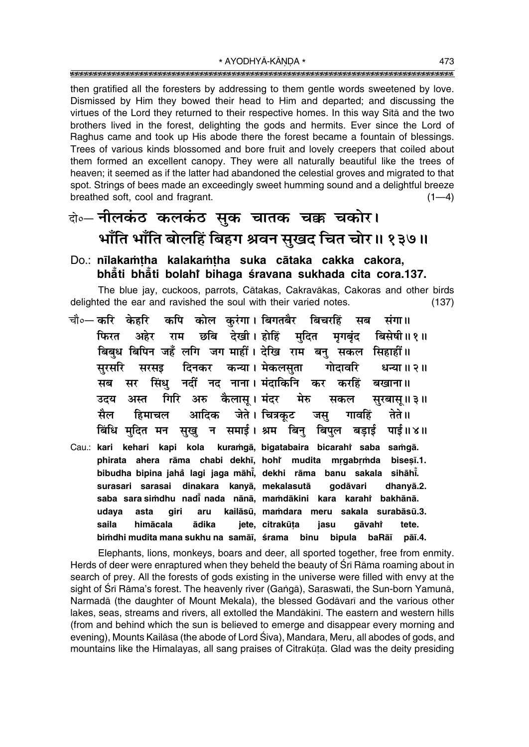then gratified all the foresters by addressing to them gentle words sweetened by love. Dismissed by Him they bowed their head to Him and departed; and discussing the virtues of the Lord they returned to their respective homes. In this way Sītā and the two brothers lived in the forest, delighting the gods and hermits. Ever since the Lord of Raghus came and took up His abode there the forest became a fountain of blessings. Trees of various kinds blossomed and bore fruit and lovely creepers that coiled about them formed an excellent canopy. They were all naturally beautiful like the trees of heaven; it seemed as if the latter had abandoned the celestial groves and migrated to that spot. Strings of bees made an exceedingly sweet humming sound and a delightful breeze breathed soft, cool and fragrant. (1—4)

दो०— नीलकंठ कलकंठ सुक चातक चक्क चकोर।
भाँति भाँति बोलहिं बिहग श्रवन सुखद चित चोर॥ १३७॥

Do.: **nīlakaṁṭha kalakaṁṭha suka cātaka cakka cakora,**
**bhā̐ti bhā̐ti bolahi̐ bihaga śravana sukhada cita cora.137.**

The blue jay, cuckoos, parrots, Cātakas, Cakravākas, Cakoras and other birds delighted the ear and ravished the soul with their varied notes. (137)

चौ०— करि केहरि कपि कोल कुरंगा। बिगतबैर बिचरहिं सब संगा॥
फिरत अहेर राम छबि देखी। होहिं मुदित मृगबृंद बिसेषी॥ १॥
बिबुध बिपिन जहँ लगि जग माहीं। देखि राम बनु सकल सिहाहीं॥
सुरसरि सरसइ दिनकर कन्या। मेकलसुता गोदावरि धन्या॥ २॥
सब सर सिंधु नदीं नद नाना। मंदाकिनि कर करहिं बखाना॥
उदय अस्त गिरि अरु कैलासू। मंदर मेरु सकल सुरबासू॥ ३॥
सैल हिमाचल आदिक जेते। चित्रकूट जसु गावहिं तेते॥
बिंधि मुदित मन सुखु न समाई। श्रम बिनु बिपुल बड़ाई पाई॥ ४॥

Cau.: **kari kehari kapi kola kuraṁgā, bigatabaira bicarahi̐ saba saṁgā.**
**phirata ahera rāma chabi dekhī, hohi̐ mudita mṛgabṛṁda biseṣī.1.**
**bibudha bipina jaha̐ lagi jaga māhī̐, dekhi rāma banu sakala sihāhī̐.**
**surasari sarasai dinakara kanyā, mekalasutā godāvari dhanyā.2.**
**saba sara siṁdhu nadī̐ nada nānā, maṁdākini kara karahi̐ bakhānā.**
**udaya asta giri aru kailāsū, maṁdara meru sakala surabāsū.3.**
**saila himācala ādika jete, citrakūṭa jasu gāvahi̐ tete.**
**biṁdhi mudita mana sukhu na samāī, śrama binu bipula baRāī pāī.4.**

Elephants, lions, monkeys, boars and deer, all sported together, free from enmity. Herds of deer were enraptured when they beheld the beauty of Śrī Rāma roaming about in search of prey. All the forests of gods existing in the universe were filled with envy at the sight of Śrī Rāma's forest. The heavenly river (Gaṅgā), Saraswatī, the Sun-born Yamunā, Narmadā (the daughter of Mount Mekala), the blessed Godāvarī and the various other lakes, seas, streams and rivers, all extolled the Mandākinī. The eastern and western hills (from and behind which the sun is believed to emerge and disappear every morning and evening), Mounts Kailāsa (the abode of Lord Śiva), Mandara, Meru, all abodes of gods, and mountains like the Himalayas, all sang praises of Citrakūṭa. Glad was the deity presiding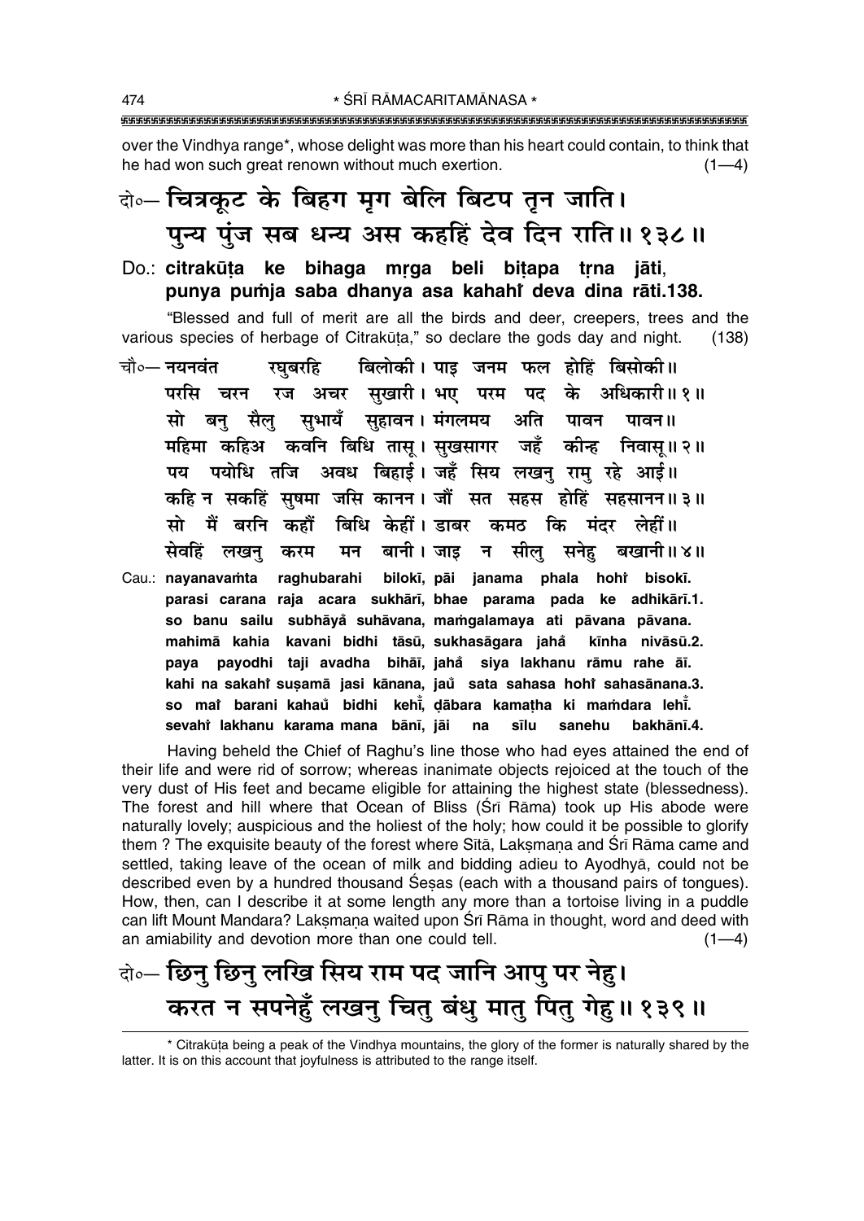over the Vindhya range*, whose delight was more than his heart could contain, to think that he had won such great renown without much exertion. (1—4)

दो०— चित्रकूट के बिहग मृग बेलि बिटप तृन जाति।
पुन्य पुंज सब धन्य अस कहहिं देव दिन राति॥ १३८॥

Do.: **citrakūṭa ke bihaga mṛga beli biṭapa tṛna jāti,**
**punya puṁja saba dhanya asa kahahiṁ deva dina rāti.138.**

"Blessed and full of merit are all the birds and deer, creepers, trees and the various species of herbage of Citrakūṭa," so declare the gods day and night. (138)

चौ०— नयनवंत रघुबरहि बिलोकी। पाइ जनम फल होहिं बिसोकी॥
परसि चरन रज अचर सुखारी। भए परम पद के अधिकारी॥ १॥
सो बनु सैलु सुभायँ सुहावन। मंगलमय अति पावन पावन॥
महिमा कहिअ कवनि बिधि तासू। सुखसागर जहँ कीन्ह निवासू॥ २॥
पय पयोधि तजि अवध बिहाई। जहँ सिय लखनु रामु रहे आई॥
कहि न सकहिं सुषमा जसि कानन। जौं सत सहस होहिं सहसानन॥ ३॥
सो मैं बरनि कहौं बिधि केहीं। डाबर कमठ कि मंदर लेहीं॥
सेवहिं लखनु करम मन बानी। जाइ न सीलु सनेहु बखानी॥ ४॥

Cau.: **nayanavaṁta raghubarahi bilokī, pāi janama phala hohiṁ bisokī.**
**parasi carana raja acara sukhārī, bhae parama pada ke adhikārī.1.**
**so banu sailu subhāyaṁ suhāvana, maṁgalamaya ati pāvana pāvana.**
**mahimā kahia kavani bidhi tāsū, sukhasāgara jahaṁ kīnha nivāsū.2.**
**paya payodhi taji avadha bihāī, jahaṁ siya lakhanu rāmu rahe āī.**
**kahi na sakahiṁ suṣamā jasi kānana, jauṁ sata sahasa hohiṁ sahasānana.3.**
**so maiṁ barani kahauṁ bidhi kehīṁ, ḍābara kamaṭha ki maṁdara lehīṁ.**
**sevahiṁ lakhanu karama mana bānī, jāi na sīlu sanehu bakhānī.4.**

Having beheld the Chief of Raghu's line those who had eyes attained the end of their life and were rid of sorrow; whereas inanimate objects rejoiced at the touch of the very dust of His feet and became eligible for attaining the highest state (blessedness). The forest and hill where that Ocean of Bliss (Śrī Rāma) took up His abode were naturally lovely; auspicious and the holiest of the holy; how could it be possible to glorify them ? The exquisite beauty of the forest where Sītā, Lakṣmaṇa and Śrī Rāma came and settled, taking leave of the ocean of milk and bidding adieu to Ayodhyā, could not be described even by a hundred thousand Śeṣas (each with a thousand pairs of tongues). How, then, can I describe it at some length any more than a tortoise living in a puddle can lift Mount Mandara? Lakṣmaṇa waited upon Śrī Rāma in thought, word and deed with an amiability and devotion more than one could tell. (1—4)

दो०— छिनु छिनु लखि सिय राम पद जानि आपु पर नेहु।
करत न सपनेहुँ लखनु चितु बंधु मातु पितु गेहु॥ १३९॥

---

* Citrakūṭa being a peak of the Vindhya mountains, the glory of the former is naturally shared by the latter. It is on this account that joyfulness is attributed to the range itself.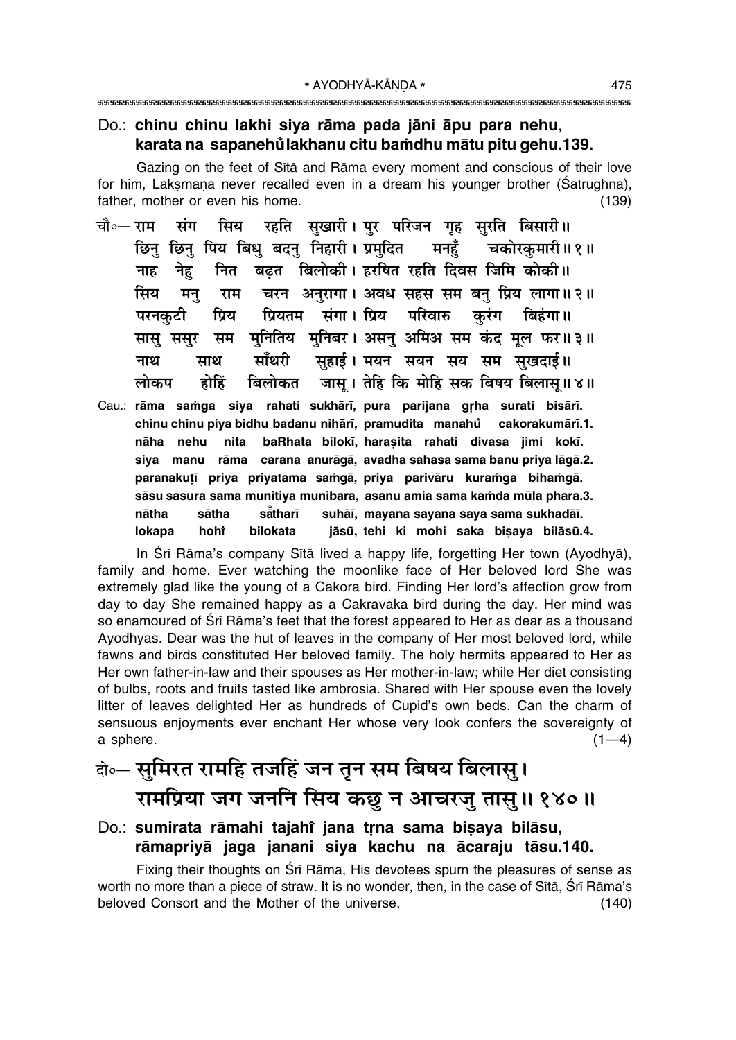**Do.: chinu chinu lakhi siya rāma pada jāni āpu para nehu, karata na sapanehů̐ lakhanu citu baṁdhu mātu pitu gehu.139.**

Gazing on the feet of Sītā and Rāma every moment and conscious of their love for him, Lakṣmaṇa never recalled even in a dream his younger brother (Śatrughna), father, mother or even his home. (139)

चौ०— राम संग सिय रहति सुखारी। पुर परिजन गृह सुरति बिसारी॥
छिनु छिनु पिय बिधु बदनु निहारी। प्रमुदित मनहुँ चकोरकुमारी॥१॥
नाह नेहु नित बढ़त बिलोकी। हरषित रहति दिवस जिमि कोकी॥
सिय मनु राम चरन अनुरागा। अवध सहस सम बनु प्रिय लागा॥२॥
परनकुटी प्रिय प्रियतम संगा। प्रिय परिवारु कुरंग बिहंगा॥
सासु ससुर सम मुनितिय मुनिबर। असनु अमिअ सम कंद मूल फर॥३॥
नाथ साथ साँथरी सुहाई। मयन सयन सय सम सुखदाई॥
लोकप होहिं बिलोकत जासू। तेहि कि मोहि सक बिषय बिलासू॥४॥

**Cau.: rāma saṁga siya rahati sukhārī, pura parijana gṛha surati bisārī.**
**chinu chinu piya bidhu badanu nihārī, pramudita manahů̐ cakorakumārī.1.**
**nāha nehu nita baRhata bilokī, harașita rahati divasa jimi kokī.**
**siya manu rāma carana anurāgā, avadha sahasa sama banu priya lāgā.2.**
**paranakuṭī priya priyatama saṁgā, priya parivāru kuraṁga bihaṁgā.**
**sāsu sasura sama munitiya munibara, asanu amia sama kaṁda mūla phara.3.**
**nātha sātha sā̐tharī suhāī, mayana sayana saya sama sukhadāī.**
**lokapa hohı̐ bilokata jāsū, tehi ki mohi saka biṣaya bilāsū.4.**

In Śrī Rāma's company Sītā lived a happy life, forgetting Her town (Ayodhyā), family and home. Ever watching the moonlike face of Her beloved lord She was extremely glad like the young of a Cakora bird. Finding Her lord's affection grow from day to day She remained happy as a Cakravāka bird during the day. Her mind was so enamoured of Śrī Rāma's feet that the forest appeared to Her as dear as a thousand Ayodhyās. Dear was the hut of leaves in the company of Her most beloved lord, while fawns and birds constituted Her beloved family. The holy hermits appeared to Her as Her own father-in-law and their spouses as Her mother-in-law; while Her diet consisting of bulbs, roots and fruits tasted like ambrosia. Shared with Her spouse even the lovely litter of leaves delighted Her as hundreds of Cupid's own beds. Can the charm of sensuous enjoyments ever enchant Her whose very look confers the sovereignty of a sphere. (1—4)

दो०— सुमिरत रामहि तजहिं जन तृन सम बिषय बिलासु।
रामप्रिया जग जननि सिय कछु न आचरजु तासु॥१४०॥

**Do.: sumirata rāmahi tajahı̐ jana tṛna sama biṣaya bilāsu, rāmapriyā jaga janani siya kachu na ācaraju tāsu.140.**

Fixing their thoughts on Śrī Rāma, His devotees spurn the pleasures of sense as worth no more than a piece of straw. It is no wonder, then, in the case of Sītā, Śrī Rāma's beloved Consort and the Mother of the universe. (140)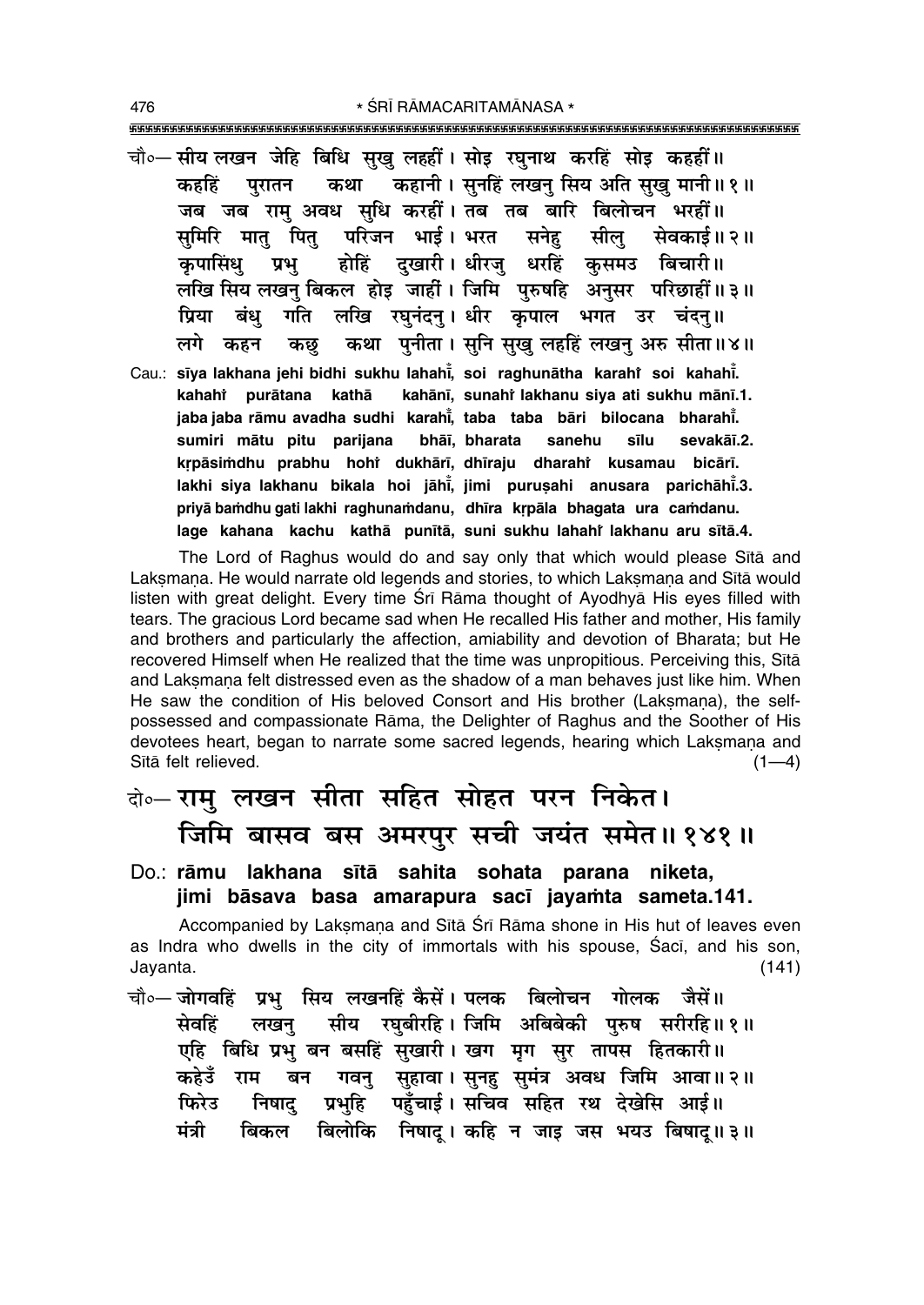चौ०— सीय लखन जेहि बिधि सुखु लहहीं। सोइ रघुनाथ करहिं सोइ कहहीं॥
कहहिं पुरातन कथा कहानी। सुनहिं लखनु सिय अति सुखु मानी॥ १॥
जब जब रामु अवध सुधि करहीं। तब तब बारि बिलोचन भरहीं॥
सुमिरि मातु पितु परिजन भाई। भरत सनेहु सीलु सेवकाई॥ २॥
कृपासिंधु प्रभु होहिं दुखारी। धीरजु धरहिं कुसमउ बिचारी॥
लखि सिय लखनु बिकल होइ जाहीं। जिमि पुरुषहि अनुसर परिछाहीं॥ ३॥
प्रिया बंधु गति लखि रघुनंदनु। धीर कृपाल भगत उर चंदनु॥
लगे कहन कछु कथा पुनीता। सुनि सुखु लहहिं लखनु अरु सीता॥ ४॥

Cau.: **sīya lakhana jehi bidhi sukhu lahahī̐, soi raghunātha karahi̐ soi kahahī̐.**
**kahahi̐ purātana kathā kahānī, sunahi̐ lakhanu siya ati sukhu mānī.1.**
**jaba jaba rāmu avadha sudhi karahī̐, taba taba bāri bilocana bharahī̐.**
**sumiri mātu pitu parijana bhāī, bharata sanehu sīlu sevakāī.2.**
**kṛpāsiṁdhu prabhu hohi̐ dukhārī, dhīraju dharahi̐ kusamau bicārī.**
**lakhi siya lakhanu bikala hoi jāhī̐, jimi puruṣahi anusara parichāhī̐.3.**
**priyā baṁdhu gati lakhi raghunaṁdanu, dhīra kṛpāla bhagata ura caṁdanu.**
**lage kahana kachu kathā punītā, suni sukhu lahahi̐ lakhanu aru sītā.4.**

The Lord of Raghus would do and say only that which would please Sītā and Lakṣmaṇa. He would narrate old legends and stories, to which Lakṣmaṇa and Sītā would listen with great delight. Every time Śrī Rāma thought of Ayodhyā His eyes filled with tears. The gracious Lord became sad when He recalled His father and mother, His family and brothers and particularly the affection, amiability and devotion of Bharata; but He recovered Himself when He realized that the time was unpropitious. Perceiving this, Sītā and Lakṣmaṇa felt distressed even as the shadow of a man behaves just like him. When He saw the condition of His beloved Consort and His brother (Lakṣmaṇa), the self-possessed and compassionate Rāma, the Delighter of Raghus and the Soother of His devotees heart, began to narrate some sacred legends, hearing which Lakṣmaṇa and Sītā felt relieved. (1—4)

दो०— रामु लखन सीता सहित सोहत परन निकेत।
जिमि बासव बस अमरपुर सची जयंत समेत॥ १४१॥

Do.: **rāmu lakhana sītā sahita sohata parana niketa,**
**jimi bāsava basa amarapura sacī jayaṁta sameta.141.**

Accompanied by Lakṣmaṇa and Sītā Śrī Rāma shone in His hut of leaves even as Indra who dwells in the city of immortals with his spouse, Śacī, and his son, Jayanta. (141)

चौ०— जोगवहिं प्रभु सिय लखनहिं कैसें। पलक बिलोचन गोलक जैसें॥
सेवहिं लखनु सीय रघुबीरहि। जिमि अबिबेकी पुरुष सरीरहि॥ १॥
एहि बिधि प्रभु बन बसहिं सुखारी। खग मृग सुर तापस हितकारी॥
कहेउँ राम बन गवनु सुहावा। सुनहु सुमंत्र अवध जिमि आवा॥ २॥
फिरेउ निषादु प्रभुहि पहुँचाई। सचिव सहित रथ देखेसि आई॥
मंत्री बिकल बिलोकि निषादू। कहि न जाइ जस भयउ बिषादू॥ ३॥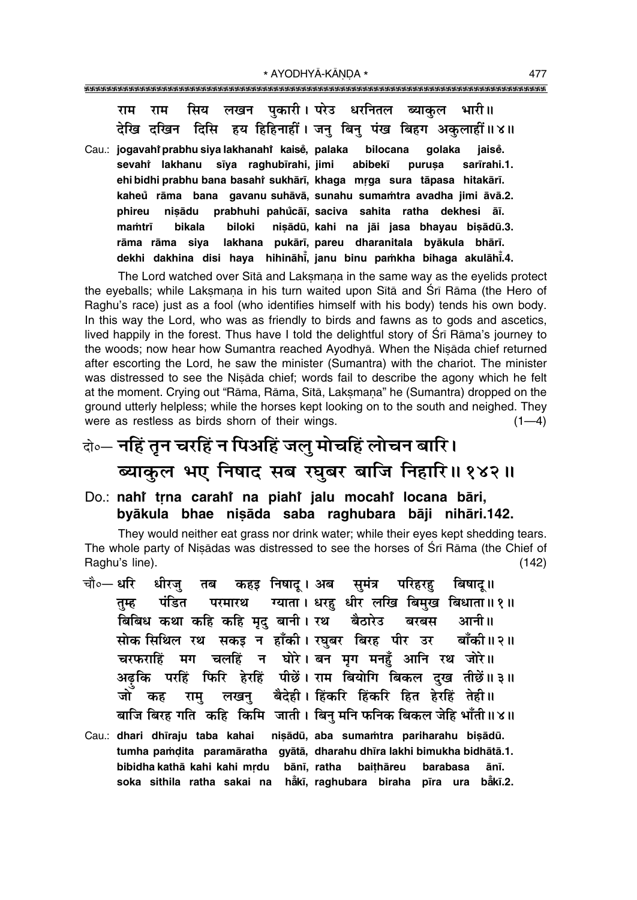राम राम सिय लखन पुकारी। परेउ धरनितल ब्याकुल भारी॥
देखि दखिन दिसि हय हिहिनाहीं। जनु बिनु पंख बिहग अकुलाहीं॥४॥

Cau.: **jogavahiँ prabhu siya lakhanahiँ kaiseँ, palaka bilocana golaka jaiseँ.**
**sevahiँ lakhanu sīya raghubīrahi, jimi abibekī puruṣa sarīrahi.1.**
**ehi bidhi prabhu bana basahiँ sukhārī, khaga mṛga sura tāpasa hitakārī.**
**kaheuँ rāma bana gavanu suhāvā, sunahu sumaṁtra avadha jimi āvā.2.**
**phireu niṣādu prabhuhi pahuँcāī, saciva sahita ratha dekhesi āī.**
**maṁtrī bikala biloki niṣādū, kahi na jāi jasa bhayau biṣādū.3.**
**rāma rāma siya lakhana pukārī, pareu dharanitala byākula bhārī.**
**dekhi dakhina disi haya hihināhīँ, janu binu paṁkha bihaga akulāhīँ.4.**

The Lord watched over Sītā and Lakṣmaṇa in the same way as the eyelids protect the eyeballs; while Lakṣmaṇa in his turn waited upon Sītā and Śrī Rāma (the Hero of Raghu's race) just as a fool (who identifies himself with his body) tends his own body. In this way the Lord, who was as friendly to birds and fawns as to gods and ascetics, lived happily in the forest. Thus have I told the delightful story of Śrī Rāma's journey to the woods; now hear how Sumantra reached Ayodhyā. When the Niṣāda chief returned after escorting the Lord, he saw the minister (Sumantra) with the chariot. The minister was distressed to see the Niṣāda chief; words fail to describe the agony which he felt at the moment. Crying out "Rāma, Rāma, Sītā, Lakṣmaṇa" he (Sumantra) dropped on the ground utterly helpless; while the horses kept looking on to the south and neighed. They were as restless as birds shorn of their wings. (1—4)

## दो०— नहिं तृन चरहिं न पिअहिं जलु मोचहिं लोचन बारि।
## ब्याकुल भए निषाद सब रघुबर बाजि निहारि॥१४२॥

### Do.: **nahiँ tṛna carahiँ na piahiँ jalu mocahiँ locana bāri,**
### **byākula bhae niṣāda saba raghubara bāji nihāri.142.**

They would neither eat grass nor drink water; while their eyes kept shedding tears. The whole party of Niṣādas was distressed to see the horses of Śrī Rāma (the Chief of Raghu's line). (142)

चौ०— धरि धीरजु तब कहइ निषादू। अब सुमंत्र परिहरहु बिषादू॥
तुम्ह पंडित परमारथ ग्याता। धरहु धीर लखि बिमुख बिधाता॥१॥
बिबिध कथा कहि कहि मृदु बानी। रथ बैठारेउ बरबस आनी॥
सोक सिथिल रथ सकइ न हाँकी। रघुबर बिरह पीर उर बाँकी॥२॥
चरफराहिं मग चलहिं न घोरे। बन मृग मनहुँ आनि रथ जोरे॥
अढ़ुकि परहिं फिरि हेरहिं पीछें। राम बियोगि बिकल दुख तीछें॥३॥
जो कह रामु लखनु बैदेही। हिंकरि हिंकरि हित हेरहिं तेही॥
बाजि बिरह गति कहि किमि जाती। बिनु मनि फनिक बिकल जेहि भाँती॥४॥

Cau.: **dhari dhīraju taba kahai niṣādū, aba sumaṁtra pariharahu biṣādū.**
**tumha paṁḍita paramāratha gyātā, dharahu dhīra lakhi bimukha bidhātā.1.**
**bibidha kathā kahi kahi mṛdu bānī, ratha baiṭhāreu barabasa ānī.**
**soka sithila ratha sakai na hāँkī, raghubara biraha pīra ura bāँkī.2.**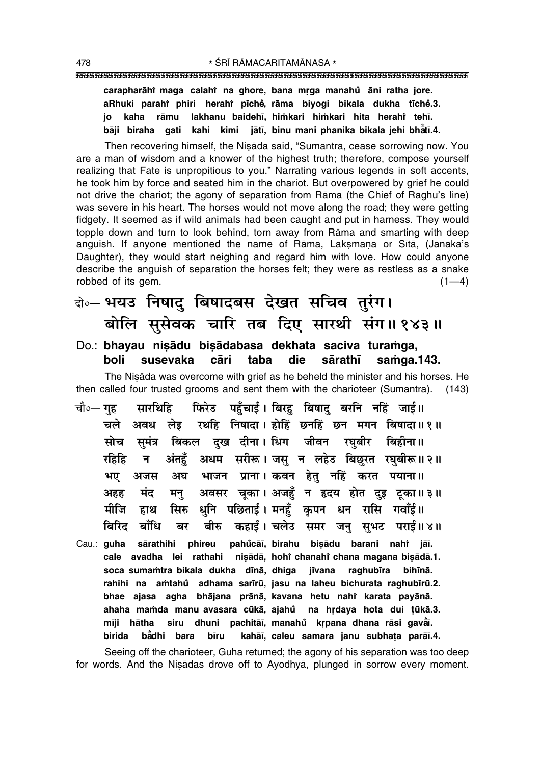**carapharāhiṁ maga calahiṁ na ghore, bana mṛga manahů āni ratha jore.**
**aRhuki parahiṁ phiri herahiṁ pīchẽ, rāma biyogi bikala dukha tīchẽ.3.**
**jo kaha rāmu lakhanu baidehī, hiṁkari hiṁkari hita herahiṁ tehī.**
**bāji biraha gati kahi kimi jātī, binu mani phanika bikala jehi bhẫtī.4.**

Then recovering himself, the Niṣāda said, "Sumantra, cease sorrowing now. You are a man of wisdom and a knower of the highest truth; therefore, compose yourself realizing that Fate is unpropitious to you." Narrating various legends in soft accents, he took him by force and seated him in the chariot. But overpowered by grief he could not drive the chariot; the agony of separation from Rāma (the Chief of Raghu's line) was severe in his heart. The horses would not move along the road; they were getting fidgety. It seemed as if wild animals had been caught and put in harness. They would topple down and turn to look behind, torn away from Rāma and smarting with deep anguish. If anyone mentioned the name of Rāma, Lakṣmaṇa or Sītā, (Janaka's Daughter), they would start neighing and regard him with love. How could anyone describe the anguish of separation the horses felt; they were as restless as a snake robbed of its gem. (1—4)

**दो०— भयउ निषादु बिषादबस देखत सचिव तुरंग।**
**बोलि सुसेवक चारि तब दिए सारथी संग॥ १४३॥**

**Do.: bhayau niṣādu biṣādabasa dekhata saciva turaṁga,**
**boli susevaka cāri taba die sārathī saṁga.143.**

The Niṣāda was overcome with grief as he beheld the minister and his horses. He then called four trusted grooms and sent them with the charioteer (Sumantra). (143)

**चौ०— गुह सारथिहि फिरेउ पहुँचाई। बिरहु बिषादु बरनि नहिं जाई॥**
**चले अवध लेइ रथहि निषादा। होहिं छनहिं छन मगन बिषादा॥ १॥**
**सोच सुमंत्र बिकल दुख दीना। धिग जीवन रघुबीर बिहीना॥**
**रहिहि न अंतहुँ अधम सरीरू। जसु न लहेउ बिछुरत रघुबीरू॥ २॥**
**भए अजस अघ भाजन प्राना। कवन हेतु नहिं करत पयाना॥**
**अहह मंद मनु अवसर चूका। अजहुँ न हृदय होत दुइ टूका॥ ३॥**
**मीजि हाथ सिरु धुनि पछिताई। मनहुँ कृपन धन रासि गवाँई॥**
**बिरिद बाँधि बर बीरु कहाई। चलेउ समर जनु सुभट पराई॥ ४॥**

**Cau.: guha sārathihi phireu pahůcāī, birahu biṣādu barani nahiṁ jāī.**
**cale avadha lei rathahi niṣādā, hohiṁ chanahiṁ chana magana biṣādā.1.**
**soca sumaṁtra bikala dukha dīnā, dhiga jīvana raghubīra bihīnā.**
**rahihi na aṁtahů adhama sarīrū, jasu na laheu bichurata raghubīrū.2.**
**bhae ajasa agha bhājana prānā, kavana hetu nahiṁ karata payānā.**
**ahaha maṁda manu avasara cūkā, ajahů na hṛdaya hota dui ṭūkā.3.**
**mīji hātha siru dhuni pachitāī, manahů kṛpana dhana rāsi gavẫī.**
**birida bẫdhi bara bīru kahāī, caleu samara janu subhaṭa parāī.4.**

Seeing off the charioteer, Guha returned; the agony of his separation was too deep for words. And the Niṣādas drove off to Ayodhyā, plunged in sorrow every moment.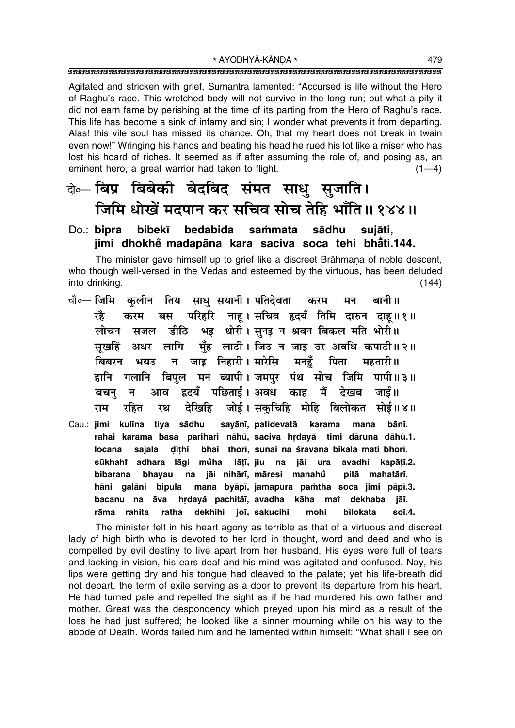Agitated and stricken with grief, Sumantra lamented: "Accursed is life without the Hero of Raghu's race. This wretched body will not survive in the long run; but what a pity it did not earn fame by perishing at the time of its parting from the Hero of Raghu's race. This life has become a sink of infamy and sin; I wonder what prevents it from departing. Alas! this vile soul has missed its chance. Oh, that my heart does not break in twain even now!" Wringing his hands and beating his head he rued his lot like a miser who has lost his hoard of riches. It seemed as if after assuming the role of, and posing as, an eminent hero, a great warrior had taken to flight. (1—4)

**दो०— बिप्र बिबेकी बेदबिद संमत साधु सुजाति।**
**जिमि धोखें मदपान कर सचिव सोच तेहि भाँति॥१४४॥**

**Do.: bipra bibekī bedabida saṁmata sādhu sujāti,**
**jimi dhokheṁ madapāna kara saciva soca tehi bhā̐ti.144.**

The minister gave himself up to grief like a discreet Brāhmaṇa of noble descent, who though well-versed in the Vedas and esteemed by the virtuous, has been deluded into drinking. (144)

**चौ०— जिमि कुलीन तिय साधु सयानी। पतिदेवता करम मन बानी॥**
**रहै करम बस परिहरि नाहू। सचिव हृदयँ तिमि दारुन दाहू॥१॥**
**लोचन सजल डीठि भइ थोरी। सुनइ न श्रवन बिकल मति भोरी॥**
**सूखहिं अधर लागि मुँह लाटी। जिउ न जाइ उर अवधि कपाटी॥२॥**
**बिबरन भयउ न जाइ निहारी। मारेसि मनहुँ पिता महतारी॥**
**हानि गलानि बिपुल मन ब्यापी। जमपुर पंथ सोच जिमि पापी॥३॥**
**बचनु न आव हृदयँ पछिताई। अवध काह मैं देखब जाई॥**
**राम रहित रथ देखिहि जोई। सकुचिहि मोहि बिलोकत सोई॥४॥**

**Cau.: jimi kulīna tiya sādhu sayānī, patidevatā karama mana bānī.**
**rahai karama basa parihari nāhū, saciva hṛdayā̐ timi dāruna dāhū.1.**
**locana sajala ḍīṭhi bhai thorī, sunai na śravana bikala mati bhorī.**
**sūkhahiṁ adhara lāgi mu̐ha lāṭī, jiu na jāi ura avadhi kapāṭī.2.**
**bibarana bhayau na jāi nihārī, māresi manahu̐ pitā mahatārī.**
**hāni galāni bipula mana byāpī, jamapura paṁtha soca jimi pāpī.3.**
**bacanu na āva hṛdayā̐ pachitāī, avadha kāha maiṁ dekhaba jāī.**
**rāma rahita ratha dekhihi joī, sakucihi mohi bilokata soī.4.**

The minister felt in his heart agony as terrible as that of a virtuous and discreet lady of high birth who is devoted to her lord in thought, word and deed and who is compelled by evil destiny to live apart from her husband. His eyes were full of tears and lacking in vision, his ears deaf and his mind was agitated and confused. Nay, his lips were getting dry and his tongue had cleaved to the palate; yet his life-breath did not depart, the term of exile serving as a door to prevent its departure from his heart. He had turned pale and repelled the sight as if he had murdered his own father and mother. Great was the despondency which preyed upon his mind as a result of the loss he had just suffered; he looked like a sinner mourning while on his way to the abode of Death. Words failed him and he lamented within himself: "What shall I see on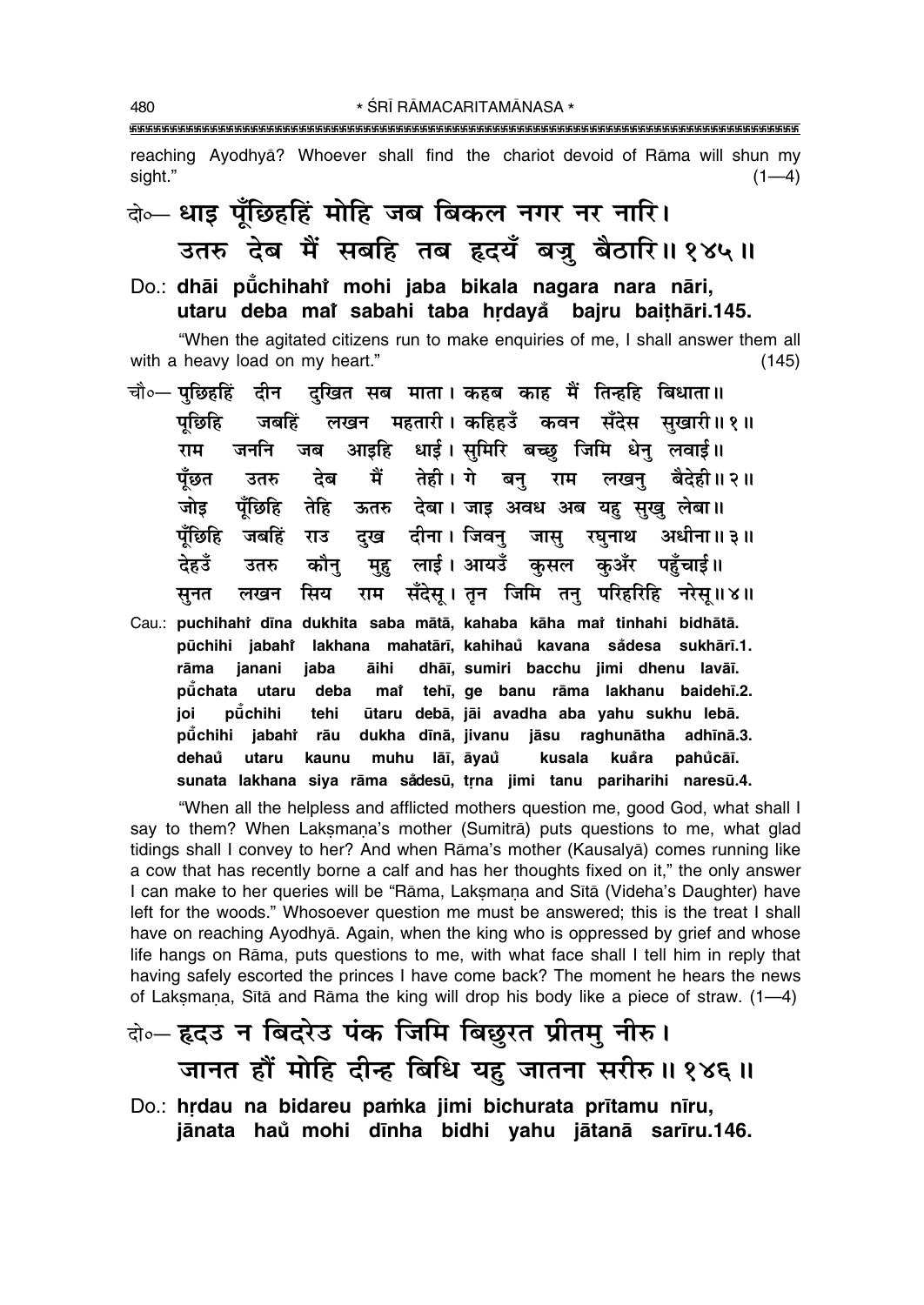reaching Ayodhyā? Whoever shall find the chariot devoid of Rāma will shun my sight." (1—4)

दो०— **धाइ पूँछिहहिं मोहि जब बिकल नगर नर नारि।**
**उतरु देब मैं सबहि तब हृदयँ बज्रु बैठारि॥१४५॥**

Do.: **dhāi pū̐chihahi̐ mohi jaba bikala nagara nara nāri,**
**utaru deba mai̐ sabahi taba hṛdaya̐ bajru baiṭhāri.145.**

"When the agitated citizens run to make enquiries of me, I shall answer them all with a heavy load on my heart." (145)

चौ०— पुछिहहिं दीन दुखित सब माता। कहब काह मैं तिन्हहि बिधाता॥
पूछिहि जबहिं लखन महतारी। कहिहउँ कवन सँदेस सुखारी॥१॥
राम जननि जब आइहि धाई। सुमिरि बच्छु जिमि धेनु लवाई॥
पूँछत उतरु देब मैं तेही। गे बनु राम लखनु बैदेही॥२॥
जोइ पूँछिहि तेहि ऊतरु देबा। जाइ अवध अब यहु सुखु लेबा॥
पूँछिहि जबहिं राउ दुख दीना। जिवनु जासु रघुनाथ अधीना॥३॥
देहउँ उतरु कौनु मुहु लाई। आयउँ कुसल कुअँर पहुँचाई॥
सुनत लखन सिय राम सँदेसू। तृन जिमि तनु परिहरिहि नरेसू॥४॥

Cau.: **puchihahi̐ dīna dukhita saba mātā, kahaba kāha mai̐ tinhahi bidhātā.**
**pūchihi jabahi̐ lakhana mahatārī, kahihau̐ kavana sa̐desa sukhārī.1.**
**rāma janani jaba āihi dhāī, sumiri bacchu jimi dhenu lavāī.**
**pū̐chata utaru deba mai̐ tehī, ge banu rāma lakhanu baidehī.2.**
**joi pū̐chihi tehi ūtaru debā, jāi avadha aba yahu sukhu lebā.**
**pū̐chihi jabahi̐ rāu dukha dīnā, jivanu jāsu raghunātha adhīnā.3.**
**dehau̐ utaru kaunu muhu lāī, āyau̐ kusala kua̐ra pahu̐cāī.**
**sunata lakhana siya rāma sa̐desū, tṛna jimi tanu pariharihi naresū.4.**

"When all the helpless and afflicted mothers question me, good God, what shall I say to them? When Lakṣmaṇa's mother (Sumitrā) puts questions to me, what glad tidings shall I convey to her? And when Rāma's mother (Kausalyā) comes running like a cow that has recently borne a calf and has her thoughts fixed on it," the only answer I can make to her queries will be "Rāma, Lakṣmaṇa and Sītā (Videha's Daughter) have left for the woods." Whosoever question me must be answered; this is the treat I shall have on reaching Ayodhyā. Again, when the king who is oppressed by grief and whose life hangs on Rāma, puts questions to me, with what face shall I tell him in reply that having safely escorted the princes I have come back? The moment he hears the news of Lakṣmaṇa, Sītā and Rāma the king will drop his body like a piece of straw. (1—4)

दो०— **हृदउ न बिदरेउ पंक जिमि बिछुरत प्रीतमु नीरु।**
**जानत हौं मोहि दीन्ह बिधि यहु जातना सरीरु॥१४६॥**

Do.: **hṛdau na bidareu paṁka jimi bichurata prītamu nīru,**
**jānata hau̐ mohi dīnha bidhi yahu jātanā sarīru.146.**